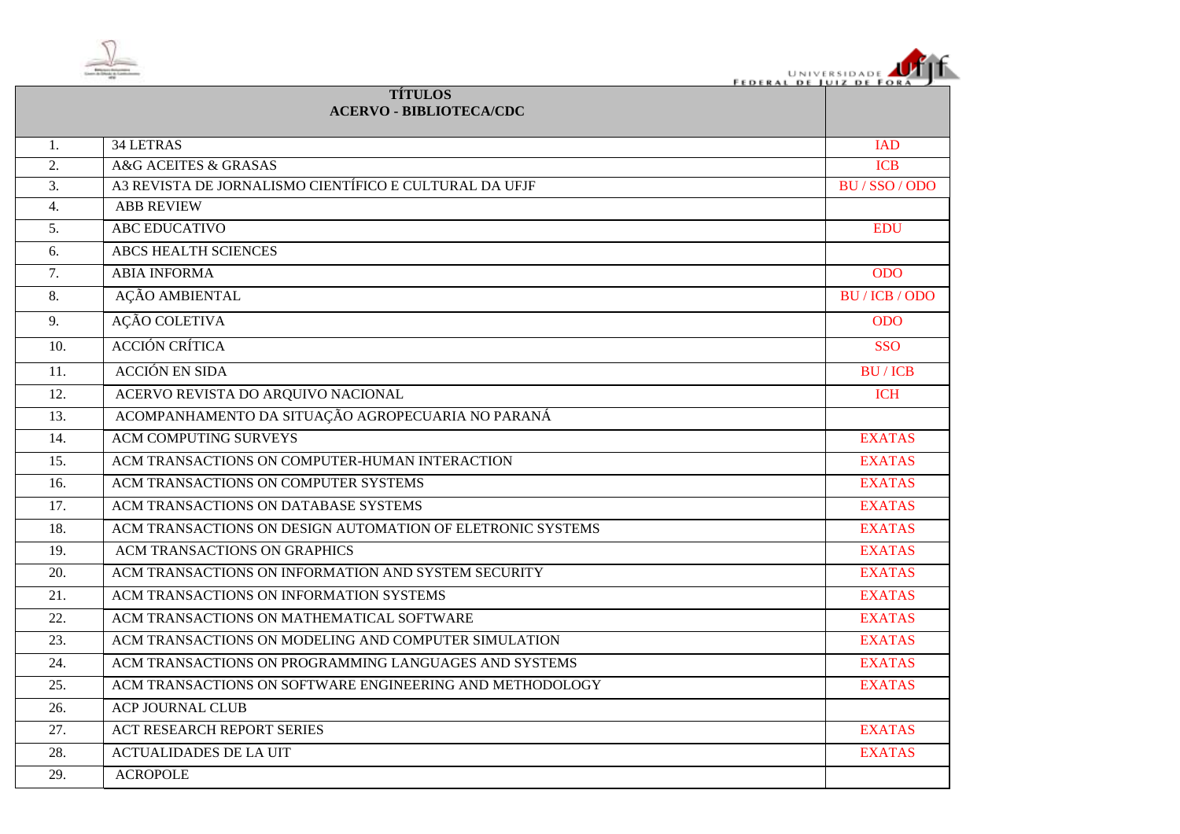| | TÍTULOS<br>ACERVO - BIBLIOTECA/CDC | |
|---|---|---|
| 1. | 34 LETRAS | IAD |
| 2. | A&G ACEITES & GRASAS | ICB |
| 3. | A3 REVISTA DE JORNALISMO CIENTÍFICO E CULTURAL DA UFJF | BU / SSO / ODO |
| 4. | ABB REVIEW | |
| 5. | ABC EDUCATIVO | EDU |
| 6. | ABCS HEALTH SCIENCES | |
| 7. | ABIA INFORMA | ODO |
| 8. | AÇÃO AMBIENTAL | BU / ICB / ODO |
| 9. | AÇÃO COLETIVA | ODO |
| 10. | ACCIÓN CRÍTICA | SSO |
| 11. | ACCIÓN EN SIDA | BU / ICB |
| 12. | ACERVO REVISTA DO ARQUIVO NACIONAL | ICH |
| 13. | ACOMPANHAMENTO DA SITUAÇÃO AGROPECUARIA NO PARANÁ | |
| 14. | ACM COMPUTING SURVEYS | EXATAS |
| 15. | ACM TRANSACTIONS ON COMPUTER-HUMAN INTERACTION | EXATAS |
| 16. | ACM TRANSACTIONS ON COMPUTER SYSTEMS | EXATAS |
| 17. | ACM TRANSACTIONS ON DATABASE SYSTEMS | EXATAS |
| 18. | ACM TRANSACTIONS ON DESIGN AUTOMATION OF ELETRONIC SYSTEMS | EXATAS |
| 19. | ACM TRANSACTIONS ON GRAPHICS | EXATAS |
| 20. | ACM TRANSACTIONS ON INFORMATION AND SYSTEM SECURITY | EXATAS |
| 21. | ACM TRANSACTIONS ON INFORMATION SYSTEMS | EXATAS |
| 22. | ACM TRANSACTIONS ON MATHEMATICAL SOFTWARE | EXATAS |
| 23. | ACM TRANSACTIONS ON MODELING AND COMPUTER SIMULATION | EXATAS |
| 24. | ACM TRANSACTIONS ON PROGRAMMING LANGUAGES AND SYSTEMS | EXATAS |
| 25. | ACM TRANSACTIONS ON SOFTWARE ENGINEERING AND METHODOLOGY | EXATAS |
| 26. | ACP JOURNAL CLUB | |
| 27. | ACT RESEARCH REPORT SERIES | EXATAS |
| 28. | ACTUALIDADES DE LA UIT | EXATAS |
| 29. | ACROPOLE | |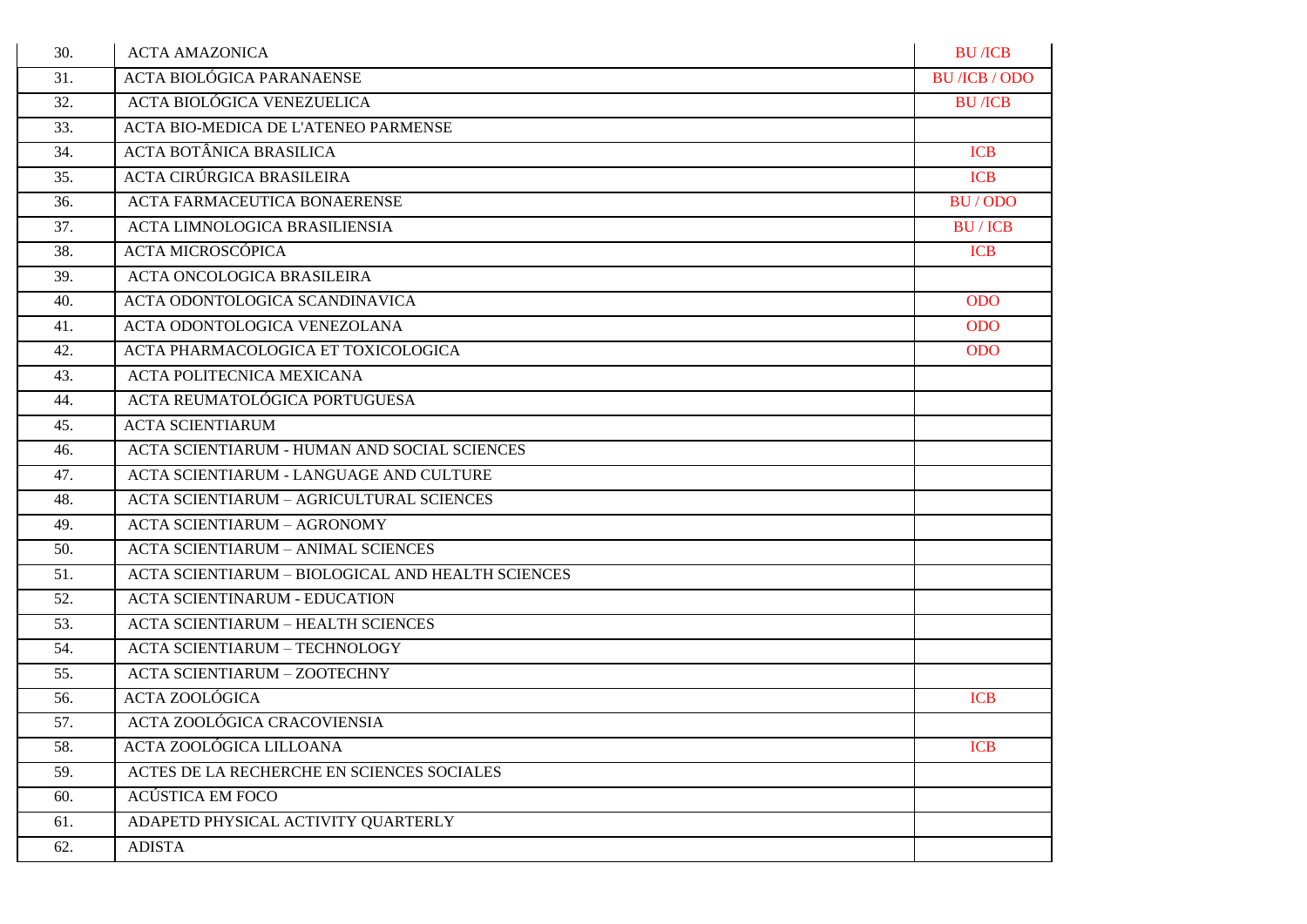| | | |
|---|---|---|
| 30. | ACTA AMAZONICA | BU /ICB |
| 31. | ACTA BIOLÓGICA PARANAENSE | BU /ICB / ODO |
| 32. | ACTA BIOLÓGICA VENEZUELICA | BU /ICB |
| 33. | ACTA BIO-MEDICA DE L'ATENEO PARMENSE | |
| 34. | ACTA BOTÂNICA BRASILICA | ICB |
| 35. | ACTA CIRÚRGICA BRASILEIRA | ICB |
| 36. | ACTA FARMACEUTICA BONAERENSE | BU / ODO |
| 37. | ACTA LIMNOLOGICA BRASILIENSIA | BU / ICB |
| 38. | ACTA MICROSCÓPICA | ICB |
| 39. | ACTA ONCOLOGICA BRASILEIRA | |
| 40. | ACTA ODONTOLOGICA SCANDINAVICA | ODO |
| 41. | ACTA ODONTOLOGICA VENEZOLANA | ODO |
| 42. | ACTA PHARMACOLOGICA ET TOXICOLOGICA | ODO |
| 43. | ACTA POLITECNICA MEXICANA | |
| 44. | ACTA REUMATOLÓGICA PORTUGUESA | |
| 45. | ACTA SCIENTIARUM | |
| 46. | ACTA SCIENTIARUM - HUMAN AND SOCIAL SCIENCES | |
| 47. | ACTA SCIENTIARUM - LANGUAGE AND CULTURE | |
| 48. | ACTA SCIENTIARUM – AGRICULTURAL SCIENCES | |
| 49. | ACTA SCIENTIARUM – AGRONOMY | |
| 50. | ACTA SCIENTIARUM – ANIMAL SCIENCES | |
| 51. | ACTA SCIENTIARUM – BIOLOGICAL AND HEALTH SCIENCES | |
| 52. | ACTA SCIENTINARUM - EDUCATION | |
| 53. | ACTA SCIENTIARUM – HEALTH SCIENCES | |
| 54. | ACTA SCIENTIARUM – TECHNOLOGY | |
| 55. | ACTA SCIENTIARUM – ZOOTECHNY | |
| 56. | ACTA ZOOLÓGICA | ICB |
| 57. | ACTA ZOOLÓGICA CRACOVIENSIA | |
| 58. | ACTA ZOOLÓGICA LILLOANA | ICB |
| 59. | ACTES DE LA RECHERCHE EN SCIENCES SOCIALES | |
| 60. | ACÚSTICA EM FOCO | |
| 61. | ADAPETD PHYSICAL ACTIVITY QUARTERLY | |
| 62. | ADISTA | |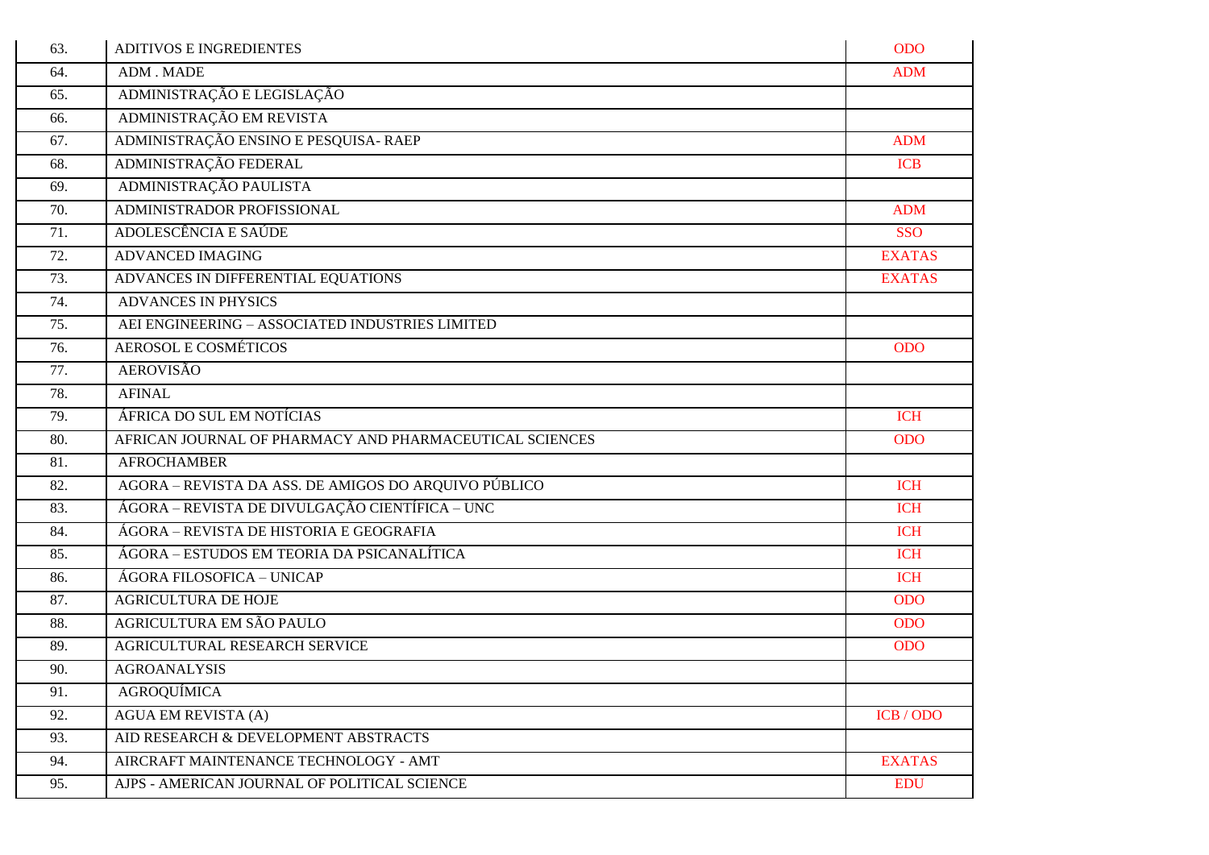| 63. | ADITIVOS E INGREDIENTES | ODO |
|---|---|---|
| 64. | ADM . MADE | ADM |
| 65. | ADMINISTRAÇÃO E LEGISLAÇÃO | |
| 66. | ADMINISTRAÇÃO EM REVISTA | |
| 67. | ADMINISTRAÇÃO ENSINO E PESQUISA- RAEP | ADM |
| 68. | ADMINISTRAÇÃO FEDERAL | ICB |
| 69. | ADMINISTRAÇÃO PAULISTA | |
| 70. | ADMINISTRADOR PROFISSIONAL | ADM |
| 71. | ADOLESCÊNCIA E SAÚDE | SSO |
| 72. | ADVANCED IMAGING | EXATAS |
| 73. | ADVANCES IN DIFFERENTIAL EQUATIONS | EXATAS |
| 74. | ADVANCES IN PHYSICS | |
| 75. | AEI ENGINEERING – ASSOCIATED INDUSTRIES LIMITED | |
| 76. | AEROSOL E COSMÉTICOS | ODO |
| 77. | AEROVISÃO | |
| 78. | AFINAL | |
| 79. | ÁFRICA DO SUL EM NOTÍCIAS | ICH |
| 80. | AFRICAN JOURNAL OF PHARMACY AND PHARMACEUTICAL SCIENCES | ODO |
| 81. | AFROCHAMBER | |
| 82. | AGORA – REVISTA DA ASS. DE AMIGOS DO ARQUIVO PÚBLICO | ICH |
| 83. | ÁGORA – REVISTA DE DIVULGAÇÃO CIENTÍFICA – UNC | ICH |
| 84. | ÁGORA – REVISTA DE HISTORIA E GEOGRAFIA | ICH |
| 85. | ÁGORA – ESTUDOS EM TEORIA DA PSICANALÍTICA | ICH |
| 86. | ÁGORA FILOSOFICA – UNICAP | ICH |
| 87. | AGRICULTURA DE HOJE | ODO |
| 88. | AGRICULTURA EM SÃO PAULO | ODO |
| 89. | AGRICULTURAL RESEARCH SERVICE | ODO |
| 90. | AGROANALYSIS | |
| 91. | AGROQUÍMICA | |
| 92. | AGUA EM REVISTA (A) | ICB / ODO |
| 93. | AID RESEARCH & DEVELOPMENT ABSTRACTS | |
| 94. | AIRCRAFT MAINTENANCE TECHNOLOGY - AMT | EXATAS |
| 95. | AJPS - AMERICAN JOURNAL OF POLITICAL SCIENCE | EDU |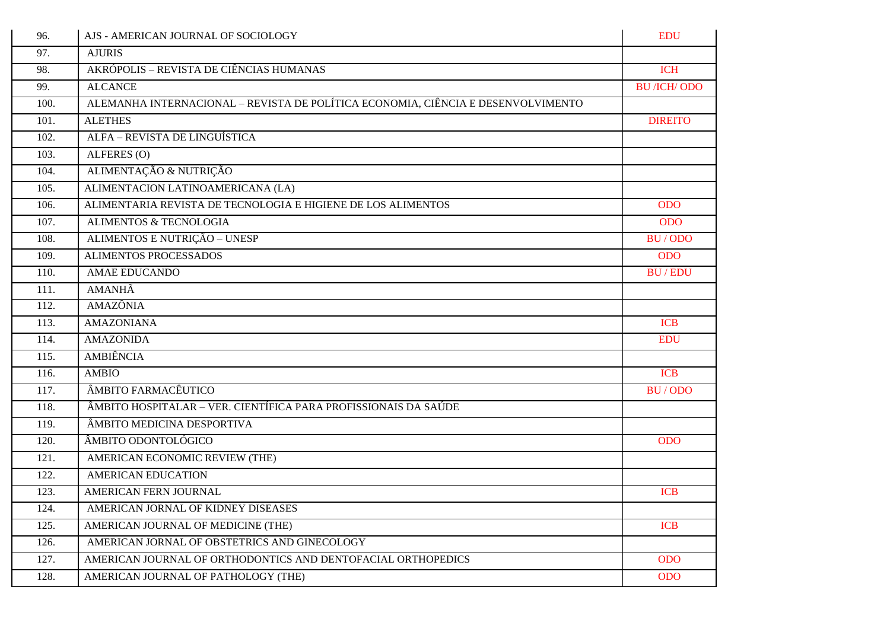| | | |
|---|---|---|
| 96. | AJS - AMERICAN JOURNAL OF SOCIOLOGY | EDU |
| 97. | AJURIS | |
| 98. | AKRÓPOLIS – REVISTA DE CIÊNCIAS HUMANAS | ICH |
| 99. | ALCANCE | BU /ICH/ ODO |
| 100. | ALEMANHA INTERNACIONAL – REVISTA DE POLÍTICA ECONOMIA, CIÊNCIA E DESENVOLVIMENTO | |
| 101. | ALETHES | DIREITO |
| 102. | ALFA – REVISTA DE LINGUÍSTICA | |
| 103. | ALFERES (O) | |
| 104. | ALIMENTAÇÃO & NUTRIÇÃO | |
| 105. | ALIMENTACION LATINOAMERICANA (LA) | |
| 106. | ALIMENTARIA REVISTA DE TECNOLOGIA E HIGIENE DE LOS ALIMENTOS | ODO |
| 107. | ALIMENTOS & TECNOLOGIA | ODO |
| 108. | ALIMENTOS E NUTRIÇÃO – UNESP | BU / ODO |
| 109. | ALIMENTOS PROCESSADOS | ODO |
| 110. | AMAE EDUCANDO | BU / EDU |
| 111. | AMANHÃ | |
| 112. | AMAZÔNIA | |
| 113. | AMAZONIANA | ICB |
| 114. | AMAZONIDA | EDU |
| 115. | AMBIÊNCIA | |
| 116. | AMBIO | ICB |
| 117. | ÂMBITO FARMACÊUTICO | BU / ODO |
| 118. | ÂMBITO HOSPITALAR – VER. CIENTÍFICA PARA PROFISSIONAIS DA SAÚDE | |
| 119. | ÂMBITO MEDICINA DESPORTIVA | |
| 120. | ÂMBITO ODONTOLÓGICO | ODO |
| 121. | AMERICAN ECONOMIC REVIEW (THE) | |
| 122. | AMERICAN EDUCATION | |
| 123. | AMERICAN FERN JOURNAL | ICB |
| 124. | AMERICAN JORNAL OF KIDNEY DISEASES | |
| 125. | AMERICAN JOURNAL OF MEDICINE (THE) | ICB |
| 126. | AMERICAN JORNAL OF OBSTETRICS AND GINECOLOGY | |
| 127. | AMERICAN JOURNAL OF ORTHODONTICS AND DENTOFACIAL ORTHOPEDICS | ODO |
| 128. | AMERICAN JOURNAL OF PATHOLOGY (THE) | ODO |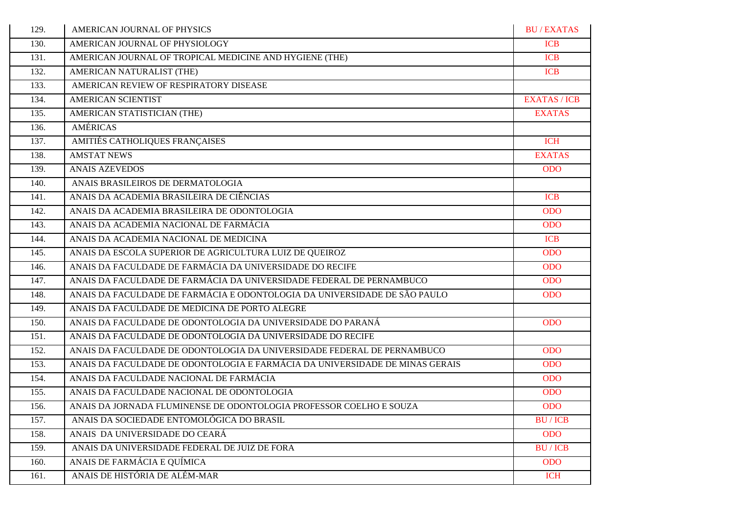| | | |
|---|---|---|
| 129. | AMERICAN JOURNAL OF PHYSICS | BU / EXATAS |
| 130. | AMERICAN JOURNAL OF PHYSIOLOGY | ICB |
| 131. | AMERICAN JOURNAL OF TROPICAL MEDICINE AND HYGIENE (THE) | ICB |
| 132. | AMERICAN NATURALIST (THE) | ICB |
| 133. | AMERICAN REVIEW OF RESPIRATORY DISEASE | |
| 134. | AMERICAN SCIENTIST | EXATAS / ICB |
| 135. | AMERICAN STATISTICIAN (THE) | EXATAS |
| 136. | AMÉRICAS | |
| 137. | AMITIÉS CATHOLIQUES FRANÇAISES | ICH |
| 138. | AMSTAT NEWS | EXATAS |
| 139. | ANAIS AZEVEDOS | ODO |
| 140. | ANAIS BRASILEIROS DE DERMATOLOGIA | |
| 141. | ANAIS DA ACADEMIA BRASILEIRA DE CIÊNCIAS | ICB |
| 142. | ANAIS DA ACADEMIA BRASILEIRA DE ODONTOLOGIA | ODO |
| 143. | ANAIS DA ACADEMIA NACIONAL DE FARMÁCIA | ODO |
| 144. | ANAIS DA ACADEMIA NACIONAL DE MEDICINA | ICB |
| 145. | ANAIS DA ESCOLA SUPERIOR DE AGRICULTURA LUIZ DE QUEIROZ | ODO |
| 146. | ANAIS DA FACULDADE DE FARMÁCIA DA UNIVERSIDADE DO RECIFE | ODO |
| 147. | ANAIS DA FACULDADE DE FARMÁCIA DA UNIVERSIDADE FEDERAL DE PERNAMBUCO | ODO |
| 148. | ANAIS DA FACULDADE DE FARMÁCIA E ODONTOLOGIA DA UNIVERSIDADE DE SÃO PAULO | ODO |
| 149. | ANAIS DA FACULDADE DE MEDICINA DE PORTO ALEGRE | |
| 150. | ANAIS DA FACULDADE DE ODONTOLOGIA DA UNIVERSIDADE DO PARANÁ | ODO |
| 151. | ANAIS DA FACULDADE DE ODONTOLOGIA DA UNIVERSIDADE DO RECIFE | |
| 152. | ANAIS DA FACULDADE DE ODONTOLOGIA DA UNIVERSIDADE FEDERAL DE PERNAMBUCO | ODO |
| 153. | ANAIS DA FACULDADE DE ODONTOLOGIA E FARMÁCIA DA UNIVERSIDADE DE MINAS GERAIS | ODO |
| 154. | ANAIS DA FACULDADE NACIONAL DE FARMÁCIA | ODO |
| 155. | ANAIS DA FACULDADE NACIONAL DE ODONTOLOGIA | ODO |
| 156. | ANAIS DA JORNADA FLUMINENSE DE ODONTOLOGIA PROFESSOR COELHO E SOUZA | ODO |
| 157. | ANAIS DA SOCIEDADE ENTOMOLÓGICA DO BRASIL | BU / ICB |
| 158. | ANAIS DA UNIVERSIDADE DO CEARÁ | ODO |
| 159. | ANAIS DA UNIVERSIDADE FEDERAL DE JUIZ DE FORA | BU / ICB |
| 160. | ANAIS DE FARMÁCIA E QUÍMICA | ODO |
| 161. | ANAIS DE HISTÓRIA DE ALÉM-MAR | ICH |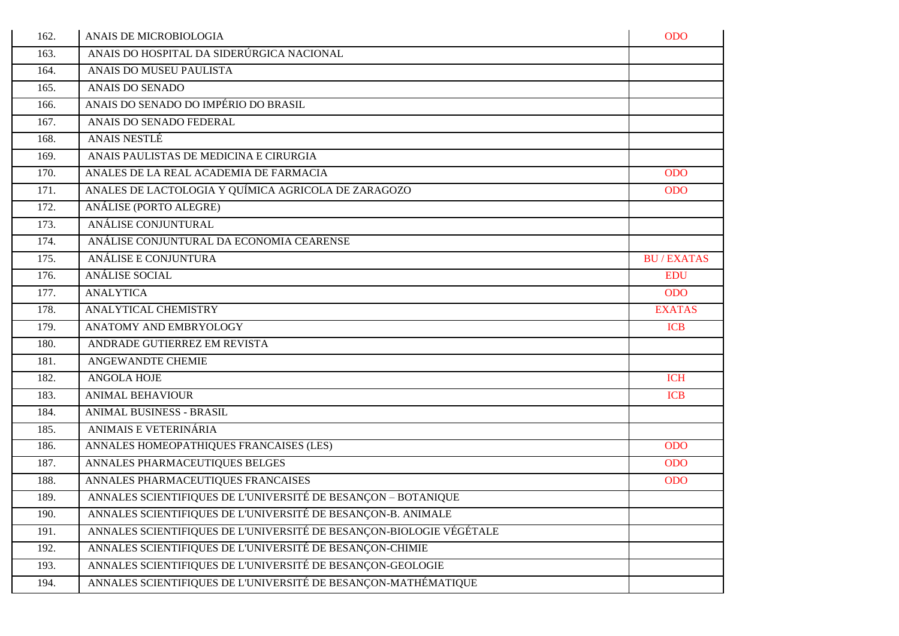| | | |
|---|---|---|
| 162. | ANAIS DE MICROBIOLOGIA | ODO |
| 163. | ANAIS DO HOSPITAL DA SIDERÚRGICA NACIONAL | |
| 164. | ANAIS DO MUSEU PAULISTA | |
| 165. | ANAIS DO SENADO | |
| 166. | ANAIS DO SENADO DO IMPÉRIO DO BRASIL | |
| 167. | ANAIS DO SENADO FEDERAL | |
| 168. | ANAIS NESTLÉ | |
| 169. | ANAIS PAULISTAS DE MEDICINA E CIRURGIA | |
| 170. | ANALES DE LA REAL ACADEMIA DE FARMACIA | ODO |
| 171. | ANALES DE LACTOLOGIA Y QUÍMICA AGRICOLA DE ZARAGOZO | ODO |
| 172. | ANÁLISE (PORTO ALEGRE) | |
| 173. | ANÁLISE CONJUNTURAL | |
| 174. | ANÁLISE CONJUNTURAL DA ECONOMIA CEARENSE | |
| 175. | ANÁLISE E CONJUNTURA | BU / EXATAS |
| 176. | ANÁLISE SOCIAL | EDU |
| 177. | ANALYTICA | ODO |
| 178. | ANALYTICAL CHEMISTRY | EXATAS |
| 179. | ANATOMY AND EMBRYOLOGY | ICB |
| 180. | ANDRADE GUTIERREZ EM REVISTA | |
| 181. | ANGEWANDTE CHEMIE | |
| 182. | ANGOLA HOJE | ICH |
| 183. | ANIMAL BEHAVIOUR | ICB |
| 184. | ANIMAL BUSINESS - BRASIL | |
| 185. | ANIMAIS E VETERINÁRIA | |
| 186. | ANNALES HOMEOPATHIQUES FRANCAISES (LES) | ODO |
| 187. | ANNALES PHARMACEUTIQUES BELGES | ODO |
| 188. | ANNALES PHARMACEUTIQUES FRANCAISES | ODO |
| 189. | ANNALES SCIENTIFIQUES DE L'UNIVERSITÉ DE BESANÇON – BOTANIQUE | |
| 190. | ANNALES SCIENTIFIQUES DE L'UNIVERSITÉ DE BESANÇON-B. ANIMALE | |
| 191. | ANNALES SCIENTIFIQUES DE L'UNIVERSITÉ DE BESANÇON-BIOLOGIE VÉGÉTALE | |
| 192. | ANNALES SCIENTIFIQUES DE L'UNIVERSITÉ DE BESANÇON-CHIMIE | |
| 193. | ANNALES SCIENTIFIQUES DE L'UNIVERSITÉ DE BESANÇON-GEOLOGIE | |
| 194. | ANNALES SCIENTIFIQUES DE L'UNIVERSITÉ DE BESANÇON-MATHÉMATIQUE | |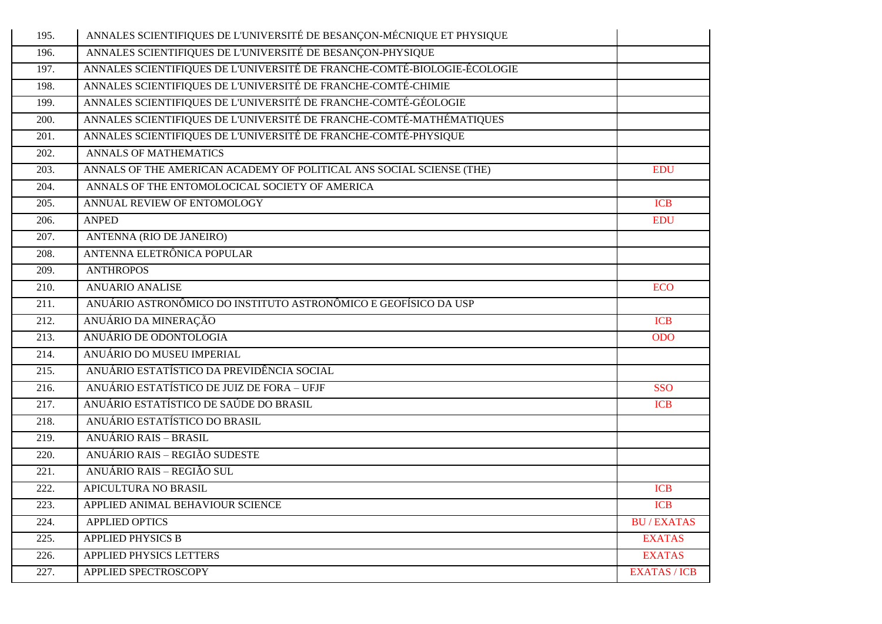| | | |
|---|---|---|
| 195. | ANNALES SCIENTIFIQUES DE L'UNIVERSITÉ DE BESANÇON-MÉCNIQUE ET PHYSIQUE | |
| 196. | ANNALES SCIENTIFIQUES DE L'UNIVERSITÉ DE BESANÇON-PHYSIQUE | |
| 197. | ANNALES SCIENTIFIQUES DE L'UNIVERSITÉ DE FRANCHE-COMTÉ-BIOLOGIE-ÉCOLOGIE | |
| 198. | ANNALES SCIENTIFIQUES DE L'UNIVERSITÉ DE FRANCHE-COMTÉ-CHIMIE | |
| 199. | ANNALES SCIENTIFIQUES DE L'UNIVERSITÉ DE FRANCHE-COMTÉ-GÉOLOGIE | |
| 200. | ANNALES SCIENTIFIQUES DE L'UNIVERSITÉ DE FRANCHE-COMTÉ-MATHÉMATIQUES | |
| 201. | ANNALES SCIENTIFIQUES DE L'UNIVERSITÉ DE FRANCHE-COMTÉ-PHYSIQUE | |
| 202. | ANNALS OF MATHEMATICS | |
| 203. | ANNALS OF THE AMERICAN ACADEMY OF POLITICAL ANS SOCIAL SCIENSE (THE) | EDU |
| 204. | ANNALS OF THE ENTOMOLOCICAL SOCIETY OF AMERICA | |
| 205. | ANNUAL REVIEW OF ENTOMOLOGY | ICB |
| 206. | ANPED | EDU |
| 207. | ANTENNA (RIO DE JANEIRO) | |
| 208. | ANTENNA ELETRÔNICA POPULAR | |
| 209. | ANTHROPOS | |
| 210. | ANUARIO ANALISE | ECO |
| 211. | ANUÁRIO ASTRONÔMICO DO INSTITUTO ASTRONÔMICO E GEOFÍSICO DA USP | |
| 212. | ANUÁRIO DA MINERAÇÃO | ICB |
| 213. | ANUÁRIO DE ODONTOLOGIA | ODO |
| 214. | ANUÁRIO DO MUSEU IMPERIAL | |
| 215. | ANUÁRIO ESTATÍSTICO DA PREVIDÊNCIA SOCIAL | |
| 216. | ANUÁRIO ESTATÍSTICO DE JUIZ DE FORA – UFJF | SSO |
| 217. | ANUÁRIO ESTATÍSTICO DE SAÚDE DO BRASIL | ICB |
| 218. | ANUÁRIO ESTATÍSTICO DO BRASIL | |
| 219. | ANUÁRIO RAIS – BRASIL | |
| 220. | ANUÁRIO RAIS – REGIÃO SUDESTE | |
| 221. | ANUÁRIO RAIS – REGIÃO SUL | |
| 222. | APICULTURA NO BRASIL | ICB |
| 223. | APPLIED ANIMAL BEHAVIOUR SCIENCE | ICB |
| 224. | APPLIED OPTICS | BU / EXATAS |
| 225. | APPLIED PHYSICS B | EXATAS |
| 226. | APPLIED PHYSICS LETTERS | EXATAS |
| 227. | APPLIED SPECTROSCOPY | EXATAS / ICB |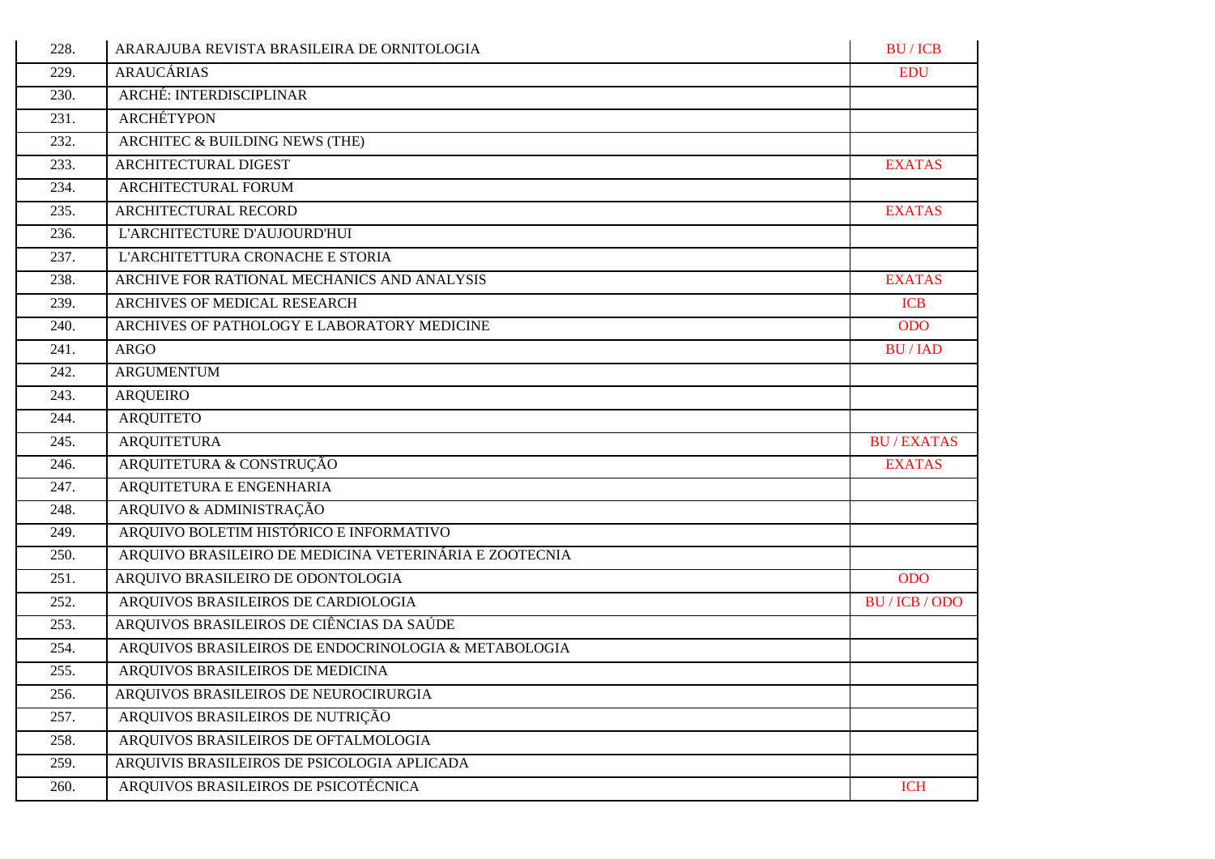| | | |
|---|---|---|
| 228. | ARARAJUBA REVISTA BRASILEIRA DE ORNITOLOGIA | BU / ICB |
| 229. | ARAUCÁRIAS | EDU |
| 230. | ARCHÉ: INTERDISCIPLINAR | |
| 231. | ARCHÉTYPON | |
| 232. | ARCHITEC & BUILDING NEWS (THE) | |
| 233. | ARCHITECTURAL DIGEST | EXATAS |
| 234. | ARCHITECTURAL FORUM | |
| 235. | ARCHITECTURAL RECORD | EXATAS |
| 236. | L'ARCHITECTURE D'AUJOURD'HUI | |
| 237. | L'ARCHITETTURA CRONACHE E STORIA | |
| 238. | ARCHIVE FOR RATIONAL MECHANICS AND ANALYSIS | EXATAS |
| 239. | ARCHIVES OF MEDICAL RESEARCH | ICB |
| 240. | ARCHIVES OF PATHOLOGY E LABORATORY MEDICINE | ODO |
| 241. | ARGO | BU / IAD |
| 242. | ARGUMENTUM | |
| 243. | ARQUEIRO | |
| 244. | ARQUITETO | |
| 245. | ARQUITETURA | BU / EXATAS |
| 246. | ARQUITETURA & CONSTRUÇÃO | EXATAS |
| 247. | ARQUITETURA E ENGENHARIA | |
| 248. | ARQUIVO & ADMINISTRAÇÃO | |
| 249. | ARQUIVO BOLETIM HISTÓRICO E INFORMATIVO | |
| 250. | ARQUIVO BRASILEIRO DE MEDICINA VETERINÁRIA E ZOOTECNIA | |
| 251. | ARQUIVO BRASILEIRO DE ODONTOLOGIA | ODO |
| 252. | ARQUIVOS BRASILEIROS DE CARDIOLOGIA | BU / ICB / ODO |
| 253. | ARQUIVOS BRASILEIROS DE CIÊNCIAS DA SAÚDE | |
| 254. | ARQUIVOS BRASILEIROS DE ENDOCRINOLOGIA & METABOLOGIA | |
| 255. | ARQUIVOS BRASILEIROS DE MEDICINA | |
| 256. | ARQUIVOS BRASILEIROS DE NEUROCIRURGIA | |
| 257. | ARQUIVOS BRASILEIROS DE NUTRIÇÃO | |
| 258. | ARQUIVOS BRASILEIROS DE OFTALMOLOGIA | |
| 259. | ARQUIVIS BRASILEIROS DE PSICOLOGIA APLICADA | |
| 260. | ARQUIVOS BRASILEIROS DE PSICOTÉCNICA | ICH |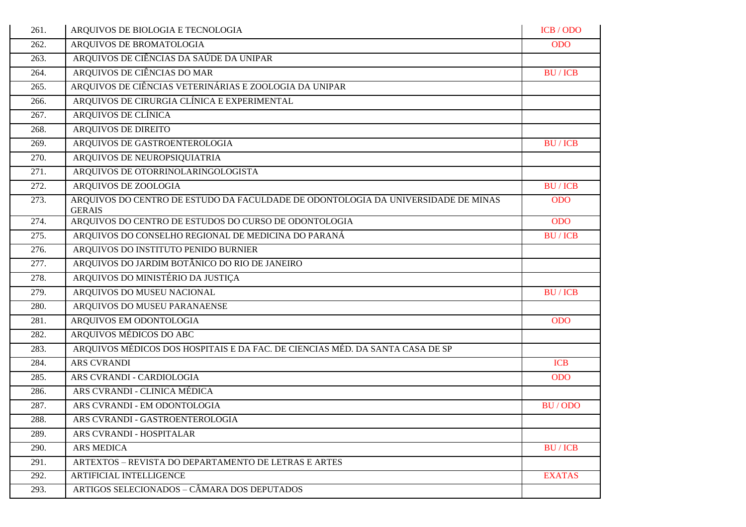| | | |
|---|---|---|
| 261. | ARQUIVOS DE BIOLOGIA E TECNOLOGIA | ICB / ODO |
| 262. | ARQUIVOS DE BROMATOLOGIA | ODO |
| 263. | ARQUIVOS DE CIÊNCIAS DA SAÚDE DA UNIPAR | |
| 264. | ARQUIVOS DE CIÊNCIAS DO MAR | BU / ICB |
| 265. | ARQUIVOS DE CIÊNCIAS VETERINÁRIAS E ZOOLOGIA DA UNIPAR | |
| 266. | ARQUIVOS DE CIRURGIA CLÍNICA E EXPERIMENTAL | |
| 267. | ARQUIVOS DE CLÍNICA | |
| 268. | ARQUIVOS DE DIREITO | |
| 269. | ARQUIVOS DE GASTROENTEROLOGIA | BU / ICB |
| 270. | ARQUIVOS DE NEUROPSIQUIATRIA | |
| 271. | ARQUIVOS DE OTORRINOLARINGOLOGISTA | |
| 272. | ARQUIVOS DE ZOOLOGIA | BU / ICB |
| 273. | ARQUIVOS DO CENTRO DE ESTUDO DA FACULDADE DE ODONTOLOGIA DA UNIVERSIDADE DE MINAS GERAIS | ODO |
| 274. | ARQUIVOS DO CENTRO DE ESTUDOS DO CURSO DE ODONTOLOGIA | ODO |
| 275. | ARQUIVOS DO CONSELHO REGIONAL DE MEDICINA DO PARANÁ | BU / ICB |
| 276. | ARQUIVOS DO INSTITUTO PENIDO BURNIER | |
| 277. | ARQUIVOS DO JARDIM BOTÂNICO DO RIO DE JANEIRO | |
| 278. | ARQUIVOS DO MINISTÉRIO DA JUSTIÇA | |
| 279. | ARQUIVOS DO MUSEU NACIONAL | BU / ICB |
| 280. | ARQUIVOS DO MUSEU PARANAENSE | |
| 281. | ARQUIVOS EM ODONTOLOGIA | ODO |
| 282. | ARQUIVOS MÉDICOS DO ABC | |
| 283. | ARQUIVOS MÉDICOS DOS HOSPITAIS E DA FAC. DE CIENCIAS MÉD. DA SANTA CASA DE SP | |
| 284. | ARS CVRANDI | ICB |
| 285. | ARS CVRANDI - CARDIOLOGIA | ODO |
| 286. | ARS CVRANDI - CLINICA MÉDICA | |
| 287. | ARS CVRANDI - EM ODONTOLOGIA | BU / ODO |
| 288. | ARS CVRANDI - GASTROENTEROLOGIA | |
| 289. | ARS CVRANDI - HOSPITALAR | |
| 290. | ARS MEDICA | BU / ICB |
| 291. | ARTEXTOS – REVISTA DO DEPARTAMENTO DE LETRAS E ARTES | |
| 292. | ARTIFICIAL INTELLIGENCE | EXATAS |
| 293. | ARTIGOS SELECIONADOS – CÂMARA DOS DEPUTADOS | |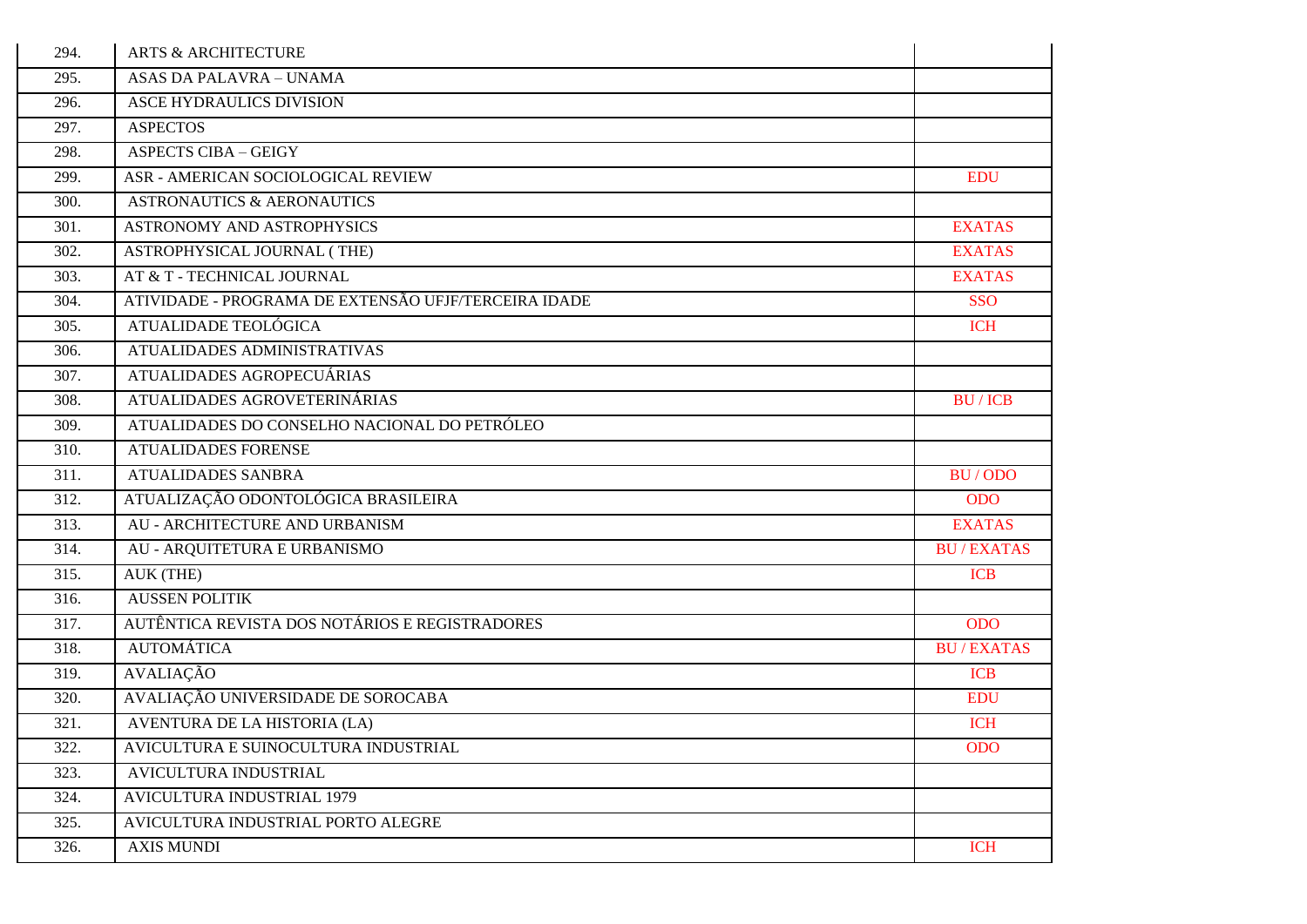| | | |
|---|---|---|
| 294. | ARTS & ARCHITECTURE | |
| 295. | ASAS DA PALAVRA – UNAMA | |
| 296. | ASCE HYDRAULICS DIVISION | |
| 297. | ASPECTOS | |
| 298. | ASPECTS CIBA – GEIGY | |
| 299. | ASR - AMERICAN SOCIOLOGICAL REVIEW | EDU |
| 300. | ASTRONAUTICS & AERONAUTICS | |
| 301. | ASTRONOMY AND ASTROPHYSICS | EXATAS |
| 302. | ASTROPHYSICAL JOURNAL ( THE) | EXATAS |
| 303. | AT & T - TECHNICAL JOURNAL | EXATAS |
| 304. | ATIVIDADE - PROGRAMA DE EXTENSÃO UFJF/TERCEIRA IDADE | SSO |
| 305. | ATUALIDADE TEOLÓGICA | ICH |
| 306. | ATUALIDADES ADMINISTRATIVAS | |
| 307. | ATUALIDADES AGROPECUÁRIAS | |
| 308. | ATUALIDADES AGROVETERINÁRIAS | BU / ICB |
| 309. | ATUALIDADES DO CONSELHO NACIONAL DO PETRÓLEO | |
| 310. | ATUALIDADES FORENSE | |
| 311. | ATUALIDADES SANBRA | BU / ODO |
| 312. | ATUALIZAÇÃO ODONTOLÓGICA BRASILEIRA | ODO |
| 313. | AU - ARCHITECTURE AND URBANISM | EXATAS |
| 314. | AU - ARQUITETURA E URBANISMO | BU / EXATAS |
| 315. | AUK (THE) | ICB |
| 316. | AUSSEN POLITIK | |
| 317. | AUTÊNTICA REVISTA DOS NOTÁRIOS E REGISTRADORES | ODO |
| 318. | AUTOMÁTICA | BU / EXATAS |
| 319. | AVALIAÇÃO | ICB |
| 320. | AVALIAÇÃO UNIVERSIDADE DE SOROCABA | EDU |
| 321. | AVENTURA DE LA HISTORIA (LA) | ICH |
| 322. | AVICULTURA E SUINOCULTURA INDUSTRIAL | ODO |
| 323. | AVICULTURA INDUSTRIAL | |
| 324. | AVICULTURA INDUSTRIAL 1979 | |
| 325. | AVICULTURA INDUSTRIAL PORTO ALEGRE | |
| 326. | AXIS MUNDI | ICH |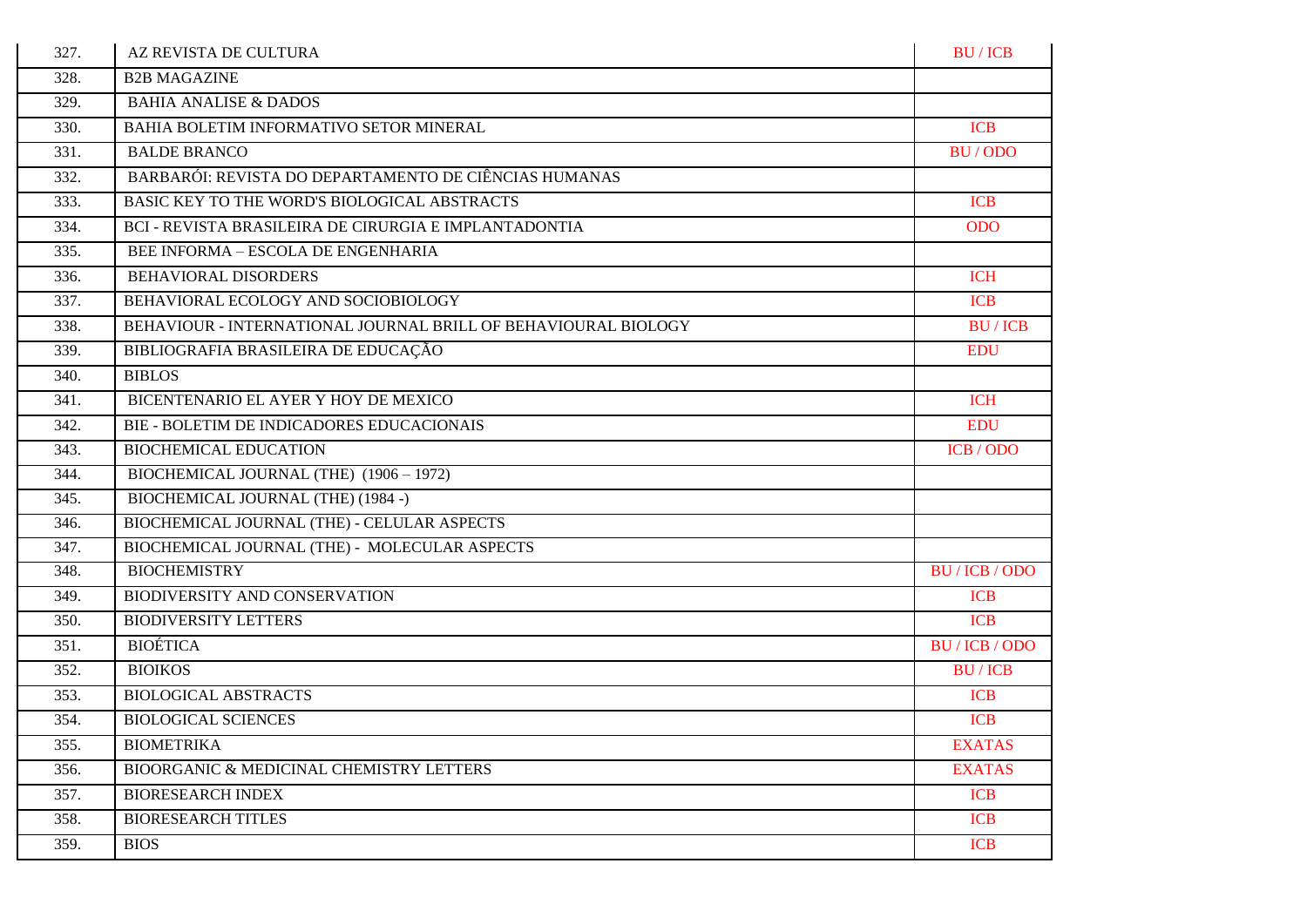| | | |
|---|---|---|
| 327. | AZ REVISTA DE CULTURA | BU / ICB |
| 328. | B2B MAGAZINE | |
| 329. | BAHIA ANALISE & DADOS | |
| 330. | BAHIA BOLETIM INFORMATIVO SETOR MINERAL | ICB |
| 331. | BALDE BRANCO | BU / ODO |
| 332. | BARBARÓI: REVISTA DO DEPARTAMENTO DE CIÊNCIAS HUMANAS | |
| 333. | BASIC KEY TO THE WORD'S BIOLOGICAL ABSTRACTS | ICB |
| 334. | BCI - REVISTA BRASILEIRA DE CIRURGIA E IMPLANTADONTIA | ODO |
| 335. | BEE INFORMA – ESCOLA DE ENGENHARIA | |
| 336. | BEHAVIORAL DISORDERS | ICH |
| 337. | BEHAVIORAL ECOLOGY AND SOCIOBIOLOGY | ICB |
| 338. | BEHAVIOUR - INTERNATIONAL JOURNAL BRILL OF BEHAVIOURAL BIOLOGY | BU / ICB |
| 339. | BIBLIOGRAFIA BRASILEIRA DE EDUCAÇÃO | EDU |
| 340. | BIBLOS | |
| 341. | BICENTENARIO EL AYER Y HOY DE MEXICO | ICH |
| 342. | BIE - BOLETIM DE INDICADORES EDUCACIONAIS | EDU |
| 343. | BIOCHEMICAL EDUCATION | ICB / ODO |
| 344. | BIOCHEMICAL JOURNAL (THE) (1906 – 1972) | |
| 345. | BIOCHEMICAL JOURNAL (THE) (1984 -) | |
| 346. | BIOCHEMICAL JOURNAL (THE) - CELULAR ASPECTS | |
| 347. | BIOCHEMICAL JOURNAL (THE) - MOLECULAR ASPECTS | |
| 348. | BIOCHEMISTRY | BU / ICB / ODO |
| 349. | BIODIVERSITY AND CONSERVATION | ICB |
| 350. | BIODIVERSITY LETTERS | ICB |
| 351. | BIOÉTICA | BU / ICB / ODO |
| 352. | BIOIKOS | BU / ICB |
| 353. | BIOLOGICAL ABSTRACTS | ICB |
| 354. | BIOLOGICAL SCIENCES | ICB |
| 355. | BIOMETRIKA | EXATAS |
| 356. | BIOORGANIC & MEDICINAL CHEMISTRY LETTERS | EXATAS |
| 357. | BIORESEARCH INDEX | ICB |
| 358. | BIORESEARCH TITLES | ICB |
| 359. | BIOS | ICB |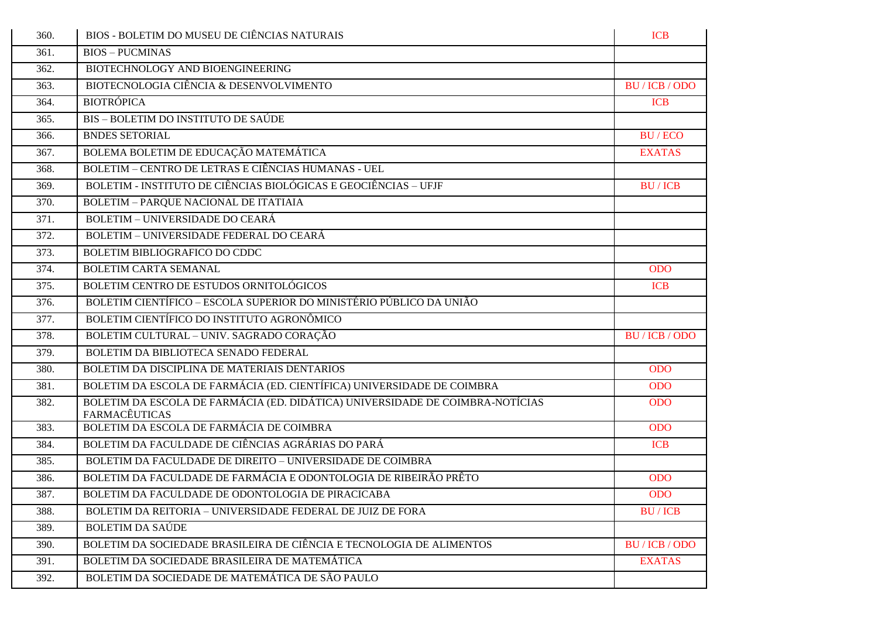| | | |
|---|---|---|
| 360. | BIOS - BOLETIM DO MUSEU DE CIÊNCIAS NATURAIS | ICB |
| 361. | BIOS – PUCMINAS | |
| 362. | BIOTECHNOLOGY AND BIOENGINEERING | |
| 363. | BIOTECNOLOGIA CIÊNCIA & DESENVOLVIMENTO | BU / ICB / ODO |
| 364. | BIOTRÓPICA | ICB |
| 365. | BIS – BOLETIM DO INSTITUTO DE SAÚDE | |
| 366. | BNDES SETORIAL | BU / ECO |
| 367. | BOLEMA BOLETIM DE EDUCAÇÃO MATEMÁTICA | EXATAS |
| 368. | BOLETIM – CENTRO DE LETRAS E CIÊNCIAS HUMANAS - UEL | |
| 369. | BOLETIM - INSTITUTO DE CIÊNCIAS BIOLÓGICAS E GEOCIÊNCIAS – UFJF | BU / ICB |
| 370. | BOLETIM – PARQUE NACIONAL DE ITATIAIA | |
| 371. | BOLETIM – UNIVERSIDADE DO CEARÁ | |
| 372. | BOLETIM – UNIVERSIDADE FEDERAL DO CEARÁ | |
| 373. | BOLETIM BIBLIOGRAFICO DO CDDC | |
| 374. | BOLETIM CARTA SEMANAL | ODO |
| 375. | BOLETIM CENTRO DE ESTUDOS ORNITOLÓGICOS | ICB |
| 376. | BOLETIM CIENTÍFICO – ESCOLA SUPERIOR DO MINISTÉRIO PÚBLICO DA UNIÃO | |
| 377. | BOLETIM CIENTÍFICO DO INSTITUTO AGRONÔMICO | |
| 378. | BOLETIM CULTURAL – UNIV. SAGRADO CORAÇÃO | BU / ICB / ODO |
| 379. | BOLETIM DA BIBLIOTECA SENADO FEDERAL | |
| 380. | BOLETIM DA DISCIPLINA DE MATERIAIS DENTARIOS | ODO |
| 381. | BOLETIM DA ESCOLA DE FARMÁCIA (ED. CIENTÍFICA) UNIVERSIDADE DE COIMBRA | ODO |
| 382. | BOLETIM DA ESCOLA DE FARMÁCIA (ED. DIDÁTICA) UNIVERSIDADE DE COIMBRA-NOTÍCIAS FARMACÊUTICAS | ODO |
| 383. | BOLETIM DA ESCOLA DE FARMÁCIA DE COIMBRA | ODO |
| 384. | BOLETIM DA FACULDADE DE CIÊNCIAS AGRÁRIAS DO PARÁ | ICB |
| 385. | BOLETIM DA FACULDADE DE DIREITO – UNIVERSIDADE DE COIMBRA | |
| 386. | BOLETIM DA FACULDADE DE FARMÁCIA E ODONTOLOGIA DE RIBEIRÃO PRÊTO | ODO |
| 387. | BOLETIM DA FACULDADE DE ODONTOLOGIA DE PIRACICABA | ODO |
| 388. | BOLETIM DA REITORIA – UNIVERSIDADE FEDERAL DE JUIZ DE FORA | BU / ICB |
| 389. | BOLETIM DA SAÚDE | |
| 390. | BOLETIM DA SOCIEDADE BRASILEIRA DE CIÊNCIA E TECNOLOGIA DE ALIMENTOS | BU / ICB / ODO |
| 391. | BOLETIM DA SOCIEDADE BRASILEIRA DE MATEMÁTICA | EXATAS |
| 392. | BOLETIM DA SOCIEDADE DE MATEMÁTICA DE SÃO PAULO | |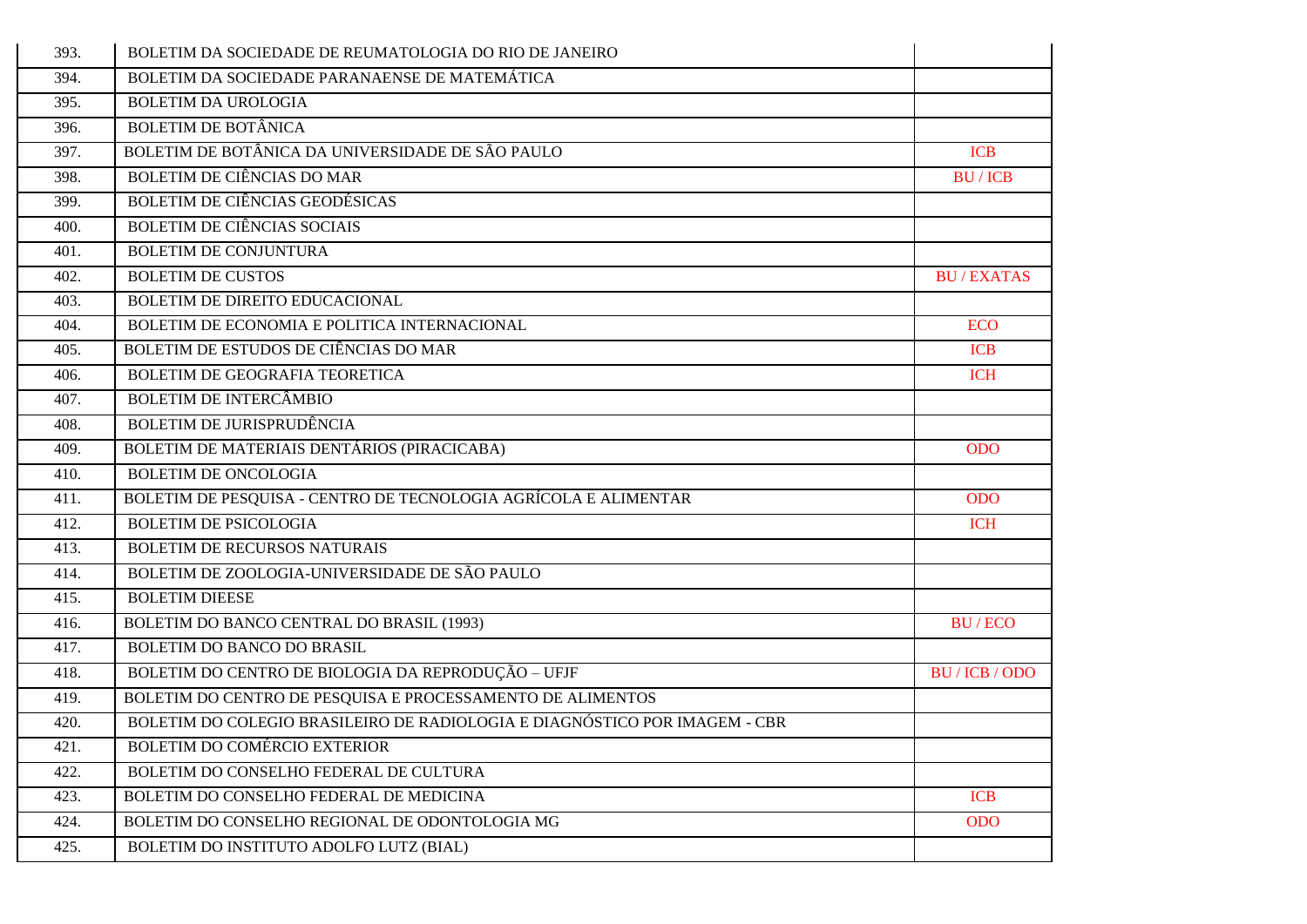| | | |
|---|---|---|
| 393. | BOLETIM DA SOCIEDADE DE REUMATOLOGIA DO RIO DE JANEIRO | |
| 394. | BOLETIM DA SOCIEDADE PARANAENSE DE MATEMÁTICA | |
| 395. | BOLETIM DA UROLOGIA | |
| 396. | BOLETIM DE BOTÂNICA | |
| 397. | BOLETIM DE BOTÂNICA DA UNIVERSIDADE DE SÃO PAULO | ICB |
| 398. | BOLETIM DE CIÊNCIAS DO MAR | BU / ICB |
| 399. | BOLETIM DE CIÊNCIAS GEODÉSICAS | |
| 400. | BOLETIM DE CIÊNCIAS SOCIAIS | |
| 401. | BOLETIM DE CONJUNTURA | |
| 402. | BOLETIM DE CUSTOS | BU / EXATAS |
| 403. | BOLETIM DE DIREITO EDUCACIONAL | |
| 404. | BOLETIM DE ECONOMIA E POLITICA INTERNACIONAL | ECO |
| 405. | BOLETIM DE ESTUDOS DE CIÊNCIAS DO MAR | ICB |
| 406. | BOLETIM DE GEOGRAFIA TEORETICA | ICH |
| 407. | BOLETIM DE INTERCÂMBIO | |
| 408. | BOLETIM DE JURISPRUDÊNCIA | |
| 409. | BOLETIM DE MATERIAIS DENTÁRIOS (PIRACICABA) | ODO |
| 410. | BOLETIM DE ONCOLOGIA | |
| 411. | BOLETIM DE PESQUISA - CENTRO DE TECNOLOGIA AGRÍCOLA E ALIMENTAR | ODO |
| 412. | BOLETIM DE PSICOLOGIA | ICH |
| 413. | BOLETIM DE RECURSOS NATURAIS | |
| 414. | BOLETIM DE ZOOLOGIA-UNIVERSIDADE DE SÃO PAULO | |
| 415. | BOLETIM DIEESE | |
| 416. | BOLETIM DO BANCO CENTRAL DO BRASIL (1993) | BU / ECO |
| 417. | BOLETIM DO BANCO DO BRASIL | |
| 418. | BOLETIM DO CENTRO DE BIOLOGIA DA REPRODUÇÃO – UFJF | BU / ICB / ODO |
| 419. | BOLETIM DO CENTRO DE PESQUISA E PROCESSAMENTO DE ALIMENTOS | |
| 420. | BOLETIM DO COLEGIO BRASILEIRO DE RADIOLOGIA E DIAGNÓSTICO POR IMAGEM - CBR | |
| 421. | BOLETIM DO COMÉRCIO EXTERIOR | |
| 422. | BOLETIM DO CONSELHO FEDERAL DE CULTURA | |
| 423. | BOLETIM DO CONSELHO FEDERAL DE MEDICINA | ICB |
| 424. | BOLETIM DO CONSELHO REGIONAL DE ODONTOLOGIA MG | ODO |
| 425. | BOLETIM DO INSTITUTO ADOLFO LUTZ (BIAL) | |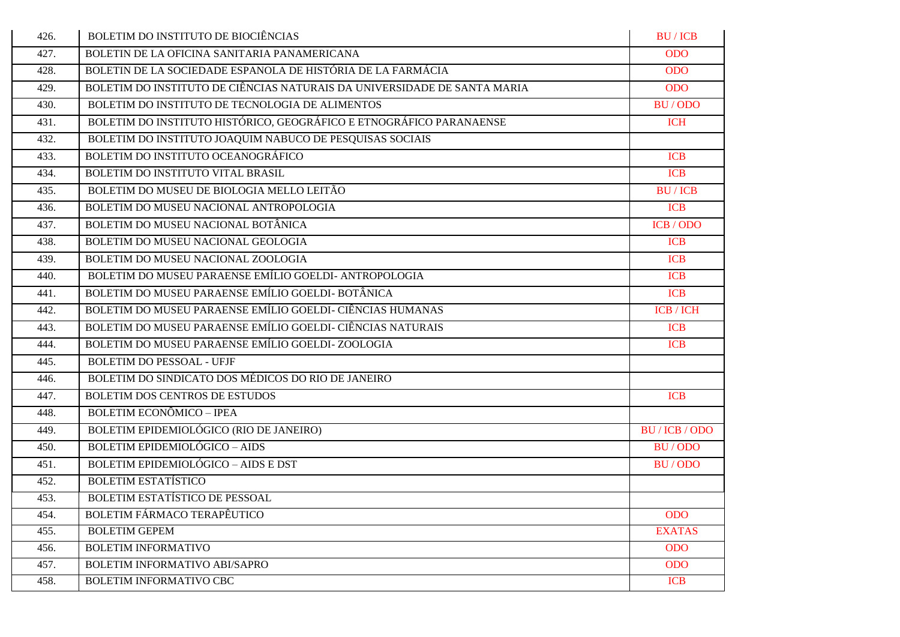| | | |
|---|---|---|
| 426. | BOLETIM DO INSTITUTO DE BIOCIÊNCIAS | BU / ICB |
| 427. | BOLETIN DE LA OFICINA SANITARIA PANAMERICANA | ODO |
| 428. | BOLETIN DE LA SOCIEDADE ESPANOLA DE HISTÓRIA DE LA FARMÁCIA | ODO |
| 429. | BOLETIM DO INSTITUTO DE CIÊNCIAS NATURAIS DA UNIVERSIDADE DE SANTA MARIA | ODO |
| 430. | BOLETIM DO INSTITUTO DE TECNOLOGIA DE ALIMENTOS | BU / ODO |
| 431. | BOLETIM DO INSTITUTO HISTÓRICO, GEOGRÁFICO E ETNOGRÁFICO PARANAENSE | ICH |
| 432. | BOLETIM DO INSTITUTO JOAQUIM NABUCO DE PESQUISAS SOCIAIS | |
| 433. | BOLETIM DO INSTITUTO OCEANOGRÁFICO | ICB |
| 434. | BOLETIM DO INSTITUTO VITAL BRASIL | ICB |
| 435. | BOLETIM DO MUSEU DE BIOLOGIA MELLO LEITÃO | BU / ICB |
| 436. | BOLETIM DO MUSEU NACIONAL ANTROPOLOGIA | ICB |
| 437. | BOLETIM DO MUSEU NACIONAL BOTÂNICA | ICB / ODO |
| 438. | BOLETIM DO MUSEU NACIONAL GEOLOGIA | ICB |
| 439. | BOLETIM DO MUSEU NACIONAL ZOOLOGIA | ICB |
| 440. | BOLETIM DO MUSEU PARAENSE EMÍLIO GOELDI- ANTROPOLOGIA | ICB |
| 441. | BOLETIM DO MUSEU PARAENSE EMÍLIO GOELDI- BOTÂNICA | ICB |
| 442. | BOLETIM DO MUSEU PARAENSE EMÍLIO GOELDI- CIÊNCIAS HUMANAS | ICB / ICH |
| 443. | BOLETIM DO MUSEU PARAENSE EMÍLIO GOELDI- CIÊNCIAS NATURAIS | ICB |
| 444. | BOLETIM DO MUSEU PARAENSE EMÍLIO GOELDI- ZOOLOGIA | ICB |
| 445. | BOLETIM DO PESSOAL - UFJF | |
| 446. | BOLETIM DO SINDICATO DOS MÉDICOS DO RIO DE JANEIRO | |
| 447. | BOLETIM DOS CENTROS DE ESTUDOS | ICB |
| 448. | BOLETIM ECONÔMICO – IPEA | |
| 449. | BOLETIM EPIDEMIOLÓGICO (RIO DE JANEIRO) | BU / ICB / ODO |
| 450. | BOLETIM EPIDEMIOLÓGICO – AIDS | BU / ODO |
| 451. | BOLETIM EPIDEMIOLÓGICO – AIDS E DST | BU / ODO |
| 452. | BOLETIM ESTATÍSTICO | |
| 453. | BOLETIM ESTATÍSTICO DE PESSOAL | |
| 454. | BOLETIM FÁRMACO TERAPÊUTICO | ODO |
| 455. | BOLETIM GEPEM | EXATAS |
| 456. | BOLETIM INFORMATIVO | ODO |
| 457. | BOLETIM INFORMATIVO ABI/SAPRO | ODO |
| 458. | BOLETIM INFORMATIVO CBC | ICB |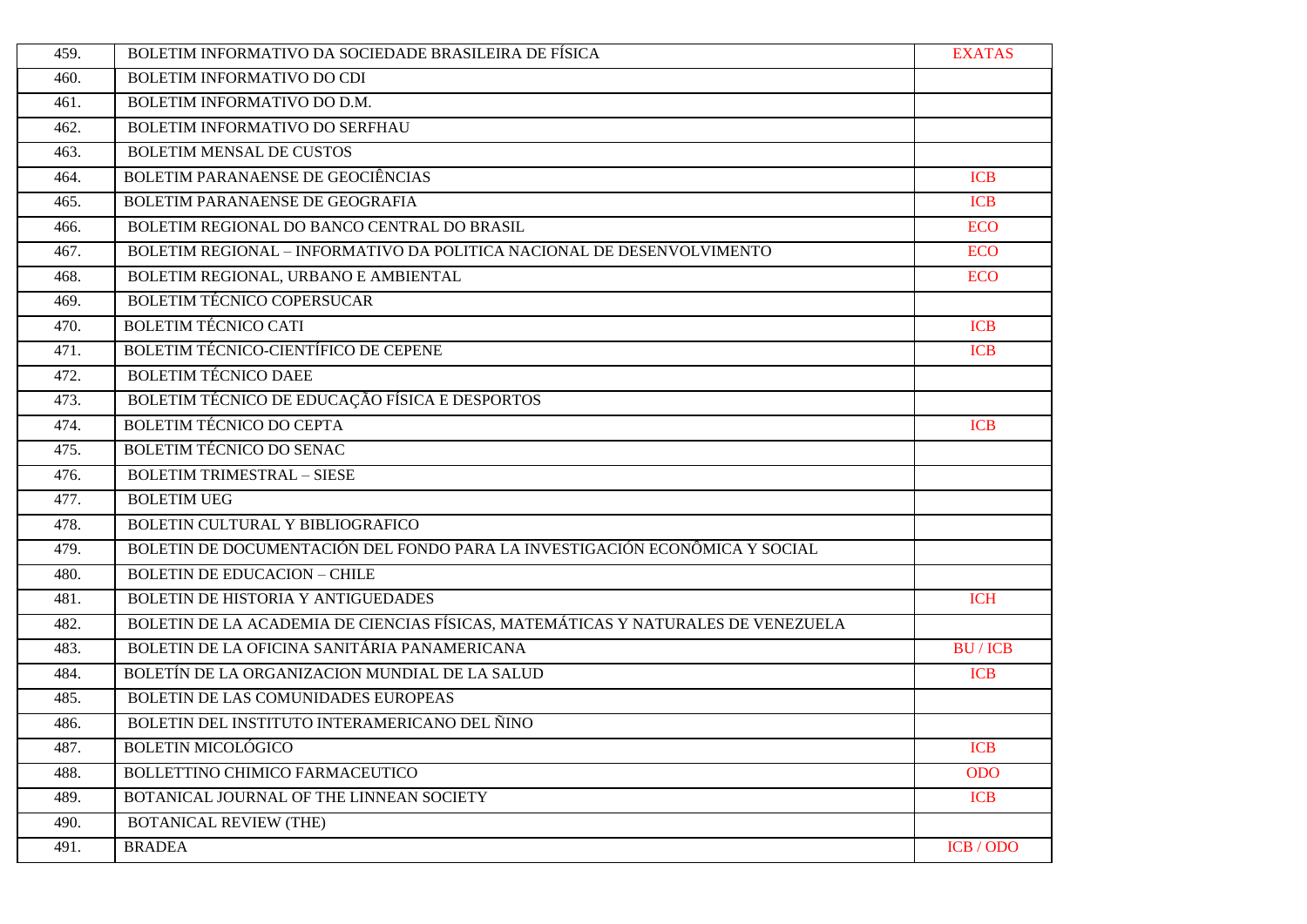| | | |
|---|---|---|
| 459. | BOLETIM INFORMATIVO DA SOCIEDADE BRASILEIRA DE FÍSICA | EXATAS |
| 460. | BOLETIM INFORMATIVO DO CDI | |
| 461. | BOLETIM INFORMATIVO DO D.M. | |
| 462. | BOLETIM INFORMATIVO DO SERFHAU | |
| 463. | BOLETIM MENSAL DE CUSTOS | |
| 464. | BOLETIM PARANAENSE DE GEOCIÊNCIAS | ICB |
| 465. | BOLETIM PARANAENSE DE GEOGRAFIA | ICB |
| 466. | BOLETIM REGIONAL DO BANCO CENTRAL DO BRASIL | ECO |
| 467. | BOLETIM REGIONAL – INFORMATIVO DA POLITICA NACIONAL DE DESENVOLVIMENTO | ECO |
| 468. | BOLETIM REGIONAL, URBANO E AMBIENTAL | ECO |
| 469. | BOLETIM TÉCNICO COPERSUCAR | |
| 470. | BOLETIM TÉCNICO CATI | ICB |
| 471. | BOLETIM TÉCNICO-CIENTÍFICO DE CEPENE | ICB |
| 472. | BOLETIM TÉCNICO DAEE | |
| 473. | BOLETIM TÉCNICO DE EDUCAÇÃO FÍSICA E DESPORTOS | |
| 474. | BOLETIM TÉCNICO DO CEPTA | ICB |
| 475. | BOLETIM TÉCNICO DO SENAC | |
| 476. | BOLETIM TRIMESTRAL – SIESE | |
| 477. | BOLETIM UEG | |
| 478. | BOLETIN CULTURAL Y BIBLIOGRAFICO | |
| 479. | BOLETIN DE DOCUMENTACIÓN DEL FONDO PARA LA INVESTIGACIÓN ECONÔMICA Y SOCIAL | |
| 480. | BOLETIN DE EDUCACION – CHILE | |
| 481. | BOLETIN DE HISTORIA Y ANTIGUEDADES | ICH |
| 482. | BOLETIN DE LA ACADEMIA DE CIENCIAS FÍSICAS, MATEMÁTICAS Y NATURALES DE VENEZUELA | |
| 483. | BOLETIN DE LA OFICINA SANITÁRIA PANAMERICANA | BU / ICB |
| 484. | BOLETÍN DE LA ORGANIZACION MUNDIAL DE LA SALUD | ICB |
| 485. | BOLETIN DE LAS COMUNIDADES EUROPEAS | |
| 486. | BOLETIN DEL INSTITUTO INTERAMERICANO DEL ÑINO | |
| 487. | BOLETIN MICOLÓGICO | ICB |
| 488. | BOLLETTINO CHIMICO FARMACEUTICO | ODO |
| 489. | BOTANICAL JOURNAL OF THE LINNEAN SOCIETY | ICB |
| 490. | BOTANICAL REVIEW (THE) | |
| 491. | BRADEA | ICB / ODO |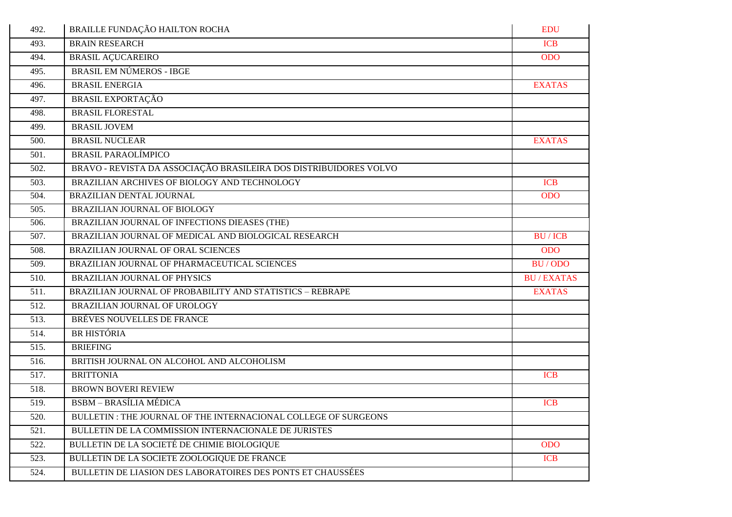| | | |
|---|---|---|
| 492. | BRAILLE FUNDAÇÃO HAILTON ROCHA | EDU |
| 493. | BRAIN RESEARCH | ICB |
| 494. | BRASIL AÇUCAREIRO | ODO |
| 495. | BRASIL EM NÚMEROS - IBGE | |
| 496. | BRASIL ENERGIA | EXATAS |
| 497. | BRASIL EXPORTAÇÃO | |
| 498. | BRASIL FLORESTAL | |
| 499. | BRASIL JOVEM | |
| 500. | BRASIL NUCLEAR | EXATAS |
| 501. | BRASIL PARAOLÍMPICO | |
| 502. | BRAVO - REVISTA DA ASSOCIAÇÃO BRASILEIRA DOS DISTRIBUIDORES VOLVO | |
| 503. | BRAZILIAN ARCHIVES OF BIOLOGY AND TECHNOLOGY | ICB |
| 504. | BRAZILIAN DENTAL JOURNAL | ODO |
| 505. | BRAZILIAN JOURNAL OF BIOLOGY | |
| 506. | BRAZILIAN JOURNAL OF INFECTIONS DIEASES (THE) | |
| 507. | BRAZILIAN JOURNAL OF MEDICAL AND BIOLOGICAL RESEARCH | BU / ICB |
| 508. | BRAZILIAN JOURNAL OF ORAL SCIENCES | ODO |
| 509. | BRAZILIAN JOURNAL OF PHARMACEUTICAL SCIENCES | BU / ODO |
| 510. | BRAZILIAN JOURNAL OF PHYSICS | BU / EXATAS |
| 511. | BRAZILIAN JOURNAL OF PROBABILITY AND STATISTICS – REBRAPE | EXATAS |
| 512. | BRAZILIAN JOURNAL OF UROLOGY | |
| 513. | BRÉVES NOUVELLES DE FRANCE | |
| 514. | BR HISTÓRIA | |
| 515. | BRIEFING | |
| 516. | BRITISH JOURNAL ON ALCOHOL AND ALCOHOLISM | |
| 517. | BRITTONIA | ICB |
| 518. | BROWN BOVERI REVIEW | |
| 519. | BSBM – BRASÍLIA MÉDICA | ICB |
| 520. | BULLETIN : THE JOURNAL OF THE INTERNACIONAL COLLEGE OF SURGEONS | |
| 521. | BULLETIN DE LA COMMISSION INTERNACIONALE DE JURISTES | |
| 522. | BULLETIN DE LA SOCIETÉ DE CHIMIE BIOLOGIQUE | ODO |
| 523. | BULLETIN DE LA SOCIETE ZOOLOGIQUE DE FRANCE | ICB |
| 524. | BULLETIN DE LIASION DES LABORATOIRES DES PONTS ET CHAUSSÉES | |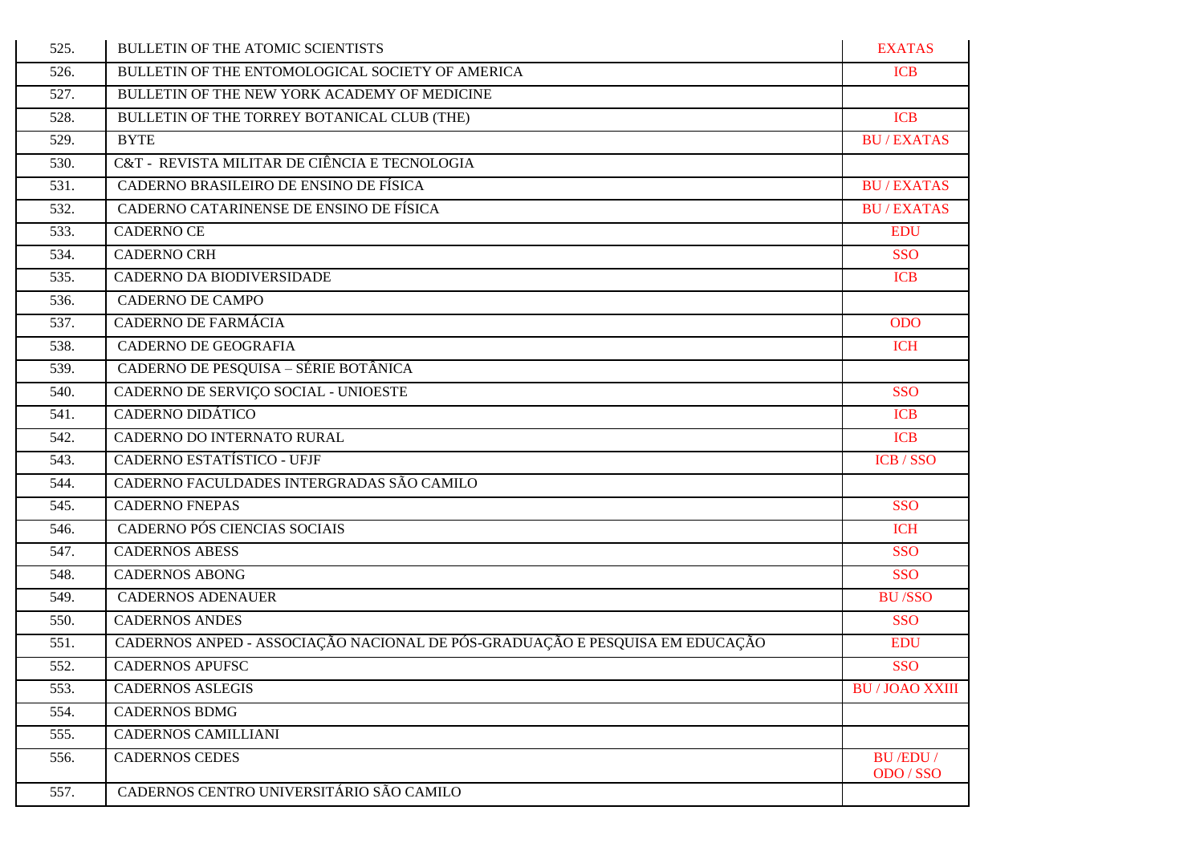| | | |
|---|---|---|
| 525. | BULLETIN OF THE ATOMIC SCIENTISTS | EXATAS |
| 526. | BULLETIN OF THE ENTOMOLOGICAL SOCIETY OF AMERICA | ICB |
| 527. | BULLETIN OF THE NEW YORK ACADEMY OF MEDICINE | |
| 528. | BULLETIN OF THE TORREY BOTANICAL CLUB (THE) | ICB |
| 529. | BYTE | BU / EXATAS |
| 530. | C&T - REVISTA MILITAR DE CIÊNCIA E TECNOLOGIA | |
| 531. | CADERNO BRASILEIRO DE ENSINO DE FÍSICA | BU / EXATAS |
| 532. | CADERNO CATARINENSE DE ENSINO DE FÍSICA | BU / EXATAS |
| 533. | CADERNO CE | EDU |
| 534. | CADERNO CRH | SSO |
| 535. | CADERNO DA BIODIVERSIDADE | ICB |
| 536. | CADERNO DE CAMPO | |
| 537. | CADERNO DE FARMÁCIA | ODO |
| 538. | CADERNO DE GEOGRAFIA | ICH |
| 539. | CADERNO DE PESQUISA – SÉRIE BOTÂNICA | |
| 540. | CADERNO DE SERVIÇO SOCIAL - UNIOESTE | SSO |
| 541. | CADERNO DIDÁTICO | ICB |
| 542. | CADERNO DO INTERNATO RURAL | ICB |
| 543. | CADERNO ESTATÍSTICO - UFJF | ICB / SSO |
| 544. | CADERNO FACULDADES INTERGRADAS SÃO CAMILO | |
| 545. | CADERNO FNEPAS | SSO |
| 546. | CADERNO PÓS CIENCIAS SOCIAIS | ICH |
| 547. | CADERNOS ABESS | SSO |
| 548. | CADERNOS ABONG | SSO |
| 549. | CADERNOS ADENAUER | BU /SSO |
| 550. | CADERNOS ANDES | SSO |
| 551. | CADERNOS ANPED - ASSOCIAÇÃO NACIONAL DE PÓS-GRADUAÇÃO E PESQUISA EM EDUCAÇÃO | EDU |
| 552. | CADERNOS APUFSC | SSO |
| 553. | CADERNOS ASLEGIS | BU / JOAO XXIII |
| 554. | CADERNOS BDMG | |
| 555. | CADERNOS CAMILLIANI | |
| 556. | CADERNOS CEDES | BU /EDU / ODO / SSO |
| 557. | CADERNOS CENTRO UNIVERSITÁRIO SÃO CAMILO | |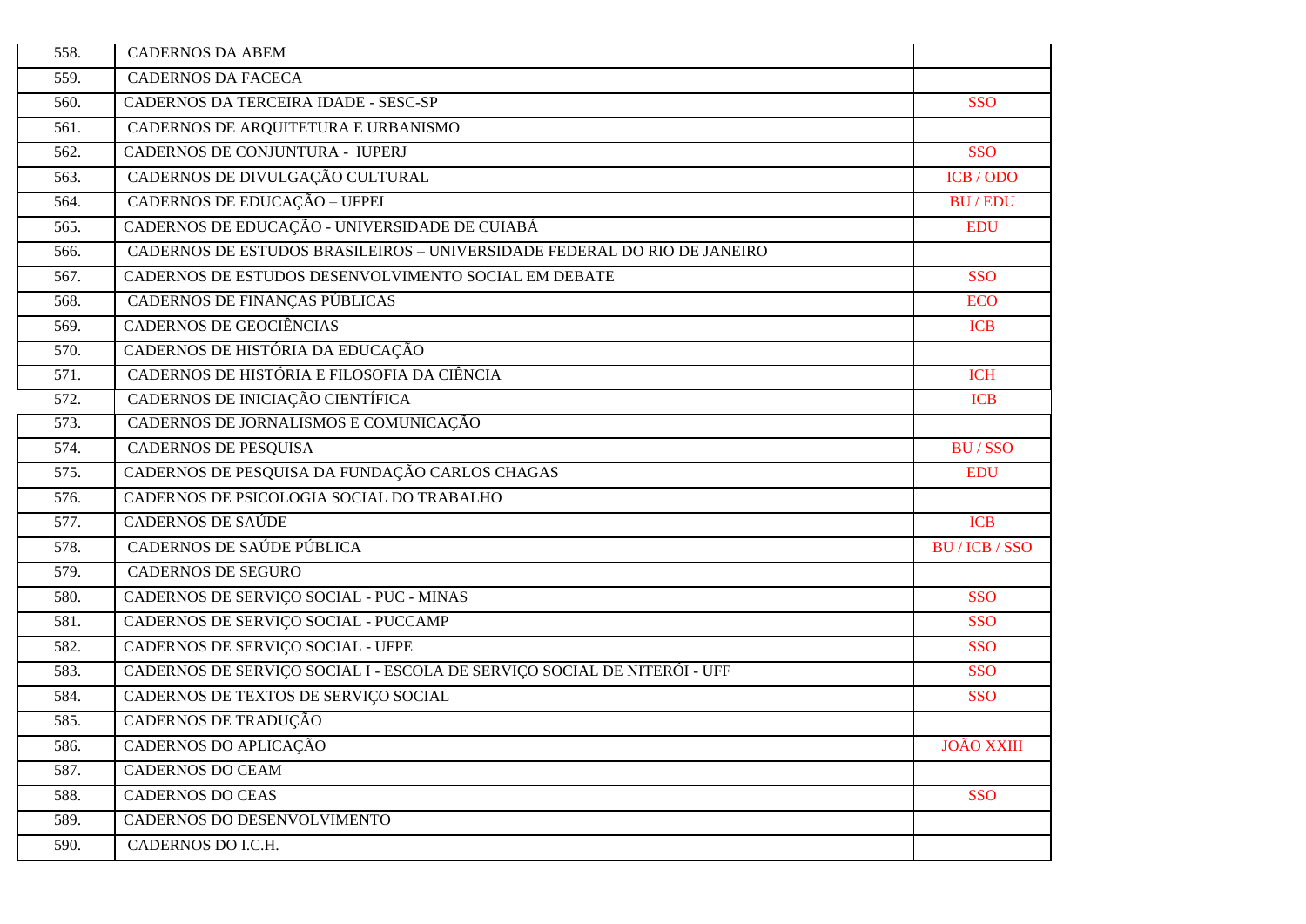| | | |
|---|---|---|
| 558. | CADERNOS DA ABEM | |
| 559. | CADERNOS DA FACECA | |
| 560. | CADERNOS DA TERCEIRA IDADE - SESC-SP | SSO |
| 561. | CADERNOS DE ARQUITETURA E URBANISMO | |
| 562. | CADERNOS DE CONJUNTURA - IUPERJ | SSO |
| 563. | CADERNOS DE DIVULGAÇÃO CULTURAL | ICB / ODO |
| 564. | CADERNOS DE EDUCAÇÃO – UFPEL | BU / EDU |
| 565. | CADERNOS DE EDUCAÇÃO - UNIVERSIDADE DE CUIABÁ | EDU |
| 566. | CADERNOS DE ESTUDOS BRASILEIROS – UNIVERSIDADE FEDERAL DO RIO DE JANEIRO | |
| 567. | CADERNOS DE ESTUDOS DESENVOLVIMENTO SOCIAL EM DEBATE | SSO |
| 568. | CADERNOS DE FINANÇAS PÚBLICAS | ECO |
| 569. | CADERNOS DE GEOCIÊNCIAS | ICB |
| 570. | CADERNOS DE HISTÓRIA DA EDUCAÇÃO | |
| 571. | CADERNOS DE HISTÓRIA E FILOSOFIA DA CIÊNCIA | ICH |
| 572. | CADERNOS DE INICIAÇÃO CIENTÍFICA | ICB |
| 573. | CADERNOS DE JORNALISMOS E COMUNICAÇÃO | |
| 574. | CADERNOS DE PESQUISA | BU / SSO |
| 575. | CADERNOS DE PESQUISA DA FUNDAÇÃO CARLOS CHAGAS | EDU |
| 576. | CADERNOS DE PSICOLOGIA SOCIAL DO TRABALHO | |
| 577. | CADERNOS DE SAÚDE | ICB |
| 578. | CADERNOS DE SAÚDE PÚBLICA | BU / ICB / SSO |
| 579. | CADERNOS DE SEGURO | |
| 580. | CADERNOS DE SERVIÇO SOCIAL - PUC - MINAS | SSO |
| 581. | CADERNOS DE SERVIÇO SOCIAL - PUCCAMP | SSO |
| 582. | CADERNOS DE SERVIÇO SOCIAL - UFPE | SSO |
| 583. | CADERNOS DE SERVIÇO SOCIAL I - ESCOLA DE SERVIÇO SOCIAL DE NITERÓI - UFF | SSO |
| 584. | CADERNOS DE TEXTOS DE SERVIÇO SOCIAL | SSO |
| 585. | CADERNOS DE TRADUÇÃO | |
| 586. | CADERNOS DO APLICAÇÃO | JOÃO XXIII |
| 587. | CADERNOS DO CEAM | |
| 588. | CADERNOS DO CEAS | SSO |
| 589. | CADERNOS DO DESENVOLVIMENTO | |
| 590. | CADERNOS DO I.C.H. | |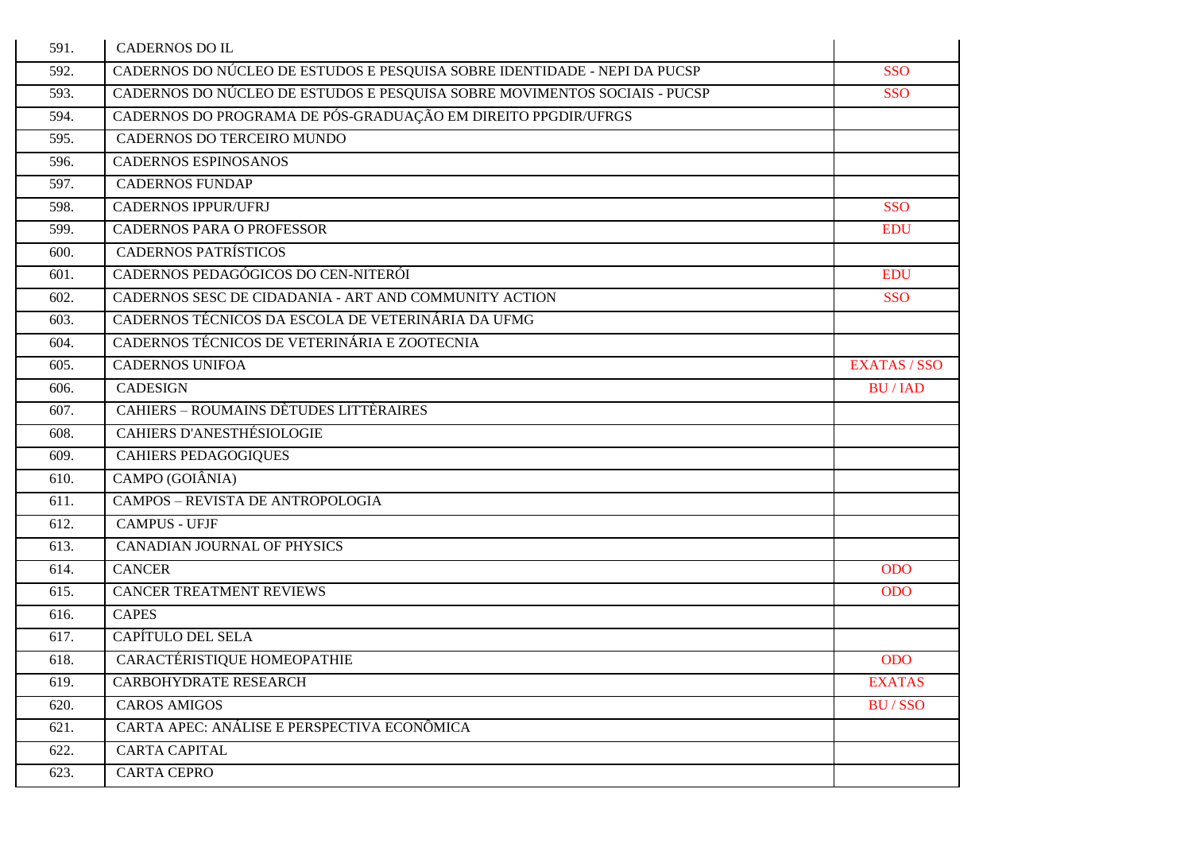| | | |
|---|---|---|
| 591. | CADERNOS DO IL | |
| 592. | CADERNOS DO NÚCLEO DE ESTUDOS E PESQUISA SOBRE IDENTIDADE - NEPI DA PUCSP | SSO |
| 593. | CADERNOS DO NÚCLEO DE ESTUDOS E PESQUISA SOBRE MOVIMENTOS SOCIAIS - PUCSP | SSO |
| 594. | CADERNOS DO PROGRAMA DE PÓS-GRADUAÇÃO EM DIREITO PPGDIR/UFRGS | |
| 595. | CADERNOS DO TERCEIRO MUNDO | |
| 596. | CADERNOS ESPINOSANOS | |
| 597. | CADERNOS FUNDAP | |
| 598. | CADERNOS IPPUR/UFRJ | SSO |
| 599. | CADERNOS PARA O PROFESSOR | EDU |
| 600. | CADERNOS PATRÍSTICOS | |
| 601. | CADERNOS PEDAGÓGICOS DO CEN-NITERÓI | EDU |
| 602. | CADERNOS SESC DE CIDADANIA - ART AND COMMUNITY ACTION | SSO |
| 603. | CADERNOS TÉCNICOS DA ESCOLA DE VETERINÁRIA DA UFMG | |
| 604. | CADERNOS TÉCNICOS DE VETERINÁRIA E ZOOTECNIA | |
| 605. | CADERNOS UNIFOA | EXATAS / SSO |
| 606. | CADESIGN | BU / IAD |
| 607. | CAHIERS – ROUMAINS DÈTUDES LITTÈRAIRES | |
| 608. | CAHIERS D'ANESTHÉSIOLOGIE | |
| 609. | CAHIERS PEDAGOGIQUES | |
| 610. | CAMPO (GOIÂNIA) | |
| 611. | CAMPOS – REVISTA DE ANTROPOLOGIA | |
| 612. | CAMPUS - UFJF | |
| 613. | CANADIAN JOURNAL OF PHYSICS | |
| 614. | CANCER | ODO |
| 615. | CANCER TREATMENT REVIEWS | ODO |
| 616. | CAPES | |
| 617. | CAPÍTULO DEL SELA | |
| 618. | CARACTÉRISTIQUE HOMEOPATHIE | ODO |
| 619. | CARBOHYDRATE RESEARCH | EXATAS |
| 620. | CAROS AMIGOS | BU / SSO |
| 621. | CARTA APEC: ANÁLISE E PERSPECTIVA ECONÔMICA | |
| 622. | CARTA CAPITAL | |
| 623. | CARTA CEPRO | |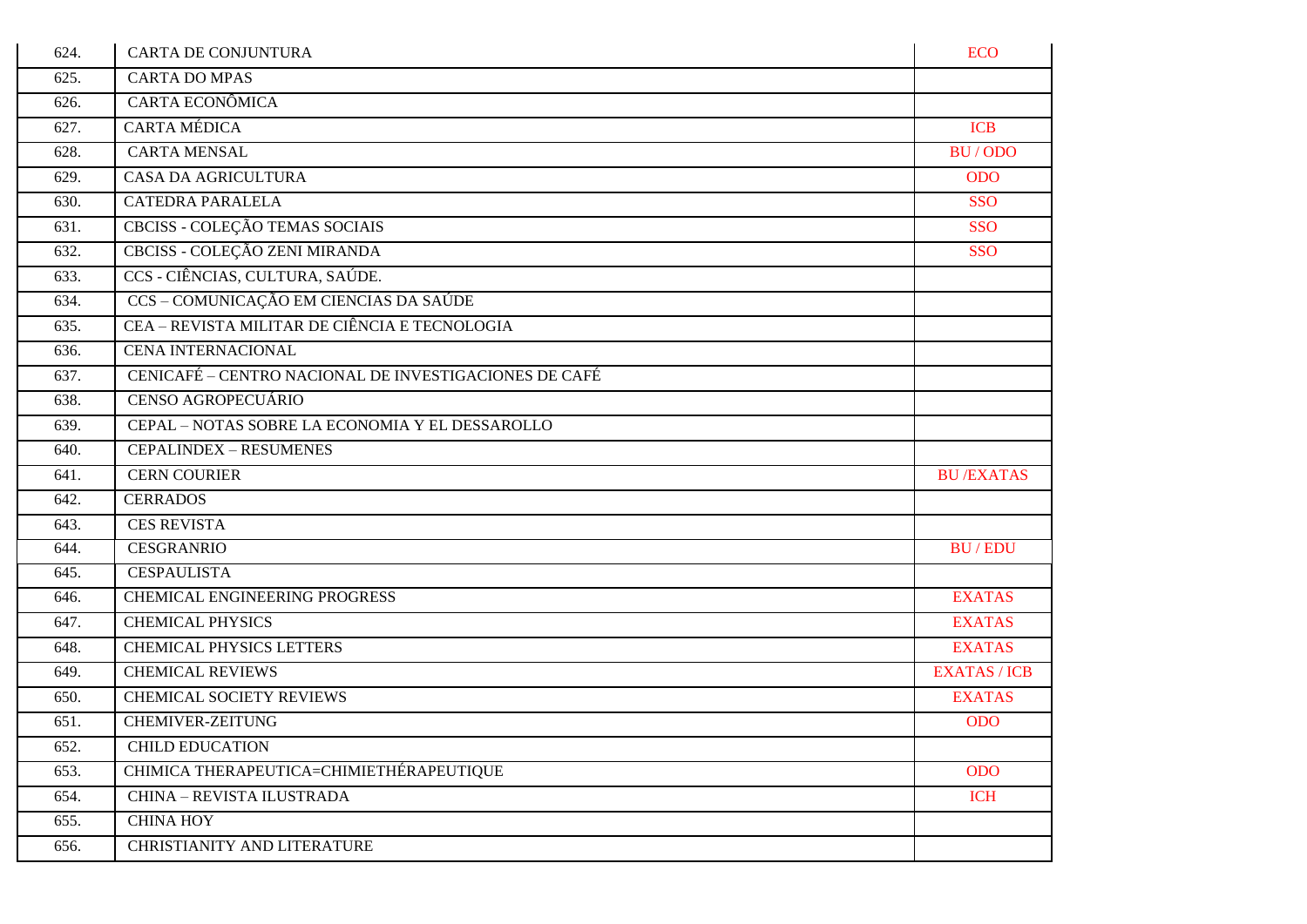| | | |
|---|---|---|
| 624. | CARTA DE CONJUNTURA | ECO |
| 625. | CARTA DO MPAS | |
| 626. | CARTA ECONÔMICA | |
| 627. | CARTA MÉDICA | ICB |
| 628. | CARTA MENSAL | BU / ODO |
| 629. | CASA DA AGRICULTURA | ODO |
| 630. | CATEDRA PARALELA | SSO |
| 631. | CBCISS - COLEÇÃO TEMAS SOCIAIS | SSO |
| 632. | CBCISS - COLEÇÃO ZENI MIRANDA | SSO |
| 633. | CCS - CIÊNCIAS, CULTURA, SAÚDE. | |
| 634. | CCS – COMUNICAÇÃO EM CIENCIAS DA SAÚDE | |
| 635. | CEA – REVISTA MILITAR DE CIÊNCIA E TECNOLOGIA | |
| 636. | CENA INTERNACIONAL | |
| 637. | CENICAFÉ – CENTRO NACIONAL DE INVESTIGACIONES DE CAFÉ | |
| 638. | CENSO AGROPECUÁRIO | |
| 639. | CEPAL – NOTAS SOBRE LA ECONOMIA Y EL DESSAROLLO | |
| 640. | CEPALINDEX – RESUMENES | |
| 641. | CERN COURIER | BU /EXATAS |
| 642. | CERRADOS | |
| 643. | CES REVISTA | |
| 644. | CESGRANRIO | BU / EDU |
| 645. | CESPAULISTA | |
| 646. | CHEMICAL ENGINEERING PROGRESS | EXATAS |
| 647. | CHEMICAL PHYSICS | EXATAS |
| 648. | CHEMICAL PHYSICS LETTERS | EXATAS |
| 649. | CHEMICAL REVIEWS | EXATAS / ICB |
| 650. | CHEMICAL SOCIETY REVIEWS | EXATAS |
| 651. | CHEMIVER-ZEITUNG | ODO |
| 652. | CHILD EDUCATION | |
| 653. | CHIMICA THERAPEUTICA=CHIMIETHÉRAPEUTIQUE | ODO |
| 654. | CHINA – REVISTA ILUSTRADA | ICH |
| 655. | CHINA HOY | |
| 656. | CHRISTIANITY AND LITERATURE | |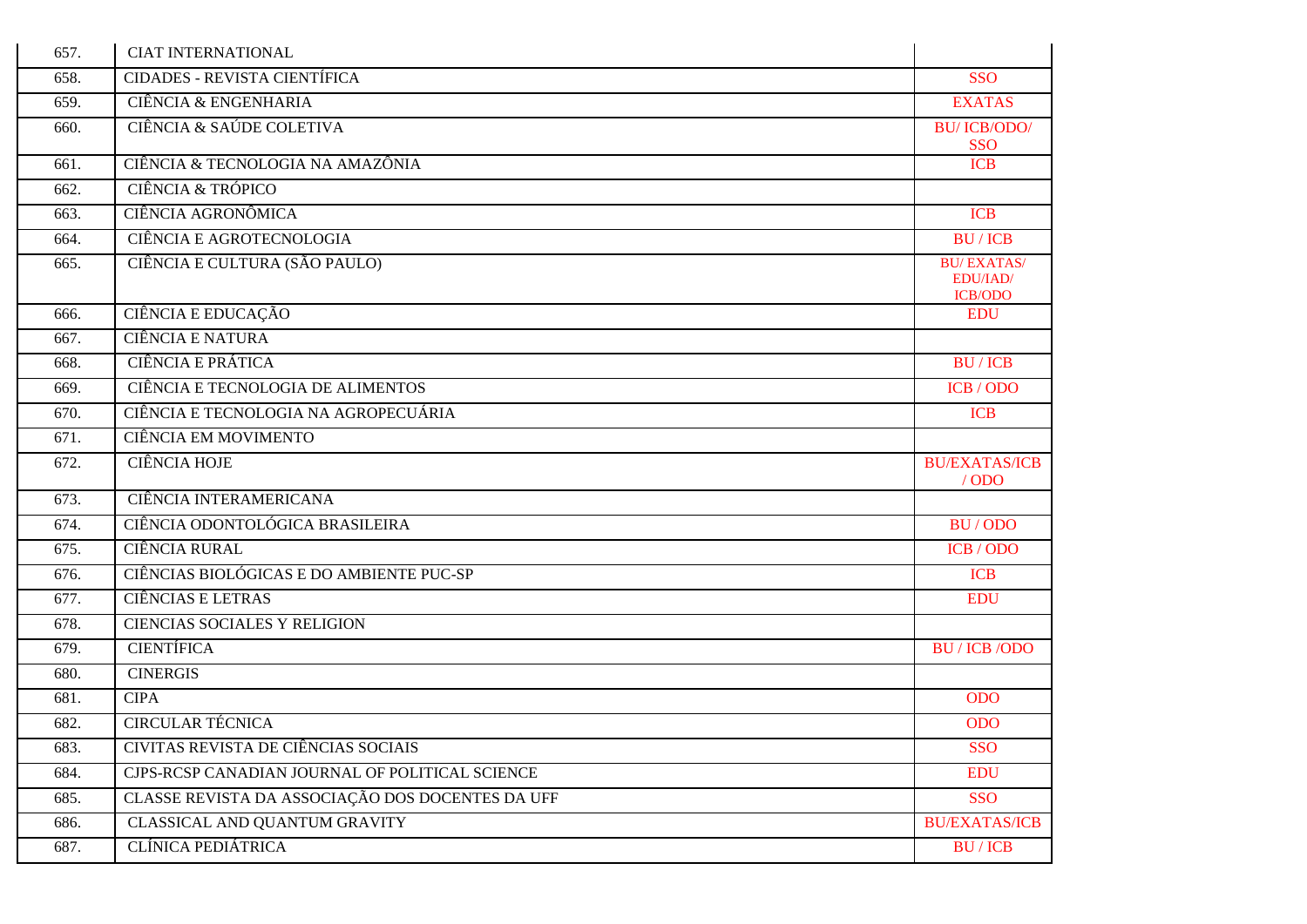| | | |
|---|---|---|
| 657. | CIAT INTERNATIONAL | |
| 658. | CIDADES - REVISTA CIENTÍFICA | SSO |
| 659. | CIÊNCIA & ENGENHARIA | EXATAS |
| 660. | CIÊNCIA & SAÚDE COLETIVA | BU/ ICB/ODO/ SSO |
| 661. | CIÊNCIA & TECNOLOGIA NA AMAZÔNIA | ICB |
| 662. | CIÊNCIA & TRÓPICO | |
| 663. | CIÊNCIA AGRONÔMICA | ICB |
| 664. | CIÊNCIA E AGROTECNOLOGIA | BU / ICB |
| 665. | CIÊNCIA E CULTURA (SÃO PAULO) | BU/ EXATAS/ EDU/IAD/ ICB/ODO |
| 666. | CIÊNCIA E EDUCAÇÃO | EDU |
| 667. | CIÊNCIA E NATURA | |
| 668. | CIÊNCIA E PRÁTICA | BU / ICB |
| 669. | CIÊNCIA E TECNOLOGIA DE ALIMENTOS | ICB / ODO |
| 670. | CIÊNCIA E TECNOLOGIA NA AGROPECUÁRIA | ICB |
| 671. | CIÊNCIA EM MOVIMENTO | |
| 672. | CIÊNCIA HOJE | BU/EXATAS/ICB / ODO |
| 673. | CIÊNCIA INTERAMERICANA | |
| 674. | CIÊNCIA ODONTOLÓGICA BRASILEIRA | BU / ODO |
| 675. | CIÊNCIA RURAL | ICB / ODO |
| 676. | CIÊNCIAS BIOLÓGICAS E DO AMBIENTE PUC-SP | ICB |
| 677. | CIÊNCIAS E LETRAS | EDU |
| 678. | CIENCIAS SOCIALES Y RELIGION | |
| 679. | CIENTÍFICA | BU / ICB /ODO |
| 680. | CINERGIS | |
| 681. | CIPA | ODO |
| 682. | CIRCULAR TÉCNICA | ODO |
| 683. | CIVITAS REVISTA DE CIÊNCIAS SOCIAIS | SSO |
| 684. | CJPS-RCSP CANADIAN JOURNAL OF POLITICAL SCIENCE | EDU |
| 685. | CLASSE REVISTA DA ASSOCIAÇÃO DOS DOCENTES DA UFF | SSO |
| 686. | CLASSICAL AND QUANTUM GRAVITY | BU/EXATAS/ICB |
| 687. | CLÍNICA PEDIÁTRICA | BU / ICB |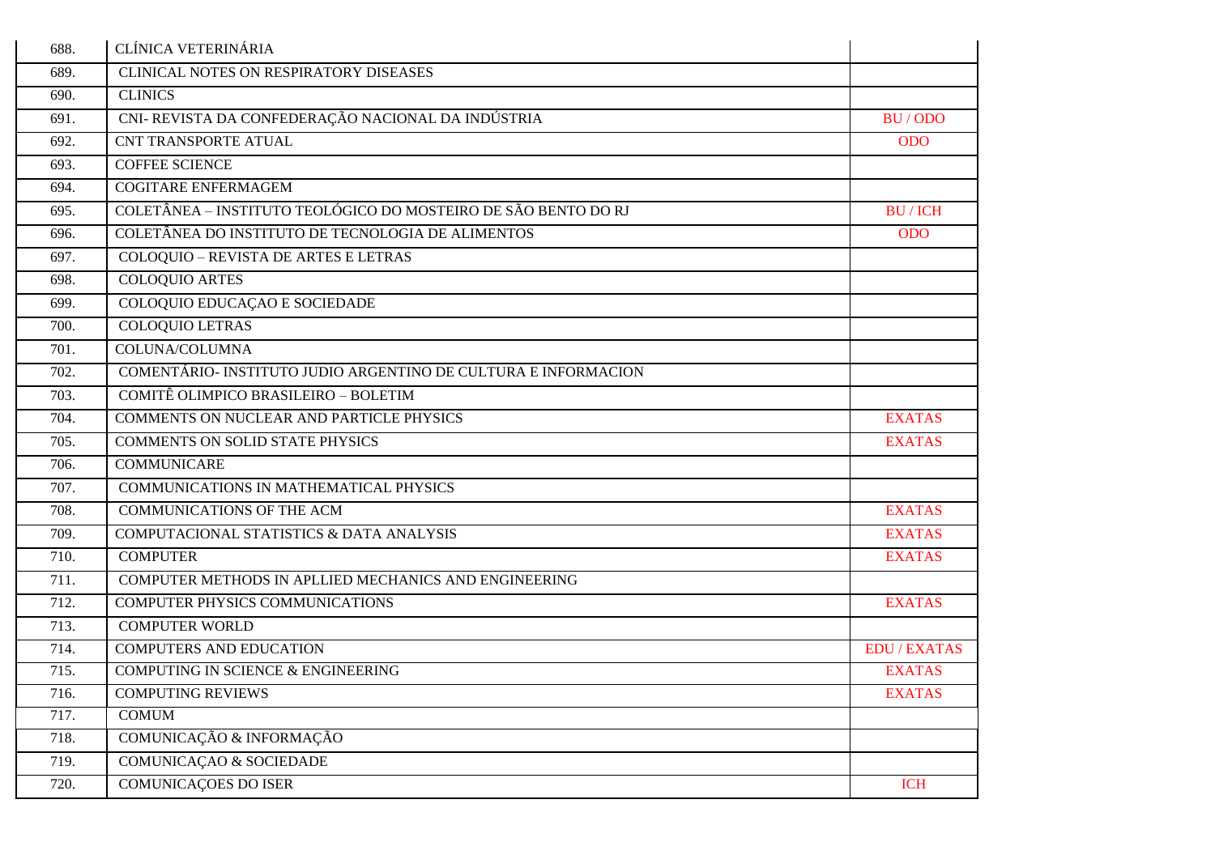| | | |
|---|---|---|
| 688. | CLÍNICA VETERINÁRIA | |
| 689. | CLINICAL NOTES ON RESPIRATORY DISEASES | |
| 690. | CLINICS | |
| 691. | CNI- REVISTA DA CONFEDERAÇÃO NACIONAL DA INDÚSTRIA | BU / ODO |
| 692. | CNT TRANSPORTE ATUAL | ODO |
| 693. | COFFEE SCIENCE | |
| 694. | COGITARE ENFERMAGEM | |
| 695. | COLETÂNEA – INSTITUTO TEOLÓGICO DO MOSTEIRO DE SÃO BENTO DO RJ | BU / ICH |
| 696. | COLETÂNEA DO INSTITUTO DE TECNOLOGIA DE ALIMENTOS | ODO |
| 697. | COLOQUIO – REVISTA DE ARTES E LETRAS | |
| 698. | COLOQUIO ARTES | |
| 699. | COLOQUIO EDUCAÇAO E SOCIEDADE | |
| 700. | COLOQUIO LETRAS | |
| 701. | COLUNA/COLUMNA | |
| 702. | COMENTÁRIO- INSTITUTO JUDIO ARGENTINO DE CULTURA E INFORMACION | |
| 703. | COMITÊ OLIMPICO BRASILEIRO – BOLETIM | |
| 704. | COMMENTS ON NUCLEAR AND PARTICLE PHYSICS | EXATAS |
| 705. | COMMENTS ON SOLID STATE PHYSICS | EXATAS |
| 706. | COMMUNICARE | |
| 707. | COMMUNICATIONS IN MATHEMATICAL PHYSICS | |
| 708. | COMMUNICATIONS OF THE ACM | EXATAS |
| 709. | COMPUTACIONAL STATISTICS & DATA ANALYSIS | EXATAS |
| 710. | COMPUTER | EXATAS |
| 711. | COMPUTER METHODS IN APLLIED MECHANICS AND ENGINEERING | |
| 712. | COMPUTER PHYSICS COMMUNICATIONS | EXATAS |
| 713. | COMPUTER WORLD | |
| 714. | COMPUTERS AND EDUCATION | EDU / EXATAS |
| 715. | COMPUTING IN SCIENCE & ENGINEERING | EXATAS |
| 716. | COMPUTING REVIEWS | EXATAS |
| 717. | COMUM | |
| 718. | COMUNICAÇÃO & INFORMAÇÃO | |
| 719. | COMUNICAÇAO & SOCIEDADE | |
| 720. | COMUNICAÇOES DO ISER | ICH |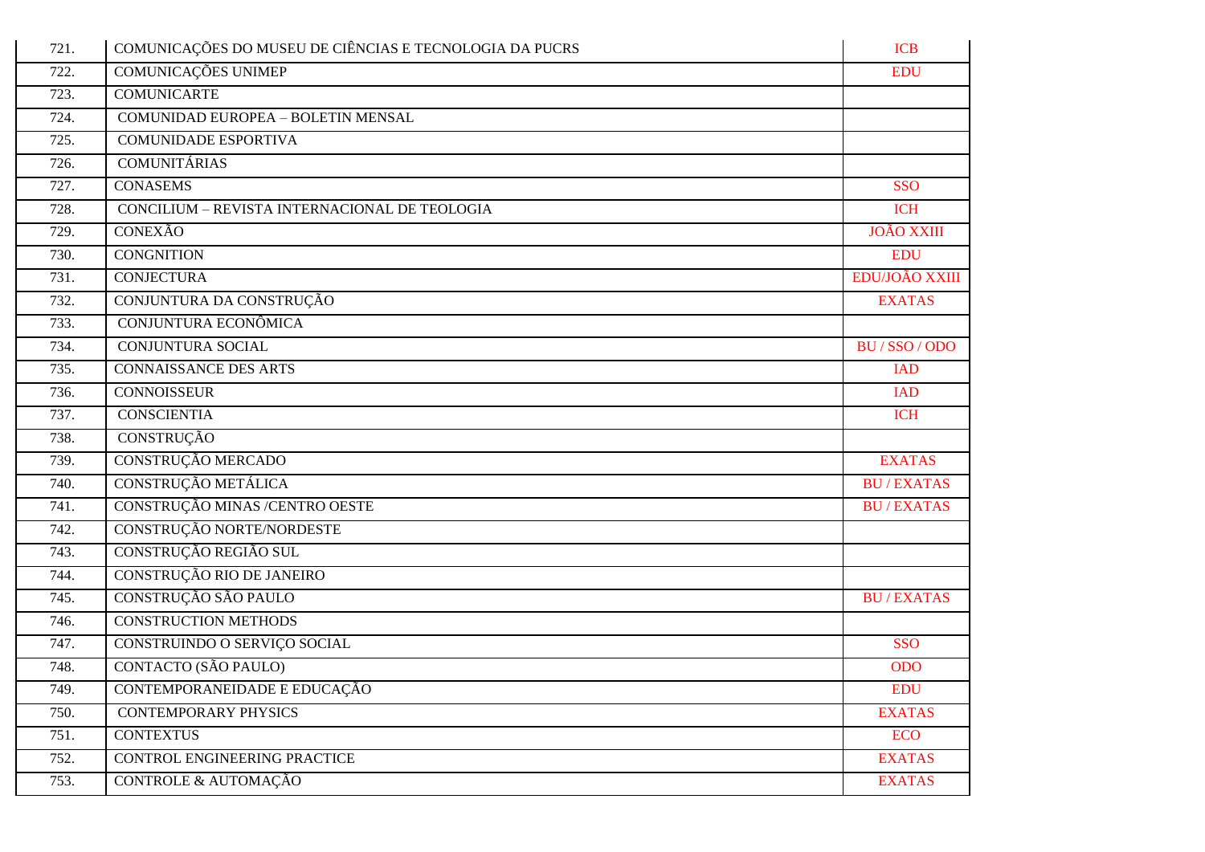| | | |
|---|---|---|
| 721. | COMUNICAÇÕES DO MUSEU DE CIÊNCIAS E TECNOLOGIA DA PUCRS | ICB |
| 722. | COMUNICAÇÕES UNIMEP | EDU |
| 723. | COMUNICARTE | |
| 724. | COMUNIDAD EUROPEA – BOLETIN MENSAL | |
| 725. | COMUNIDADE ESPORTIVA | |
| 726. | COMUNITÁRIAS | |
| 727. | CONASEMS | SSO |
| 728. | CONCILIUM – REVISTA INTERNACIONAL DE TEOLOGIA | ICH |
| 729. | CONEXÃO | JOÃO XXIII |
| 730. | CONGNITION | EDU |
| 731. | CONJECTURA | EDU/JOÃO XXIII |
| 732. | CONJUNTURA DA CONSTRUÇÃO | EXATAS |
| 733. | CONJUNTURA ECONÔMICA | |
| 734. | CONJUNTURA SOCIAL | BU / SSO / ODO |
| 735. | CONNAISSANCE DES ARTS | IAD |
| 736. | CONNOISSEUR | IAD |
| 737. | CONSCIENTIA | ICH |
| 738. | CONSTRUÇÃO | |
| 739. | CONSTRUÇÃO MERCADO | EXATAS |
| 740. | CONSTRUÇÃO METÁLICA | BU / EXATAS |
| 741. | CONSTRUÇÃO MINAS /CENTRO OESTE | BU / EXATAS |
| 742. | CONSTRUÇÃO NORTE/NORDESTE | |
| 743. | CONSTRUÇÃO REGIÃO SUL | |
| 744. | CONSTRUÇÃO RIO DE JANEIRO | |
| 745. | CONSTRUÇÃO SÃO PAULO | BU / EXATAS |
| 746. | CONSTRUCTION METHODS | |
| 747. | CONSTRUINDO O SERVIÇO SOCIAL | SSO |
| 748. | CONTACTO (SÃO PAULO) | ODO |
| 749. | CONTEMPORANEIDADE E EDUCAÇÃO | EDU |
| 750. | CONTEMPORARY PHYSICS | EXATAS |
| 751. | CONTEXTUS | ECO |
| 752. | CONTROL ENGINEERING PRACTICE | EXATAS |
| 753. | CONTROLE & AUTOMAÇÃO | EXATAS |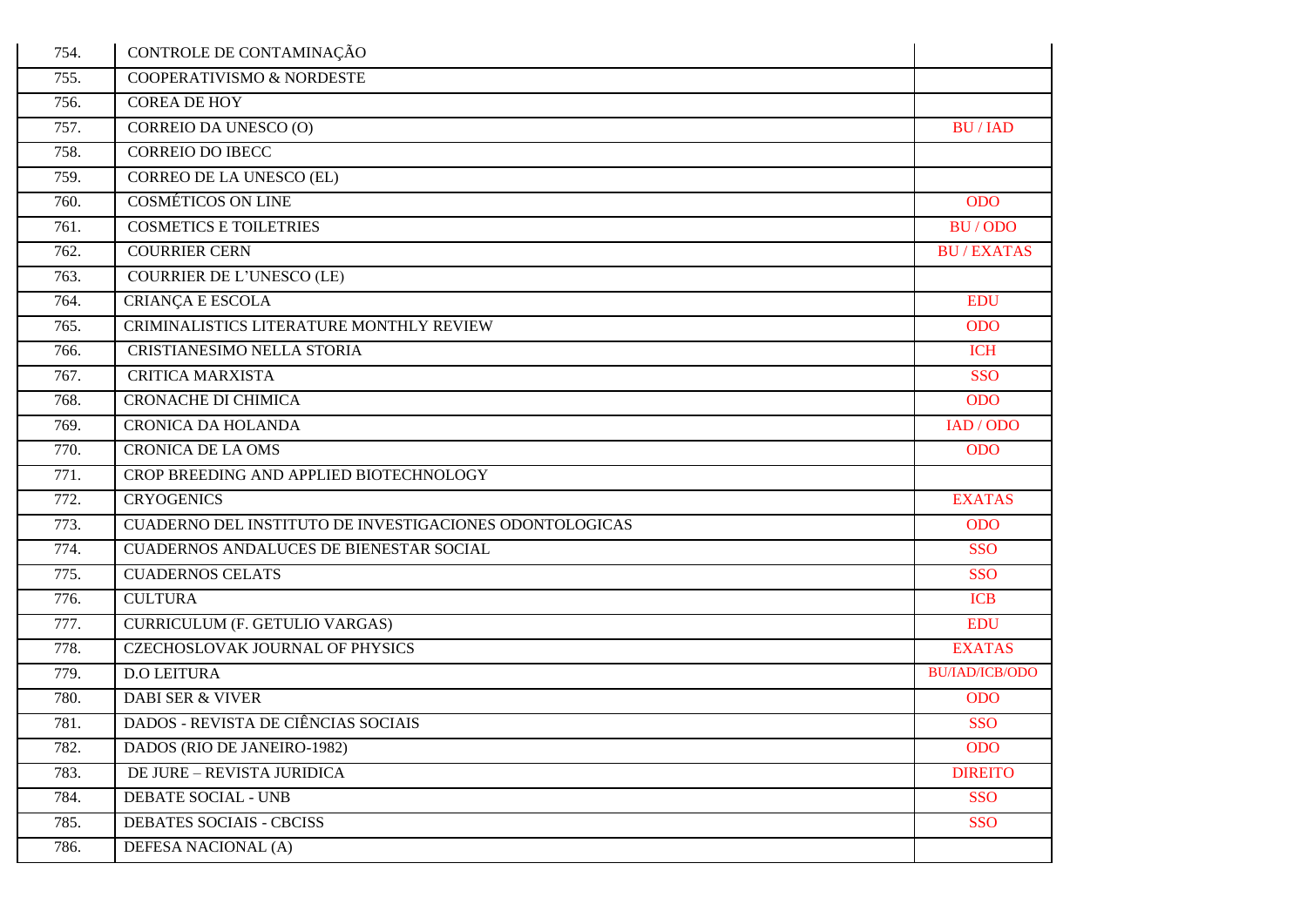| | | |
|---|---|---|
| 754. | CONTROLE DE CONTAMINAÇÃO | |
| 755. | COOPERATIVISMO & NORDESTE | |
| 756. | COREA DE HOY | |
| 757. | CORREIO DA UNESCO (O) | BU / IAD |
| 758. | CORREIO DO IBECC | |
| 759. | CORREO DE LA UNESCO (EL) | |
| 760. | COSMÉTICOS ON LINE | ODO |
| 761. | COSMETICS E TOILETRIES | BU / ODO |
| 762. | COURRIER CERN | BU / EXATAS |
| 763. | COURRIER DE L'UNESCO (LE) | |
| 764. | CRIANÇA E ESCOLA | EDU |
| 765. | CRIMINALISTICS LITERATURE MONTHLY REVIEW | ODO |
| 766. | CRISTIANESIMO NELLA STORIA | ICH |
| 767. | CRITICA MARXISTA | SSO |
| 768. | CRONACHE DI CHIMICA | ODO |
| 769. | CRONICA DA HOLANDA | IAD / ODO |
| 770. | CRONICA DE LA OMS | ODO |
| 771. | CROP BREEDING AND APPLIED BIOTECHNOLOGY | |
| 772. | CRYOGENICS | EXATAS |
| 773. | CUADERNO DEL INSTITUTO DE INVESTIGACIONES ODONTOLOGICAS | ODO |
| 774. | CUADERNOS ANDALUCES DE BIENESTAR SOCIAL | SSO |
| 775. | CUADERNOS CELATS | SSO |
| 776. | CULTURA | ICB |
| 777. | CURRICULUM (F. GETULIO VARGAS) | EDU |
| 778. | CZECHOSLOVAK JOURNAL OF PHYSICS | EXATAS |
| 779. | D.O LEITURA | BU/IAD/ICB/ODO |
| 780. | DABI SER & VIVER | ODO |
| 781. | DADOS - REVISTA DE CIÊNCIAS SOCIAIS | SSO |
| 782. | DADOS (RIO DE JANEIRO-1982) | ODO |
| 783. | DE JURE – REVISTA JURIDICA | DIREITO |
| 784. | DEBATE SOCIAL - UNB | SSO |
| 785. | DEBATES SOCIAIS - CBCISS | SSO |
| 786. | DEFESA NACIONAL (A) | |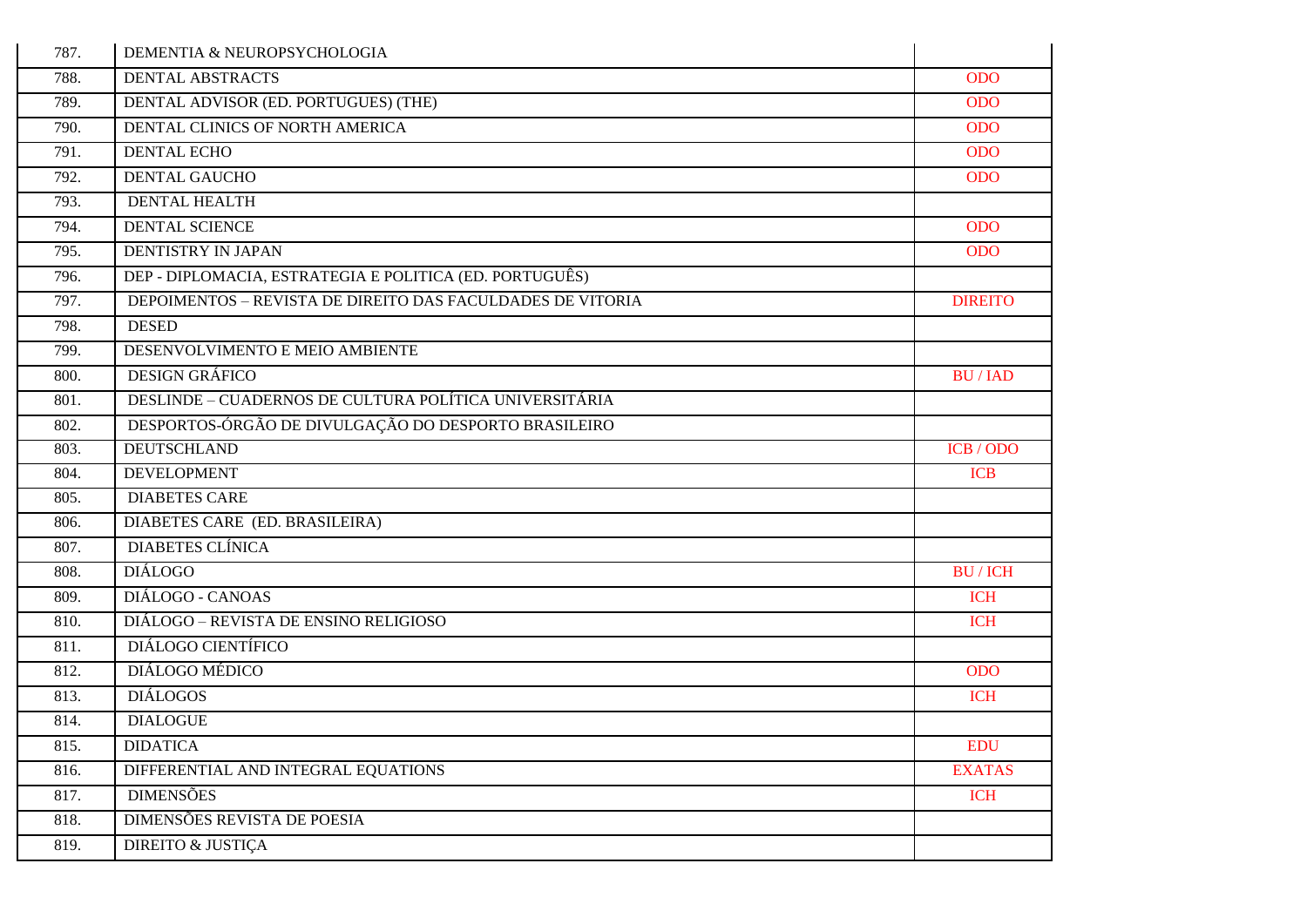| | | |
|---|---|---|
| 787. | DEMENTIA & NEUROPSYCHOLOGIA | |
| 788. | DENTAL ABSTRACTS | ODO |
| 789. | DENTAL ADVISOR (ED. PORTUGUES) (THE) | ODO |
| 790. | DENTAL CLINICS OF NORTH AMERICA | ODO |
| 791. | DENTAL ECHO | ODO |
| 792. | DENTAL GAUCHO | ODO |
| 793. | DENTAL HEALTH | |
| 794. | DENTAL SCIENCE | ODO |
| 795. | DENTISTRY IN JAPAN | ODO |
| 796. | DEP - DIPLOMACIA, ESTRATEGIA E POLITICA (ED. PORTUGUÊS) | |
| 797. | DEPOIMENTOS – REVISTA DE DIREITO DAS FACULDADES DE VITORIA | DIREITO |
| 798. | DESED | |
| 799. | DESENVOLVIMENTO E MEIO AMBIENTE | |
| 800. | DESIGN GRÁFICO | BU / IAD |
| 801. | DESLINDE – CUADERNOS DE CULTURA POLÍTICA UNIVERSITÁRIA | |
| 802. | DESPORTOS-ÓRGÃO DE DIVULGAÇÃO DO DESPORTO BRASILEIRO | |
| 803. | DEUTSCHLAND | ICB / ODO |
| 804. | DEVELOPMENT | ICB |
| 805. | DIABETES CARE | |
| 806. | DIABETES CARE (ED. BRASILEIRA) | |
| 807. | DIABETES CLÍNICA | |
| 808. | DIÁLOGO | BU / ICH |
| 809. | DIÁLOGO - CANOAS | ICH |
| 810. | DIÁLOGO – REVISTA DE ENSINO RELIGIOSO | ICH |
| 811. | DIÁLOGO CIENTÍFICO | |
| 812. | DIÁLOGO MÉDICO | ODO |
| 813. | DIÁLOGOS | ICH |
| 814. | DIALOGUE | |
| 815. | DIDATICA | EDU |
| 816. | DIFFERENTIAL AND INTEGRAL EQUATIONS | EXATAS |
| 817. | DIMENSÕES | ICH |
| 818. | DIMENSÕES REVISTA DE POESIA | |
| 819. | DIREITO & JUSTIÇA | |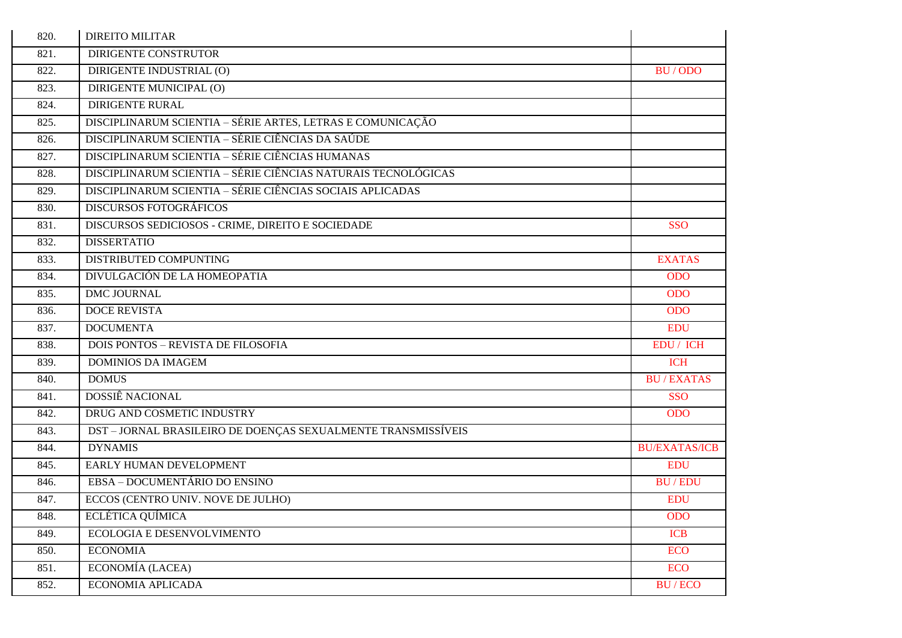| | | |
|---|---|---|
| 820. | DIREITO MILITAR | |
| 821. | DIRIGENTE CONSTRUTOR | |
| 822. | DIRIGENTE INDUSTRIAL (O) | BU / ODO |
| 823. | DIRIGENTE MUNICIPAL (O) | |
| 824. | DIRIGENTE RURAL | |
| 825. | DISCIPLINARUM SCIENTIA – SÉRIE ARTES, LETRAS E COMUNICAÇÃO | |
| 826. | DISCIPLINARUM SCIENTIA – SÉRIE CIÊNCIAS DA SAÚDE | |
| 827. | DISCIPLINARUM SCIENTIA – SÉRIE CIÊNCIAS HUMANAS | |
| 828. | DISCIPLINARUM SCIENTIA – SÉRIE CIÊNCIAS NATURAIS TECNOLÓGICAS | |
| 829. | DISCIPLINARUM SCIENTIA – SÉRIE CIÊNCIAS SOCIAIS APLICADAS | |
| 830. | DISCURSOS FOTOGRÁFICOS | |
| 831. | DISCURSOS SEDICIOSOS - CRIME, DIREITO E SOCIEDADE | SSO |
| 832. | DISSERTATIO | |
| 833. | DISTRIBUTED COMPUNTING | EXATAS |
| 834. | DIVULGACIÓN DE LA HOMEOPATIA | ODO |
| 835. | DMC JOURNAL | ODO |
| 836. | DOCE REVISTA | ODO |
| 837. | DOCUMENTA | EDU |
| 838. | DOIS PONTOS – REVISTA DE FILOSOFIA | EDU / ICH |
| 839. | DOMINIOS DA IMAGEM | ICH |
| 840. | DOMUS | BU / EXATAS |
| 841. | DOSSIÊ NACIONAL | SSO |
| 842. | DRUG AND COSMETIC INDUSTRY | ODO |
| 843. | DST – JORNAL BRASILEIRO DE DOENÇAS SEXUALMENTE TRANSMISSÍVEIS | |
| 844. | DYNAMIS | BU/EXATAS/ICB |
| 845. | EARLY HUMAN DEVELOPMENT | EDU |
| 846. | EBSA – DOCUMENTÁRIO DO ENSINO | BU / EDU |
| 847. | ECCOS (CENTRO UNIV. NOVE DE JULHO) | EDU |
| 848. | ECLÉTICA QUÍMICA | ODO |
| 849. | ECOLOGIA E DESENVOLVIMENTO | ICB |
| 850. | ECONOMIA | ECO |
| 851. | ECONOMÍA (LACEA) | ECO |
| 852. | ECONOMIA APLICADA | BU / ECO |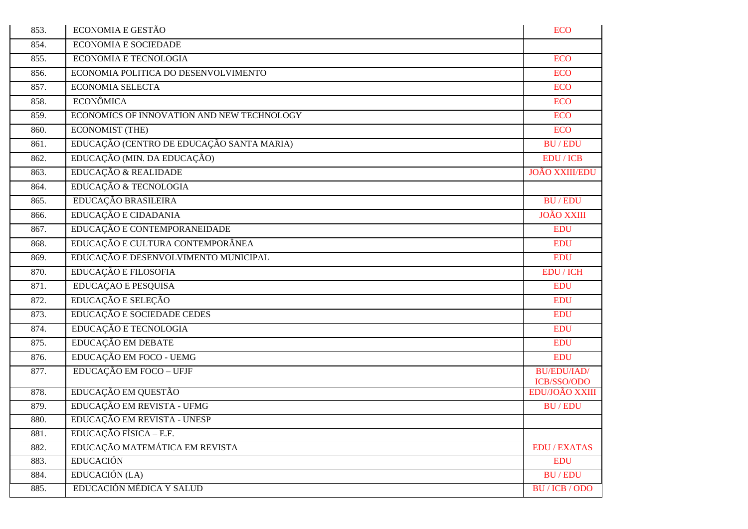| | | |
|---|---|---|
| 853. | ECONOMIA E GESTÃO | ECO |
| 854. | ECONOMIA E SOCIEDADE | |
| 855. | ECONOMIA E TECNOLOGIA | ECO |
| 856. | ECONOMIA POLITICA DO DESENVOLVIMENTO | ECO |
| 857. | ECONOMIA SELECTA | ECO |
| 858. | ECONÔMICA | ECO |
| 859. | ECONOMICS OF INNOVATION AND NEW TECHNOLOGY | ECO |
| 860. | ECONOMIST (THE) | ECO |
| 861. | EDUCAÇÃO (CENTRO DE EDUCAÇÃO SANTA MARIA) | BU / EDU |
| 862. | EDUCAÇÃO (MIN. DA EDUCAÇÃO) | EDU / ICB |
| 863. | EDUCAÇÃO & REALIDADE | JOÃO XXIII/EDU |
| 864. | EDUCAÇÃO & TECNOLOGIA | |
| 865. | EDUCAÇÃO BRASILEIRA | BU / EDU |
| 866. | EDUCAÇÃO E CIDADANIA | JOÃO XXIII |
| 867. | EDUCAÇÃO E CONTEMPORANEIDADE | EDU |
| 868. | EDUCAÇÃO E CULTURA CONTEMPORÂNEA | EDU |
| 869. | EDUCAÇÃO E DESENVOLVIMENTO MUNICIPAL | EDU |
| 870. | EDUCAÇÃO E FILOSOFIA | EDU / ICH |
| 871. | EDUCAÇAO E PESQUISA | EDU |
| 872. | EDUCAÇÃO E SELEÇÃO | EDU |
| 873. | EDUCAÇÃO E SOCIEDADE CEDES | EDU |
| 874. | EDUCAÇÃO E TECNOLOGIA | EDU |
| 875. | EDUCAÇÃO EM DEBATE | EDU |
| 876. | EDUCAÇÃO EM FOCO - UEMG | EDU |
| 877. | EDUCAÇÃO EM FOCO – UFJF | BU/EDU/IAD/ ICB/SSO/ODO |
| 878. | EDUCAÇÃO EM QUESTÃO | EDU/JOÃO XXIII |
| 879. | EDUCAÇÃO EM REVISTA - UFMG | BU / EDU |
| 880. | EDUCAÇÃO EM REVISTA - UNESP | |
| 881. | EDUCAÇÃO FÍSICA – E.F. | |
| 882. | EDUCAÇÃO MATEMÁTICA EM REVISTA | EDU / EXATAS |
| 883. | EDUCACIÓN | EDU |
| 884. | EDUCACIÓN (LA) | BU / EDU |
| 885. | EDUCACIÓN MÉDICA Y SALUD | BU / ICB / ODO |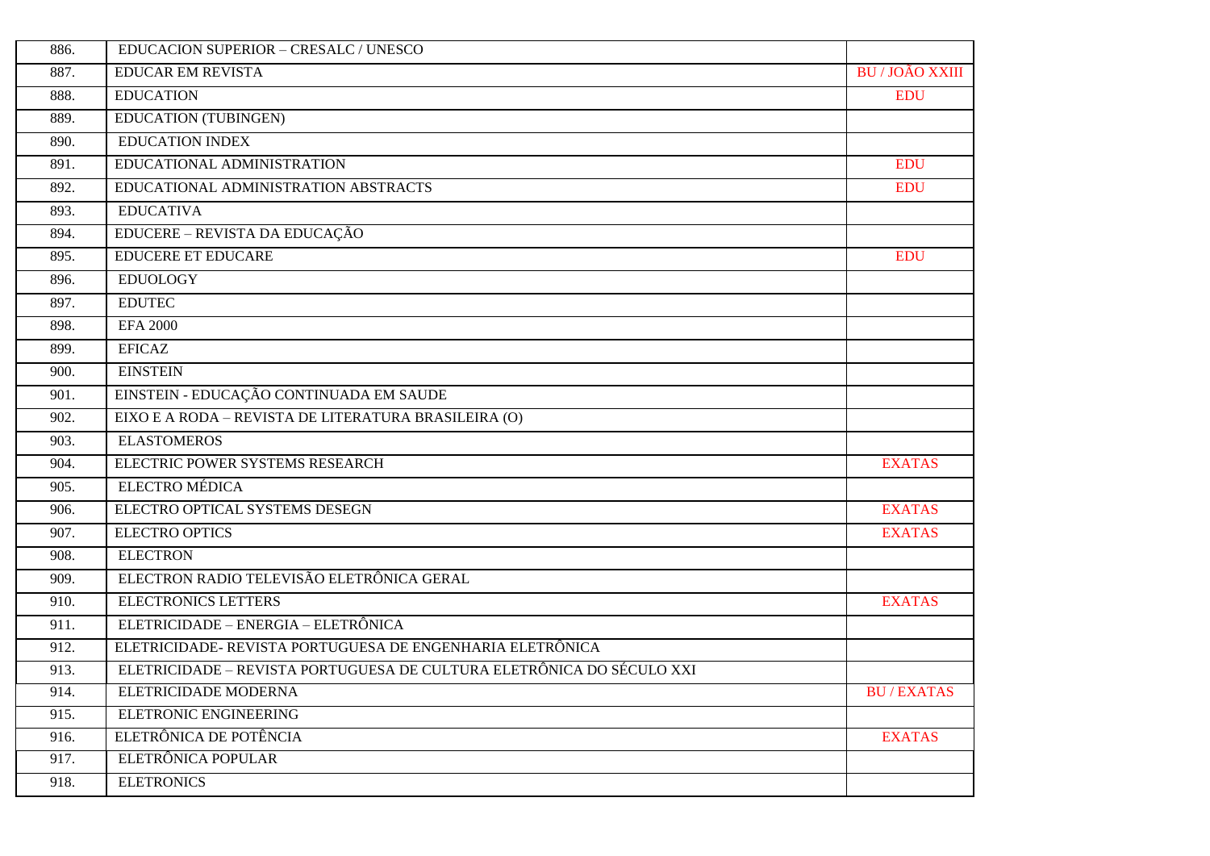| | | |
|---|---|---|
| 886. | EDUCACION SUPERIOR – CRESALC / UNESCO | |
| 887. | EDUCAR EM REVISTA | BU / JOÃO XXIII |
| 888. | EDUCATION | EDU |
| 889. | EDUCATION (TUBINGEN) | |
| 890. | EDUCATION INDEX | |
| 891. | EDUCATIONAL ADMINISTRATION | EDU |
| 892. | EDUCATIONAL ADMINISTRATION ABSTRACTS | EDU |
| 893. | EDUCATIVA | |
| 894. | EDUCERE – REVISTA DA EDUCAÇÃO | |
| 895. | EDUCERE ET EDUCARE | EDU |
| 896. | EDUOLOGY | |
| 897. | EDUTEC | |
| 898. | EFA 2000 | |
| 899. | EFICAZ | |
| 900. | EINSTEIN | |
| 901. | EINSTEIN - EDUCAÇÃO CONTINUADA EM SAUDE | |
| 902. | EIXO E A RODA – REVISTA DE LITERATURA BRASILEIRA (O) | |
| 903. | ELASTOMEROS | |
| 904. | ELECTRIC POWER SYSTEMS RESEARCH | EXATAS |
| 905. | ELECTRO MÉDICA | |
| 906. | ELECTRO OPTICAL SYSTEMS DESEGN | EXATAS |
| 907. | ELECTRO OPTICS | EXATAS |
| 908. | ELECTRON | |
| 909. | ELECTRON RADIO TELEVISÃO ELETRÔNICA GERAL | |
| 910. | ELECTRONICS LETTERS | EXATAS |
| 911. | ELETRICIDADE – ENERGIA – ELETRÔNICA | |
| 912. | ELETRICIDADE- REVISTA PORTUGUESA DE ENGENHARIA ELETRÔNICA | |
| 913. | ELETRICIDADE – REVISTA PORTUGUESA DE CULTURA ELETRÔNICA DO SÉCULO XXI | |
| 914. | ELETRICIDADE MODERNA | BU / EXATAS |
| 915. | ELETRONIC ENGINEERING | |
| 916. | ELETRÔNICA DE POTÊNCIA | EXATAS |
| 917. | ELETRÔNICA POPULAR | |
| 918. | ELETRONICS | |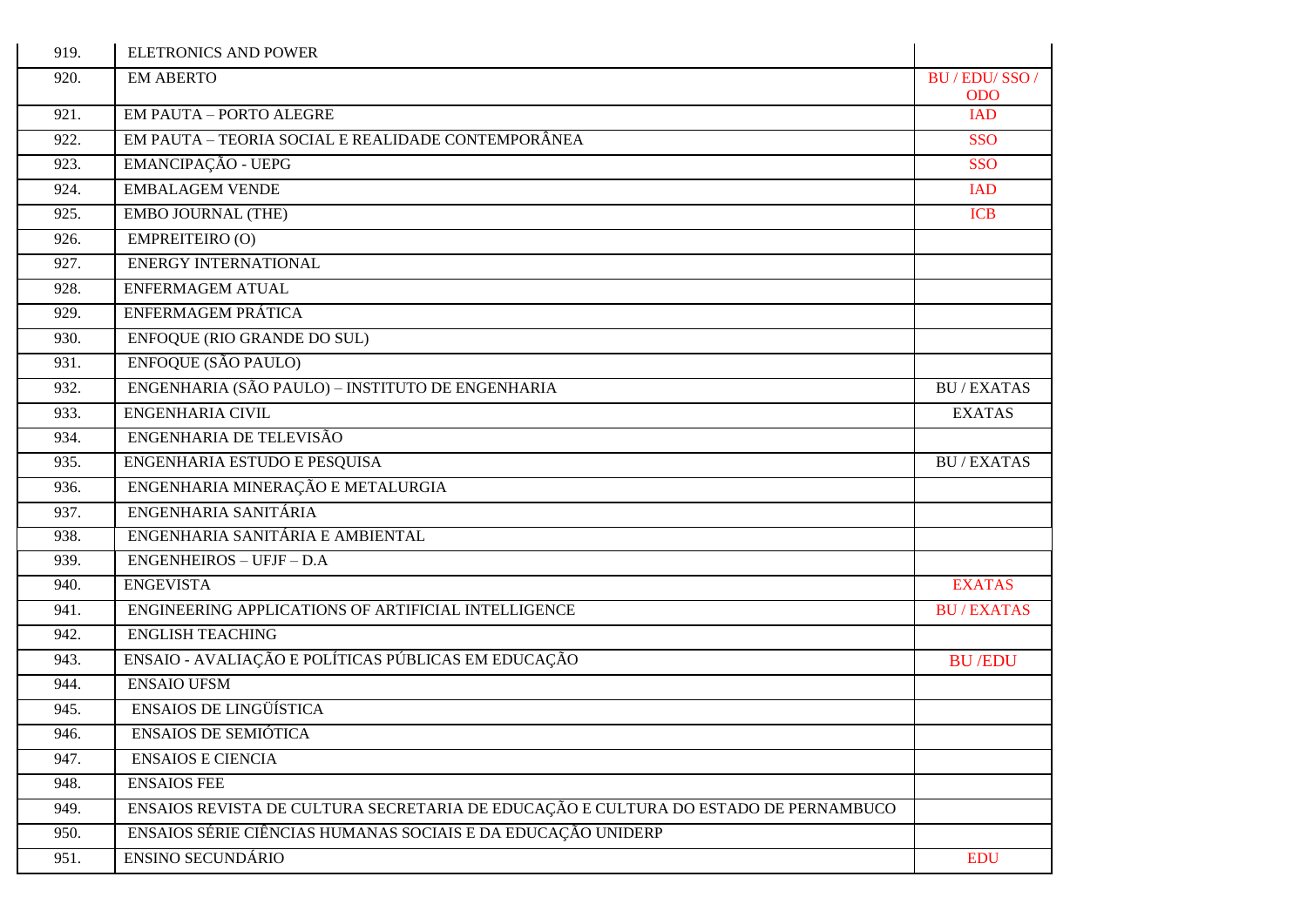| | | |
|---|---|---|
| 919. | ELETRONICS AND POWER | |
| 920. | EM ABERTO | BU / EDU/ SSO / ODO |
| 921. | EM PAUTA – PORTO ALEGRE | IAD |
| 922. | EM PAUTA – TEORIA SOCIAL E REALIDADE CONTEMPORÂNEA | SSO |
| 923. | EMANCIPAÇÃO - UEPG | SSO |
| 924. | EMBALAGEM VENDE | IAD |
| 925. | EMBO JOURNAL (THE) | ICB |
| 926. | EMPREITEIRO (O) | |
| 927. | ENERGY INTERNATIONAL | |
| 928. | ENFERMAGEM ATUAL | |
| 929. | ENFERMAGEM PRÁTICA | |
| 930. | ENFOQUE (RIO GRANDE DO SUL) | |
| 931. | ENFOQUE (SÃO PAULO) | |
| 932. | ENGENHARIA (SÃO PAULO) – INSTITUTO DE ENGENHARIA | BU / EXATAS |
| 933. | ENGENHARIA CIVIL | EXATAS |
| 934. | ENGENHARIA DE TELEVISÃO | |
| 935. | ENGENHARIA ESTUDO E PESQUISA | BU / EXATAS |
| 936. | ENGENHARIA MINERAÇÃO E METALURGIA | |
| 937. | ENGENHARIA SANITÁRIA | |
| 938. | ENGENHARIA SANITÁRIA E AMBIENTAL | |
| 939. | ENGENHEIROS – UFJF – D.A | |
| 940. | ENGEVISTA | EXATAS |
| 941. | ENGINEERING APPLICATIONS OF ARTIFICIAL INTELLIGENCE | BU / EXATAS |
| 942. | ENGLISH TEACHING | |
| 943. | ENSAIO - AVALIAÇÃO E POLÍTICAS PÚBLICAS EM EDUCAÇÃO | BU /EDU |
| 944. | ENSAIO UFSM | |
| 945. | ENSAIOS DE LINGÜÍSTICA | |
| 946. | ENSAIOS DE SEMIÓTICA | |
| 947. | ENSAIOS E CIENCIA | |
| 948. | ENSAIOS FEE | |
| 949. | ENSAIOS REVISTA DE CULTURA SECRETARIA DE EDUCAÇÃO E CULTURA DO ESTADO DE PERNAMBUCO | |
| 950. | ENSAIOS SÉRIE CIÊNCIAS HUMANAS SOCIAIS E DA EDUCAÇÃO UNIDERP | |
| 951. | ENSINO SECUNDÁRIO | EDU |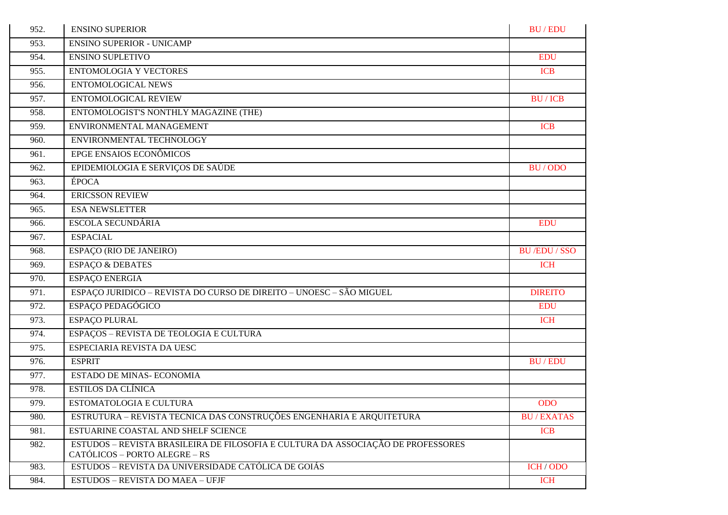| | | |
|---|---|---|
| 952. | ENSINO SUPERIOR | BU / EDU |
| 953. | ENSINO SUPERIOR - UNICAMP | |
| 954. | ENSINO SUPLETIVO | EDU |
| 955. | ENTOMOLOGIA Y VECTORES | ICB |
| 956. | ENTOMOLOGICAL NEWS | |
| 957. | ENTOMOLOGICAL REVIEW | BU / ICB |
| 958. | ENTOMOLOGIST'S NONTHLY MAGAZINE (THE) | |
| 959. | ENVIRONMENTAL MANAGEMENT | ICB |
| 960. | ENVIRONMENTAL TECHNOLOGY | |
| 961. | EPGE ENSAIOS ECONÔMICOS | |
| 962. | EPIDEMIOLOGIA E SERVIÇOS DE SAÚDE | BU / ODO |
| 963. | ÉPOCA | |
| 964. | ERICSSON REVIEW | |
| 965. | ESA NEWSLETTER | |
| 966. | ESCOLA SECUNDÁRIA | EDU |
| 967. | ESPACIAL | |
| 968. | ESPAÇO (RIO DE JANEIRO) | BU /EDU / SSO |
| 969. | ESPAÇO & DEBATES | ICH |
| 970. | ESPAÇO ENERGIA | |
| 971. | ESPAÇO JURIDICO – REVISTA DO CURSO DE DIREITO – UNOESC – SÃO MIGUEL | DIREITO |
| 972. | ESPAÇO PEDAGÓGICO | EDU |
| 973. | ESPAÇO PLURAL | ICH |
| 974. | ESPAÇOS – REVISTA DE TEOLOGIA E CULTURA | |
| 975. | ESPECIARIA REVISTA DA UESC | |
| 976. | ESPRIT | BU / EDU |
| 977. | ESTADO DE MINAS- ECONOMIA | |
| 978. | ESTILOS DA CLÍNICA | |
| 979. | ESTOMATOLOGIA E CULTURA | ODO |
| 980. | ESTRUTURA – REVISTA TECNICA DAS CONSTRUÇÕES ENGENHARIA E ARQUITETURA | BU / EXATAS |
| 981. | ESTUARINE COASTAL AND SHELF SCIENCE | ICB |
| 982. | ESTUDOS – REVISTA BRASILEIRA DE FILOSOFIA E CULTURA DA ASSOCIAÇÃO DE PROFESSORES CATÓLICOS – PORTO ALEGRE – RS | |
| 983. | ESTUDOS – REVISTA DA UNIVERSIDADE CATÓLICA DE GOIÁS | ICH / ODO |
| 984. | ESTUDOS – REVISTA DO MAEA – UFJF | ICH |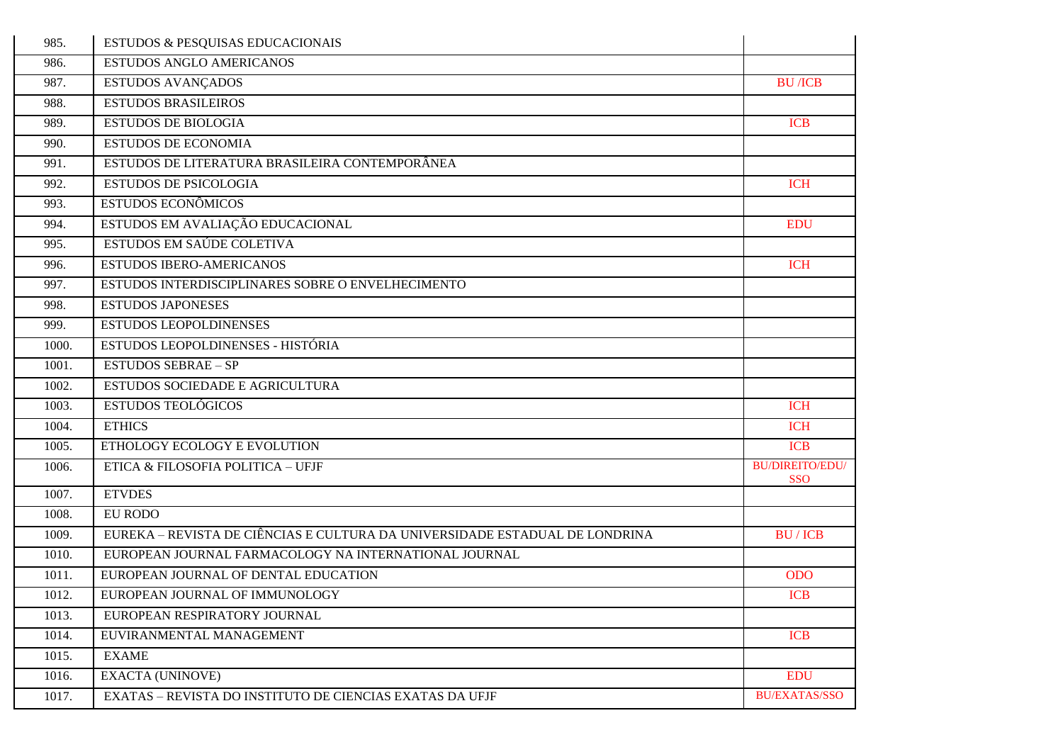| | | |
|---|---|---|
| 985. | ESTUDOS & PESQUISAS EDUCACIONAIS | |
| 986. | ESTUDOS ANGLO AMERICANOS | |
| 987. | ESTUDOS AVANÇADOS | BU /ICB |
| 988. | ESTUDOS BRASILEIROS | |
| 989. | ESTUDOS DE BIOLOGIA | ICB |
| 990. | ESTUDOS DE ECONOMIA | |
| 991. | ESTUDOS DE LITERATURA BRASILEIRA CONTEMPORÂNEA | |
| 992. | ESTUDOS DE PSICOLOGIA | ICH |
| 993. | ESTUDOS ECONÔMICOS | |
| 994. | ESTUDOS EM AVALIAÇÃO EDUCACIONAL | EDU |
| 995. | ESTUDOS EM SAÚDE COLETIVA | |
| 996. | ESTUDOS IBERO-AMERICANOS | ICH |
| 997. | ESTUDOS INTERDISCIPLINARES SOBRE O ENVELHECIMENTO | |
| 998. | ESTUDOS JAPONESES | |
| 999. | ESTUDOS LEOPOLDINENSES | |
| 1000. | ESTUDOS LEOPOLDINENSES - HISTÓRIA | |
| 1001. | ESTUDOS SEBRAE – SP | |
| 1002. | ESTUDOS SOCIEDADE E AGRICULTURA | |
| 1003. | ESTUDOS TEOLÓGICOS | ICH |
| 1004. | ETHICS | ICH |
| 1005. | ETHOLOGY ECOLOGY E EVOLUTION | ICB |
| 1006. | ETICA & FILOSOFIA POLITICA – UFJF | BU/DIREITO/EDU/ SSO |
| 1007. | ETVDES | |
| 1008. | EU RODO | |
| 1009. | EUREKA – REVISTA DE CIÊNCIAS E CULTURA DA UNIVERSIDADE ESTADUAL DE LONDRINA | BU / ICB |
| 1010. | EUROPEAN JOURNAL FARMACOLOGY NA INTERNATIONAL JOURNAL | |
| 1011. | EUROPEAN JOURNAL OF DENTAL EDUCATION | ODO |
| 1012. | EUROPEAN JOURNAL OF IMMUNOLOGY | ICB |
| 1013. | EUROPEAN RESPIRATORY JOURNAL | |
| 1014. | EUVIRANMENTAL MANAGEMENT | ICB |
| 1015. | EXAME | |
| 1016. | EXACTA (UNINOVE) | EDU |
| 1017. | EXATAS – REVISTA DO INSTITUTO DE CIENCIAS EXATAS DA UFJF | BU/EXATAS/SSO |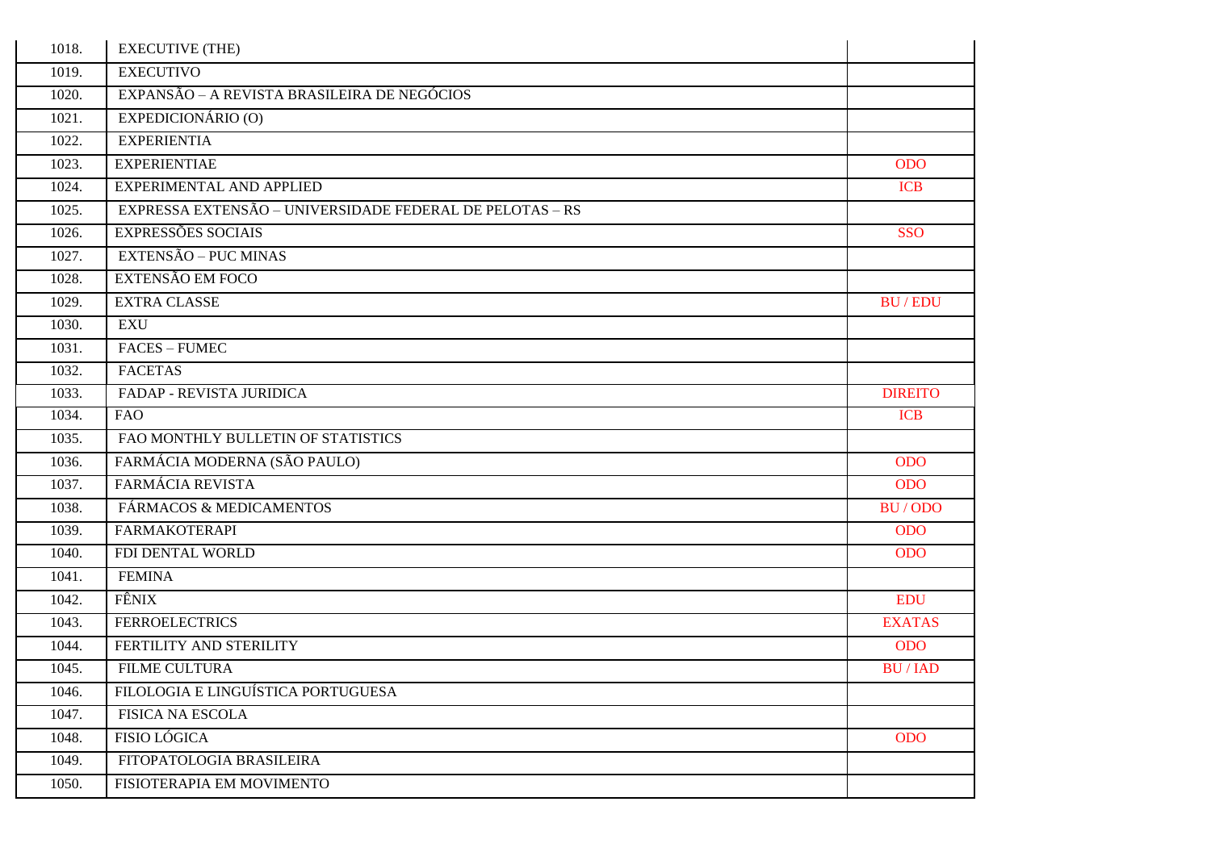| | | |
|---|---|---|
| 1018. | EXECUTIVE (THE) | |
| 1019. | EXECUTIVO | |
| 1020. | EXPANSÃO – A REVISTA BRASILEIRA DE NEGÓCIOS | |
| 1021. | EXPEDICIONÁRIO (O) | |
| 1022. | EXPERIENTIA | |
| 1023. | EXPERIENTIAE | ODO |
| 1024. | EXPERIMENTAL AND APPLIED | ICB |
| 1025. | EXPRESSA EXTENSÃO – UNIVERSIDADE FEDERAL DE PELOTAS – RS | |
| 1026. | EXPRESSÕES SOCIAIS | SSO |
| 1027. | EXTENSÃO – PUC MINAS | |
| 1028. | EXTENSÃO EM FOCO | |
| 1029. | EXTRA CLASSE | BU / EDU |
| 1030. | EXU | |
| 1031. | FACES – FUMEC | |
| 1032. | FACETAS | |
| 1033. | FADAP - REVISTA JURIDICA | DIREITO |
| 1034. | FAO | ICB |
| 1035. | FAO MONTHLY BULLETIN OF STATISTICS | |
| 1036. | FARMÁCIA MODERNA (SÃO PAULO) | ODO |
| 1037. | FARMÁCIA REVISTA | ODO |
| 1038. | FÁRMACOS & MEDICAMENTOS | BU / ODO |
| 1039. | FARMAKOTERAPI | ODO |
| 1040. | FDI DENTAL WORLD | ODO |
| 1041. | FEMINA | |
| 1042. | FÊNIX | EDU |
| 1043. | FERROELECTRICS | EXATAS |
| 1044. | FERTILITY AND STERILITY | ODO |
| 1045. | FILME CULTURA | BU / IAD |
| 1046. | FILOLOGIA E LINGUÍSTICA PORTUGUESA | |
| 1047. | FISICA NA ESCOLA | |
| 1048. | FISIO LÓGICA | ODO |
| 1049. | FITOPATOLOGIA BRASILEIRA | |
| 1050. | FISIOTERAPIA EM MOVIMENTO | |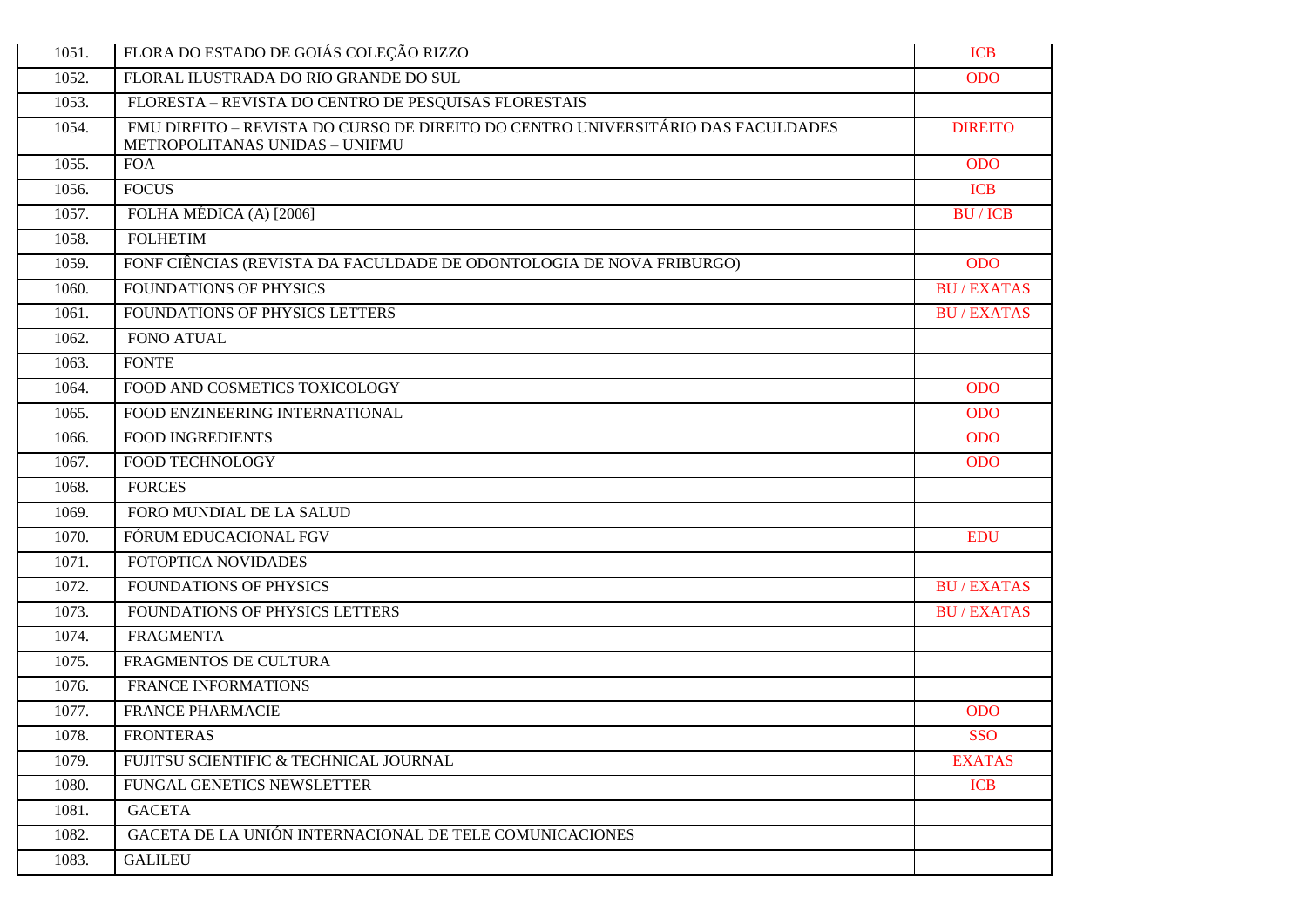| | | |
|---|---|---|
| 1051. | FLORA DO ESTADO DE GOIÁS COLEÇÃO RIZZO | ICB |
| 1052. | FLORAL ILUSTRADA DO RIO GRANDE DO SUL | ODO |
| 1053. | FLORESTA – REVISTA DO CENTRO DE PESQUISAS FLORESTAIS | |
| 1054. | FMU DIREITO – REVISTA DO CURSO DE DIREITO DO CENTRO UNIVERSITÁRIO DAS FACULDADES METROPOLITANAS UNIDAS – UNIFMU | DIREITO |
| 1055. | FOA | ODO |
| 1056. | FOCUS | ICB |
| 1057. | FOLHA MÉDICA (A) [2006] | BU / ICB |
| 1058. | FOLHETIM | |
| 1059. | FONF CIÊNCIAS (REVISTA DA FACULDADE DE ODONTOLOGIA DE NOVA FRIBURGO) | ODO |
| 1060. | FOUNDATIONS OF PHYSICS | BU / EXATAS |
| 1061. | FOUNDATIONS OF PHYSICS LETTERS | BU / EXATAS |
| 1062. | FONO ATUAL | |
| 1063. | FONTE | |
| 1064. | FOOD AND COSMETICS TOXICOLOGY | ODO |
| 1065. | FOOD ENZINEERING INTERNATIONAL | ODO |
| 1066. | FOOD INGREDIENTS | ODO |
| 1067. | FOOD TECHNOLOGY | ODO |
| 1068. | FORCES | |
| 1069. | FORO MUNDIAL DE LA SALUD | |
| 1070. | FÓRUM EDUCACIONAL FGV | EDU |
| 1071. | FOTOPTICA NOVIDADES | |
| 1072. | FOUNDATIONS OF PHYSICS | BU / EXATAS |
| 1073. | FOUNDATIONS OF PHYSICS LETTERS | BU / EXATAS |
| 1074. | FRAGMENTA | |
| 1075. | FRAGMENTOS DE CULTURA | |
| 1076. | FRANCE INFORMATIONS | |
| 1077. | FRANCE PHARMACIE | ODO |
| 1078. | FRONTERAS | SSO |
| 1079. | FUJITSU SCIENTIFIC & TECHNICAL JOURNAL | EXATAS |
| 1080. | FUNGAL GENETICS NEWSLETTER | ICB |
| 1081. | GACETA | |
| 1082. | GACETA DE LA UNIÓN INTERNACIONAL DE TELE COMUNICACIONES | |
| 1083. | GALILEU | |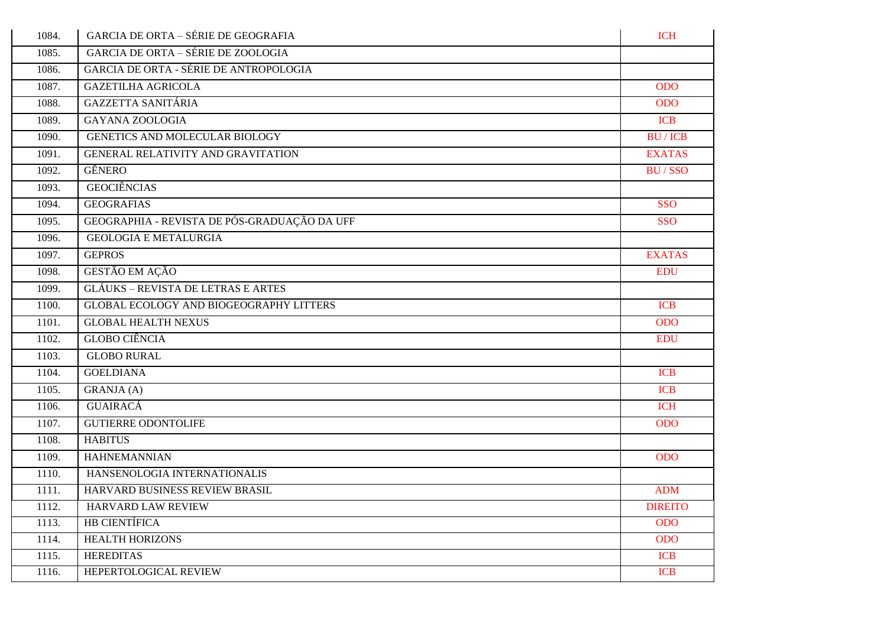| | | |
|---|---|---|
| 1084. | GARCIA DE ORTA – SÉRIE DE GEOGRAFIA | ICH |
| 1085. | GARCIA DE ORTA – SÉRIE DE ZOOLOGIA | |
| 1086. | GARCIA DE ORTA - SÉRIE DE ANTROPOLOGIA | |
| 1087. | GAZETILHA AGRICOLA | ODO |
| 1088. | GAZZETTA SANITÁRIA | ODO |
| 1089. | GAYANA ZOOLOGIA | ICB |
| 1090. | GENETICS AND MOLECULAR BIOLOGY | BU / ICB |
| 1091. | GENERAL RELATIVITY AND GRAVITATION | EXATAS |
| 1092. | GÊNERO | BU / SSO |
| 1093. | GEOCIÊNCIAS | |
| 1094. | GEOGRAFIAS | SSO |
| 1095. | GEOGRAPHIA - REVISTA DE PÓS-GRADUAÇÃO DA UFF | SSO |
| 1096. | GEOLOGIA E METALURGIA | |
| 1097. | GEPROS | EXATAS |
| 1098. | GESTÃO EM AÇÃO | EDU |
| 1099. | GLÁUKS – REVISTA DE LETRAS E ARTES | |
| 1100. | GLOBAL ECOLOGY AND BIOGEOGRAPHY LITTERS | ICB |
| 1101. | GLOBAL HEALTH NEXUS | ODO |
| 1102. | GLOBO CIÊNCIA | EDU |
| 1103. | GLOBO RURAL | |
| 1104. | GOELDIANA | ICB |
| 1105. | GRANJA (A) | ICB |
| 1106. | GUAIRACÁ | ICH |
| 1107. | GUTIERRE ODONTOLIFE | ODO |
| 1108. | HABITUS | |
| 1109. | HAHNEMANNIAN | ODO |
| 1110. | HANSENOLOGIA INTERNATIONALIS | |
| 1111. | HARVARD BUSINESS REVIEW BRASIL | ADM |
| 1112. | HARVARD LAW REVIEW | DIREITO |
| 1113. | HB CIENTÍFICA | ODO |
| 1114. | HEALTH HORIZONS | ODO |
| 1115. | HEREDITAS | ICB |
| 1116. | HEPERTOLOGICAL REVIEW | ICB |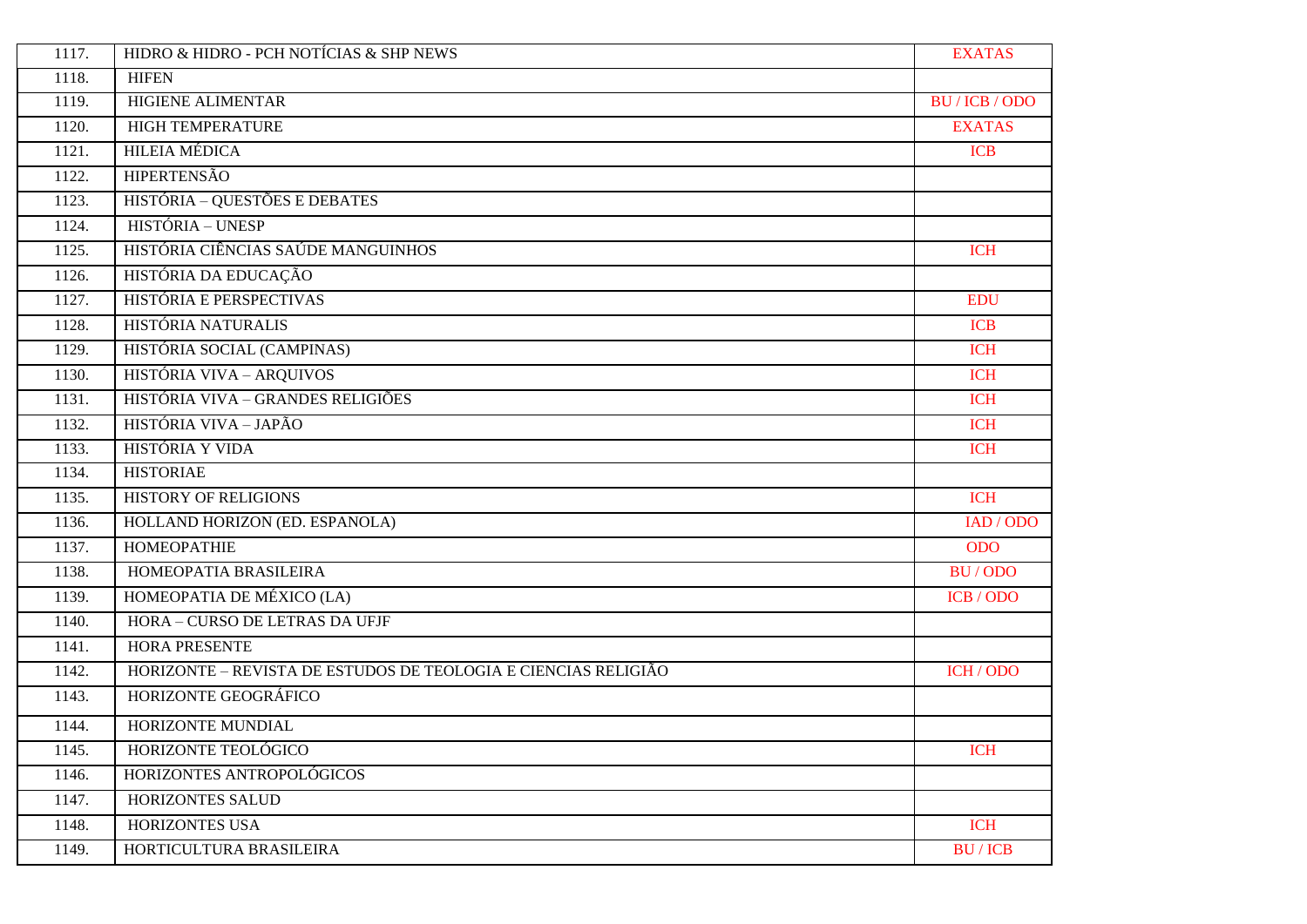| | | |
|---|---|---|
| 1117. | HIDRO & HIDRO - PCH NOTÍCIAS & SHP NEWS | EXATAS |
| 1118. | HIFEN | |
| 1119. | HIGIENE ALIMENTAR | BU / ICB / ODO |
| 1120. | HIGH TEMPERATURE | EXATAS |
| 1121. | HILEIA MÉDICA | ICB |
| 1122. | HIPERTENSÃO | |
| 1123. | HISTÓRIA – QUESTÕES E DEBATES | |
| 1124. | HISTÓRIA – UNESP | |
| 1125. | HISTÓRIA CIÊNCIAS SAÚDE MANGUINHOS | ICH |
| 1126. | HISTÓRIA DA EDUCAÇÃO | |
| 1127. | HISTÓRIA E PERSPECTIVAS | EDU |
| 1128. | HISTÓRIA NATURALIS | ICB |
| 1129. | HISTÓRIA SOCIAL (CAMPINAS) | ICH |
| 1130. | HISTÓRIA VIVA – ARQUIVOS | ICH |
| 1131. | HISTÓRIA VIVA – GRANDES RELIGIÕES | ICH |
| 1132. | HISTÓRIA VIVA – JAPÃO | ICH |
| 1133. | HISTÓRIA Y VIDA | ICH |
| 1134. | HISTORIAE | |
| 1135. | HISTORY OF RELIGIONS | ICH |
| 1136. | HOLLAND HORIZON (ED. ESPANOLA) | IAD / ODO |
| 1137. | HOMEOPATHIE | ODO |
| 1138. | HOMEOPATIA BRASILEIRA | BU / ODO |
| 1139. | HOMEOPATIA DE MÉXICO (LA) | ICB / ODO |
| 1140. | HORA – CURSO DE LETRAS DA UFJF | |
| 1141. | HORA PRESENTE | |
| 1142. | HORIZONTE – REVISTA DE ESTUDOS DE TEOLOGIA E CIENCIAS RELIGIÃO | ICH / ODO |
| 1143. | HORIZONTE GEOGRÁFICO | |
| 1144. | HORIZONTE MUNDIAL | |
| 1145. | HORIZONTE TEOLÓGICO | ICH |
| 1146. | HORIZONTES ANTROPOLÓGICOS | |
| 1147. | HORIZONTES SALUD | |
| 1148. | HORIZONTES USA | ICH |
| 1149. | HORTICULTURA BRASILEIRA | BU / ICB |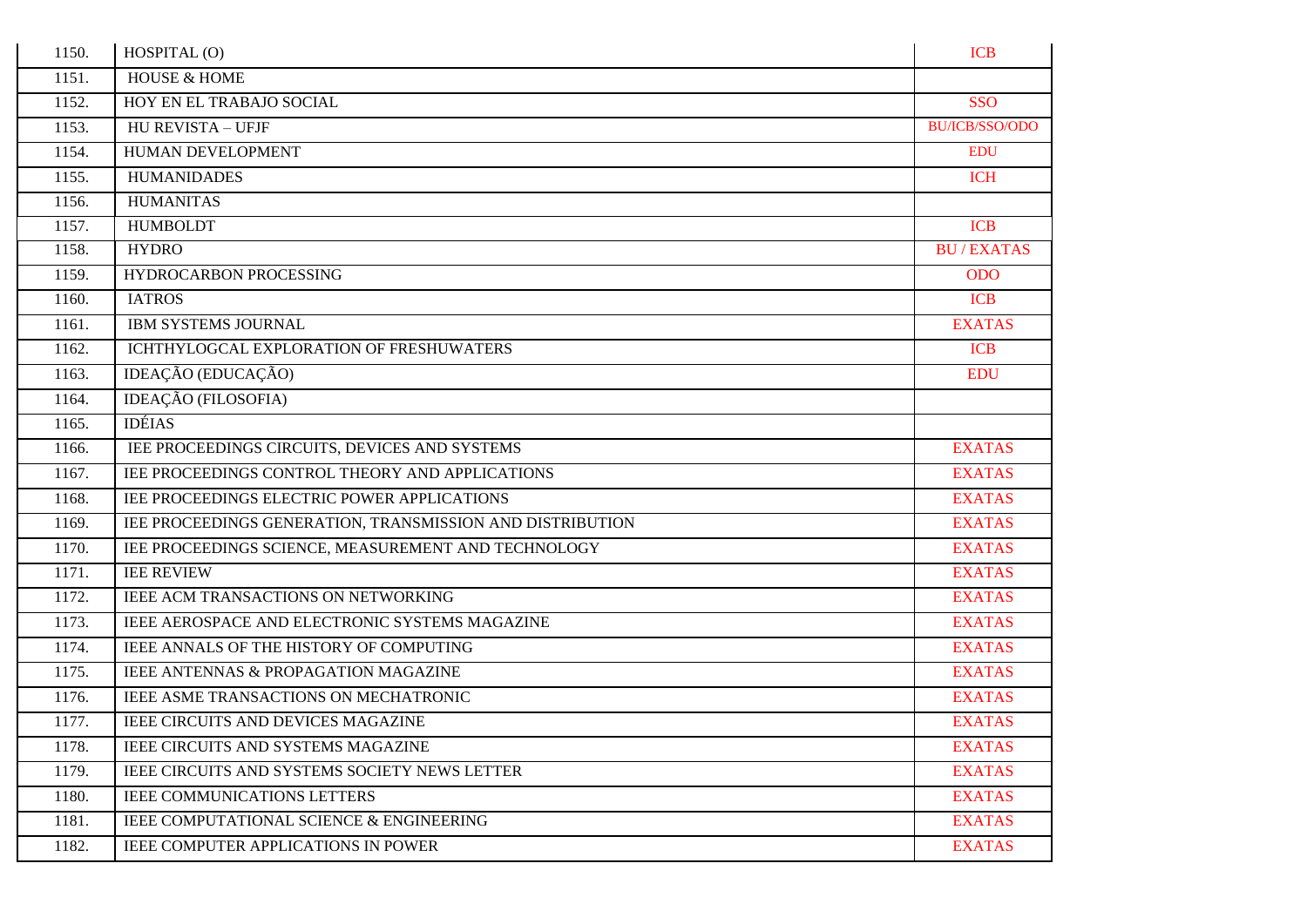| | | |
|---|---|---|
| 1150. | HOSPITAL (O) | ICB |
| 1151. | HOUSE & HOME | |
| 1152. | HOY EN EL TRABAJO SOCIAL | SSO |
| 1153. | HU REVISTA – UFJF | BU/ICB/SSO/ODO |
| 1154. | HUMAN DEVELOPMENT | EDU |
| 1155. | HUMANIDADES | ICH |
| 1156. | HUMANITAS | |
| 1157. | HUMBOLDT | ICB |
| 1158. | HYDRO | BU / EXATAS |
| 1159. | HYDROCARBON PROCESSING | ODO |
| 1160. | IATROS | ICB |
| 1161. | IBM SYSTEMS JOURNAL | EXATAS |
| 1162. | ICHTHYLOGCAL EXPLORATION OF FRESHUWATERS | ICB |
| 1163. | IDEAÇÃO (EDUCAÇÃO) | EDU |
| 1164. | IDEAÇÃO (FILOSOFIA) | |
| 1165. | IDÉIAS | |
| 1166. | IEE PROCEEDINGS CIRCUITS, DEVICES AND SYSTEMS | EXATAS |
| 1167. | IEE PROCEEDINGS CONTROL THEORY AND APPLICATIONS | EXATAS |
| 1168. | IEE PROCEEDINGS ELECTRIC POWER APPLICATIONS | EXATAS |
| 1169. | IEE PROCEEDINGS GENERATION, TRANSMISSION AND DISTRIBUTION | EXATAS |
| 1170. | IEE PROCEEDINGS SCIENCE, MEASUREMENT AND TECHNOLOGY | EXATAS |
| 1171. | IEE REVIEW | EXATAS |
| 1172. | IEEE ACM TRANSACTIONS ON NETWORKING | EXATAS |
| 1173. | IEEE AEROSPACE AND ELECTRONIC SYSTEMS MAGAZINE | EXATAS |
| 1174. | IEEE ANNALS OF THE HISTORY OF COMPUTING | EXATAS |
| 1175. | IEEE ANTENNAS & PROPAGATION MAGAZINE | EXATAS |
| 1176. | IEEE ASME TRANSACTIONS ON MECHATRONIC | EXATAS |
| 1177. | IEEE CIRCUITS AND DEVICES MAGAZINE | EXATAS |
| 1178. | IEEE CIRCUITS AND SYSTEMS MAGAZINE | EXATAS |
| 1179. | IEEE CIRCUITS AND SYSTEMS SOCIETY NEWS LETTER | EXATAS |
| 1180. | IEEE COMMUNICATIONS LETTERS | EXATAS |
| 1181. | IEEE COMPUTATIONAL SCIENCE & ENGINEERING | EXATAS |
| 1182. | IEEE COMPUTER APPLICATIONS IN POWER | EXATAS |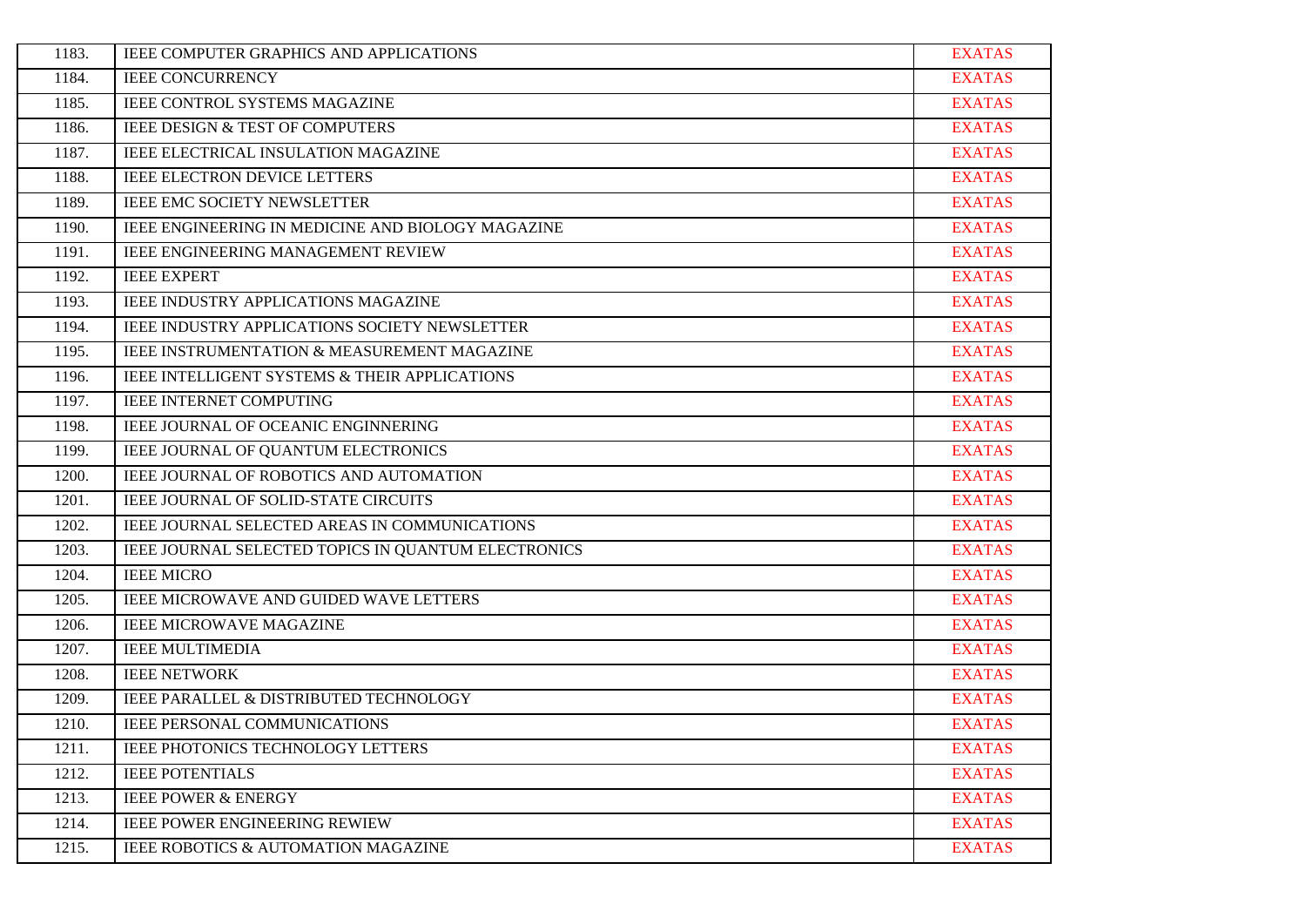| | | |
|---|---|---|
| 1183. | IEEE COMPUTER GRAPHICS AND APPLICATIONS | EXATAS |
| 1184. | IEEE CONCURRENCY | EXATAS |
| 1185. | IEEE CONTROL SYSTEMS MAGAZINE | EXATAS |
| 1186. | IEEE DESIGN & TEST OF COMPUTERS | EXATAS |
| 1187. | IEEE ELECTRICAL INSULATION MAGAZINE | EXATAS |
| 1188. | IEEE ELECTRON DEVICE LETTERS | EXATAS |
| 1189. | IEEE EMC SOCIETY NEWSLETTER | EXATAS |
| 1190. | IEEE ENGINEERING IN MEDICINE AND BIOLOGY MAGAZINE | EXATAS |
| 1191. | IEEE ENGINEERING MANAGEMENT REVIEW | EXATAS |
| 1192. | IEEE EXPERT | EXATAS |
| 1193. | IEEE INDUSTRY APPLICATIONS MAGAZINE | EXATAS |
| 1194. | IEEE INDUSTRY APPLICATIONS SOCIETY NEWSLETTER | EXATAS |
| 1195. | IEEE INSTRUMENTATION & MEASUREMENT MAGAZINE | EXATAS |
| 1196. | IEEE INTELLIGENT SYSTEMS & THEIR APPLICATIONS | EXATAS |
| 1197. | IEEE INTERNET COMPUTING | EXATAS |
| 1198. | IEEE JOURNAL OF OCEANIC ENGINNERING | EXATAS |
| 1199. | IEEE JOURNAL OF QUANTUM ELECTRONICS | EXATAS |
| 1200. | IEEE JOURNAL OF ROBOTICS AND AUTOMATION | EXATAS |
| 1201. | IEEE JOURNAL OF SOLID-STATE CIRCUITS | EXATAS |
| 1202. | IEEE JOURNAL SELECTED AREAS IN COMMUNICATIONS | EXATAS |
| 1203. | IEEE JOURNAL SELECTED TOPICS IN QUANTUM ELECTRONICS | EXATAS |
| 1204. | IEEE MICRO | EXATAS |
| 1205. | IEEE MICROWAVE AND GUIDED WAVE LETTERS | EXATAS |
| 1206. | IEEE MICROWAVE MAGAZINE | EXATAS |
| 1207. | IEEE MULTIMEDIA | EXATAS |
| 1208. | IEEE NETWORK | EXATAS |
| 1209. | IEEE PARALLEL & DISTRIBUTED TECHNOLOGY | EXATAS |
| 1210. | IEEE PERSONAL COMMUNICATIONS | EXATAS |
| 1211. | IEEE PHOTONICS TECHNOLOGY LETTERS | EXATAS |
| 1212. | IEEE POTENTIALS | EXATAS |
| 1213. | IEEE POWER & ENERGY | EXATAS |
| 1214. | IEEE POWER ENGINEERING REWIEW | EXATAS |
| 1215. | IEEE ROBOTICS & AUTOMATION MAGAZINE | EXATAS |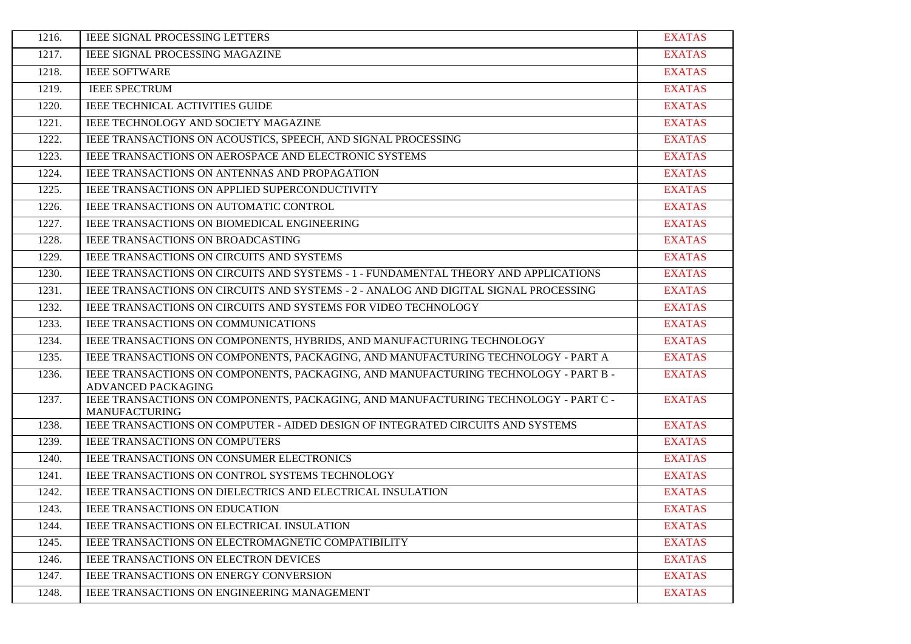| | | |
|---|---|---|
| 1216. | IEEE SIGNAL PROCESSING LETTERS | EXATAS |
| 1217. | IEEE SIGNAL PROCESSING MAGAZINE | EXATAS |
| 1218. | IEEE SOFTWARE | EXATAS |
| 1219. | IEEE SPECTRUM | EXATAS |
| 1220. | IEEE TECHNICAL ACTIVITIES GUIDE | EXATAS |
| 1221. | IEEE TECHNOLOGY AND SOCIETY MAGAZINE | EXATAS |
| 1222. | IEEE TRANSACTIONS ON ACOUSTICS, SPEECH, AND SIGNAL PROCESSING | EXATAS |
| 1223. | IEEE TRANSACTIONS ON AEROSPACE AND ELECTRONIC SYSTEMS | EXATAS |
| 1224. | IEEE TRANSACTIONS ON ANTENNAS AND PROPAGATION | EXATAS |
| 1225. | IEEE TRANSACTIONS ON APPLIED SUPERCONDUCTIVITY | EXATAS |
| 1226. | IEEE TRANSACTIONS ON AUTOMATIC CONTROL | EXATAS |
| 1227. | IEEE TRANSACTIONS ON BIOMEDICAL ENGINEERING | EXATAS |
| 1228. | IEEE TRANSACTIONS ON BROADCASTING | EXATAS |
| 1229. | IEEE TRANSACTIONS ON CIRCUITS AND SYSTEMS | EXATAS |
| 1230. | IEEE TRANSACTIONS ON CIRCUITS AND SYSTEMS - 1 - FUNDAMENTAL THEORY AND APPLICATIONS | EXATAS |
| 1231. | IEEE TRANSACTIONS ON CIRCUITS AND SYSTEMS - 2 - ANALOG AND DIGITAL SIGNAL PROCESSING | EXATAS |
| 1232. | IEEE TRANSACTIONS ON CIRCUITS AND SYSTEMS FOR VIDEO TECHNOLOGY | EXATAS |
| 1233. | IEEE TRANSACTIONS ON COMMUNICATIONS | EXATAS |
| 1234. | IEEE TRANSACTIONS ON COMPONENTS, HYBRIDS, AND MANUFACTURING TECHNOLOGY | EXATAS |
| 1235. | IEEE TRANSACTIONS ON COMPONENTS, PACKAGING, AND MANUFACTURING TECHNOLOGY - PART A | EXATAS |
| 1236. | IEEE TRANSACTIONS ON COMPONENTS, PACKAGING, AND MANUFACTURING TECHNOLOGY - PART B - ADVANCED PACKAGING | EXATAS |
| 1237. | IEEE TRANSACTIONS ON COMPONENTS, PACKAGING, AND MANUFACTURING TECHNOLOGY - PART C - MANUFACTURING | EXATAS |
| 1238. | IEEE TRANSACTIONS ON COMPUTER - AIDED DESIGN OF INTEGRATED CIRCUITS AND SYSTEMS | EXATAS |
| 1239. | IEEE TRANSACTIONS ON COMPUTERS | EXATAS |
| 1240. | IEEE TRANSACTIONS ON CONSUMER ELECTRONICS | EXATAS |
| 1241. | IEEE TRANSACTIONS ON CONTROL SYSTEMS TECHNOLOGY | EXATAS |
| 1242. | IEEE TRANSACTIONS ON DIELECTRICS AND ELECTRICAL INSULATION | EXATAS |
| 1243. | IEEE TRANSACTIONS ON EDUCATION | EXATAS |
| 1244. | IEEE TRANSACTIONS ON ELECTRICAL INSULATION | EXATAS |
| 1245. | IEEE TRANSACTIONS ON ELECTROMAGNETIC COMPATIBILITY | EXATAS |
| 1246. | IEEE TRANSACTIONS ON ELECTRON DEVICES | EXATAS |
| 1247. | IEEE TRANSACTIONS ON ENERGY CONVERSION | EXATAS |
| 1248. | IEEE TRANSACTIONS ON ENGINEERING MANAGEMENT | EXATAS |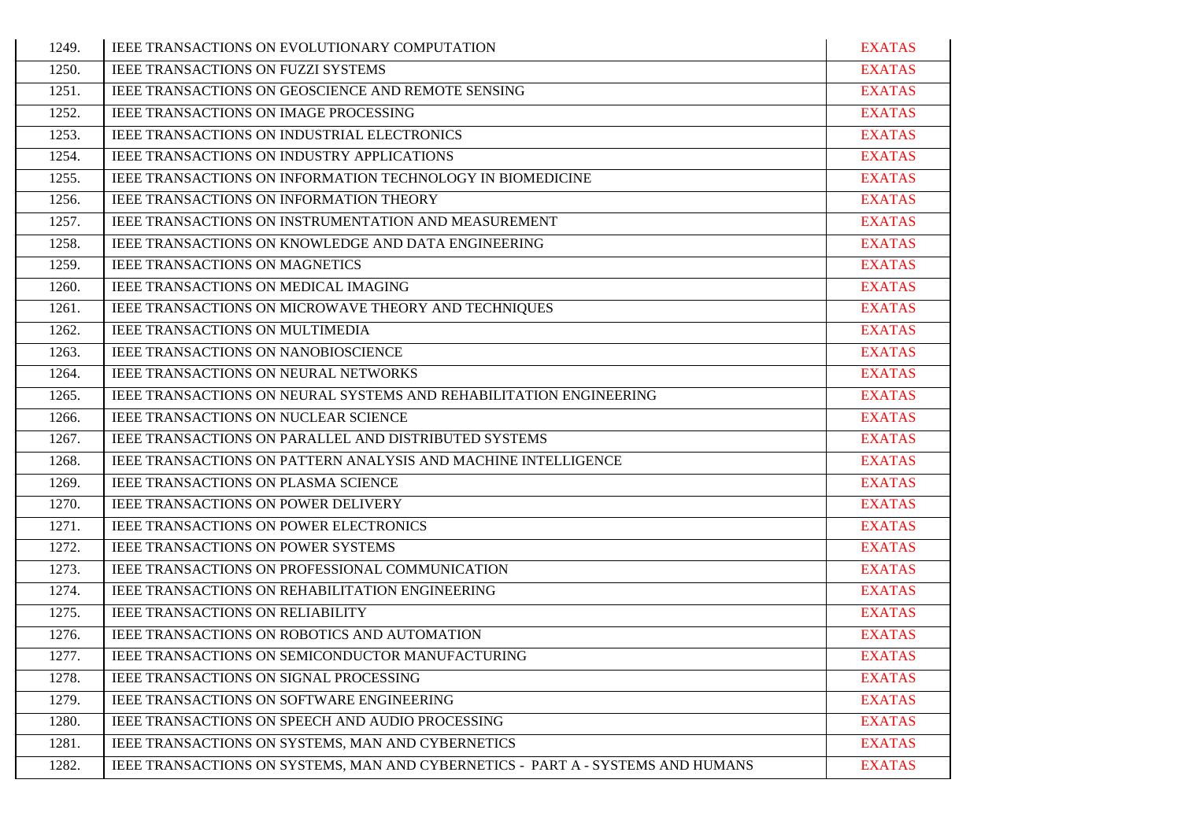| | | |
|---|---|---|
| 1249. | IEEE TRANSACTIONS ON EVOLUTIONARY COMPUTATION | EXATAS |
| 1250. | IEEE TRANSACTIONS ON FUZZI SYSTEMS | EXATAS |
| 1251. | IEEE TRANSACTIONS ON GEOSCIENCE AND REMOTE SENSING | EXATAS |
| 1252. | IEEE TRANSACTIONS ON IMAGE PROCESSING | EXATAS |
| 1253. | IEEE TRANSACTIONS ON INDUSTRIAL ELECTRONICS | EXATAS |
| 1254. | IEEE TRANSACTIONS ON INDUSTRY APPLICATIONS | EXATAS |
| 1255. | IEEE TRANSACTIONS ON INFORMATION TECHNOLOGY IN BIOMEDICINE | EXATAS |
| 1256. | IEEE TRANSACTIONS ON INFORMATION THEORY | EXATAS |
| 1257. | IEEE TRANSACTIONS ON INSTRUMENTATION AND MEASUREMENT | EXATAS |
| 1258. | IEEE TRANSACTIONS ON KNOWLEDGE AND DATA ENGINEERING | EXATAS |
| 1259. | IEEE TRANSACTIONS ON MAGNETICS | EXATAS |
| 1260. | IEEE TRANSACTIONS ON MEDICAL IMAGING | EXATAS |
| 1261. | IEEE TRANSACTIONS ON MICROWAVE THEORY AND TECHNIQUES | EXATAS |
| 1262. | IEEE TRANSACTIONS ON MULTIMEDIA | EXATAS |
| 1263. | IEEE TRANSACTIONS ON NANOBIOSCIENCE | EXATAS |
| 1264. | IEEE TRANSACTIONS ON NEURAL NETWORKS | EXATAS |
| 1265. | IEEE TRANSACTIONS ON NEURAL SYSTEMS AND REHABILITATION ENGINEERING | EXATAS |
| 1266. | IEEE TRANSACTIONS ON NUCLEAR SCIENCE | EXATAS |
| 1267. | IEEE TRANSACTIONS ON PARALLEL AND DISTRIBUTED SYSTEMS | EXATAS |
| 1268. | IEEE TRANSACTIONS ON PATTERN ANALYSIS AND MACHINE INTELLIGENCE | EXATAS |
| 1269. | IEEE TRANSACTIONS ON PLASMA SCIENCE | EXATAS |
| 1270. | IEEE TRANSACTIONS ON POWER DELIVERY | EXATAS |
| 1271. | IEEE TRANSACTIONS ON POWER ELECTRONICS | EXATAS |
| 1272. | IEEE TRANSACTIONS ON POWER SYSTEMS | EXATAS |
| 1273. | IEEE TRANSACTIONS ON PROFESSIONAL COMMUNICATION | EXATAS |
| 1274. | IEEE TRANSACTIONS ON REHABILITATION ENGINEERING | EXATAS |
| 1275. | IEEE TRANSACTIONS ON RELIABILITY | EXATAS |
| 1276. | IEEE TRANSACTIONS ON ROBOTICS AND AUTOMATION | EXATAS |
| 1277. | IEEE TRANSACTIONS ON SEMICONDUCTOR MANUFACTURING | EXATAS |
| 1278. | IEEE TRANSACTIONS ON SIGNAL PROCESSING | EXATAS |
| 1279. | IEEE TRANSACTIONS ON SOFTWARE ENGINEERING | EXATAS |
| 1280. | IEEE TRANSACTIONS ON SPEECH AND AUDIO PROCESSING | EXATAS |
| 1281. | IEEE TRANSACTIONS ON SYSTEMS, MAN AND CYBERNETICS | EXATAS |
| 1282. | IEEE TRANSACTIONS ON SYSTEMS, MAN AND CYBERNETICS - PART A - SYSTEMS AND HUMANS | EXATAS |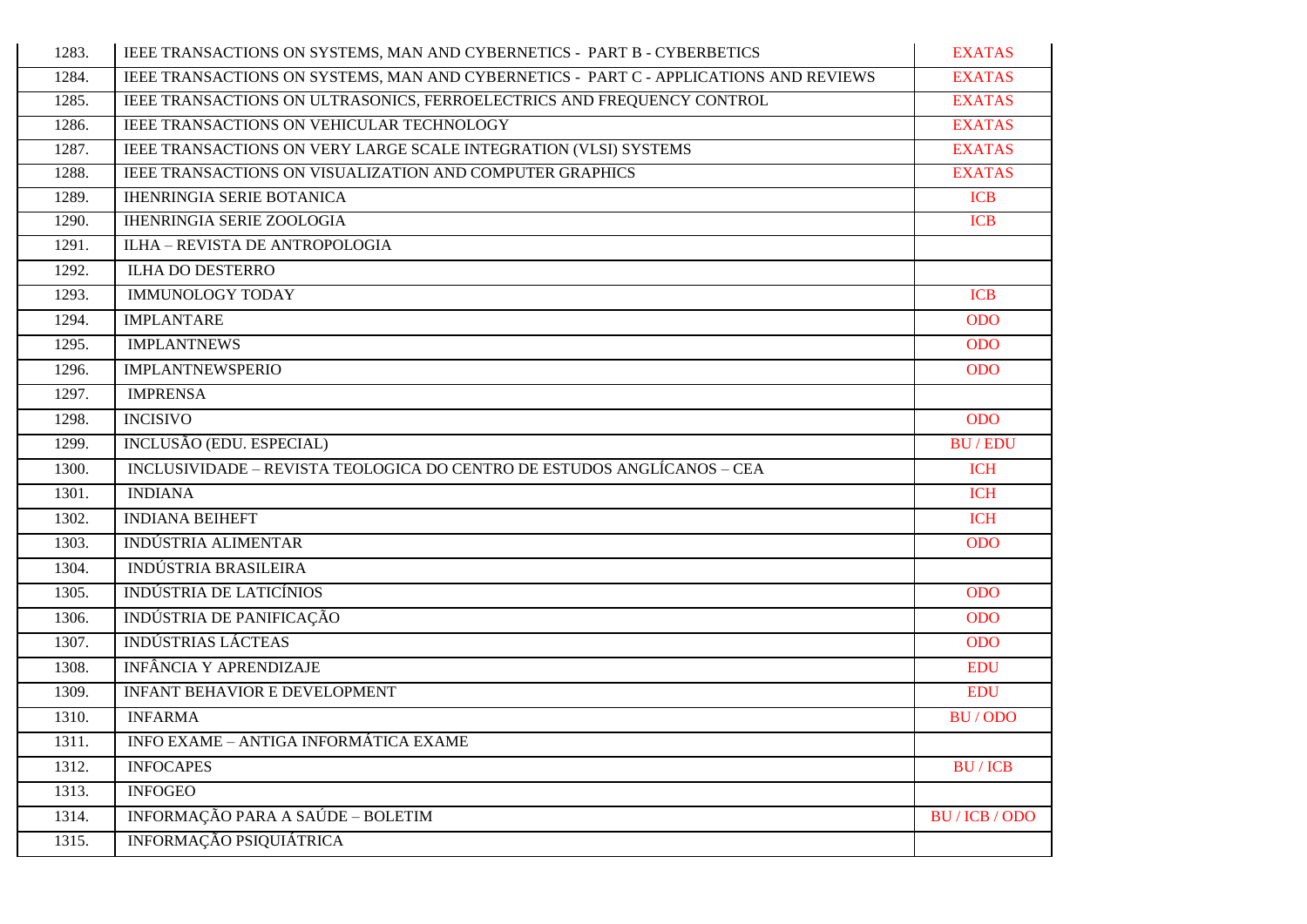| | | |
|---|---|---|
| 1283. | IEEE TRANSACTIONS ON SYSTEMS, MAN AND CYBERNETICS - PART B - CYBERBETICS | EXATAS |
| 1284. | IEEE TRANSACTIONS ON SYSTEMS, MAN AND CYBERNETICS - PART C - APPLICATIONS AND REVIEWS | EXATAS |
| 1285. | IEEE TRANSACTIONS ON ULTRASONICS, FERROELECTRICS AND FREQUENCY CONTROL | EXATAS |
| 1286. | IEEE TRANSACTIONS ON VEHICULAR TECHNOLOGY | EXATAS |
| 1287. | IEEE TRANSACTIONS ON VERY LARGE SCALE INTEGRATION (VLSI) SYSTEMS | EXATAS |
| 1288. | IEEE TRANSACTIONS ON VISUALIZATION AND COMPUTER GRAPHICS | EXATAS |
| 1289. | IHENRINGIA SERIE BOTANICA | ICB |
| 1290. | IHENRINGIA SERIE ZOOLOGIA | ICB |
| 1291. | ILHA – REVISTA DE ANTROPOLOGIA | |
| 1292. | ILHA DO DESTERRO | |
| 1293. | IMMUNOLOGY TODAY | ICB |
| 1294. | IMPLANTARE | ODO |
| 1295. | IMPLANTNEWS | ODO |
| 1296. | IMPLANTNEWSPERIO | ODO |
| 1297. | IMPRENSA | |
| 1298. | INCISIVO | ODO |
| 1299. | INCLUSÃO (EDU. ESPECIAL) | BU / EDU |
| 1300. | INCLUSIVIDADE – REVISTA TEOLOGICA DO CENTRO DE ESTUDOS ANGLÍCANOS – CEA | ICH |
| 1301. | INDIANA | ICH |
| 1302. | INDIANA BEIHEFT | ICH |
| 1303. | INDÚSTRIA ALIMENTAR | ODO |
| 1304. | INDÚSTRIA BRASILEIRA | |
| 1305. | INDÚSTRIA DE LATICÍNIOS | ODO |
| 1306. | INDÚSTRIA DE PANIFICAÇÃO | ODO |
| 1307. | INDÚSTRIAS LÁCTEAS | ODO |
| 1308. | INFÂNCIA Y APRENDIZAJE | EDU |
| 1309. | INFANT BEHAVIOR E DEVELOPMENT | EDU |
| 1310. | INFARMA | BU / ODO |
| 1311. | INFO EXAME – ANTIGA INFORMÁTICA EXAME | |
| 1312. | INFOCAPES | BU / ICB |
| 1313. | INFOGEO | |
| 1314. | INFORMAÇÃO PARA A SAÚDE – BOLETIM | BU / ICB / ODO |
| 1315. | INFORMAÇÃO PSIQUIÁTRICA | |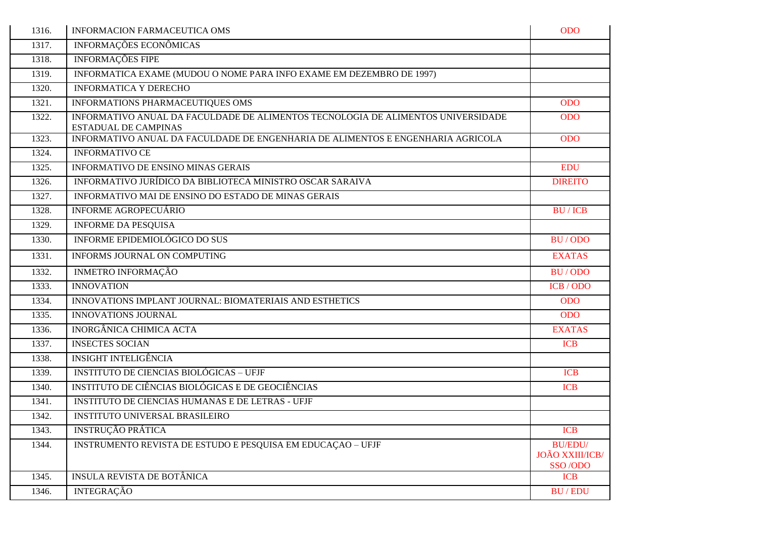| | | |
|---|---|---|
| 1316. | INFORMACION FARMACEUTICA OMS | ODO |
| 1317. | INFORMAÇÕES ECONÔMICAS | |
| 1318. | INFORMAÇÕES FIPE | |
| 1319. | INFORMATICA EXAME (MUDOU O NOME PARA INFO EXAME EM DEZEMBRO DE 1997) | |
| 1320. | INFORMATICA Y DERECHO | |
| 1321. | INFORMATIONS PHARMACEUTIQUES OMS | ODO |
| 1322. | INFORMATIVO ANUAL DA FACULDADE DE ALIMENTOS TECNOLOGIA DE ALIMENTOS UNIVERSIDADE ESTADUAL DE CAMPINAS | ODO |
| 1323. | INFORMATIVO ANUAL DA FACULDADE DE ENGENHARIA DE ALIMENTOS E ENGENHARIA AGRICOLA | ODO |
| 1324. | INFORMATIVO CE | |
| 1325. | INFORMATIVO DE ENSINO MINAS GERAIS | EDU |
| 1326. | INFORMATIVO JURÍDICO DA BIBLIOTECA MINISTRO OSCAR SARAIVA | DIREITO |
| 1327. | INFORMATIVO MAI DE ENSINO DO ESTADO DE MINAS GERAIS | |
| 1328. | INFORME AGROPECUÁRIO | BU / ICB |
| 1329. | INFORME DA PESQUISA | |
| 1330. | INFORME EPIDEMIOLÓGICO DO SUS | BU / ODO |
| 1331. | INFORMS JOURNAL ON COMPUTING | EXATAS |
| 1332. | INMETRO INFORMAÇÃO | BU / ODO |
| 1333. | INNOVATION | ICB / ODO |
| 1334. | INNOVATIONS IMPLANT JOURNAL: BIOMATERIAIS AND ESTHETICS | ODO |
| 1335. | INNOVATIONS JOURNAL | ODO |
| 1336. | INORGÂNICA CHIMICA ACTA | EXATAS |
| 1337. | INSECTES SOCIAN | ICB |
| 1338. | INSIGHT INTELIGÊNCIA | |
| 1339. | INSTITUTO DE CIENCIAS BIOLÓGICAS – UFJF | ICB |
| 1340. | INSTITUTO DE CIÊNCIAS BIOLÓGICAS E DE GEOCIÊNCIAS | ICB |
| 1341. | INSTITUTO DE CIENCIAS HUMANAS E DE LETRAS - UFJF | |
| 1342. | INSTITUTO UNIVERSAL BRASILEIRO | |
| 1343. | INSTRUÇÃO PRÁTICA | ICB |
| 1344. | INSTRUMENTO REVISTA DE ESTUDO E PESQUISA EM EDUCAÇAO – UFJF | BU/EDU/ JOÃO XXIII/ICB/ SSO /ODO |
| 1345. | INSULA REVISTA DE BOTÂNICA | ICB |
| 1346. | INTEGRAÇÃO | BU / EDU |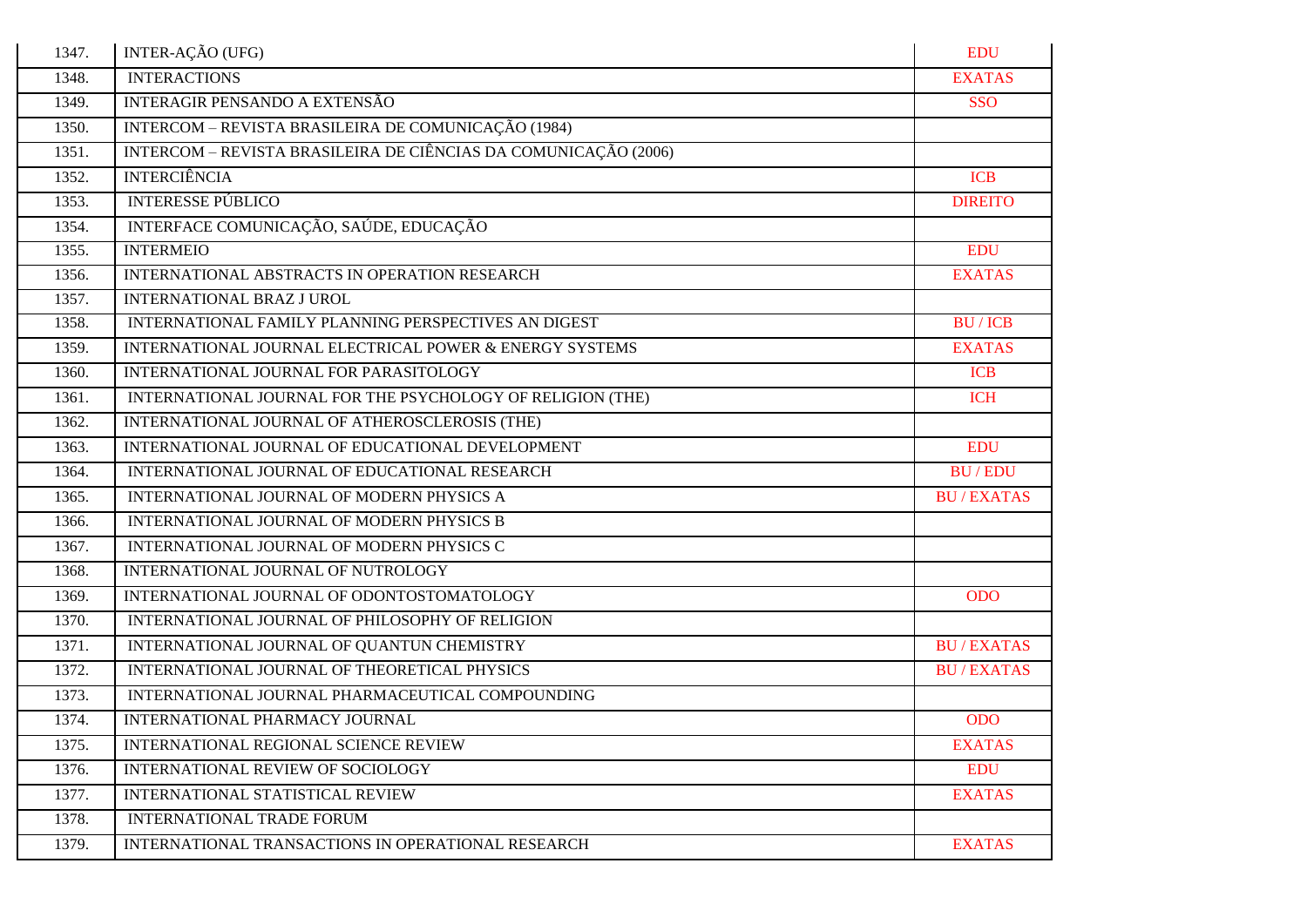| | | |
|---|---|---|
| 1347. | INTER-AÇÃO (UFG) | EDU |
| 1348. | INTERACTIONS | EXATAS |
| 1349. | INTERAGIR PENSANDO A EXTENSÃO | SSO |
| 1350. | INTERCOM – REVISTA BRASILEIRA DE COMUNICAÇÃO (1984) | |
| 1351. | INTERCOM – REVISTA BRASILEIRA DE CIÊNCIAS DA COMUNICAÇÃO (2006) | |
| 1352. | INTERCIÊNCIA | ICB |
| 1353. | INTERESSE PÚBLICO | DIREITO |
| 1354. | INTERFACE COMUNICAÇÃO, SAÚDE, EDUCAÇÃO | |
| 1355. | INTERMEIO | EDU |
| 1356. | INTERNATIONAL ABSTRACTS IN OPERATION RESEARCH | EXATAS |
| 1357. | INTERNATIONAL BRAZ J UROL | |
| 1358. | INTERNATIONAL FAMILY PLANNING PERSPECTIVES AN DIGEST | BU / ICB |
| 1359. | INTERNATIONAL JOURNAL ELECTRICAL POWER & ENERGY SYSTEMS | EXATAS |
| 1360. | INTERNATIONAL JOURNAL FOR PARASITOLOGY | ICB |
| 1361. | INTERNATIONAL JOURNAL FOR THE PSYCHOLOGY OF RELIGION (THE) | ICH |
| 1362. | INTERNATIONAL JOURNAL OF ATHEROSCLEROSIS (THE) | |
| 1363. | INTERNATIONAL JOURNAL OF EDUCATIONAL DEVELOPMENT | EDU |
| 1364. | INTERNATIONAL JOURNAL OF EDUCATIONAL RESEARCH | BU / EDU |
| 1365. | INTERNATIONAL JOURNAL OF MODERN PHYSICS A | BU / EXATAS |
| 1366. | INTERNATIONAL JOURNAL OF MODERN PHYSICS B | |
| 1367. | INTERNATIONAL JOURNAL OF MODERN PHYSICS C | |
| 1368. | INTERNATIONAL JOURNAL OF NUTROLOGY | |
| 1369. | INTERNATIONAL JOURNAL OF ODONTOSTOMATOLOGY | ODO |
| 1370. | INTERNATIONAL JOURNAL OF PHILOSOPHY OF RELIGION | |
| 1371. | INTERNATIONAL JOURNAL OF QUANTUN CHEMISTRY | BU / EXATAS |
| 1372. | INTERNATIONAL JOURNAL OF THEORETICAL PHYSICS | BU / EXATAS |
| 1373. | INTERNATIONAL JOURNAL PHARMACEUTICAL COMPOUNDING | |
| 1374. | INTERNATIONAL PHARMACY JOURNAL | ODO |
| 1375. | INTERNATIONAL REGIONAL SCIENCE REVIEW | EXATAS |
| 1376. | INTERNATIONAL REVIEW OF SOCIOLOGY | EDU |
| 1377. | INTERNATIONAL STATISTICAL REVIEW | EXATAS |
| 1378. | INTERNATIONAL TRADE FORUM | |
| 1379. | INTERNATIONAL TRANSACTIONS IN OPERATIONAL RESEARCH | EXATAS |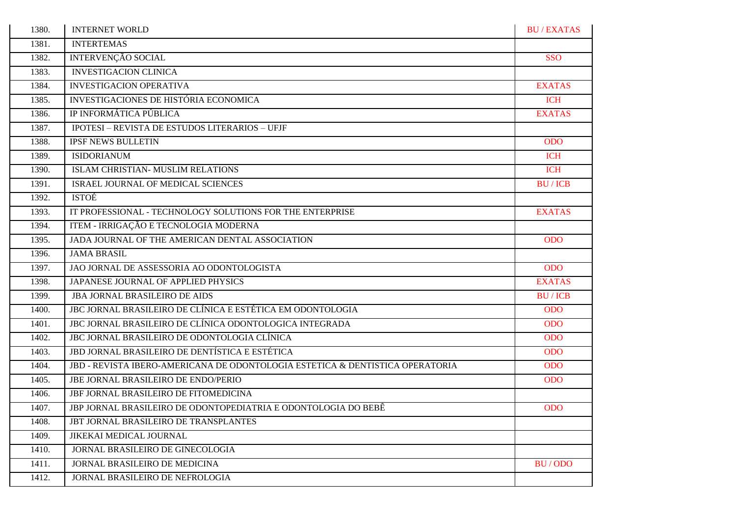| | | |
|---|---|---|
| 1380. | INTERNET WORLD | BU / EXATAS |
| 1381. | INTERTEMAS | |
| 1382. | INTERVENÇÃO SOCIAL | SSO |
| 1383. | INVESTIGACION CLINICA | |
| 1384. | INVESTIGACION OPERATIVA | EXATAS |
| 1385. | INVESTIGACIONES DE HISTÓRIA ECONOMICA | ICH |
| 1386. | IP INFORMÁTICA PÚBLICA | EXATAS |
| 1387. | IPOTESI – REVISTA DE ESTUDOS LITERARIOS – UFJF | |
| 1388. | IPSF NEWS BULLETIN | ODO |
| 1389. | ISIDORIANUM | ICH |
| 1390. | ISLAM CHRISTIAN- MUSLIM RELATIONS | ICH |
| 1391. | ISRAEL JOURNAL OF MEDICAL SCIENCES | BU / ICB |
| 1392. | ISTOÉ | |
| 1393. | IT PROFESSIONAL - TECHNOLOGY SOLUTIONS FOR THE ENTERPRISE | EXATAS |
| 1394. | ITEM - IRRIGAÇÃO E TECNOLOGIA MODERNA | |
| 1395. | JADA JOURNAL OF THE AMERICAN DENTAL ASSOCIATION | ODO |
| 1396. | JAMA BRASIL | |
| 1397. | JAO JORNAL DE ASSESSORIA AO ODONTOLOGISTA | ODO |
| 1398. | JAPANESE JOURNAL OF APPLIED PHYSICS | EXATAS |
| 1399. | JBA JORNAL BRASILEIRO DE AIDS | BU / ICB |
| 1400. | JBC JORNAL BRASILEIRO DE CLÍNICA E ESTÉTICA EM ODONTOLOGIA | ODO |
| 1401. | JBC JORNAL BRASILEIRO DE CLÍNICA ODONTOLOGICA INTEGRADA | ODO |
| 1402. | JBC JORNAL BRASILEIRO DE ODONTOLOGIA CLÍNICA | ODO |
| 1403. | JBD JORNAL BRASILEIRO DE DENTÍSTICA E ESTÉTICA | ODO |
| 1404. | JBD - REVISTA IBERO-AMERICANA DE ODONTOLOGIA ESTETICA & DENTISTICA OPERATORIA | ODO |
| 1405. | JBE JORNAL BRASILEIRO DE ENDO/PERIO | ODO |
| 1406. | JBF JORNAL BRASILEIRO DE FITOMEDICINA | |
| 1407. | JBP JORNAL BRASILEIRO DE ODONTOPEDIATRIA E ODONTOLOGIA DO BEBÊ | ODO |
| 1408. | JBT JORNAL BRASILEIRO DE TRANSPLANTES | |
| 1409. | JIKEKAI MEDICAL JOURNAL | |
| 1410. | JORNAL BRASILEIRO DE GINECOLOGIA | |
| 1411. | JORNAL BRASILEIRO DE MEDICINA | BU / ODO |
| 1412. | JORNAL BRASILEIRO DE NEFROLOGIA | |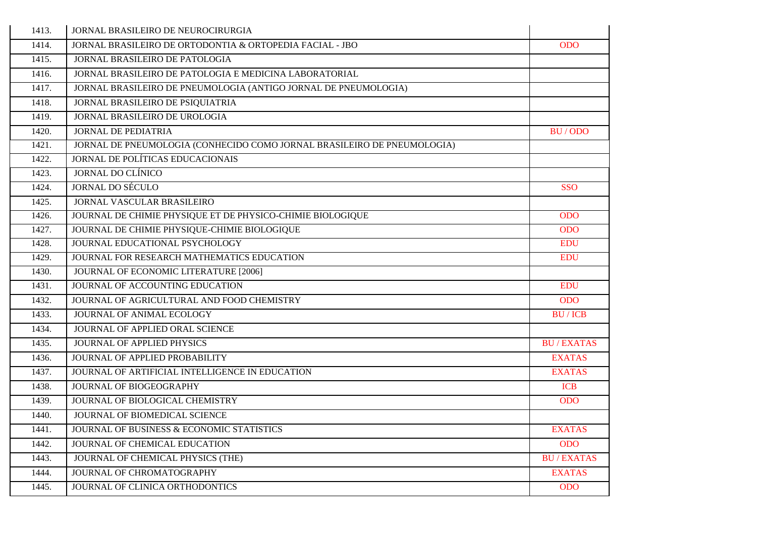| | | |
|---|---|---|
| 1413. | JORNAL BRASILEIRO DE NEUROCIRURGIA | |
| 1414. | JORNAL BRASILEIRO DE ORTODONTIA & ORTOPEDIA FACIAL - JBO | ODO |
| 1415. | JORNAL BRASILEIRO DE PATOLOGIA | |
| 1416. | JORNAL BRASILEIRO DE PATOLOGIA E MEDICINA LABORATORIAL | |
| 1417. | JORNAL BRASILEIRO DE PNEUMOLOGIA (ANTIGO JORNAL DE PNEUMOLOGIA) | |
| 1418. | JORNAL BRASILEIRO DE PSIQUIATRIA | |
| 1419. | JORNAL BRASILEIRO DE UROLOGIA | |
| 1420. | JORNAL DE PEDIATRIA | BU / ODO |
| 1421. | JORNAL DE PNEUMOLOGIA (CONHECIDO COMO JORNAL BRASILEIRO DE PNEUMOLOGIA) | |
| 1422. | JORNAL DE POLÍTICAS EDUCACIONAIS | |
| 1423. | JORNAL DO CLÍNICO | |
| 1424. | JORNAL DO SÉCULO | SSO |
| 1425. | JORNAL VASCULAR BRASILEIRO | |
| 1426. | JOURNAL DE CHIMIE PHYSIQUE ET DE PHYSICO-CHIMIE BIOLOGIQUE | ODO |
| 1427. | JOURNAL DE CHIMIE PHYSIQUE-CHIMIE BIOLOGIQUE | ODO |
| 1428. | JOURNAL EDUCATIONAL PSYCHOLOGY | EDU |
| 1429. | JOURNAL FOR RESEARCH MATHEMATICS EDUCATION | EDU |
| 1430. | JOURNAL OF ECONOMIC LITERATURE [2006] | |
| 1431. | JOURNAL OF ACCOUNTING EDUCATION | EDU |
| 1432. | JOURNAL OF AGRICULTURAL AND FOOD CHEMISTRY | ODO |
| 1433. | JOURNAL OF ANIMAL ECOLOGY | BU / ICB |
| 1434. | JOURNAL OF APPLIED ORAL SCIENCE | |
| 1435. | JOURNAL OF APPLIED PHYSICS | BU / EXATAS |
| 1436. | JOURNAL OF APPLIED PROBABILITY | EXATAS |
| 1437. | JOURNAL OF ARTIFICIAL INTELLIGENCE IN EDUCATION | EXATAS |
| 1438. | JOURNAL OF BIOGEOGRAPHY | ICB |
| 1439. | JOURNAL OF BIOLOGICAL CHEMISTRY | ODO |
| 1440. | JOURNAL OF BIOMEDICAL SCIENCE | |
| 1441. | JOURNAL OF BUSINESS & ECONOMIC STATISTICS | EXATAS |
| 1442. | JOURNAL OF CHEMICAL EDUCATION | ODO |
| 1443. | JOURNAL OF CHEMICAL PHYSICS (THE) | BU / EXATAS |
| 1444. | JOURNAL OF CHROMATOGRAPHY | EXATAS |
| 1445. | JOURNAL OF CLINICA ORTHODONTICS | ODO |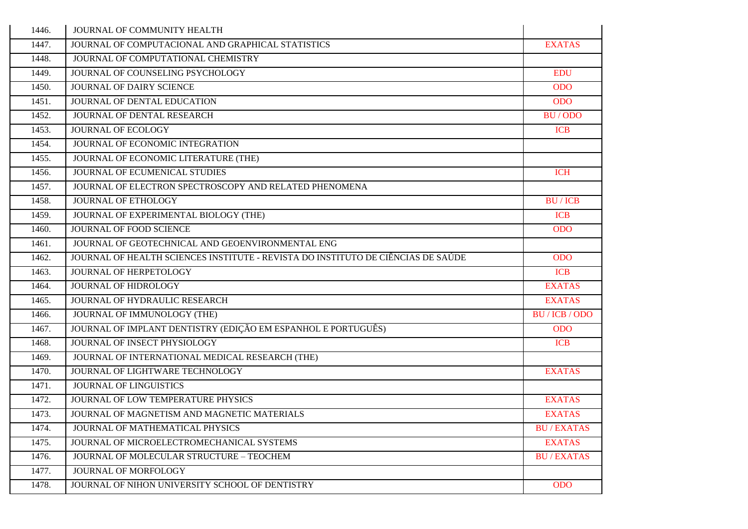| | | |
|---|---|---|
| 1446. | JOURNAL OF COMMUNITY HEALTH | |
| 1447. | JOURNAL OF COMPUTACIONAL AND GRAPHICAL STATISTICS | EXATAS |
| 1448. | JOURNAL OF COMPUTATIONAL CHEMISTRY | |
| 1449. | JOURNAL OF COUNSELING PSYCHOLOGY | EDU |
| 1450. | JOURNAL OF DAIRY SCIENCE | ODO |
| 1451. | JOURNAL OF DENTAL EDUCATION | ODO |
| 1452. | JOURNAL OF DENTAL RESEARCH | BU / ODO |
| 1453. | JOURNAL OF ECOLOGY | ICB |
| 1454. | JOURNAL OF ECONOMIC INTEGRATION | |
| 1455. | JOURNAL OF ECONOMIC LITERATURE (THE) | |
| 1456. | JOURNAL OF ECUMENICAL STUDIES | ICH |
| 1457. | JOURNAL OF ELECTRON SPECTROSCOPY AND RELATED PHENOMENA | |
| 1458. | JOURNAL OF ETHOLOGY | BU / ICB |
| 1459. | JOURNAL OF EXPERIMENTAL BIOLOGY (THE) | ICB |
| 1460. | JOURNAL OF FOOD SCIENCE | ODO |
| 1461. | JOURNAL OF GEOTECHNICAL AND GEOENVIRONMENTAL ENG | |
| 1462. | JOURNAL OF HEALTH SCIENCES INSTITUTE - REVISTA DO INSTITUTO DE CIÊNCIAS DE SAÚDE | ODO |
| 1463. | JOURNAL OF HERPETOLOGY | ICB |
| 1464. | JOURNAL OF HIDROLOGY | EXATAS |
| 1465. | JOURNAL OF HYDRAULIC RESEARCH | EXATAS |
| 1466. | JOURNAL OF IMMUNOLOGY (THE) | BU / ICB / ODO |
| 1467. | JOURNAL OF IMPLANT DENTISTRY (EDIÇÃO EM ESPANHOL E PORTUGUÊS) | ODO |
| 1468. | JOURNAL OF INSECT PHYSIOLOGY | ICB |
| 1469. | JOURNAL OF INTERNATIONAL MEDICAL RESEARCH (THE) | |
| 1470. | JOURNAL OF LIGHTWARE TECHNOLOGY | EXATAS |
| 1471. | JOURNAL OF LINGUISTICS | |
| 1472. | JOURNAL OF LOW TEMPERATURE PHYSICS | EXATAS |
| 1473. | JOURNAL OF MAGNETISM AND MAGNETIC MATERIALS | EXATAS |
| 1474. | JOURNAL OF MATHEMATICAL PHYSICS | BU / EXATAS |
| 1475. | JOURNAL OF MICROELECTROMECHANICAL SYSTEMS | EXATAS |
| 1476. | JOURNAL OF MOLECULAR STRUCTURE – TEOCHEM | BU / EXATAS |
| 1477. | JOURNAL OF MORFOLOGY | |
| 1478. | JOURNAL OF NIHON UNIVERSITY SCHOOL OF DENTISTRY | ODO |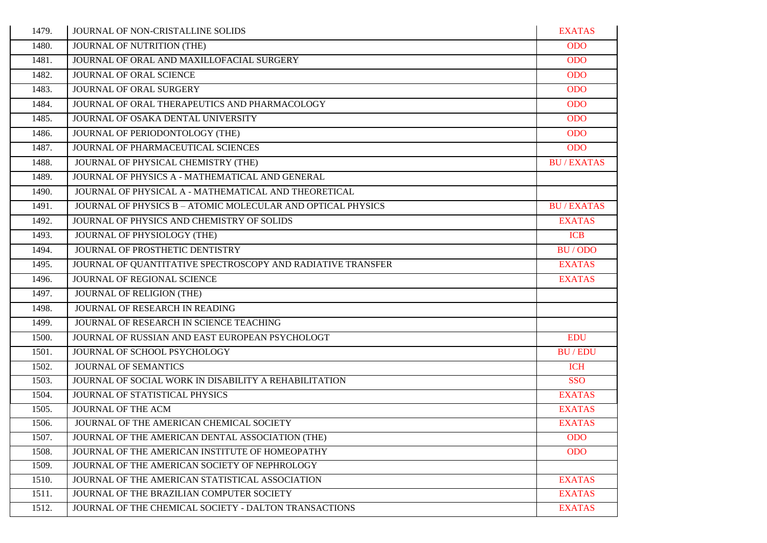| | | |
|---|---|---|
| 1479. | JOURNAL OF NON-CRISTALLINE SOLIDS | EXATAS |
| 1480. | JOURNAL OF NUTRITION (THE) | ODO |
| 1481. | JOURNAL OF ORAL AND MAXILLOFACIAL SURGERY | ODO |
| 1482. | JOURNAL OF ORAL SCIENCE | ODO |
| 1483. | JOURNAL OF ORAL SURGERY | ODO |
| 1484. | JOURNAL OF ORAL THERAPEUTICS AND PHARMACOLOGY | ODO |
| 1485. | JOURNAL OF OSAKA DENTAL UNIVERSITY | ODO |
| 1486. | JOURNAL OF PERIODONTOLOGY (THE) | ODO |
| 1487. | JOURNAL OF PHARMACEUTICAL SCIENCES | ODO |
| 1488. | JOURNAL OF PHYSICAL CHEMISTRY (THE) | BU / EXATAS |
| 1489. | JOURNAL OF PHYSICS A - MATHEMATICAL AND GENERAL | |
| 1490. | JOURNAL OF PHYSICAL A - MATHEMATICAL AND THEORETICAL | |
| 1491. | JOURNAL OF PHYSICS B – ATOMIC MOLECULAR AND OPTICAL PHYSICS | BU / EXATAS |
| 1492. | JOURNAL OF PHYSICS AND CHEMISTRY OF SOLIDS | EXATAS |
| 1493. | JOURNAL OF PHYSIOLOGY (THE) | ICB |
| 1494. | JOURNAL OF PROSTHETIC DENTISTRY | BU / ODO |
| 1495. | JOURNAL OF QUANTITATIVE SPECTROSCOPY AND RADIATIVE TRANSFER | EXATAS |
| 1496. | JOURNAL OF REGIONAL SCIENCE | EXATAS |
| 1497. | JOURNAL OF RELIGION (THE) | |
| 1498. | JOURNAL OF RESEARCH IN READING | |
| 1499. | JOURNAL OF RESEARCH IN SCIENCE TEACHING | |
| 1500. | JOURNAL OF RUSSIAN AND EAST EUROPEAN PSYCHOLOGT | EDU |
| 1501. | JOURNAL OF SCHOOL PSYCHOLOGY | BU / EDU |
| 1502. | JOURNAL OF SEMANTICS | ICH |
| 1503. | JOURNAL OF SOCIAL WORK IN DISABILITY A REHABILITATION | SSO |
| 1504. | JOURNAL OF STATISTICAL PHYSICS | EXATAS |
| 1505. | JOURNAL OF THE ACM | EXATAS |
| 1506. | JOURNAL OF THE AMERICAN CHEMICAL SOCIETY | EXATAS |
| 1507. | JOURNAL OF THE AMERICAN DENTAL ASSOCIATION (THE) | ODO |
| 1508. | JOURNAL OF THE AMERICAN INSTITUTE OF HOMEOPATHY | ODO |
| 1509. | JOURNAL OF THE AMERICAN SOCIETY OF NEPHROLOGY | |
| 1510. | JOURNAL OF THE AMERICAN STATISTICAL ASSOCIATION | EXATAS |
| 1511. | JOURNAL OF THE BRAZILIAN COMPUTER SOCIETY | EXATAS |
| 1512. | JOURNAL OF THE CHEMICAL SOCIETY - DALTON TRANSACTIONS | EXATAS |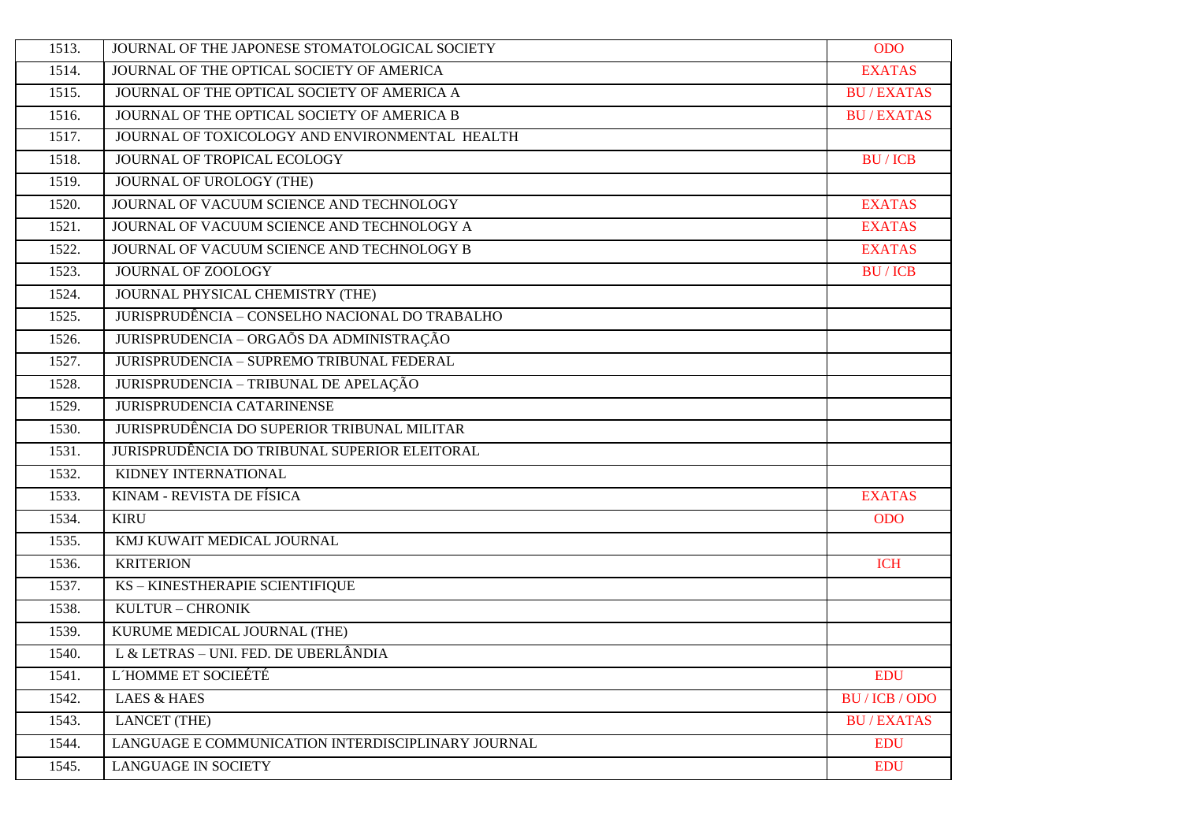| | | |
|---|---|---|
| 1513. | JOURNAL OF THE JAPONESE STOMATOLOGICAL SOCIETY | ODO |
| 1514. | JOURNAL OF THE OPTICAL SOCIETY OF AMERICA | EXATAS |
| 1515. | JOURNAL OF THE OPTICAL SOCIETY OF AMERICA A | BU / EXATAS |
| 1516. | JOURNAL OF THE OPTICAL SOCIETY OF AMERICA B | BU / EXATAS |
| 1517. | JOURNAL OF TOXICOLOGY AND ENVIRONMENTAL HEALTH | |
| 1518. | JOURNAL OF TROPICAL ECOLOGY | BU / ICB |
| 1519. | JOURNAL OF UROLOGY (THE) | |
| 1520. | JOURNAL OF VACUUM SCIENCE AND TECHNOLOGY | EXATAS |
| 1521. | JOURNAL OF VACUUM SCIENCE AND TECHNOLOGY A | EXATAS |
| 1522. | JOURNAL OF VACUUM SCIENCE AND TECHNOLOGY B | EXATAS |
| 1523. | JOURNAL OF ZOOLOGY | BU / ICB |
| 1524. | JOURNAL PHYSICAL CHEMISTRY (THE) | |
| 1525. | JURISPRUDÊNCIA – CONSELHO NACIONAL DO TRABALHO | |
| 1526. | JURISPRUDENCIA – ORGAÕS DA ADMINISTRAÇÃO | |
| 1527. | JURISPRUDENCIA – SUPREMO TRIBUNAL FEDERAL | |
| 1528. | JURISPRUDENCIA – TRIBUNAL DE APELAÇÃO | |
| 1529. | JURISPRUDENCIA CATARINENSE | |
| 1530. | JURISPRUDÊNCIA DO SUPERIOR TRIBUNAL MILITAR | |
| 1531. | JURISPRUDÊNCIA DO TRIBUNAL SUPERIOR ELEITORAL | |
| 1532. | KIDNEY INTERNATIONAL | |
| 1533. | KINAM - REVISTA DE FÍSICA | EXATAS |
| 1534. | KIRU | ODO |
| 1535. | KMJ KUWAIT MEDICAL JOURNAL | |
| 1536. | KRITERION | ICH |
| 1537. | KS – KINESTHERAPIE SCIENTIFIQUE | |
| 1538. | KULTUR – CHRONIK | |
| 1539. | KURUME MEDICAL JOURNAL (THE) | |
| 1540. | L & LETRAS – UNI. FED. DE UBERLÂNDIA | |
| 1541. | L´HOMME ET SOCIEÉTÉ | EDU |
| 1542. | LAES & HAES | BU / ICB / ODO |
| 1543. | LANCET (THE) | BU / EXATAS |
| 1544. | LANGUAGE E COMMUNICATION INTERDISCIPLINARY JOURNAL | EDU |
| 1545. | LANGUAGE IN SOCIETY | EDU |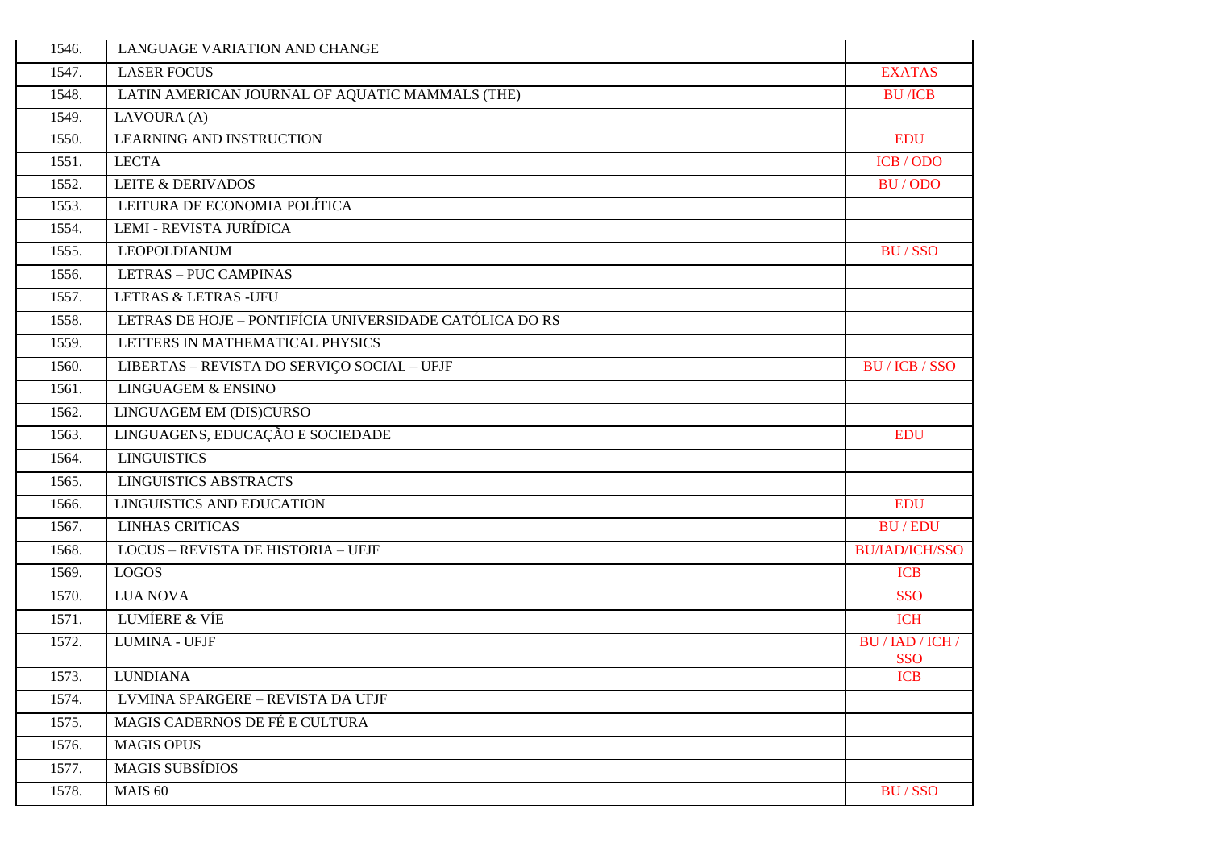| | | |
|---|---|---|
| 1546. | LANGUAGE VARIATION AND CHANGE | |
| 1547. | LASER FOCUS | EXATAS |
| 1548. | LATIN AMERICAN JOURNAL OF AQUATIC MAMMALS (THE) | BU /ICB |
| 1549. | LAVOURA (A) | |
| 1550. | LEARNING AND INSTRUCTION | EDU |
| 1551. | LECTA | ICB / ODO |
| 1552. | LEITE & DERIVADOS | BU / ODO |
| 1553. | LEITURA DE ECONOMIA POLÍTICA | |
| 1554. | LEMI - REVISTA JURÍDICA | |
| 1555. | LEOPOLDIANUM | BU / SSO |
| 1556. | LETRAS – PUC CAMPINAS | |
| 1557. | LETRAS & LETRAS -UFU | |
| 1558. | LETRAS DE HOJE – PONTIFÍCIA UNIVERSIDADE CATÓLICA DO RS | |
| 1559. | LETTERS IN MATHEMATICAL PHYSICS | |
| 1560. | LIBERTAS – REVISTA DO SERVIÇO SOCIAL – UFJF | BU / ICB / SSO |
| 1561. | LINGUAGEM & ENSINO | |
| 1562. | LINGUAGEM EM (DIS)CURSO | |
| 1563. | LINGUAGENS, EDUCAÇÃO E SOCIEDADE | EDU |
| 1564. | LINGUISTICS | |
| 1565. | LINGUISTICS ABSTRACTS | |
| 1566. | LINGUISTICS AND EDUCATION | EDU |
| 1567. | LINHAS CRITICAS | BU / EDU |
| 1568. | LOCUS – REVISTA DE HISTORIA – UFJF | BU/IAD/ICH/SSO |
| 1569. | LOGOS | ICB |
| 1570. | LUA NOVA | SSO |
| 1571. | LUMÍERE & VÍE | ICH |
| 1572. | LUMINA - UFJF | BU / IAD / ICH / SSO |
| 1573. | LUNDIANA | ICB |
| 1574. | LVMINA SPARGERE – REVISTA DA UFJF | |
| 1575. | MAGIS CADERNOS DE FÉ E CULTURA | |
| 1576. | MAGIS OPUS | |
| 1577. | MAGIS SUBSÍDIOS | |
| 1578. | MAIS 60 | BU / SSO |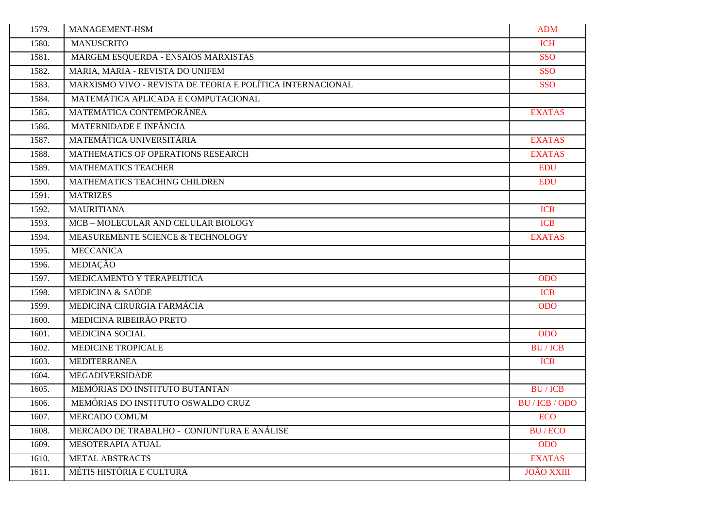| | | |
|---|---|---|
| 1579. | MANAGEMENT-HSM | ADM |
| 1580. | MANUSCRITO | ICH |
| 1581. | MARGEM ESQUERDA - ENSAIOS MARXISTAS | SSO |
| 1582. | MARIA, MARIA - REVISTA DO UNIFEM | SSO |
| 1583. | MARXISMO VIVO - REVISTA DE TEORIA E POLÍTICA INTERNACIONAL | SSO |
| 1584. | MATEMÁTICA APLICADA E COMPUTACIONAL | |
| 1585. | MATEMÁTICA CONTEMPORÂNEA | EXATAS |
| 1586. | MATERNIDADE E INFÂNCIA | |
| 1587. | MATEMÁTICA UNIVERSITÁRIA | EXATAS |
| 1588. | MATHEMATICS OF OPERATIONS RESEARCH | EXATAS |
| 1589. | MATHEMATICS TEACHER | EDU |
| 1590. | MATHEMATICS TEACHING CHILDREN | EDU |
| 1591. | MATRIZES | |
| 1592. | MAURITIANA | ICB |
| 1593. | MCB – MOLECULAR AND CELULAR BIOLOGY | ICB |
| 1594. | MEASUREMENTE SCIENCE & TECHNOLOGY | EXATAS |
| 1595. | MECCANICA | |
| 1596. | MEDIAÇÃO | |
| 1597. | MEDICAMENTO Y TERAPEUTICA | ODO |
| 1598. | MEDICINA & SAÚDE | ICB |
| 1599. | MEDICINA CIRURGIA FARMÁCIA | ODO |
| 1600. | MEDICINA RIBEIRÃO PRETO | |
| 1601. | MEDICINA SOCIAL | ODO |
| 1602. | MEDICINE TROPICALE | BU / ICB |
| 1603. | MEDITERRANEA | ICB |
| 1604. | MEGADIVERSIDADE | |
| 1605. | MEMÓRIAS DO INSTITUTO BUTANTAN | BU / ICB |
| 1606. | MEMÓRIAS DO INSTITUTO OSWALDO CRUZ | BU / ICB / ODO |
| 1607. | MERCADO COMUM | ECO |
| 1608. | MERCADO DE TRABALHO - CONJUNTURA E ANÁLISE | BU / ECO |
| 1609. | MESOTERAPIA ATUAL | ODO |
| 1610. | METAL ABSTRACTS | EXATAS |
| 1611. | MÉTIS HISTÓRIA E CULTURA | JOÃO XXIII |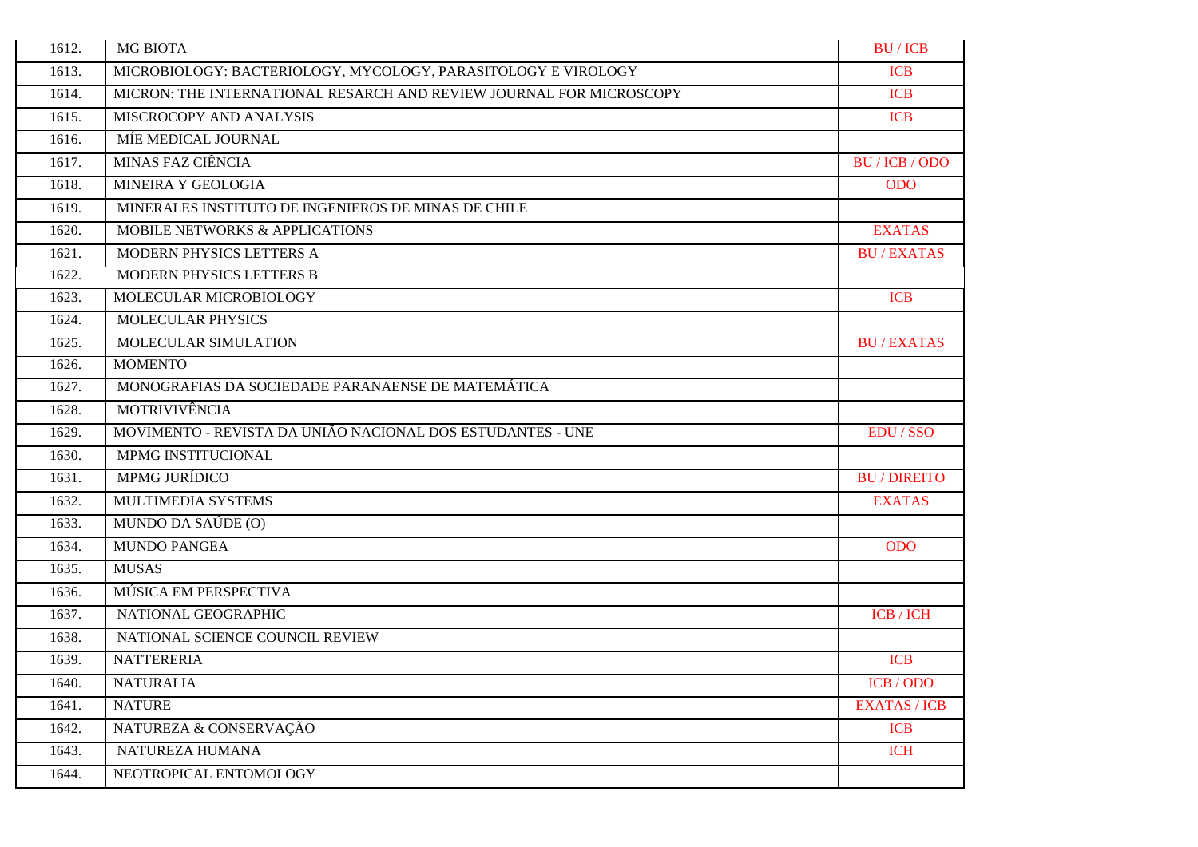| | | |
|---|---|---|
| 1612. | MG BIOTA | BU / ICB |
| 1613. | MICROBIOLOGY: BACTERIOLOGY, MYCOLOGY, PARASITOLOGY E VIROLOGY | ICB |
| 1614. | MICRON: THE INTERNATIONAL RESARCH AND REVIEW JOURNAL FOR MICROSCOPY | ICB |
| 1615. | MISCROCOPY AND ANALYSIS | ICB |
| 1616. | MÍE MEDICAL JOURNAL | |
| 1617. | MINAS FAZ CIÊNCIA | BU / ICB / ODO |
| 1618. | MINEIRA Y GEOLOGIA | ODO |
| 1619. | MINERALES INSTITUTO DE INGENIEROS DE MINAS DE CHILE | |
| 1620. | MOBILE NETWORKS & APPLICATIONS | EXATAS |
| 1621. | MODERN PHYSICS LETTERS A | BU / EXATAS |
| 1622. | MODERN PHYSICS LETTERS B | |
| 1623. | MOLECULAR MICROBIOLOGY | ICB |
| 1624. | MOLECULAR PHYSICS | |
| 1625. | MOLECULAR SIMULATION | BU / EXATAS |
| 1626. | MOMENTO | |
| 1627. | MONOGRAFIAS DA SOCIEDADE PARANAENSE DE MATEMÁTICA | |
| 1628. | MOTRIVIVÊNCIA | |
| 1629. | MOVIMENTO - REVISTA DA UNIÃO NACIONAL DOS ESTUDANTES - UNE | EDU / SSO |
| 1630. | MPMG INSTITUCIONAL | |
| 1631. | MPMG JURÍDICO | BU / DIREITO |
| 1632. | MULTIMEDIA SYSTEMS | EXATAS |
| 1633. | MUNDO DA SAÚDE (O) | |
| 1634. | MUNDO PANGEA | ODO |
| 1635. | MUSAS | |
| 1636. | MÚSICA EM PERSPECTIVA | |
| 1637. | NATIONAL GEOGRAPHIC | ICB / ICH |
| 1638. | NATIONAL SCIENCE COUNCIL REVIEW | |
| 1639. | NATTERERIA | ICB |
| 1640. | NATURALIA | ICB / ODO |
| 1641. | NATURE | EXATAS / ICB |
| 1642. | NATUREZA & CONSERVAÇÃO | ICB |
| 1643. | NATUREZA HUMANA | ICH |
| 1644. | NEOTROPICAL ENTOMOLOGY | |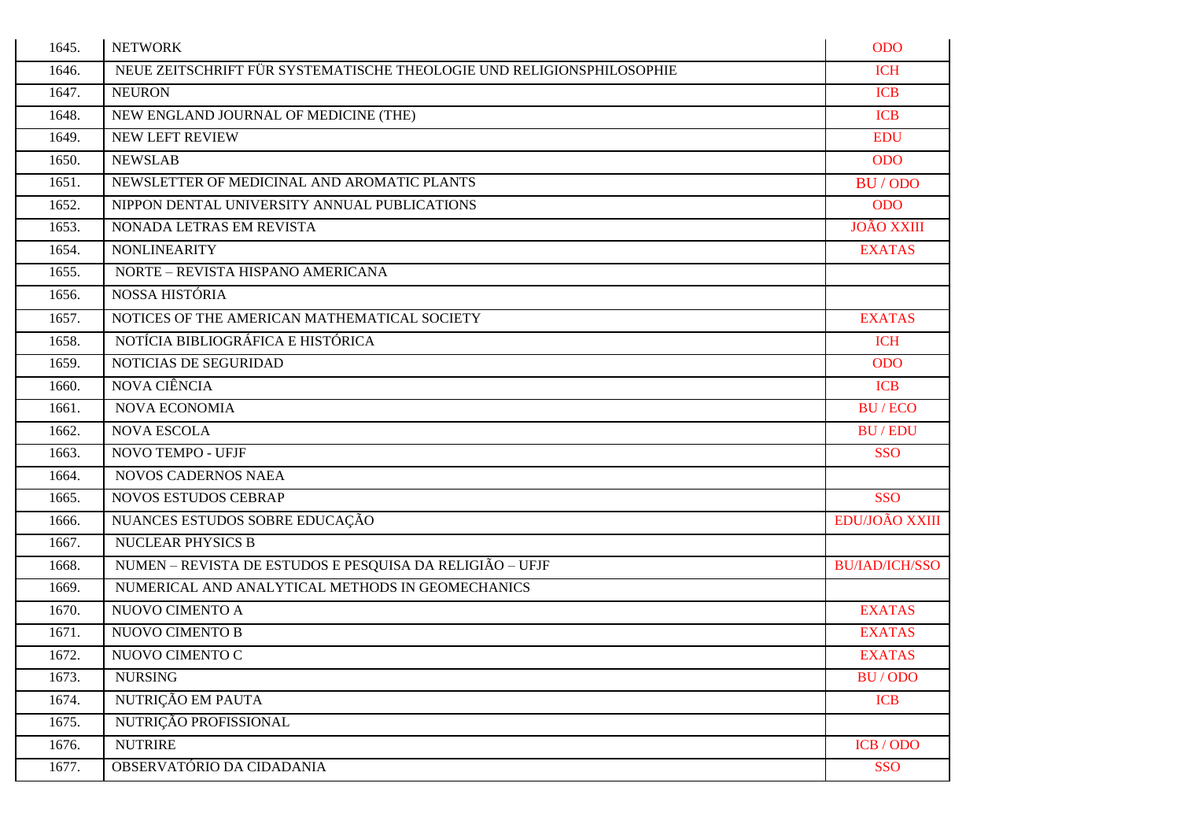| | | |
|---|---|---|
| 1645. | NETWORK | ODO |
| 1646. | NEUE ZEITSCHRIFT FÜR SYSTEMATISCHE THEOLOGIE UND RELIGIONSPHILOSOPHIE | ICH |
| 1647. | NEURON | ICB |
| 1648. | NEW ENGLAND JOURNAL OF MEDICINE (THE) | ICB |
| 1649. | NEW LEFT REVIEW | EDU |
| 1650. | NEWSLAB | ODO |
| 1651. | NEWSLETTER OF MEDICINAL AND AROMATIC PLANTS | BU / ODO |
| 1652. | NIPPON DENTAL UNIVERSITY ANNUAL PUBLICATIONS | ODO |
| 1653. | NONADA LETRAS EM REVISTA | JOÃO XXIII |
| 1654. | NONLINEARITY | EXATAS |
| 1655. | NORTE – REVISTA HISPANO AMERICANA | |
| 1656. | NOSSA HISTÓRIA | |
| 1657. | NOTICES OF THE AMERICAN MATHEMATICAL SOCIETY | EXATAS |
| 1658. | NOTÍCIA BIBLIOGRÁFICA E HISTÓRICA | ICH |
| 1659. | NOTICIAS DE SEGURIDAD | ODO |
| 1660. | NOVA CIÊNCIA | ICB |
| 1661. | NOVA ECONOMIA | BU / ECO |
| 1662. | NOVA ESCOLA | BU / EDU |
| 1663. | NOVO TEMPO - UFJF | SSO |
| 1664. | NOVOS CADERNOS NAEA | |
| 1665. | NOVOS ESTUDOS CEBRAP | SSO |
| 1666. | NUANCES ESTUDOS SOBRE EDUCAÇÃO | EDU/JOÃO XXIII |
| 1667. | NUCLEAR PHYSICS B | |
| 1668. | NUMEN – REVISTA DE ESTUDOS E PESQUISA DA RELIGIÃO – UFJF | BU/IAD/ICH/SSO |
| 1669. | NUMERICAL AND ANALYTICAL METHODS IN GEOMECHANICS | |
| 1670. | NUOVO CIMENTO A | EXATAS |
| 1671. | NUOVO CIMENTO B | EXATAS |
| 1672. | NUOVO CIMENTO C | EXATAS |
| 1673. | NURSING | BU / ODO |
| 1674. | NUTRIÇÃO EM PAUTA | ICB |
| 1675. | NUTRIÇÃO PROFISSIONAL | |
| 1676. | NUTRIRE | ICB / ODO |
| 1677. | OBSERVATÓRIO DA CIDADANIA | SSO |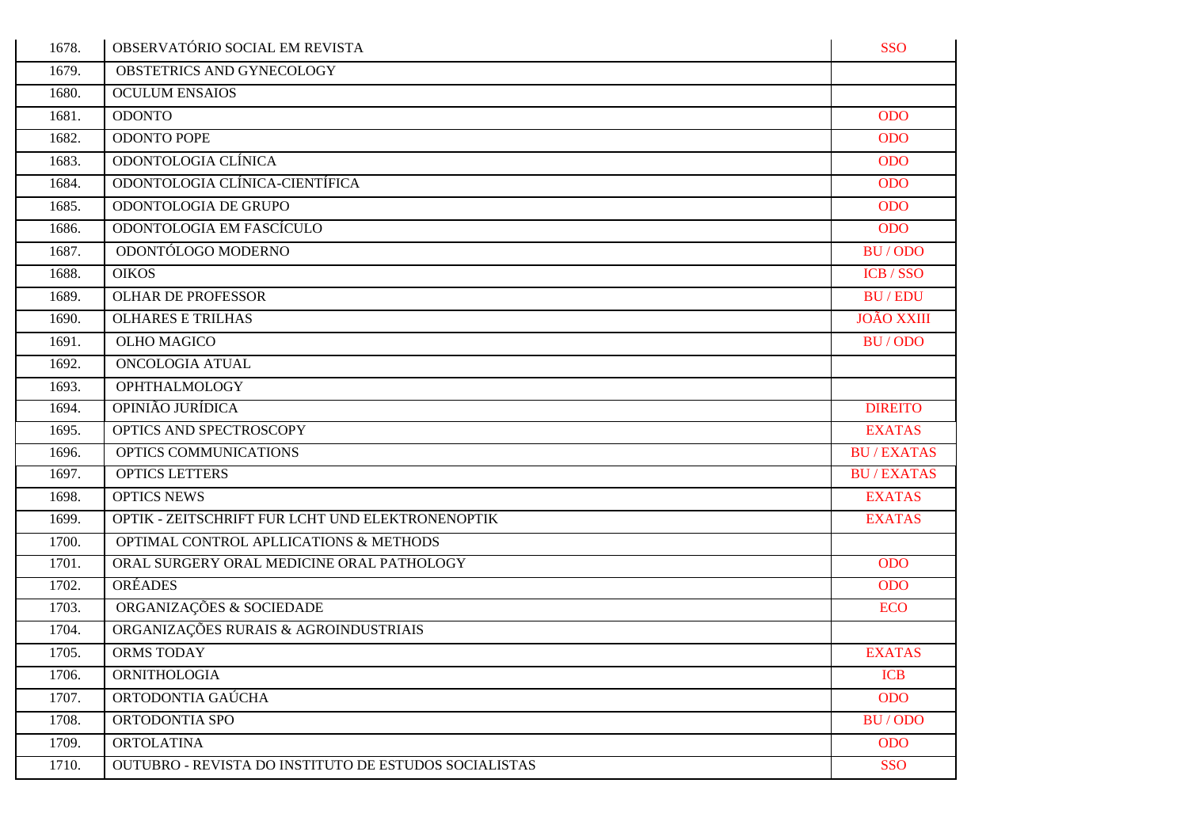| | | |
|---|---|---|
| 1678. | OBSERVATÓRIO SOCIAL EM REVISTA | SSO |
| 1679. | OBSTETRICS AND GYNECOLOGY | |
| 1680. | OCULUM ENSAIOS | |
| 1681. | ODONTO | ODO |
| 1682. | ODONTO POPE | ODO |
| 1683. | ODONTOLOGIA CLÍNICA | ODO |
| 1684. | ODONTOLOGIA CLÍNICA-CIENTÍFICA | ODO |
| 1685. | ODONTOLOGIA DE GRUPO | ODO |
| 1686. | ODONTOLOGIA EM FASCÍCULO | ODO |
| 1687. | ODONTÓLOGO MODERNO | BU / ODO |
| 1688. | OIKOS | ICB / SSO |
| 1689. | OLHAR DE PROFESSOR | BU / EDU |
| 1690. | OLHARES E TRILHAS | JOÃO XXIII |
| 1691. | OLHO MAGICO | BU / ODO |
| 1692. | ONCOLOGIA ATUAL | |
| 1693. | OPHTHALMOLOGY | |
| 1694. | OPINIÃO JURÍDICA | DIREITO |
| 1695. | OPTICS AND SPECTROSCOPY | EXATAS |
| 1696. | OPTICS COMMUNICATIONS | BU / EXATAS |
| 1697. | OPTICS LETTERS | BU / EXATAS |
| 1698. | OPTICS NEWS | EXATAS |
| 1699. | OPTIK - ZEITSCHRIFT FUR LCHT UND ELEKTRONENOPTIK | EXATAS |
| 1700. | OPTIMAL CONTROL APLLICATIONS & METHODS | |
| 1701. | ORAL SURGERY ORAL MEDICINE ORAL PATHOLOGY | ODO |
| 1702. | ORÉADES | ODO |
| 1703. | ORGANIZAÇÕES & SOCIEDADE | ECO |
| 1704. | ORGANIZAÇÕES RURAIS & AGROINDUSTRIAIS | |
| 1705. | ORMS TODAY | EXATAS |
| 1706. | ORNITHOLOGIA | ICB |
| 1707. | ORTODONTIA GAÚCHA | ODO |
| 1708. | ORTODONTIA SPO | BU / ODO |
| 1709. | ORTOLATINA | ODO |
| 1710. | OUTUBRO - REVISTA DO INSTITUTO DE ESTUDOS SOCIALISTAS | SSO |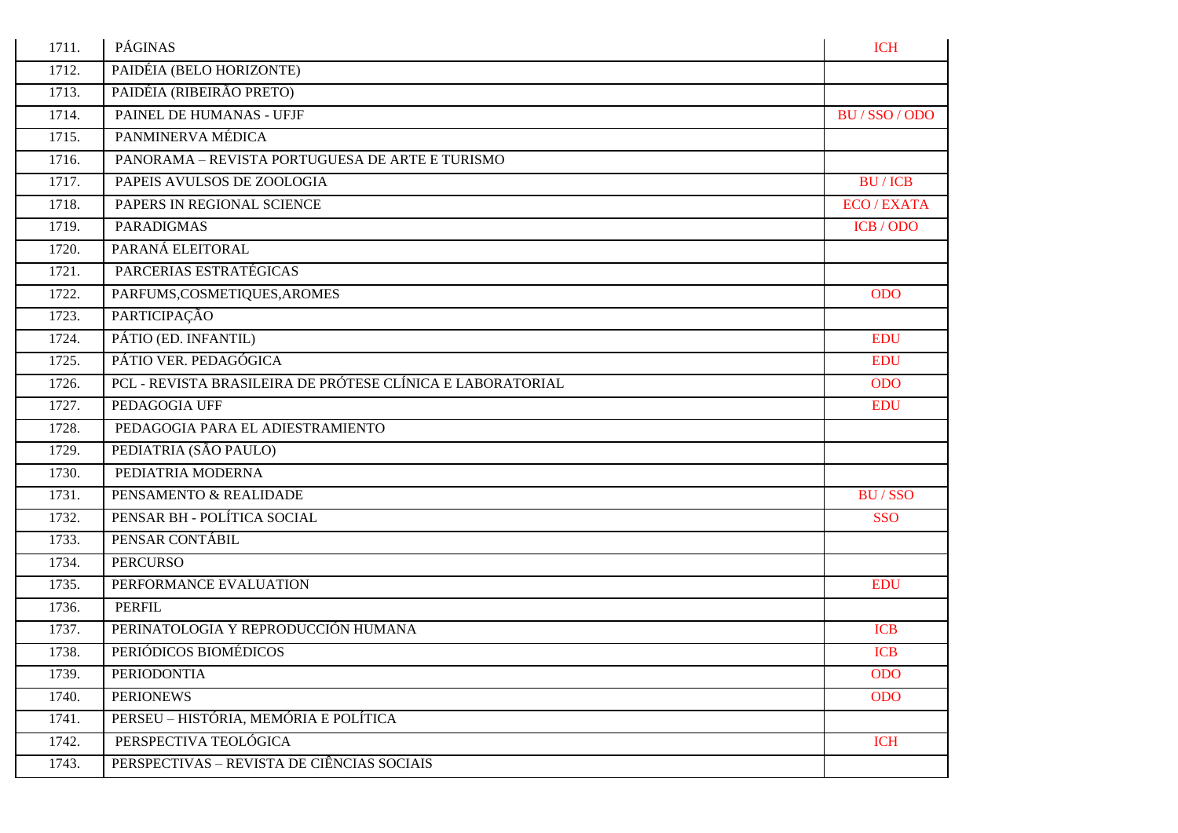| | | |
|---|---|---|
| 1711. | PÁGINAS | ICH |
| 1712. | PAIDÉIA (BELO HORIZONTE) | |
| 1713. | PAIDÉIA (RIBEIRÃO PRETO) | |
| 1714. | PAINEL DE HUMANAS - UFJF | BU / SSO / ODO |
| 1715. | PANMINERVA MÉDICA | |
| 1716. | PANORAMA – REVISTA PORTUGUESA DE ARTE E TURISMO | |
| 1717. | PAPEIS AVULSOS DE ZOOLOGIA | BU / ICB |
| 1718. | PAPERS IN REGIONAL SCIENCE | ECO / EXATA |
| 1719. | PARADIGMAS | ICB / ODO |
| 1720. | PARANÁ ELEITORAL | |
| 1721. | PARCERIAS ESTRATÉGICAS | |
| 1722. | PARFUMS,COSMETIQUES,AROMES | ODO |
| 1723. | PARTICIPAÇÃO | |
| 1724. | PÁTIO (ED. INFANTIL) | EDU |
| 1725. | PÁTIO VER. PEDAGÓGICA | EDU |
| 1726. | PCL - REVISTA BRASILEIRA DE PRÓTESE CLÍNICA E LABORATORIAL | ODO |
| 1727. | PEDAGOGIA UFF | EDU |
| 1728. | PEDAGOGIA PARA EL ADIESTRAMIENTO | |
| 1729. | PEDIATRIA (SÃO PAULO) | |
| 1730. | PEDIATRIA MODERNA | |
| 1731. | PENSAMENTO & REALIDADE | BU / SSO |
| 1732. | PENSAR BH - POLÍTICA SOCIAL | SSO |
| 1733. | PENSAR CONTÁBIL | |
| 1734. | PERCURSO | |
| 1735. | PERFORMANCE EVALUATION | EDU |
| 1736. | PERFIL | |
| 1737. | PERINATOLOGIA Y REPRODUCCIÓN HUMANA | ICB |
| 1738. | PERIÓDICOS BIOMÉDICOS | ICB |
| 1739. | PERIODONTIA | ODO |
| 1740. | PERIONEWS | ODO |
| 1741. | PERSEU – HISTÓRIA, MEMÓRIA E POLÍTICA | |
| 1742. | PERSPECTIVA TEOLÓGICA | ICH |
| 1743. | PERSPECTIVAS – REVISTA DE CIÊNCIAS SOCIAIS | |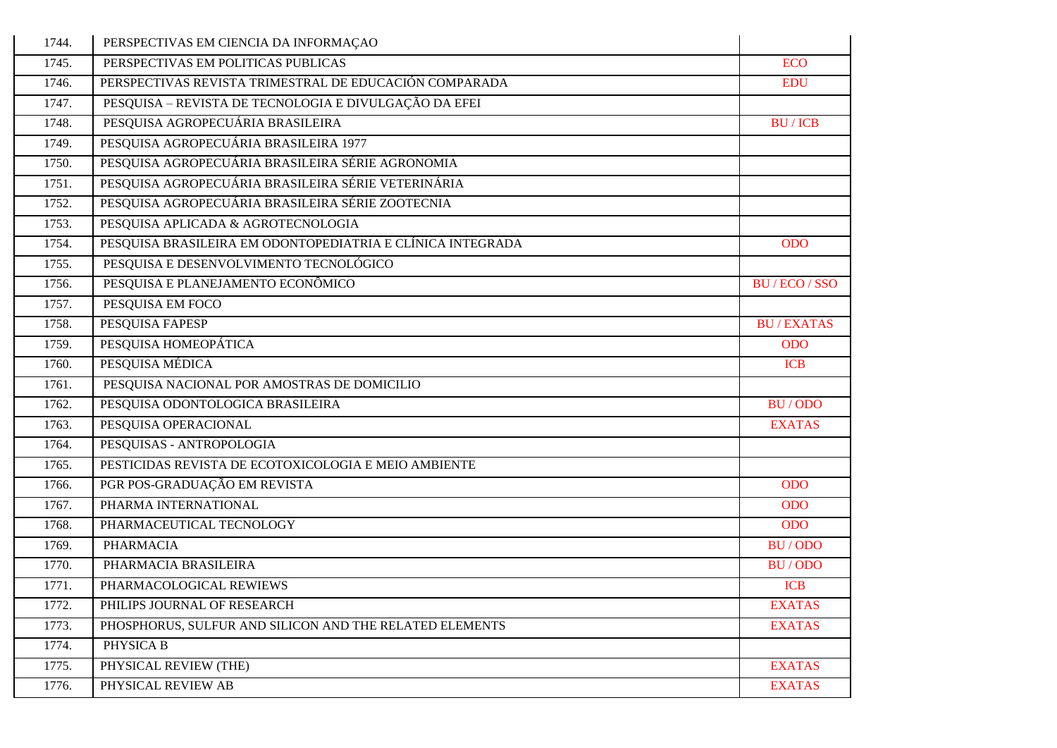| | | |
|---|---|---|
| 1744. | PERSPECTIVAS EM CIENCIA DA INFORMAÇAO | |
| 1745. | PERSPECTIVAS EM POLITICAS PUBLICAS | ECO |
| 1746. | PERSPECTIVAS REVISTA TRIMESTRAL DE EDUCACIÓN COMPARADA | EDU |
| 1747. | PESQUISA – REVISTA DE TECNOLOGIA E DIVULGAÇÃO DA EFEI | |
| 1748. | PESQUISA AGROPECUÁRIA BRASILEIRA | BU / ICB |
| 1749. | PESQUISA AGROPECUÁRIA BRASILEIRA 1977 | |
| 1750. | PESQUISA AGROPECUÁRIA BRASILEIRA SÉRIE AGRONOMIA | |
| 1751. | PESQUISA AGROPECUÁRIA BRASILEIRA SÉRIE VETERINÁRIA | |
| 1752. | PESQUISA AGROPECUÁRIA BRASILEIRA SÉRIE ZOOTECNIA | |
| 1753. | PESQUISA APLICADA & AGROTECNOLOGIA | |
| 1754. | PESQUISA BRASILEIRA EM ODONTOPEDIATRIA E CLÍNICA INTEGRADA | ODO |
| 1755. | PESQUISA E DESENVOLVIMENTO TECNOLÓGICO | |
| 1756. | PESQUISA E PLANEJAMENTO ECONÔMICO | BU / ECO / SSO |
| 1757. | PESQUISA EM FOCO | |
| 1758. | PESQUISA FAPESP | BU / EXATAS |
| 1759. | PESQUISA HOMEOPÁTICA | ODO |
| 1760. | PESQUISA MÉDICA | ICB |
| 1761. | PESQUISA NACIONAL POR AMOSTRAS DE DOMICILIO | |
| 1762. | PESQUISA ODONTOLOGICA BRASILEIRA | BU / ODO |
| 1763. | PESQUISA OPERACIONAL | EXATAS |
| 1764. | PESQUISAS - ANTROPOLOGIA | |
| 1765. | PESTICIDAS REVISTA DE ECOTOXICOLOGIA E MEIO AMBIENTE | |
| 1766. | PGR POS-GRADUAÇÃO EM REVISTA | ODO |
| 1767. | PHARMA INTERNATIONAL | ODO |
| 1768. | PHARMACEUTICAL TECNOLOGY | ODO |
| 1769. | PHARMACIA | BU / ODO |
| 1770. | PHARMACIA BRASILEIRA | BU / ODO |
| 1771. | PHARMACOLOGICAL REWIEWS | ICB |
| 1772. | PHILIPS JOURNAL OF RESEARCH | EXATAS |
| 1773. | PHOSPHORUS, SULFUR AND SILICON AND THE RELATED ELEMENTS | EXATAS |
| 1774. | PHYSICA B | |
| 1775. | PHYSICAL REVIEW (THE) | EXATAS |
| 1776. | PHYSICAL REVIEW AB | EXATAS |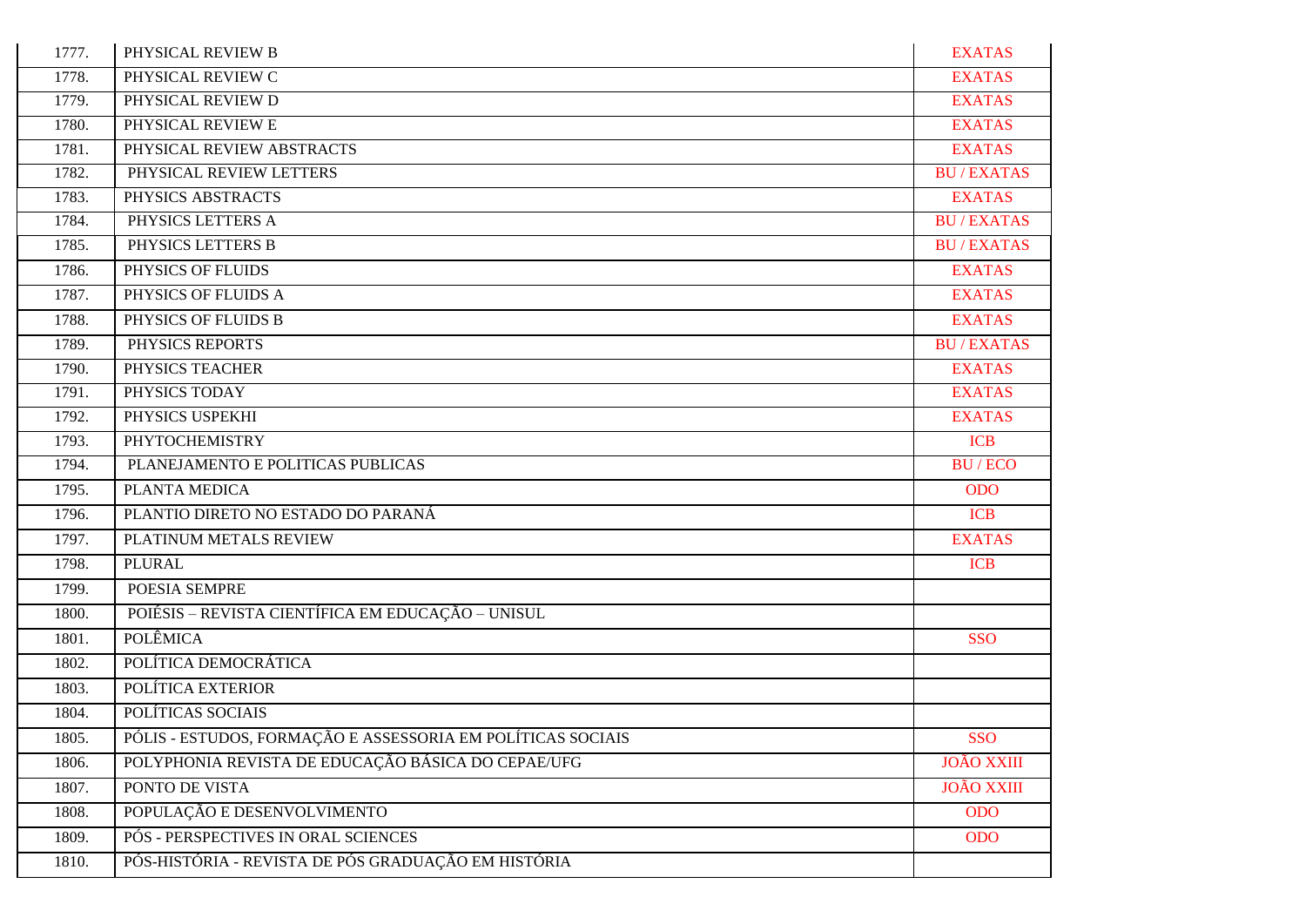| | | |
|---|---|---|
| 1777. | PHYSICAL REVIEW B | EXATAS |
| 1778. | PHYSICAL REVIEW C | EXATAS |
| 1779. | PHYSICAL REVIEW D | EXATAS |
| 1780. | PHYSICAL REVIEW E | EXATAS |
| 1781. | PHYSICAL REVIEW ABSTRACTS | EXATAS |
| 1782. | PHYSICAL REVIEW LETTERS | BU / EXATAS |
| 1783. | PHYSICS ABSTRACTS | EXATAS |
| 1784. | PHYSICS LETTERS A | BU / EXATAS |
| 1785. | PHYSICS LETTERS B | BU / EXATAS |
| 1786. | PHYSICS OF FLUIDS | EXATAS |
| 1787. | PHYSICS OF FLUIDS A | EXATAS |
| 1788. | PHYSICS OF FLUIDS B | EXATAS |
| 1789. | PHYSICS REPORTS | BU / EXATAS |
| 1790. | PHYSICS TEACHER | EXATAS |
| 1791. | PHYSICS TODAY | EXATAS |
| 1792. | PHYSICS USPEKHI | EXATAS |
| 1793. | PHYTOCHEMISTRY | ICB |
| 1794. | PLANEJAMENTO E POLITICAS PUBLICAS | BU / ECO |
| 1795. | PLANTA MEDICA | ODO |
| 1796. | PLANTIO DIRETO NO ESTADO DO PARANÁ | ICB |
| 1797. | PLATINUM METALS REVIEW | EXATAS |
| 1798. | PLURAL | ICB |
| 1799. | POESIA SEMPRE | |
| 1800. | POIÉSIS – REVISTA CIENTÍFICA EM EDUCAÇÃO – UNISUL | |
| 1801. | POLÊMICA | SSO |
| 1802. | POLÍTICA DEMOCRÁTICA | |
| 1803. | POLÍTICA EXTERIOR | |
| 1804. | POLÍTICAS SOCIAIS | |
| 1805. | PÓLIS - ESTUDOS, FORMAÇÃO E ASSESSORIA EM POLÍTICAS SOCIAIS | SSO |
| 1806. | POLYPHONIA REVISTA DE EDUCAÇÃO BÁSICA DO CEPAE/UFG | JOÃO XXIII |
| 1807. | PONTO DE VISTA | JOÃO XXIII |
| 1808. | POPULAÇÃO E DESENVOLVIMENTO | ODO |
| 1809. | PÓS - PERSPECTIVES IN ORAL SCIENCES | ODO |
| 1810. | PÓS-HISTÓRIA - REVISTA DE PÓS GRADUAÇÃO EM HISTÓRIA | |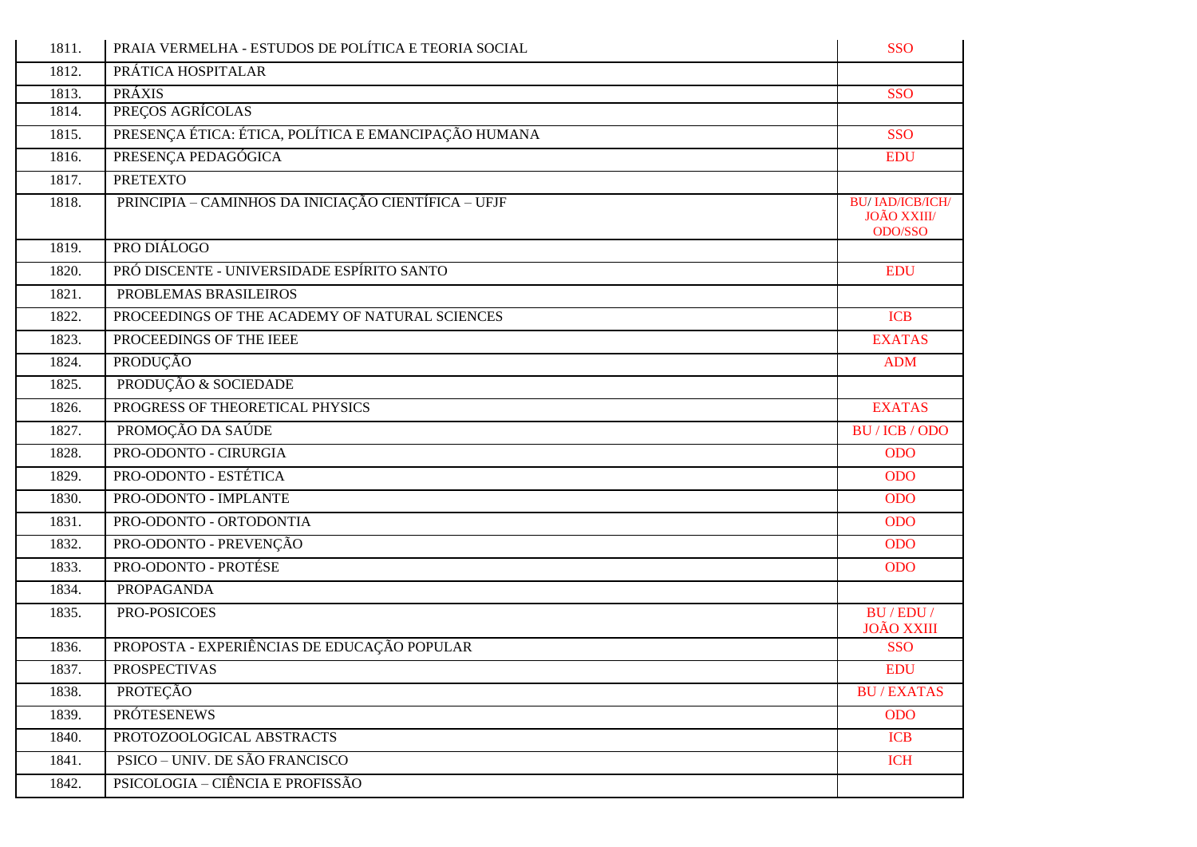| | | |
|---|---|---|
| 1811. | PRAIA VERMELHA - ESTUDOS DE POLÍTICA E TEORIA SOCIAL | SSO |
| 1812. | PRÁTICA HOSPITALAR | |
| 1813. | PRÁXIS | SSO |
| 1814. | PREÇOS AGRÍCOLAS | |
| 1815. | PRESENÇA ÉTICA: ÉTICA, POLÍTICA E EMANCIPAÇÃO HUMANA | SSO |
| 1816. | PRESENÇA PEDAGÓGICA | EDU |
| 1817. | PRETEXTO | |
| 1818. | PRINCIPIA – CAMINHOS DA INICIAÇÃO CIENTÍFICA – UFJF | BU/ IAD/ICB/ICH/ JOÃO XXIII/ ODO/SSO |
| 1819. | PRO DIÁLOGO | |
| 1820. | PRÓ DISCENTE - UNIVERSIDADE ESPÍRITO SANTO | EDU |
| 1821. | PROBLEMAS BRASILEIROS | |
| 1822. | PROCEEDINGS OF THE ACADEMY OF NATURAL SCIENCES | ICB |
| 1823. | PROCEEDINGS OF THE IEEE | EXATAS |
| 1824. | PRODUÇÃO | ADM |
| 1825. | PRODUÇÃO & SOCIEDADE | |
| 1826. | PROGRESS OF THEORETICAL PHYSICS | EXATAS |
| 1827. | PROMOÇÃO DA SAÚDE | BU / ICB / ODO |
| 1828. | PRO-ODONTO - CIRURGIA | ODO |
| 1829. | PRO-ODONTO - ESTÉTICA | ODO |
| 1830. | PRO-ODONTO - IMPLANTE | ODO |
| 1831. | PRO-ODONTO - ORTODONTIA | ODO |
| 1832. | PRO-ODONTO - PREVENÇÃO | ODO |
| 1833. | PRO-ODONTO - PROTÉSE | ODO |
| 1834. | PROPAGANDA | |
| 1835. | PRO-POSICOES | BU / EDU / JOÃO XXIII |
| 1836. | PROPOSTA - EXPERIÊNCIAS DE EDUCAÇÃO POPULAR | SSO |
| 1837. | PROSPECTIVAS | EDU |
| 1838. | PROTEÇÃO | BU / EXATAS |
| 1839. | PRÓTESENEWS | ODO |
| 1840. | PROTOZOOLOGICAL ABSTRACTS | ICB |
| 1841. | PSICO – UNIV. DE SÃO FRANCISCO | ICH |
| 1842. | PSICOLOGIA – CIÊNCIA E PROFISSÃO | |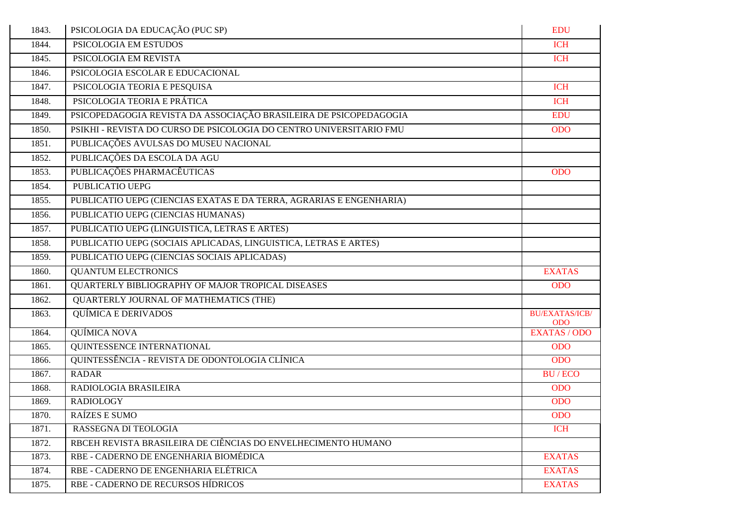| | | |
|---|---|---|
| 1843. | PSICOLOGIA DA EDUCAÇÃO (PUC SP) | EDU |
| 1844. | PSICOLOGIA EM ESTUDOS | ICH |
| 1845. | PSICOLOGIA EM REVISTA | ICH |
| 1846. | PSICOLOGIA ESCOLAR E EDUCACIONAL | |
| 1847. | PSICOLOGIA TEORIA E PESQUISA | ICH |
| 1848. | PSICOLOGIA TEORIA E PRÁTICA | ICH |
| 1849. | PSICOPEDAGOGIA REVISTA DA ASSOCIAÇÃO BRASILEIRA DE PSICOPEDAGOGIA | EDU |
| 1850. | PSIKHI - REVISTA DO CURSO DE PSICOLOGIA DO CENTRO UNIVERSITARIO FMU | ODO |
| 1851. | PUBLICAÇÕES AVULSAS DO MUSEU NACIONAL | |
| 1852. | PUBLICAÇÕES DA ESCOLA DA AGU | |
| 1853. | PUBLICAÇÕES PHARMACÊUTICAS | ODO |
| 1854. | PUBLICATIO UEPG | |
| 1855. | PUBLICATIO UEPG (CIENCIAS EXATAS E DA TERRA, AGRARIAS E ENGENHARIA) | |
| 1856. | PUBLICATIO UEPG (CIENCIAS HUMANAS) | |
| 1857. | PUBLICATIO UEPG (LINGUISTICA, LETRAS E ARTES) | |
| 1858. | PUBLICATIO UEPG (SOCIAIS APLICADAS, LINGUISTICA, LETRAS E ARTES) | |
| 1859. | PUBLICATIO UEPG (CIENCIAS SOCIAIS APLICADAS) | |
| 1860. | QUANTUM ELECTRONICS | EXATAS |
| 1861. | QUARTERLY BIBLIOGRAPHY OF MAJOR TROPICAL DISEASES | ODO |
| 1862. | QUARTERLY JOURNAL OF MATHEMATICS (THE) | |
| 1863. | QUÍMICA E DERIVADOS | BU/EXATAS/ICB/ ODO |
| 1864. | QUÍMICA NOVA | EXATAS / ODO |
| 1865. | QUINTESSENCE INTERNATIONAL | ODO |
| 1866. | QUINTESSÊNCIA - REVISTA DE ODONTOLOGIA CLÍNICA | ODO |
| 1867. | RADAR | BU / ECO |
| 1868. | RADIOLOGIA BRASILEIRA | ODO |
| 1869. | RADIOLOGY | ODO |
| 1870. | RAÍZES E SUMO | ODO |
| 1871. | RASSEGNA DI TEOLOGIA | ICH |
| 1872. | RBCEH REVISTA BRASILEIRA DE CIÊNCIAS DO ENVELHECIMENTO HUMANO | |
| 1873. | RBE - CADERNO DE ENGENHARIA BIOMÉDICA | EXATAS |
| 1874. | RBE - CADERNO DE ENGENHARIA ELÉTRICA | EXATAS |
| 1875. | RBE - CADERNO DE RECURSOS HÍDRICOS | EXATAS |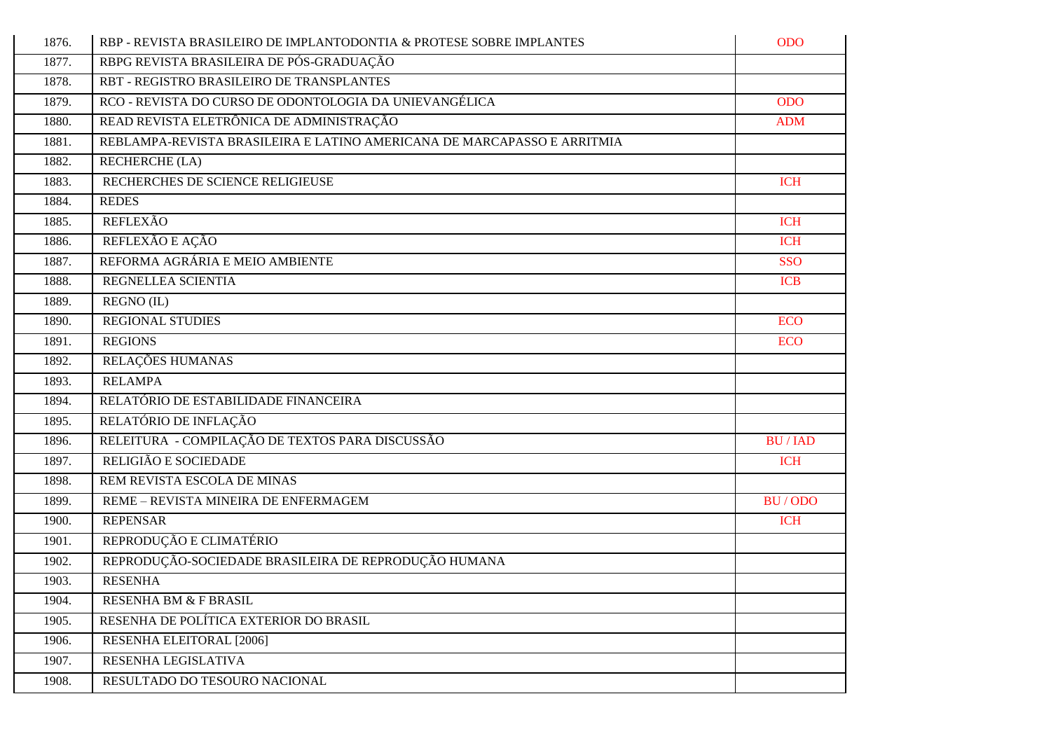| | | |
|---|---|---|
| 1876. | RBP - REVISTA BRASILEIRO DE IMPLANTODONTIA & PROTESE SOBRE IMPLANTES | ODO |
| 1877. | RBPG REVISTA BRASILEIRA DE PÓS-GRADUAÇÃO | |
| 1878. | RBT - REGISTRO BRASILEIRO DE TRANSPLANTES | |
| 1879. | RCO - REVISTA DO CURSO DE ODONTOLOGIA DA UNIEVANGÉLICA | ODO |
| 1880. | READ REVISTA ELETRÔNICA DE ADMINISTRAÇÃO | ADM |
| 1881. | REBLAMPA-REVISTA BRASILEIRA E LATINO AMERICANA DE MARCAPASSO E ARRITMIA | |
| 1882. | RECHERCHE (LA) | |
| 1883. | RECHERCHES DE SCIENCE RELIGIEUSE | ICH |
| 1884. | REDES | |
| 1885. | REFLEXÃO | ICH |
| 1886. | REFLEXÃO E AÇÃO | ICH |
| 1887. | REFORMA AGRÁRIA E MEIO AMBIENTE | SSO |
| 1888. | REGNELLEA SCIENTIA | ICB |
| 1889. | REGNO (IL) | |
| 1890. | REGIONAL STUDIES | ECO |
| 1891. | REGIONS | ECO |
| 1892. | RELAÇÕES HUMANAS | |
| 1893. | RELAMPA | |
| 1894. | RELATÓRIO DE ESTABILIDADE FINANCEIRA | |
| 1895. | RELATÓRIO DE INFLAÇÃO | |
| 1896. | RELEITURA - COMPILAÇÃO DE TEXTOS PARA DISCUSSÃO | BU / IAD |
| 1897. | RELIGIÃO E SOCIEDADE | ICH |
| 1898. | REM REVISTA ESCOLA DE MINAS | |
| 1899. | REME – REVISTA MINEIRA DE ENFERMAGEM | BU / ODO |
| 1900. | REPENSAR | ICH |
| 1901. | REPRODUÇÃO E CLIMATÉRIO | |
| 1902. | REPRODUÇÃO-SOCIEDADE BRASILEIRA DE REPRODUÇÃO HUMANA | |
| 1903. | RESENHA | |
| 1904. | RESENHA BM & F BRASIL | |
| 1905. | RESENHA DE POLÍTICA EXTERIOR DO BRASIL | |
| 1906. | RESENHA ELEITORAL [2006] | |
| 1907. | RESENHA LEGISLATIVA | |
| 1908. | RESULTADO DO TESOURO NACIONAL | |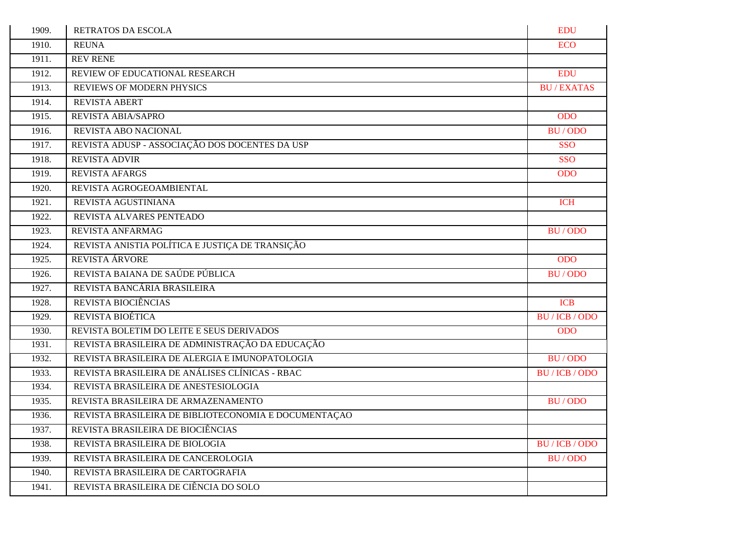| | | |
|---|---|---|
| 1909. | RETRATOS DA ESCOLA | EDU |
| 1910. | REUNA | ECO |
| 1911. | REV RENE | |
| 1912. | REVIEW OF EDUCATIONAL RESEARCH | EDU |
| 1913. | REVIEWS OF MODERN PHYSICS | BU / EXATAS |
| 1914. | REVISTA ABERT | |
| 1915. | REVISTA ABIA/SAPRO | ODO |
| 1916. | REVISTA ABO NACIONAL | BU / ODO |
| 1917. | REVISTA ADUSP - ASSOCIAÇÃO DOS DOCENTES DA USP | SSO |
| 1918. | REVISTA ADVIR | SSO |
| 1919. | REVISTA AFARGS | ODO |
| 1920. | REVISTA AGROGEOAMBIENTAL | |
| 1921. | REVISTA AGUSTINIANA | ICH |
| 1922. | REVISTA ALVARES PENTEADO | |
| 1923. | REVISTA ANFARMAG | BU / ODO |
| 1924. | REVISTA ANISTIA POLÍTICA E JUSTIÇA DE TRANSIÇÃO | |
| 1925. | REVISTA ÁRVORE | ODO |
| 1926. | REVISTA BAIANA DE SAÚDE PÚBLICA | BU / ODO |
| 1927. | REVISTA BANCÁRIA BRASILEIRA | |
| 1928. | REVISTA BIOCIÊNCIAS | ICB |
| 1929. | REVISTA BIOÉTICA | BU / ICB / ODO |
| 1930. | REVISTA BOLETIM DO LEITE E SEUS DERIVADOS | ODO |
| 1931. | REVISTA BRASILEIRA DE ADMINISTRAÇÃO DA EDUCAÇÃO | |
| 1932. | REVISTA BRASILEIRA DE ALERGIA E IMUNOPATOLOGIA | BU / ODO |
| 1933. | REVISTA BRASILEIRA DE ANÁLISES CLÍNICAS - RBAC | BU / ICB / ODO |
| 1934. | REVISTA BRASILEIRA DE ANESTESIOLOGIA | |
| 1935. | REVISTA BRASILEIRA DE ARMAZENAMENTO | BU / ODO |
| 1936. | REVISTA BRASILEIRA DE BIBLIOTECONOMIA E DOCUMENTAÇAO | |
| 1937. | REVISTA BRASILEIRA DE BIOCIÊNCIAS | |
| 1938. | REVISTA BRASILEIRA DE BIOLOGIA | BU / ICB / ODO |
| 1939. | REVISTA BRASILEIRA DE CANCEROLOGIA | BU / ODO |
| 1940. | REVISTA BRASILEIRA DE CARTOGRAFIA | |
| 1941. | REVISTA BRASILEIRA DE CIÊNCIA DO SOLO | |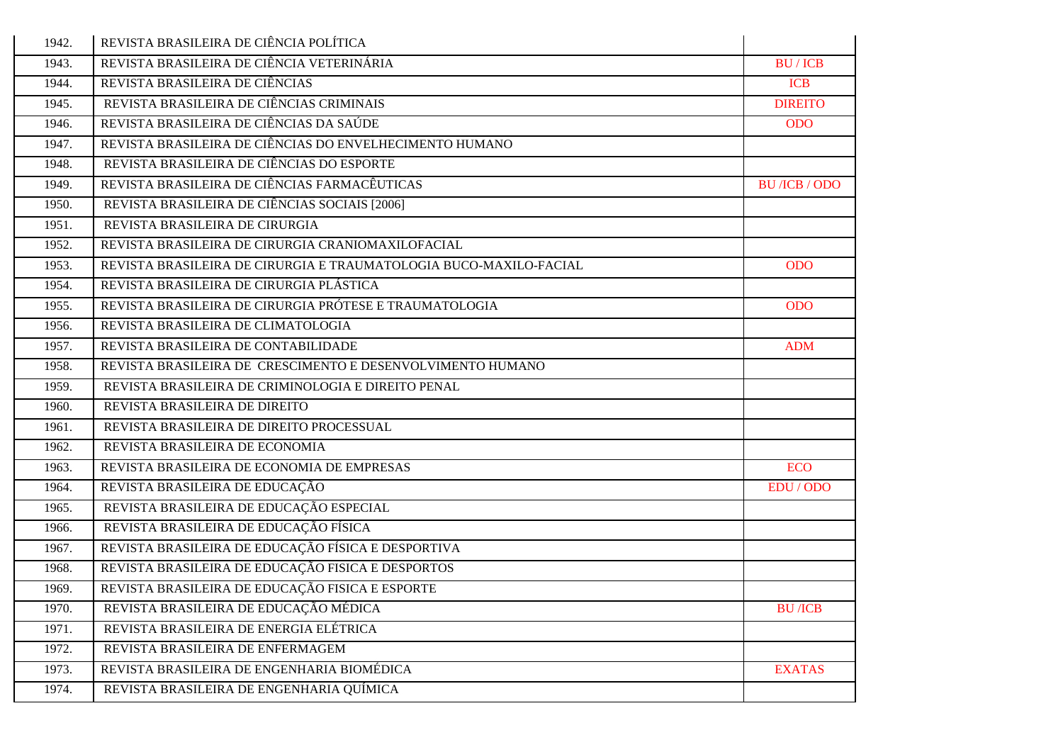| | | |
|---|---|---|
| 1942. | REVISTA BRASILEIRA DE CIÊNCIA POLÍTICA | |
| 1943. | REVISTA BRASILEIRA DE CIÊNCIA VETERINÁRIA | BU / ICB |
| 1944. | REVISTA BRASILEIRA DE CIÊNCIAS | ICB |
| 1945. | REVISTA BRASILEIRA DE CIÊNCIAS CRIMINAIS | DIREITO |
| 1946. | REVISTA BRASILEIRA DE CIÊNCIAS DA SAÚDE | ODO |
| 1947. | REVISTA BRASILEIRA DE CIÊNCIAS DO ENVELHECIMENTO HUMANO | |
| 1948. | REVISTA BRASILEIRA DE CIÊNCIAS DO ESPORTE | |
| 1949. | REVISTA BRASILEIRA DE CIÊNCIAS FARMACÊUTICAS | BU /ICB / ODO |
| 1950. | REVISTA BRASILEIRA DE CIÊNCIAS SOCIAIS [2006] | |
| 1951. | REVISTA BRASILEIRA DE CIRURGIA | |
| 1952. | REVISTA BRASILEIRA DE CIRURGIA CRANIOMAXILOFACIAL | |
| 1953. | REVISTA BRASILEIRA DE CIRURGIA E TRAUMATOLOGIA BUCO-MAXILO-FACIAL | ODO |
| 1954. | REVISTA BRASILEIRA DE CIRURGIA PLÁSTICA | |
| 1955. | REVISTA BRASILEIRA DE CIRURGIA PRÓTESE E TRAUMATOLOGIA | ODO |
| 1956. | REVISTA BRASILEIRA DE CLIMATOLOGIA | |
| 1957. | REVISTA BRASILEIRA DE CONTABILIDADE | ADM |
| 1958. | REVISTA BRASILEIRA DE CRESCIMENTO E DESENVOLVIMENTO HUMANO | |
| 1959. | REVISTA BRASILEIRA DE CRIMINOLOGIA E DIREITO PENAL | |
| 1960. | REVISTA BRASILEIRA DE DIREITO | |
| 1961. | REVISTA BRASILEIRA DE DIREITO PROCESSUAL | |
| 1962. | REVISTA BRASILEIRA DE ECONOMIA | |
| 1963. | REVISTA BRASILEIRA DE ECONOMIA DE EMPRESAS | ECO |
| 1964. | REVISTA BRASILEIRA DE EDUCAÇÃO | EDU / ODO |
| 1965. | REVISTA BRASILEIRA DE EDUCAÇÃO ESPECIAL | |
| 1966. | REVISTA BRASILEIRA DE EDUCAÇÃO FÍSICA | |
| 1967. | REVISTA BRASILEIRA DE EDUCAÇÃO FÍSICA E DESPORTIVA | |
| 1968. | REVISTA BRASILEIRA DE EDUCAÇÃO FISICA E DESPORTOS | |
| 1969. | REVISTA BRASILEIRA DE EDUCAÇÃO FISICA E ESPORTE | |
| 1970. | REVISTA BRASILEIRA DE EDUCAÇÃO MÉDICA | BU /ICB |
| 1971. | REVISTA BRASILEIRA DE ENERGIA ELÉTRICA | |
| 1972. | REVISTA BRASILEIRA DE ENFERMAGEM | |
| 1973. | REVISTA BRASILEIRA DE ENGENHARIA BIOMÉDICA | EXATAS |
| 1974. | REVISTA BRASILEIRA DE ENGENHARIA QUÍMICA | |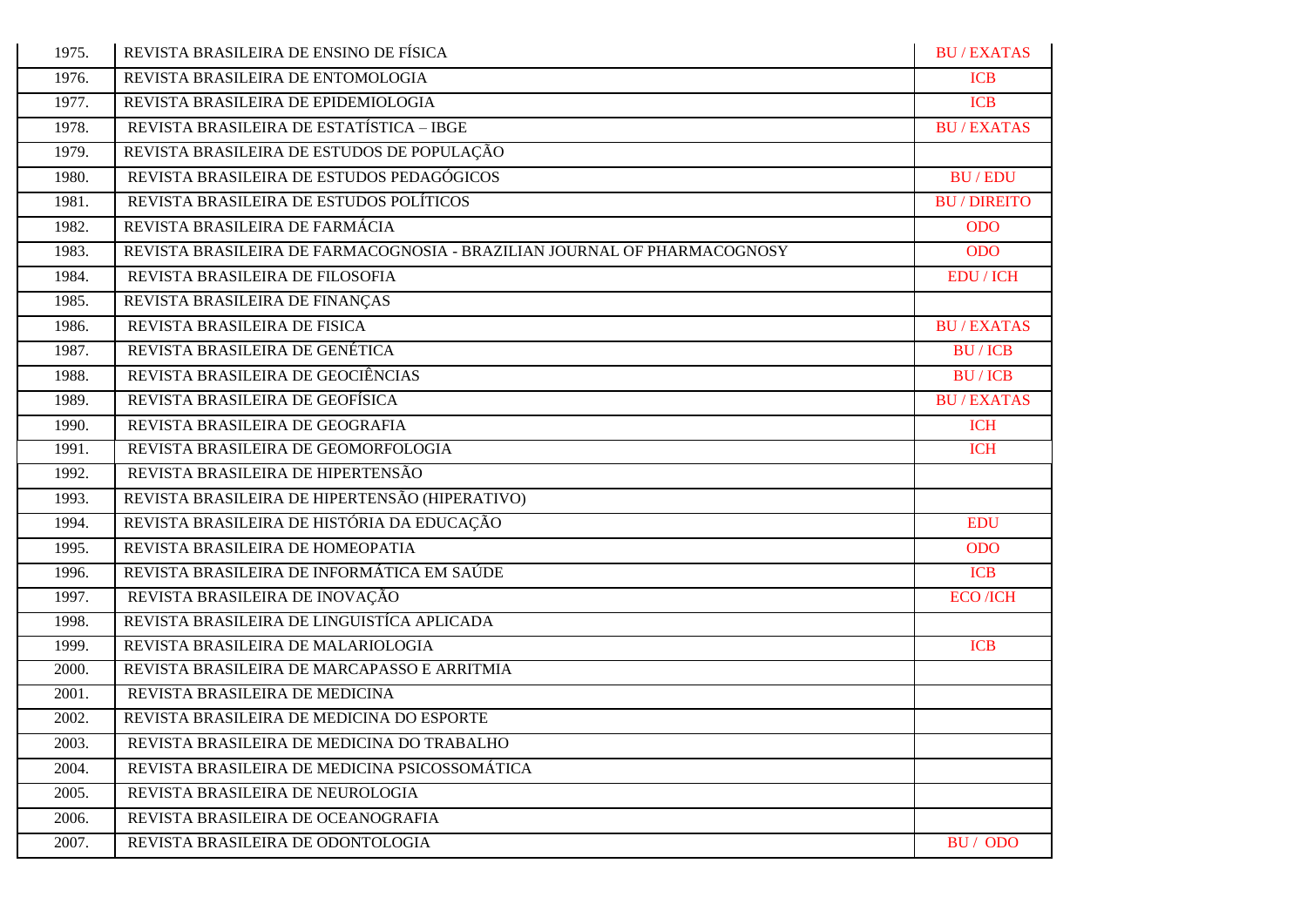| | | |
|---|---|---|
| 1975. | REVISTA BRASILEIRA DE ENSINO DE FÍSICA | BU / EXATAS |
| 1976. | REVISTA BRASILEIRA DE ENTOMOLOGIA | ICB |
| 1977. | REVISTA BRASILEIRA DE EPIDEMIOLOGIA | ICB |
| 1978. | REVISTA BRASILEIRA DE ESTATÍSTICA – IBGE | BU / EXATAS |
| 1979. | REVISTA BRASILEIRA DE ESTUDOS DE POPULAÇÃO | |
| 1980. | REVISTA BRASILEIRA DE ESTUDOS PEDAGÓGICOS | BU / EDU |
| 1981. | REVISTA BRASILEIRA DE ESTUDOS POLÍTICOS | BU / DIREITO |
| 1982. | REVISTA BRASILEIRA DE FARMÁCIA | ODO |
| 1983. | REVISTA BRASILEIRA DE FARMACOGNOSIA - BRAZILIAN JOURNAL OF PHARMACOGNOSY | ODO |
| 1984. | REVISTA BRASILEIRA DE FILOSOFIA | EDU / ICH |
| 1985. | REVISTA BRASILEIRA DE FINANÇAS | |
| 1986. | REVISTA BRASILEIRA DE FISICA | BU / EXATAS |
| 1987. | REVISTA BRASILEIRA DE GENÉTICA | BU / ICB |
| 1988. | REVISTA BRASILEIRA DE GEOCIÊNCIAS | BU / ICB |
| 1989. | REVISTA BRASILEIRA DE GEOFÍSICA | BU / EXATAS |
| 1990. | REVISTA BRASILEIRA DE GEOGRAFIA | ICH |
| 1991. | REVISTA BRASILEIRA DE GEOMORFOLOGIA | ICH |
| 1992. | REVISTA BRASILEIRA DE HIPERTENSÃO | |
| 1993. | REVISTA BRASILEIRA DE HIPERTENSÃO (HIPERATIVO) | |
| 1994. | REVISTA BRASILEIRA DE HISTÓRIA DA EDUCAÇÃO | EDU |
| 1995. | REVISTA BRASILEIRA DE HOMEOPATIA | ODO |
| 1996. | REVISTA BRASILEIRA DE INFORMÁTICA EM SAÚDE | ICB |
| 1997. | REVISTA BRASILEIRA DE INOVAÇÃO | ECO /ICH |
| 1998. | REVISTA BRASILEIRA DE LINGUISTÍCA APLICADA | |
| 1999. | REVISTA BRASILEIRA DE MALARIOLOGIA | ICB |
| 2000. | REVISTA BRASILEIRA DE MARCAPASSO E ARRITMIA | |
| 2001. | REVISTA BRASILEIRA DE MEDICINA | |
| 2002. | REVISTA BRASILEIRA DE MEDICINA DO ESPORTE | |
| 2003. | REVISTA BRASILEIRA DE MEDICINA DO TRABALHO | |
| 2004. | REVISTA BRASILEIRA DE MEDICINA PSICOSSOMÁTICA | |
| 2005. | REVISTA BRASILEIRA DE NEUROLOGIA | |
| 2006. | REVISTA BRASILEIRA DE OCEANOGRAFIA | |
| 2007. | REVISTA BRASILEIRA DE ODONTOLOGIA | BU / ODO |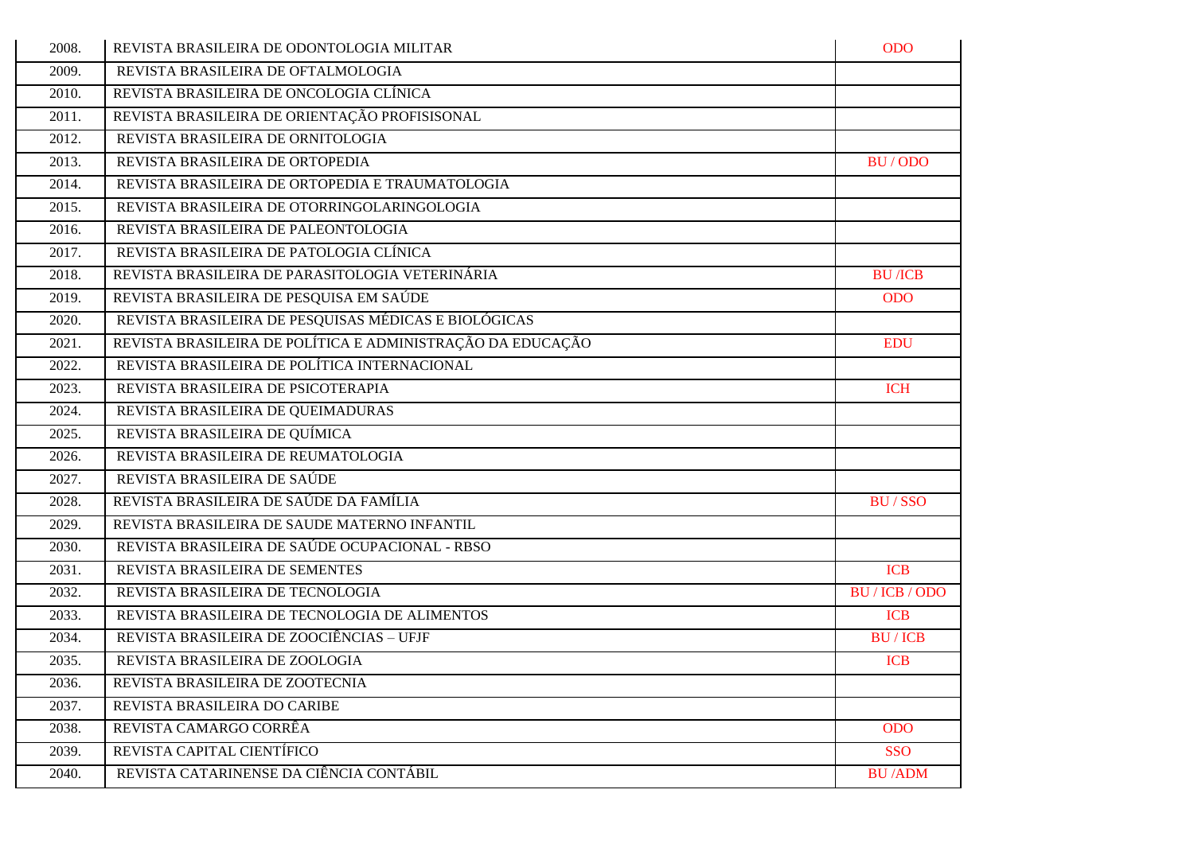| | | |
|---|---|---|
| 2008. | REVISTA BRASILEIRA DE ODONTOLOGIA MILITAR | ODO |
| 2009. | REVISTA BRASILEIRA DE OFTALMOLOGIA | |
| 2010. | REVISTA BRASILEIRA DE ONCOLOGIA CLÍNICA | |
| 2011. | REVISTA BRASILEIRA DE ORIENTAÇÃO PROFISISONAL | |
| 2012. | REVISTA BRASILEIRA DE ORNITOLOGIA | |
| 2013. | REVISTA BRASILEIRA DE ORTOPEDIA | BU / ODO |
| 2014. | REVISTA BRASILEIRA DE ORTOPEDIA E TRAUMATOLOGIA | |
| 2015. | REVISTA BRASILEIRA DE OTORRINGOLARINGOLOGIA | |
| 2016. | REVISTA BRASILEIRA DE PALEONTOLOGIA | |
| 2017. | REVISTA BRASILEIRA DE PATOLOGIA CLÍNICA | |
| 2018. | REVISTA BRASILEIRA DE PARASITOLOGIA VETERINÁRIA | BU /ICB |
| 2019. | REVISTA BRASILEIRA DE PESQUISA EM SAÚDE | ODO |
| 2020. | REVISTA BRASILEIRA DE PESQUISAS MÉDICAS E BIOLÓGICAS | |
| 2021. | REVISTA BRASILEIRA DE POLÍTICA E ADMINISTRAÇÃO DA EDUCAÇÃO | EDU |
| 2022. | REVISTA BRASILEIRA DE POLÍTICA INTERNACIONAL | |
| 2023. | REVISTA BRASILEIRA DE PSICOTERAPIA | ICH |
| 2024. | REVISTA BRASILEIRA DE QUEIMADURAS | |
| 2025. | REVISTA BRASILEIRA DE QUÍMICA | |
| 2026. | REVISTA BRASILEIRA DE REUMATOLOGIA | |
| 2027. | REVISTA BRASILEIRA DE SAÚDE | |
| 2028. | REVISTA BRASILEIRA DE SAÚDE DA FAMÍLIA | BU / SSO |
| 2029. | REVISTA BRASILEIRA DE SAUDE MATERNO INFANTIL | |
| 2030. | REVISTA BRASILEIRA DE SAÚDE OCUPACIONAL - RBSO | |
| 2031. | REVISTA BRASILEIRA DE SEMENTES | ICB |
| 2032. | REVISTA BRASILEIRA DE TECNOLOGIA | BU / ICB / ODO |
| 2033. | REVISTA BRASILEIRA DE TECNOLOGIA DE ALIMENTOS | ICB |
| 2034. | REVISTA BRASILEIRA DE ZOOCIÊNCIAS – UFJF | BU / ICB |
| 2035. | REVISTA BRASILEIRA DE ZOOLOGIA | ICB |
| 2036. | REVISTA BRASILEIRA DE ZOOTECNIA | |
| 2037. | REVISTA BRASILEIRA DO CARIBE | |
| 2038. | REVISTA CAMARGO CORRÊA | ODO |
| 2039. | REVISTA CAPITAL CIENTÍFICO | SSO |
| 2040. | REVISTA CATARINENSE DA CIÊNCIA CONTÁBIL | BU /ADM |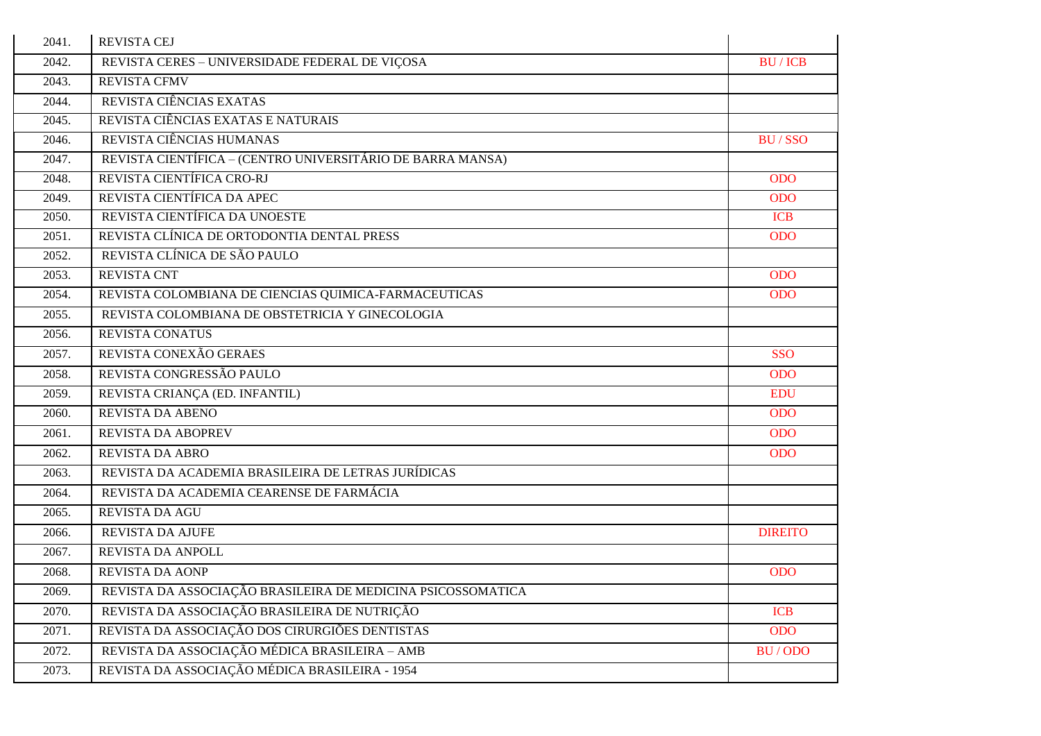| | | |
|---|---|---|
| 2041. | REVISTA CEJ | |
| 2042. | REVISTA CERES – UNIVERSIDADE FEDERAL DE VIÇOSA | BU / ICB |
| 2043. | REVISTA CFMV | |
| 2044. | REVISTA CIÊNCIAS EXATAS | |
| 2045. | REVISTA CIÊNCIAS EXATAS E NATURAIS | |
| 2046. | REVISTA CIÊNCIAS HUMANAS | BU / SSO |
| 2047. | REVISTA CIENTÍFICA – (CENTRO UNIVERSITÁRIO DE BARRA MANSA) | |
| 2048. | REVISTA CIENTÍFICA CRO-RJ | ODO |
| 2049. | REVISTA CIENTÍFICA DA APEC | ODO |
| 2050. | REVISTA CIENTÍFICA DA UNOESTE | ICB |
| 2051. | REVISTA CLÍNICA DE ORTODONTIA DENTAL PRESS | ODO |
| 2052. | REVISTA CLÍNICA DE SÃO PAULO | |
| 2053. | REVISTA CNT | ODO |
| 2054. | REVISTA COLOMBIANA DE CIENCIAS QUIMICA-FARMACEUTICAS | ODO |
| 2055. | REVISTA COLOMBIANA DE OBSTETRICIA Y GINECOLOGIA | |
| 2056. | REVISTA CONATUS | |
| 2057. | REVISTA CONEXÃO GERAES | SSO |
| 2058. | REVISTA CONGRESSÃO PAULO | ODO |
| 2059. | REVISTA CRIANÇA (ED. INFANTIL) | EDU |
| 2060. | REVISTA DA ABENO | ODO |
| 2061. | REVISTA DA ABOPREV | ODO |
| 2062. | REVISTA DA ABRO | ODO |
| 2063. | REVISTA DA ACADEMIA BRASILEIRA DE LETRAS JURÍDICAS | |
| 2064. | REVISTA DA ACADEMIA CEARENSE DE FARMÁCIA | |
| 2065. | REVISTA DA AGU | |
| 2066. | REVISTA DA AJUFE | DIREITO |
| 2067. | REVISTA DA ANPOLL | |
| 2068. | REVISTA DA AONP | ODO |
| 2069. | REVISTA DA ASSOCIAÇÃO BRASILEIRA DE MEDICINA PSICOSSOMATICA | |
| 2070. | REVISTA DA ASSOCIAÇÃO BRASILEIRA DE NUTRIÇÃO | ICB |
| 2071. | REVISTA DA ASSOCIAÇÃO DOS CIRURGIÕES DENTISTAS | ODO |
| 2072. | REVISTA DA ASSOCIAÇÃO MÉDICA BRASILEIRA – AMB | BU / ODO |
| 2073. | REVISTA DA ASSOCIAÇÃO MÉDICA BRASILEIRA - 1954 | |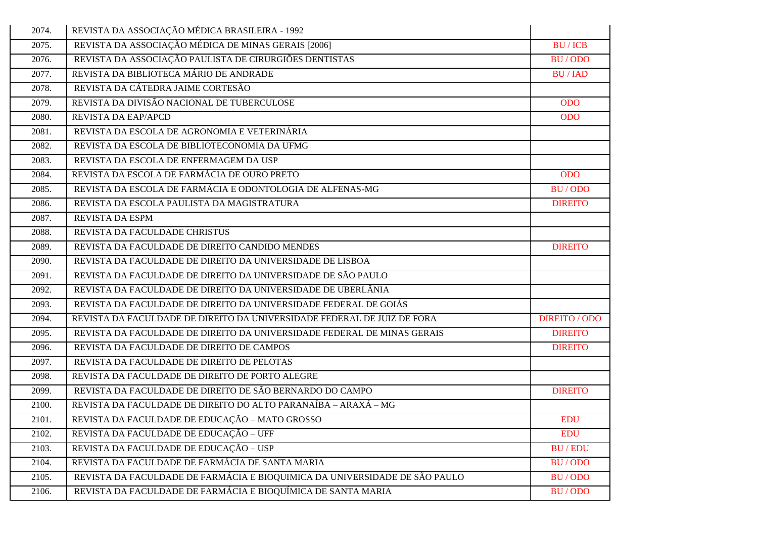| 2074. | REVISTA DA ASSOCIAÇÃO MÉDICA BRASILEIRA - 1992 | |
|---|---|---|
| 2075. | REVISTA DA ASSOCIAÇÃO MÉDICA DE MINAS GERAIS [2006] | BU / ICB |
| 2076. | REVISTA DA ASSOCIAÇÃO PAULISTA DE CIRURGIÕES DENTISTAS | BU / ODO |
| 2077. | REVISTA DA BIBLIOTECA MÁRIO DE ANDRADE | BU / IAD |
| 2078. | REVISTA DA CÁTEDRA JAIME CORTESÃO | |
| 2079. | REVISTA DA DIVISÃO NACIONAL DE TUBERCULOSE | ODO |
| 2080. | REVISTA DA EAP/APCD | ODO |
| 2081. | REVISTA DA ESCOLA DE AGRONOMIA E VETERINÁRIA | |
| 2082. | REVISTA DA ESCOLA DE BIBLIOTECONOMIA DA UFMG | |
| 2083. | REVISTA DA ESCOLA DE ENFERMAGEM DA USP | |
| 2084. | REVISTA DA ESCOLA DE FARMÁCIA DE OURO PRETO | ODO |
| 2085. | REVISTA DA ESCOLA DE FARMÁCIA E ODONTOLOGIA DE ALFENAS-MG | BU / ODO |
| 2086. | REVISTA DA ESCOLA PAULISTA DA MAGISTRATURA | DIREITO |
| 2087. | REVISTA DA ESPM | |
| 2088. | REVISTA DA FACULDADE CHRISTUS | |
| 2089. | REVISTA DA FACULDADE DE DIREITO CANDIDO MENDES | DIREITO |
| 2090. | REVISTA DA FACULDADE DE DIREITO DA UNIVERSIDADE DE LISBOA | |
| 2091. | REVISTA DA FACULDADE DE DIREITO DA UNIVERSIDADE DE SÃO PAULO | |
| 2092. | REVISTA DA FACULDADE DE DIREITO DA UNIVERSIDADE DE UBERLÂNIA | |
| 2093. | REVISTA DA FACULDADE DE DIREITO DA UNIVERSIDADE FEDERAL DE GOIÁS | |
| 2094. | REVISTA DA FACULDADE DE DIREITO DA UNIVERSIDADE FEDERAL DE JUIZ DE FORA | DIREITO / ODO |
| 2095. | REVISTA DA FACULDADE DE DIREITO DA UNIVERSIDADE FEDERAL DE MINAS GERAIS | DIREITO |
| 2096. | REVISTA DA FACULDADE DE DIREITO DE CAMPOS | DIREITO |
| 2097. | REVISTA DA FACULDADE DE DIREITO DE PELOTAS | |
| 2098. | REVISTA DA FACULDADE DE DIREITO DE PORTO ALEGRE | |
| 2099. | REVISTA DA FACULDADE DE DIREITO DE SÃO BERNARDO DO CAMPO | DIREITO |
| 2100. | REVISTA DA FACULDADE DE DIREITO DO ALTO PARANAÍBA – ARAXÁ – MG | |
| 2101. | REVISTA DA FACULDADE DE EDUCAÇÃO – MATO GROSSO | EDU |
| 2102. | REVISTA DA FACULDADE DE EDUCAÇÃO – UFF | EDU |
| 2103. | REVISTA DA FACULDADE DE EDUCAÇÃO – USP | BU / EDU |
| 2104. | REVISTA DA FACULDADE DE FARMÁCIA DE SANTA MARIA | BU / ODO |
| 2105. | REVISTA DA FACULDADE DE FARMÁCIA E BIOQUIMICA DA UNIVERSIDADE DE SÃO PAULO | BU / ODO |
| 2106. | REVISTA DA FACULDADE DE FARMÁCIA E BIOQUÍMICA DE SANTA MARIA | BU / ODO |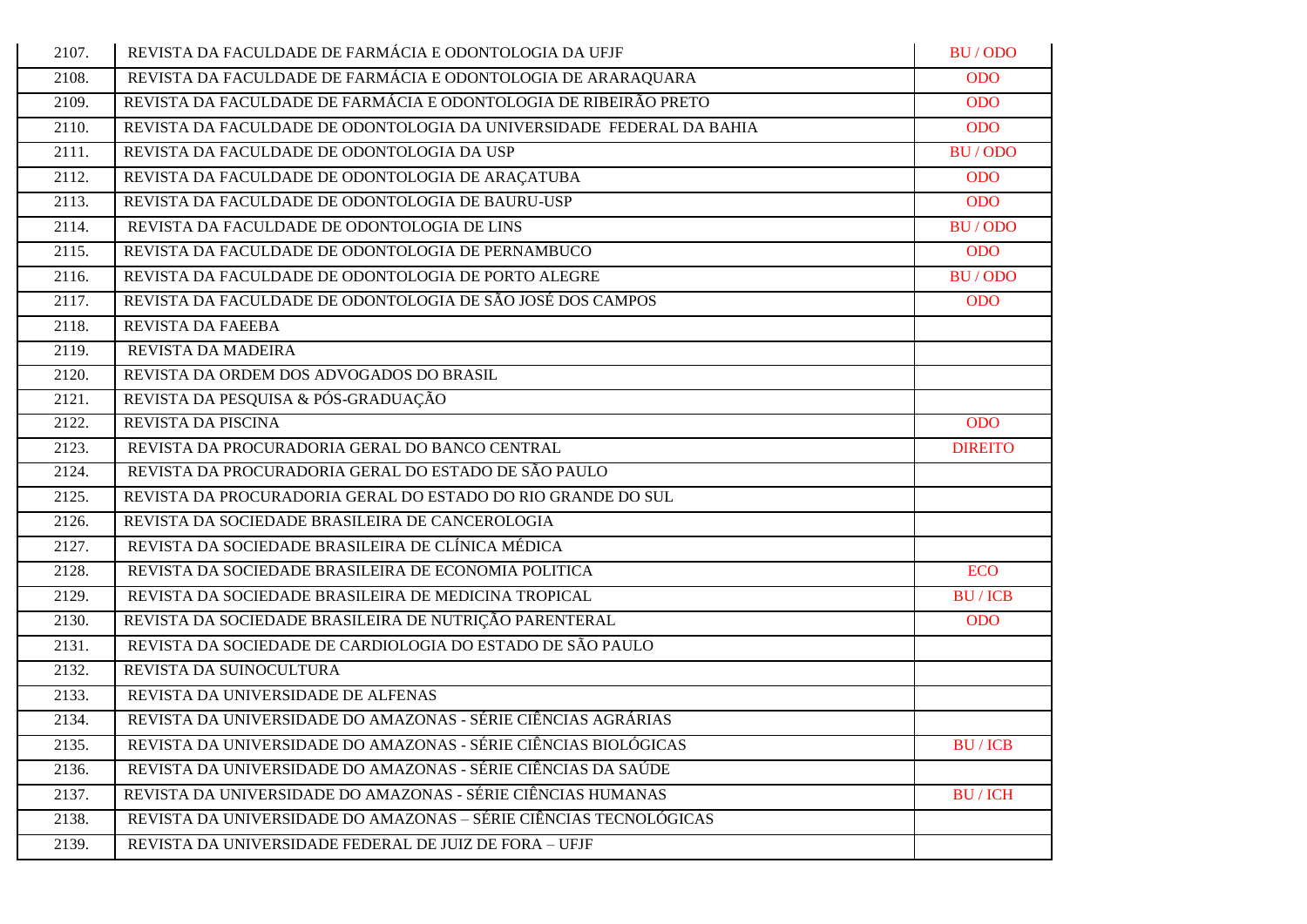| | | |
|---|---|---|
| 2107. | REVISTA DA FACULDADE DE FARMÁCIA E ODONTOLOGIA DA UFJF | BU / ODO |
| 2108. | REVISTA DA FACULDADE DE FARMÁCIA E ODONTOLOGIA DE ARARAQUARA | ODO |
| 2109. | REVISTA DA FACULDADE DE FARMÁCIA E ODONTOLOGIA DE RIBEIRÃO PRETO | ODO |
| 2110. | REVISTA DA FACULDADE DE ODONTOLOGIA DA UNIVERSIDADE FEDERAL DA BAHIA | ODO |
| 2111. | REVISTA DA FACULDADE DE ODONTOLOGIA DA USP | BU / ODO |
| 2112. | REVISTA DA FACULDADE DE ODONTOLOGIA DE ARAÇATUBA | ODO |
| 2113. | REVISTA DA FACULDADE DE ODONTOLOGIA DE BAURU-USP | ODO |
| 2114. | REVISTA DA FACULDADE DE ODONTOLOGIA DE LINS | BU / ODO |
| 2115. | REVISTA DA FACULDADE DE ODONTOLOGIA DE PERNAMBUCO | ODO |
| 2116. | REVISTA DA FACULDADE DE ODONTOLOGIA DE PORTO ALEGRE | BU / ODO |
| 2117. | REVISTA DA FACULDADE DE ODONTOLOGIA DE SÃO JOSÉ DOS CAMPOS | ODO |
| 2118. | REVISTA DA FAEEBA | |
| 2119. | REVISTA DA MADEIRA | |
| 2120. | REVISTA DA ORDEM DOS ADVOGADOS DO BRASIL | |
| 2121. | REVISTA DA PESQUISA & PÓS-GRADUAÇÃO | |
| 2122. | REVISTA DA PISCINA | ODO |
| 2123. | REVISTA DA PROCURADORIA GERAL DO BANCO CENTRAL | DIREITO |
| 2124. | REVISTA DA PROCURADORIA GERAL DO ESTADO DE SÃO PAULO | |
| 2125. | REVISTA DA PROCURADORIA GERAL DO ESTADO DO RIO GRANDE DO SUL | |
| 2126. | REVISTA DA SOCIEDADE BRASILEIRA DE CANCEROLOGIA | |
| 2127. | REVISTA DA SOCIEDADE BRASILEIRA DE CLÍNICA MÉDICA | |
| 2128. | REVISTA DA SOCIEDADE BRASILEIRA DE ECONOMIA POLITICA | ECO |
| 2129. | REVISTA DA SOCIEDADE BRASILEIRA DE MEDICINA TROPICAL | BU / ICB |
| 2130. | REVISTA DA SOCIEDADE BRASILEIRA DE NUTRIÇÃO PARENTERAL | ODO |
| 2131. | REVISTA DA SOCIEDADE DE CARDIOLOGIA DO ESTADO DE SÃO PAULO | |
| 2132. | REVISTA DA SUINOCULTURA | |
| 2133. | REVISTA DA UNIVERSIDADE DE ALFENAS | |
| 2134. | REVISTA DA UNIVERSIDADE DO AMAZONAS - SÉRIE CIÊNCIAS AGRÁRIAS | |
| 2135. | REVISTA DA UNIVERSIDADE DO AMAZONAS - SÉRIE CIÊNCIAS BIOLÓGICAS | BU / ICB |
| 2136. | REVISTA DA UNIVERSIDADE DO AMAZONAS - SÉRIE CIÊNCIAS DA SAÚDE | |
| 2137. | REVISTA DA UNIVERSIDADE DO AMAZONAS - SÉRIE CIÊNCIAS HUMANAS | BU / ICH |
| 2138. | REVISTA DA UNIVERSIDADE DO AMAZONAS – SÉRIE CIÊNCIAS TECNOLÓGICAS | |
| 2139. | REVISTA DA UNIVERSIDADE FEDERAL DE JUIZ DE FORA – UFJF | |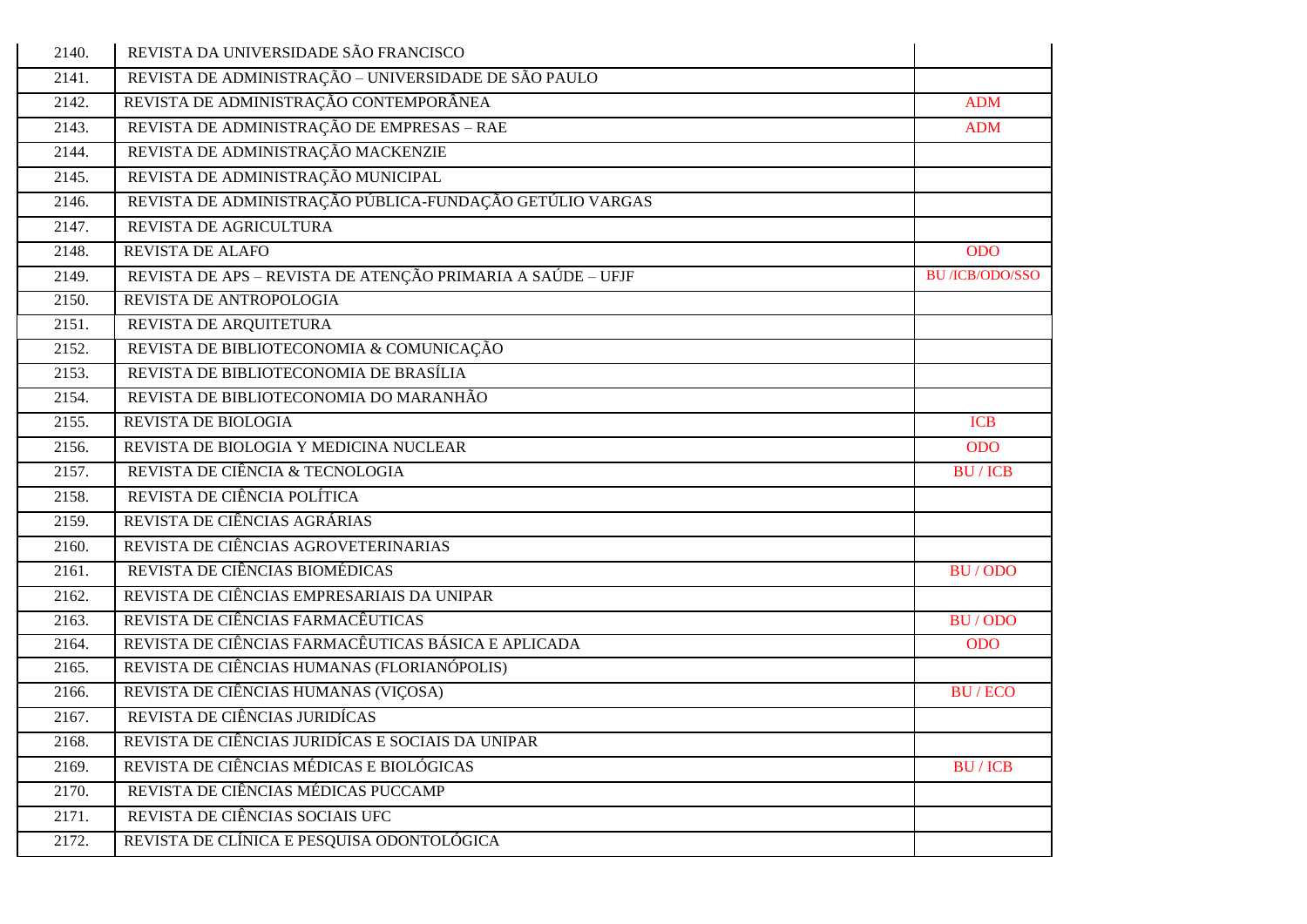| | | |
|---|---|---|
| 2140. | REVISTA DA UNIVERSIDADE SÃO FRANCISCO | |
| 2141. | REVISTA DE ADMINISTRAÇÃO – UNIVERSIDADE DE SÃO PAULO | |
| 2142. | REVISTA DE ADMINISTRAÇÃO CONTEMPORÂNEA | ADM |
| 2143. | REVISTA DE ADMINISTRAÇÃO DE EMPRESAS – RAE | ADM |
| 2144. | REVISTA DE ADMINISTRAÇÃO MACKENZIE | |
| 2145. | REVISTA DE ADMINISTRAÇÃO MUNICIPAL | |
| 2146. | REVISTA DE ADMINISTRAÇÃO PÚBLICA-FUNDAÇÃO GETÚLIO VARGAS | |
| 2147. | REVISTA DE AGRICULTURA | |
| 2148. | REVISTA DE ALAFO | ODO |
| 2149. | REVISTA DE APS – REVISTA DE ATENÇÃO PRIMARIA A SAÚDE – UFJF | BU /ICB/ODO/SSO |
| 2150. | REVISTA DE ANTROPOLOGIA | |
| 2151. | REVISTA DE ARQUITETURA | |
| 2152. | REVISTA DE BIBLIOTECONOMIA & COMUNICAÇÃO | |
| 2153. | REVISTA DE BIBLIOTECONOMIA DE BRASÍLIA | |
| 2154. | REVISTA DE BIBLIOTECONOMIA DO MARANHÃO | |
| 2155. | REVISTA DE BIOLOGIA | ICB |
| 2156. | REVISTA DE BIOLOGIA Y MEDICINA NUCLEAR | ODO |
| 2157. | REVISTA DE CIÊNCIA & TECNOLOGIA | BU / ICB |
| 2158. | REVISTA DE CIÊNCIA POLÍTICA | |
| 2159. | REVISTA DE CIÊNCIAS AGRÁRIAS | |
| 2160. | REVISTA DE CIÊNCIAS AGROVETERINARIAS | |
| 2161. | REVISTA DE CIÊNCIAS BIOMÉDICAS | BU / ODO |
| 2162. | REVISTA DE CIÊNCIAS EMPRESARIAIS DA UNIPAR | |
| 2163. | REVISTA DE CIÊNCIAS FARMACÊUTICAS | BU / ODO |
| 2164. | REVISTA DE CIÊNCIAS FARMACÊUTICAS BÁSICA E APLICADA | ODO |
| 2165. | REVISTA DE CIÊNCIAS HUMANAS (FLORIANÓPOLIS) | |
| 2166. | REVISTA DE CIÊNCIAS HUMANAS (VIÇOSA) | BU / ECO |
| 2167. | REVISTA DE CIÊNCIAS JURIDÍCAS | |
| 2168. | REVISTA DE CIÊNCIAS JURIDÍCAS E SOCIAIS DA UNIPAR | |
| 2169. | REVISTA DE CIÊNCIAS MÉDICAS E BIOLÓGICAS | BU / ICB |
| 2170. | REVISTA DE CIÊNCIAS MÉDICAS PUCCAMP | |
| 2171. | REVISTA DE CIÊNCIAS SOCIAIS UFC | |
| 2172. | REVISTA DE CLÍNICA E PESQUISA ODONTOLÓGICA | |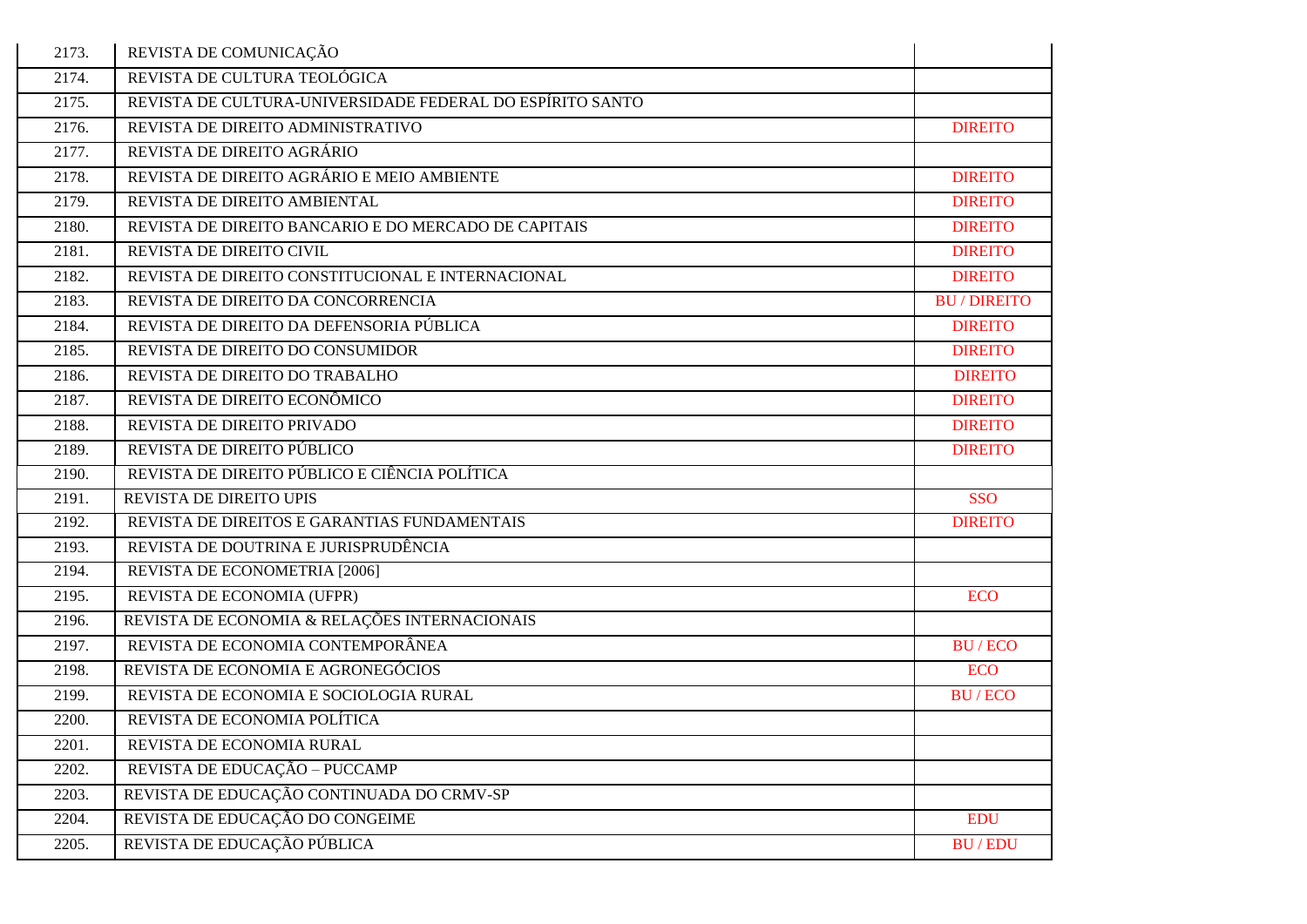| | | |
|---|---|---|
| 2173. | REVISTA DE COMUNICAÇÃO | |
| 2174. | REVISTA DE CULTURA TEOLÓGICA | |
| 2175. | REVISTA DE CULTURA-UNIVERSIDADE FEDERAL DO ESPÍRITO SANTO | |
| 2176. | REVISTA DE DIREITO ADMINISTRATIVO | DIREITO |
| 2177. | REVISTA DE DIREITO AGRÁRIO | |
| 2178. | REVISTA DE DIREITO AGRÁRIO E MEIO AMBIENTE | DIREITO |
| 2179. | REVISTA DE DIREITO AMBIENTAL | DIREITO |
| 2180. | REVISTA DE DIREITO BANCARIO E DO MERCADO DE CAPITAIS | DIREITO |
| 2181. | REVISTA DE DIREITO CIVIL | DIREITO |
| 2182. | REVISTA DE DIREITO CONSTITUCIONAL E INTERNACIONAL | DIREITO |
| 2183. | REVISTA DE DIREITO DA CONCORRENCIA | BU / DIREITO |
| 2184. | REVISTA DE DIREITO DA DEFENSORIA PÚBLICA | DIREITO |
| 2185. | REVISTA DE DIREITO DO CONSUMIDOR | DIREITO |
| 2186. | REVISTA DE DIREITO DO TRABALHO | DIREITO |
| 2187. | REVISTA DE DIREITO ECONÔMICO | DIREITO |
| 2188. | REVISTA DE DIREITO PRIVADO | DIREITO |
| 2189. | REVISTA DE DIREITO PÚBLICO | DIREITO |
| 2190. | REVISTA DE DIREITO PÚBLICO E CIÊNCIA POLÍTICA | |
| 2191. | REVISTA DE DIREITO UPIS | SSO |
| 2192. | REVISTA DE DIREITOS E GARANTIAS FUNDAMENTAIS | DIREITO |
| 2193. | REVISTA DE DOUTRINA E JURISPRUDÊNCIA | |
| 2194. | REVISTA DE ECONOMETRIA [2006] | |
| 2195. | REVISTA DE ECONOMIA (UFPR) | ECO |
| 2196. | REVISTA DE ECONOMIA & RELAÇÕES INTERNACIONAIS | |
| 2197. | REVISTA DE ECONOMIA CONTEMPORÂNEA | BU / ECO |
| 2198. | REVISTA DE ECONOMIA E AGRONEGÓCIOS | ECO |
| 2199. | REVISTA DE ECONOMIA E SOCIOLOGIA RURAL | BU / ECO |
| 2200. | REVISTA DE ECONOMIA POLÍTICA | |
| 2201. | REVISTA DE ECONOMIA RURAL | |
| 2202. | REVISTA DE EDUCAÇÃO – PUCCAMP | |
| 2203. | REVISTA DE EDUCAÇÃO CONTINUADA DO CRMV-SP | |
| 2204. | REVISTA DE EDUCAÇÃO DO CONGEIME | EDU |
| 2205. | REVISTA DE EDUCAÇÃO PÚBLICA | BU / EDU |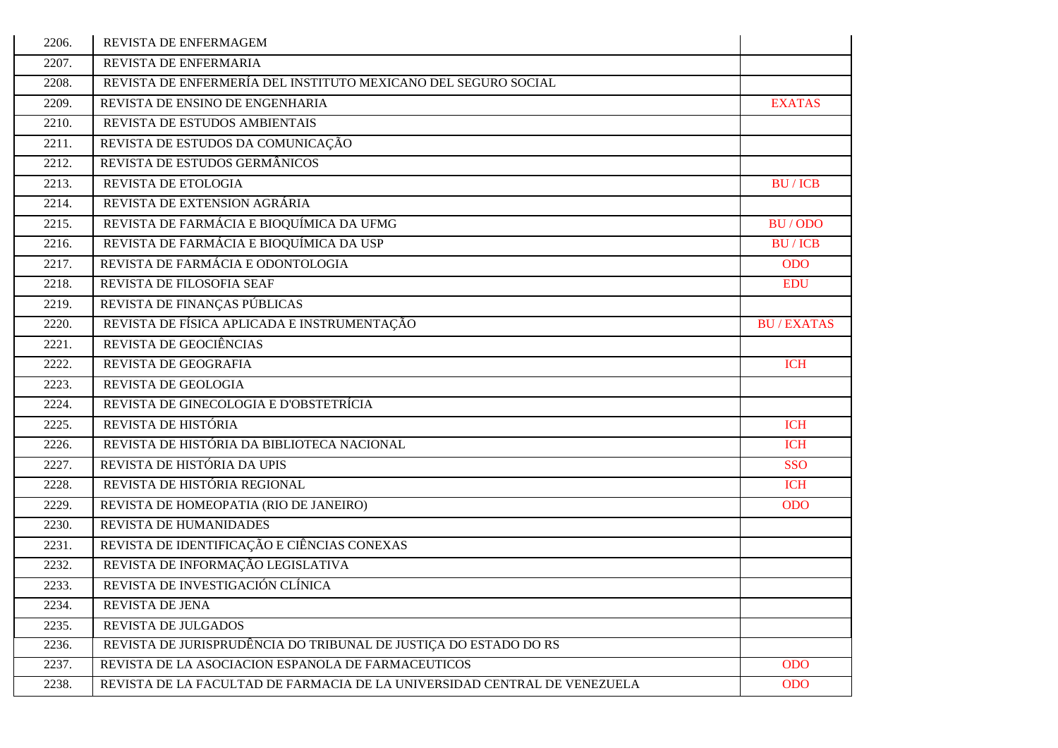| | | |
|---|---|---|
| 2206. | REVISTA DE ENFERMAGEM | |
| 2207. | REVISTA DE ENFERMARIA | |
| 2208. | REVISTA DE ENFERMERÍA DEL INSTITUTO MEXICANO DEL SEGURO SOCIAL | |
| 2209. | REVISTA DE ENSINO DE ENGENHARIA | EXATAS |
| 2210. | REVISTA DE ESTUDOS AMBIENTAIS | |
| 2211. | REVISTA DE ESTUDOS DA COMUNICAÇÃO | |
| 2212. | REVISTA DE ESTUDOS GERMÂNICOS | |
| 2213. | REVISTA DE ETOLOGIA | BU / ICB |
| 2214. | REVISTA DE EXTENSION AGRÁRIA | |
| 2215. | REVISTA DE FARMÁCIA E BIOQUÍMICA DA UFMG | BU / ODO |
| 2216. | REVISTA DE FARMÁCIA E BIOQUÍMICA DA USP | BU / ICB |
| 2217. | REVISTA DE FARMÁCIA E ODONTOLOGIA | ODO |
| 2218. | REVISTA DE FILOSOFIA SEAF | EDU |
| 2219. | REVISTA DE FINANÇAS PÚBLICAS | |
| 2220. | REVISTA DE FÍSICA APLICADA E INSTRUMENTAÇÃO | BU / EXATAS |
| 2221. | REVISTA DE GEOCIÊNCIAS | |
| 2222. | REVISTA DE GEOGRAFIA | ICH |
| 2223. | REVISTA DE GEOLOGIA | |
| 2224. | REVISTA DE GINECOLOGIA E D'OBSTETRÍCIA | |
| 2225. | REVISTA DE HISTÓRIA | ICH |
| 2226. | REVISTA DE HISTÓRIA DA BIBLIOTECA NACIONAL | ICH |
| 2227. | REVISTA DE HISTÓRIA DA UPIS | SSO |
| 2228. | REVISTA DE HISTÓRIA REGIONAL | ICH |
| 2229. | REVISTA DE HOMEOPATIA (RIO DE JANEIRO) | ODO |
| 2230. | REVISTA DE HUMANIDADES | |
| 2231. | REVISTA DE IDENTIFICAÇÃO E CIÊNCIAS CONEXAS | |
| 2232. | REVISTA DE INFORMAÇÃO LEGISLATIVA | |
| 2233. | REVISTA DE INVESTIGACIÓN CLÍNICA | |
| 2234. | REVISTA DE JENA | |
| 2235. | REVISTA DE JULGADOS | |
| 2236. | REVISTA DE JURISPRUDÊNCIA DO TRIBUNAL DE JUSTIÇA DO ESTADO DO RS | |
| 2237. | REVISTA DE LA ASOCIACION ESPANOLA DE FARMACEUTICOS | ODO |
| 2238. | REVISTA DE LA FACULTAD DE FARMACIA DE LA UNIVERSIDAD CENTRAL DE VENEZUELA | ODO |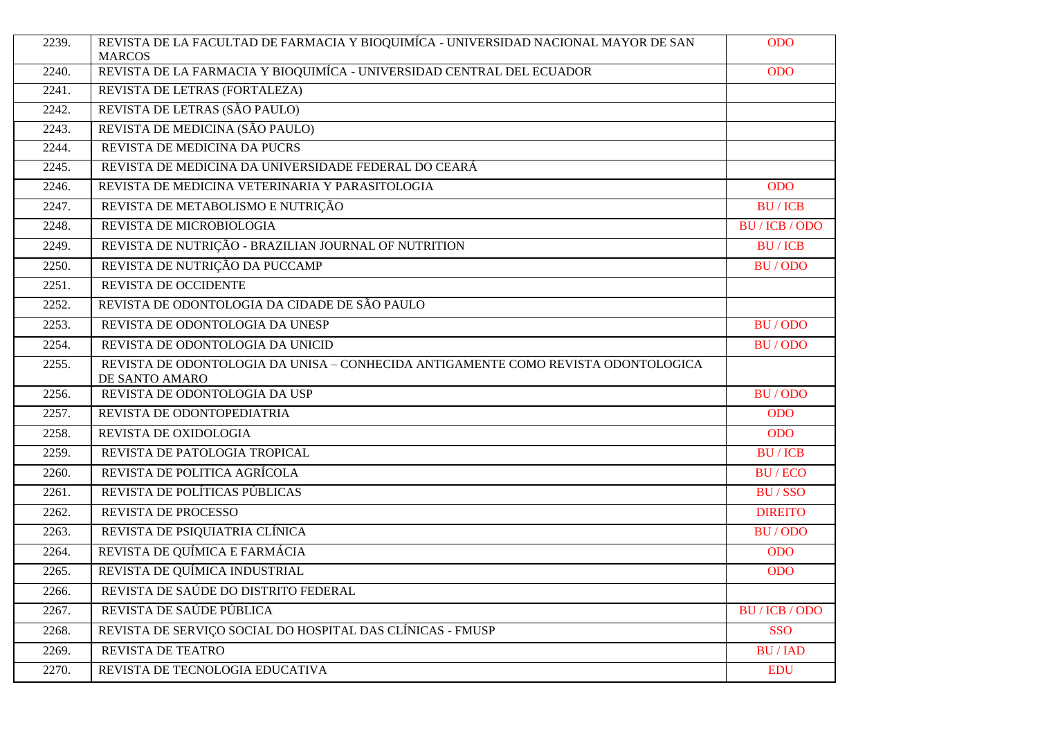| | | |
|---|---|---|
| 2239. | REVISTA DE LA FACULTAD DE FARMACIA Y BIOQUIMÍCA - UNIVERSIDAD NACIONAL MAYOR DE SAN MARCOS | ODO |
| 2240. | REVISTA DE LA FARMACIA Y BIOQUIMÍCA - UNIVERSIDAD CENTRAL DEL ECUADOR | ODO |
| 2241. | REVISTA DE LETRAS (FORTALEZA) | |
| 2242. | REVISTA DE LETRAS (SÃO PAULO) | |
| 2243. | REVISTA DE MEDICINA (SÃO PAULO) | |
| 2244. | REVISTA DE MEDICINA DA PUCRS | |
| 2245. | REVISTA DE MEDICINA DA UNIVERSIDADE FEDERAL DO CEARÁ | |
| 2246. | REVISTA DE MEDICINA VETERINARIA Y PARASITOLOGIA | ODO |
| 2247. | REVISTA DE METABOLISMO E NUTRIÇÃO | BU / ICB |
| 2248. | REVISTA DE MICROBIOLOGIA | BU / ICB / ODO |
| 2249. | REVISTA DE NUTRIÇÃO - BRAZILIAN JOURNAL OF NUTRITION | BU / ICB |
| 2250. | REVISTA DE NUTRIÇÃO DA PUCCAMP | BU / ODO |
| 2251. | REVISTA DE OCCIDENTE | |
| 2252. | REVISTA DE ODONTOLOGIA DA CIDADE DE SÃO PAULO | |
| 2253. | REVISTA DE ODONTOLOGIA DA UNESP | BU / ODO |
| 2254. | REVISTA DE ODONTOLOGIA DA UNICID | BU / ODO |
| 2255. | REVISTA DE ODONTOLOGIA DA UNISA – CONHECIDA ANTIGAMENTE COMO REVISTA ODONTOLOGICA DE SANTO AMARO | |
| 2256. | REVISTA DE ODONTOLOGIA DA USP | BU / ODO |
| 2257. | REVISTA DE ODONTOPEDIATRIA | ODO |
| 2258. | REVISTA DE OXIDOLOGIA | ODO |
| 2259. | REVISTA DE PATOLOGIA TROPICAL | BU / ICB |
| 2260. | REVISTA DE POLITICA AGRÍCOLA | BU / ECO |
| 2261. | REVISTA DE POLÍTICAS PÚBLICAS | BU / SSO |
| 2262. | REVISTA DE PROCESSO | DIREITO |
| 2263. | REVISTA DE PSIQUIATRIA CLÍNICA | BU / ODO |
| 2264. | REVISTA DE QUÍMICA E FARMÁCIA | ODO |
| 2265. | REVISTA DE QUÍMICA INDUSTRIAL | ODO |
| 2266. | REVISTA DE SAÚDE DO DISTRITO FEDERAL | |
| 2267. | REVISTA DE SAÚDE PÚBLICA | BU / ICB / ODO |
| 2268. | REVISTA DE SERVIÇO SOCIAL DO HOSPITAL DAS CLÍNICAS - FMUSP | SSO |
| 2269. | REVISTA DE TEATRO | BU / IAD |
| 2270. | REVISTA DE TECNOLOGIA EDUCATIVA | EDU |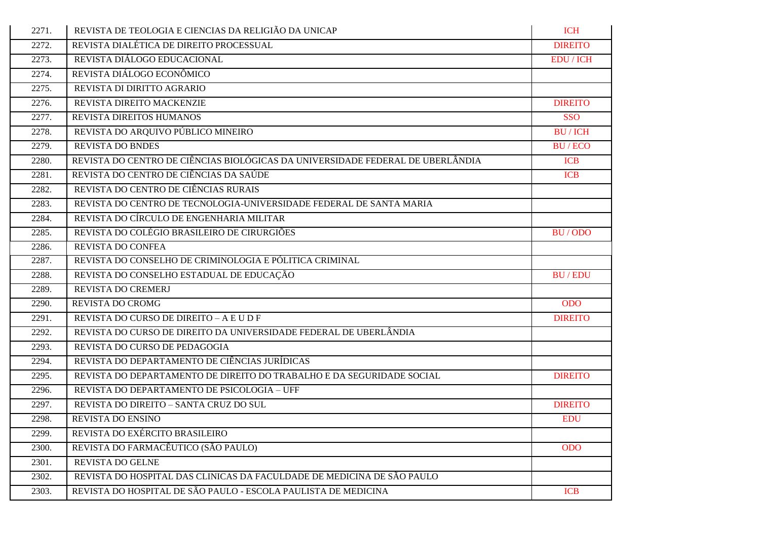| | | |
|---|---|---|
| 2271. | REVISTA DE TEOLOGIA E CIENCIAS DA RELIGIÃO DA UNICAP | ICH |
| 2272. | REVISTA DIALÉTICA DE DIREITO PROCESSUAL | DIREITO |
| 2273. | REVISTA DIÁLOGO EDUCACIONAL | EDU / ICH |
| 2274. | REVISTA DIÁLOGO ECONÔMICO | |
| 2275. | REVISTA DI DIRITTO AGRARIO | |
| 2276. | REVISTA DIREITO MACKENZIE | DIREITO |
| 2277. | REVISTA DIREITOS HUMANOS | SSO |
| 2278. | REVISTA DO ARQUIVO PÚBLICO MINEIRO | BU / ICH |
| 2279. | REVISTA DO BNDES | BU / ECO |
| 2280. | REVISTA DO CENTRO DE CIÊNCIAS BIOLÓGICAS DA UNIVERSIDADE FEDERAL DE UBERLÂNDIA | ICB |
| 2281. | REVISTA DO CENTRO DE CIÊNCIAS DA SAÚDE | ICB |
| 2282. | REVISTA DO CENTRO DE CIÊNCIAS RURAIS | |
| 2283. | REVISTA DO CENTRO DE TECNOLOGIA-UNIVERSIDADE FEDERAL DE SANTA MARIA | |
| 2284. | REVISTA DO CÍRCULO DE ENGENHARIA MILITAR | |
| 2285. | REVISTA DO COLÉGIO BRASILEIRO DE CIRURGIÕES | BU / ODO |
| 2286. | REVISTA DO CONFEA | |
| 2287. | REVISTA DO CONSELHO DE CRIMINOLOGIA E PÓLITICA CRIMINAL | |
| 2288. | REVISTA DO CONSELHO ESTADUAL DE EDUCAÇÃO | BU / EDU |
| 2289. | REVISTA DO CREMERJ | |
| 2290. | REVISTA DO CROMG | ODO |
| 2291. | REVISTA DO CURSO DE DIREITO – A E U D F | DIREITO |
| 2292. | REVISTA DO CURSO DE DIREITO DA UNIVERSIDADE FEDERAL DE UBERLÂNDIA | |
| 2293. | REVISTA DO CURSO DE PEDAGOGIA | |
| 2294. | REVISTA DO DEPARTAMENTO DE CIÊNCIAS JURÍDICAS | |
| 2295. | REVISTA DO DEPARTAMENTO DE DIREITO DO TRABALHO E DA SEGURIDADE SOCIAL | DIREITO |
| 2296. | REVISTA DO DEPARTAMENTO DE PSICOLOGIA – UFF | |
| 2297. | REVISTA DO DIREITO – SANTA CRUZ DO SUL | DIREITO |
| 2298. | REVISTA DO ENSINO | EDU |
| 2299. | REVISTA DO EXÉRCITO BRASILEIRO | |
| 2300. | REVISTA DO FARMACÊUTICO (SÃO PAULO) | ODO |
| 2301. | REVISTA DO GELNE | |
| 2302. | REVISTA DO HOSPITAL DAS CLINICAS DA FACULDADE DE MEDICINA DE SÃO PAULO | |
| 2303. | REVISTA DO HOSPITAL DE SÃO PAULO - ESCOLA PAULISTA DE MEDICINA | ICB |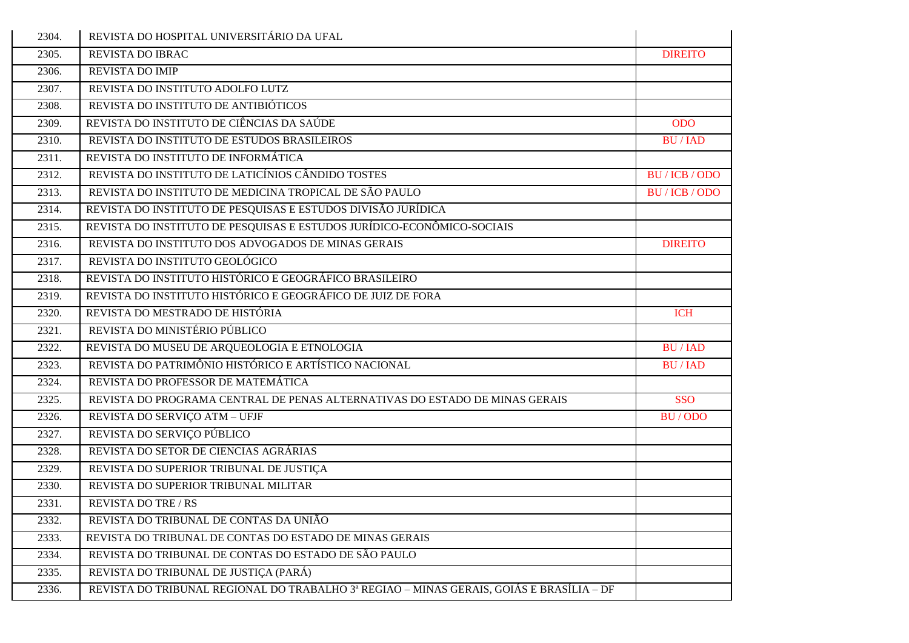| | | |
|---|---|---|
| 2304. | REVISTA DO HOSPITAL UNIVERSITÁRIO DA UFAL | |
| 2305. | REVISTA DO IBRAC | DIREITO |
| 2306. | REVISTA DO IMIP | |
| 2307. | REVISTA DO INSTITUTO ADOLFO LUTZ | |
| 2308. | REVISTA DO INSTITUTO DE ANTIBIÓTICOS | |
| 2309. | REVISTA DO INSTITUTO DE CIÊNCIAS DA SAÚDE | ODO |
| 2310. | REVISTA DO INSTITUTO DE ESTUDOS BRASILEIROS | BU / IAD |
| 2311. | REVISTA DO INSTITUTO DE INFORMÁTICA | |
| 2312. | REVISTA DO INSTITUTO DE LATICÍNIOS CÂNDIDO TOSTES | BU / ICB / ODO |
| 2313. | REVISTA DO INSTITUTO DE MEDICINA TROPICAL DE SÃO PAULO | BU / ICB / ODO |
| 2314. | REVISTA DO INSTITUTO DE PESQUISAS E ESTUDOS DIVISÃO JURÍDICA | |
| 2315. | REVISTA DO INSTITUTO DE PESQUISAS E ESTUDOS JURÍDICO-ECONÔMICO-SOCIAIS | |
| 2316. | REVISTA DO INSTITUTO DOS ADVOGADOS DE MINAS GERAIS | DIREITO |
| 2317. | REVISTA DO INSTITUTO GEOLÓGICO | |
| 2318. | REVISTA DO INSTITUTO HISTÓRICO E GEOGRÁFICO BRASILEIRO | |
| 2319. | REVISTA DO INSTITUTO HISTÓRICO E GEOGRÁFICO DE JUIZ DE FORA | |
| 2320. | REVISTA DO MESTRADO DE HISTÓRIA | ICH |
| 2321. | REVISTA DO MINISTÉRIO PÚBLICO | |
| 2322. | REVISTA DO MUSEU DE ARQUEOLOGIA E ETNOLOGIA | BU / IAD |
| 2323. | REVISTA DO PATRIMÔNIO HISTÓRICO E ARTÍSTICO NACIONAL | BU / IAD |
| 2324. | REVISTA DO PROFESSOR DE MATEMÁTICA | |
| 2325. | REVISTA DO PROGRAMA CENTRAL DE PENAS ALTERNATIVAS DO ESTADO DE MINAS GERAIS | SSO |
| 2326. | REVISTA DO SERVIÇO ATM – UFJF | BU / ODO |
| 2327. | REVISTA DO SERVIÇO PÚBLICO | |
| 2328. | REVISTA DO SETOR DE CIENCIAS AGRÁRIAS | |
| 2329. | REVISTA DO SUPERIOR TRIBUNAL DE JUSTIÇA | |
| 2330. | REVISTA DO SUPERIOR TRIBUNAL MILITAR | |
| 2331. | REVISTA DO TRE / RS | |
| 2332. | REVISTA DO TRIBUNAL DE CONTAS DA UNIÃO | |
| 2333. | REVISTA DO TRIBUNAL DE CONTAS DO ESTADO DE MINAS GERAIS | |
| 2334. | REVISTA DO TRIBUNAL DE CONTAS DO ESTADO DE SÃO PAULO | |
| 2335. | REVISTA DO TRIBUNAL DE JUSTIÇA (PARÁ) | |
| 2336. | REVISTA DO TRIBUNAL REGIONAL DO TRABALHO 3ª REGIAO – MINAS GERAIS, GOIÁS E BRASÍLIA – DF | |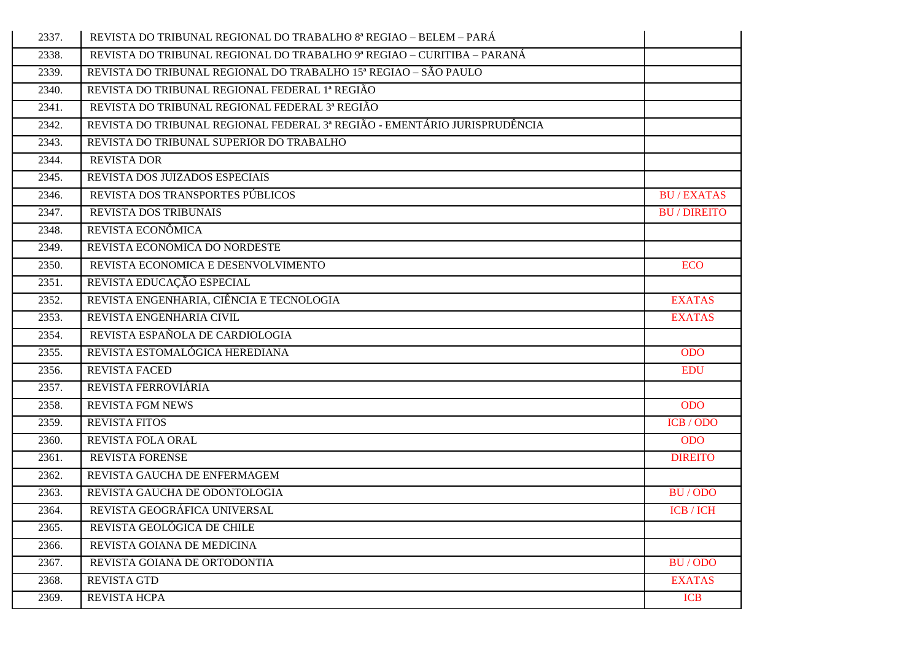| | | |
|---|---|---|
| 2337. | REVISTA DO TRIBUNAL REGIONAL DO TRABALHO 8ª REGIAO – BELEM – PARÁ | |
| 2338. | REVISTA DO TRIBUNAL REGIONAL DO TRABALHO 9ª REGIAO – CURITIBA – PARANÁ | |
| 2339. | REVISTA DO TRIBUNAL REGIONAL DO TRABALHO 15ª REGIAO – SÃO PAULO | |
| 2340. | REVISTA DO TRIBUNAL REGIONAL FEDERAL 1ª REGIÃO | |
| 2341. | REVISTA DO TRIBUNAL REGIONAL FEDERAL 3ª REGIÃO | |
| 2342. | REVISTA DO TRIBUNAL REGIONAL FEDERAL 3ª REGIÃO - EMENTÁRIO JURISPRUDÊNCIA | |
| 2343. | REVISTA DO TRIBUNAL SUPERIOR DO TRABALHO | |
| 2344. | REVISTA DOR | |
| 2345. | REVISTA DOS JUIZADOS ESPECIAIS | |
| 2346. | REVISTA DOS TRANSPORTES PÚBLICOS | BU / EXATAS |
| 2347. | REVISTA DOS TRIBUNAIS | BU / DIREITO |
| 2348. | REVISTA ECONÔMICA | |
| 2349. | REVISTA ECONOMICA DO NORDESTE | |
| 2350. | REVISTA ECONOMICA E DESENVOLVIMENTO | ECO |
| 2351. | REVISTA EDUCAÇÃO ESPECIAL | |
| 2352. | REVISTA ENGENHARIA, CIÊNCIA E TECNOLOGIA | EXATAS |
| 2353. | REVISTA ENGENHARIA CIVIL | EXATAS |
| 2354. | REVISTA ESPAÑOLA DE CARDIOLOGIA | |
| 2355. | REVISTA ESTOMALÓGICA HEREDIANA | ODO |
| 2356. | REVISTA FACED | EDU |
| 2357. | REVISTA FERROVIÁRIA | |
| 2358. | REVISTA FGM NEWS | ODO |
| 2359. | REVISTA FITOS | ICB / ODO |
| 2360. | REVISTA FOLA ORAL | ODO |
| 2361. | REVISTA FORENSE | DIREITO |
| 2362. | REVISTA GAUCHA DE ENFERMAGEM | |
| 2363. | REVISTA GAUCHA DE ODONTOLOGIA | BU / ODO |
| 2364. | REVISTA GEOGRÁFICA UNIVERSAL | ICB / ICH |
| 2365. | REVISTA GEOLÓGICA DE CHILE | |
| 2366. | REVISTA GOIANA DE MEDICINA | |
| 2367. | REVISTA GOIANA DE ORTODONTIA | BU / ODO |
| 2368. | REVISTA GTD | EXATAS |
| 2369. | REVISTA HCPA | ICB |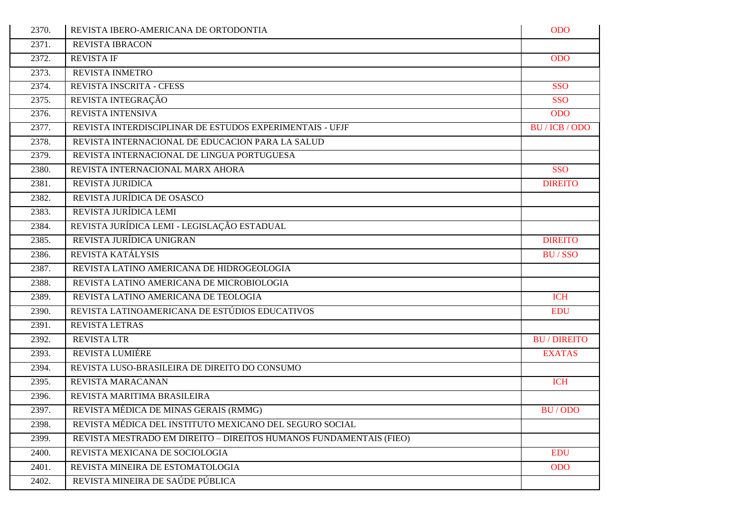| | | |
|---|---|---|
| 2370. | REVISTA IBERO-AMERICANA DE ORTODONTIA | ODO |
| 2371. | REVISTA IBRACON | |
| 2372. | REVISTA IF | ODO |
| 2373. | REVISTA INMETRO | |
| 2374. | REVISTA INSCRITA - CFESS | SSO |
| 2375. | REVISTA INTEGRAÇÃO | SSO |
| 2376. | REVISTA INTENSIVA | ODO |
| 2377. | REVISTA INTERDISCIPLINAR DE ESTUDOS EXPERIMENTAIS - UFJF | BU / ICB / ODO |
| 2378. | REVISTA INTERNACIONAL DE EDUCACION PARA LA SALUD | |
| 2379. | REVISTA INTERNACIONAL DE LINGUA PORTUGUESA | |
| 2380. | REVISTA INTERNACIONAL MARX AHORA | SSO |
| 2381. | REVISTA JURIDICA | DIREITO |
| 2382. | REVISTA JURÍDICA DE OSASCO | |
| 2383. | REVISTA JURÍDICA LEMI | |
| 2384. | REVISTA JURÍDICA LEMI - LEGISLAÇÃO ESTADUAL | |
| 2385. | REVISTA JURÍDICA UNIGRAN | DIREITO |
| 2386. | REVISTA KATÁLYSIS | BU / SSO |
| 2387. | REVISTA LATINO AMERICANA DE HIDROGEOLOGIA | |
| 2388. | REVISTA LATINO AMERICANA DE MICROBIOLOGIA | |
| 2389. | REVISTA LATINO AMERICANA DE TEOLOGIA | ICH |
| 2390. | REVISTA LATINOAMERICANA DE ESTÚDIOS EDUCATIVOS | EDU |
| 2391. | REVISTA LETRAS | |
| 2392. | REVISTA LTR | BU / DIREITO |
| 2393. | REVISTA LUMIÉRE | EXATAS |
| 2394. | REVISTA LUSO-BRASILEIRA DE DIREITO DO CONSUMO | |
| 2395. | REVISTA MARACANAN | ICH |
| 2396. | REVISTA MARITIMA BRASILEIRA | |
| 2397. | REVISTA MÉDICA DE MINAS GERAIS (RMMG) | BU / ODO |
| 2398. | REVISTA MÉDICA DEL INSTITUTO MEXICANO DEL SEGURO SOCIAL | |
| 2399. | REVISTA MESTRADO EM DIREITO – DIREITOS HUMANOS FUNDAMENTAIS (FIEO) | |
| 2400. | REVISTA MEXICANA DE SOCIOLOGIA | EDU |
| 2401. | REVISTA MINEIRA DE ESTOMATOLOGIA | ODO |
| 2402. | REVISTA MINEIRA DE SAÚDE PÚBLICA | |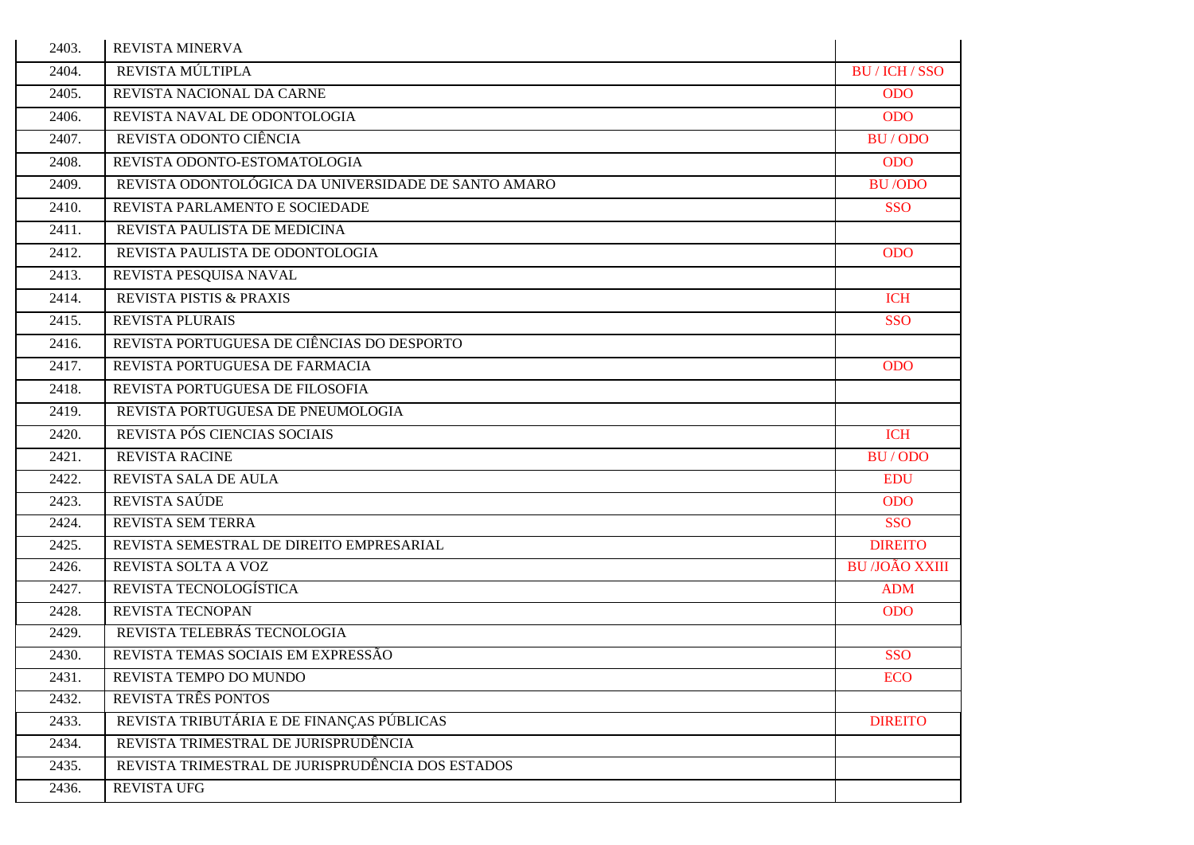| | | |
|---|---|---|
| 2403. | REVISTA MINERVA | |
| 2404. | REVISTA MÚLTIPLA | BU / ICH / SSO |
| 2405. | REVISTA NACIONAL DA CARNE | ODO |
| 2406. | REVISTA NAVAL DE ODONTOLOGIA | ODO |
| 2407. | REVISTA ODONTO CIÊNCIA | BU / ODO |
| 2408. | REVISTA ODONTO-ESTOMATOLOGIA | ODO |
| 2409. | REVISTA ODONTOLÓGICA DA UNIVERSIDADE DE SANTO AMARO | BU /ODO |
| 2410. | REVISTA PARLAMENTO E SOCIEDADE | SSO |
| 2411. | REVISTA PAULISTA DE MEDICINA | |
| 2412. | REVISTA PAULISTA DE ODONTOLOGIA | ODO |
| 2413. | REVISTA PESQUISA NAVAL | |
| 2414. | REVISTA PISTIS & PRAXIS | ICH |
| 2415. | REVISTA PLURAIS | SSO |
| 2416. | REVISTA PORTUGUESA DE CIÊNCIAS DO DESPORTO | |
| 2417. | REVISTA PORTUGUESA DE FARMACIA | ODO |
| 2418. | REVISTA PORTUGUESA DE FILOSOFIA | |
| 2419. | REVISTA PORTUGUESA DE PNEUMOLOGIA | |
| 2420. | REVISTA PÓS CIENCIAS SOCIAIS | ICH |
| 2421. | REVISTA RACINE | BU / ODO |
| 2422. | REVISTA SALA DE AULA | EDU |
| 2423. | REVISTA SAÚDE | ODO |
| 2424. | REVISTA SEM TERRA | SSO |
| 2425. | REVISTA SEMESTRAL DE DIREITO EMPRESARIAL | DIREITO |
| 2426. | REVISTA SOLTA A VOZ | BU /JOÃO XXIII |
| 2427. | REVISTA TECNOLOGÍSTICA | ADM |
| 2428. | REVISTA TECNOPAN | ODO |
| 2429. | REVISTA TELEBRÁS TECNOLOGIA | |
| 2430. | REVISTA TEMAS SOCIAIS EM EXPRESSÃO | SSO |
| 2431. | REVISTA TEMPO DO MUNDO | ECO |
| 2432. | REVISTA TRÊS PONTOS | |
| 2433. | REVISTA TRIBUTÁRIA E DE FINANÇAS PÚBLICAS | DIREITO |
| 2434. | REVISTA TRIMESTRAL DE JURISPRUDÊNCIA | |
| 2435. | REVISTA TRIMESTRAL DE JURISPRUDÊNCIA DOS ESTADOS | |
| 2436. | REVISTA UFG | |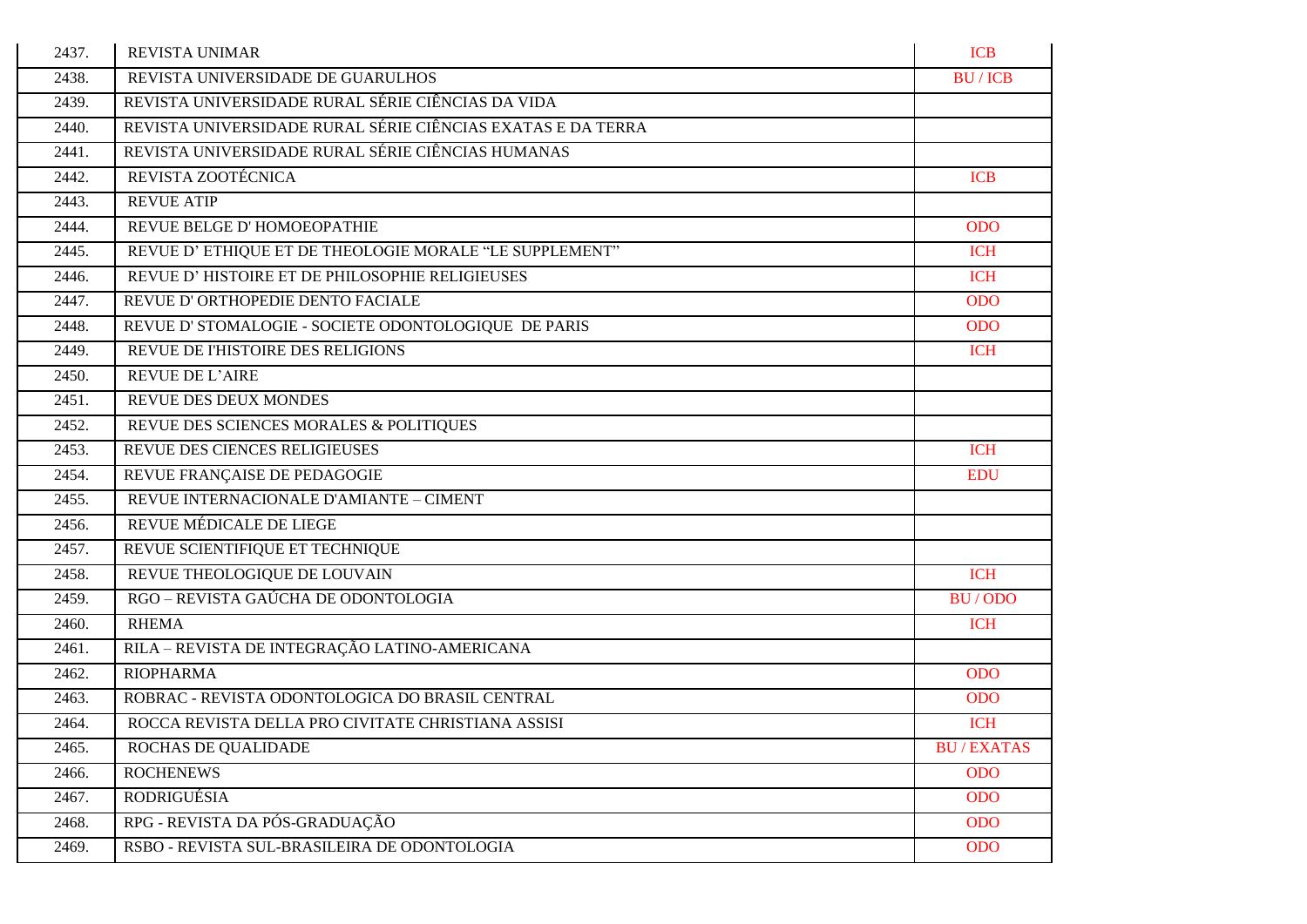| | | |
|---|---|---|
| 2437. | REVISTA UNIMAR | ICB |
| 2438. | REVISTA UNIVERSIDADE DE GUARULHOS | BU / ICB |
| 2439. | REVISTA UNIVERSIDADE RURAL SÉRIE CIÊNCIAS DA VIDA | |
| 2440. | REVISTA UNIVERSIDADE RURAL SÉRIE CIÊNCIAS EXATAS E DA TERRA | |
| 2441. | REVISTA UNIVERSIDADE RURAL SÉRIE CIÊNCIAS HUMANAS | |
| 2442. | REVISTA ZOOTÉCNICA | ICB |
| 2443. | REVUE ATIP | |
| 2444. | REVUE BELGE D' HOMOEOPATHIE | ODO |
| 2445. | REVUE D' ETHIQUE ET DE THEOLOGIE MORALE "LE SUPPLEMENT" | ICH |
| 2446. | REVUE D' HISTOIRE ET DE PHILOSOPHIE RELIGIEUSES | ICH |
| 2447. | REVUE D' ORTHOPEDIE DENTO FACIALE | ODO |
| 2448. | REVUE D' STOMALOGIE - SOCIETE ODONTOLOGIQUE DE PARIS | ODO |
| 2449. | REVUE DE I'HISTOIRE DES RELIGIONS | ICH |
| 2450. | REVUE DE L'AIRE | |
| 2451. | REVUE DES DEUX MONDES | |
| 2452. | REVUE DES SCIENCES MORALES & POLITIQUES | |
| 2453. | REVUE DES CIENCES RELIGIEUSES | ICH |
| 2454. | REVUE FRANÇAISE DE PEDAGOGIE | EDU |
| 2455. | REVUE INTERNACIONALE D'AMIANTE – CIMENT | |
| 2456. | REVUE MÉDICALE DE LIEGE | |
| 2457. | REVUE SCIENTIFIQUE ET TECHNIQUE | |
| 2458. | REVUE THEOLOGIQUE DE LOUVAIN | ICH |
| 2459. | RGO – REVISTA GAÚCHA DE ODONTOLOGIA | BU / ODO |
| 2460. | RHEMA | ICH |
| 2461. | RILA – REVISTA DE INTEGRAÇÃO LATINO-AMERICANA | |
| 2462. | RIOPHARMA | ODO |
| 2463. | ROBRAC - REVISTA ODONTOLOGICA DO BRASIL CENTRAL | ODO |
| 2464. | ROCCA REVISTA DELLA PRO CIVITATE CHRISTIANA ASSISI | ICH |
| 2465. | ROCHAS DE QUALIDADE | BU / EXATAS |
| 2466. | ROCHENEWS | ODO |
| 2467. | RODRIGUÉSIA | ODO |
| 2468. | RPG - REVISTA DA PÓS-GRADUAÇÃO | ODO |
| 2469. | RSBO - REVISTA SUL-BRASILEIRA DE ODONTOLOGIA | ODO |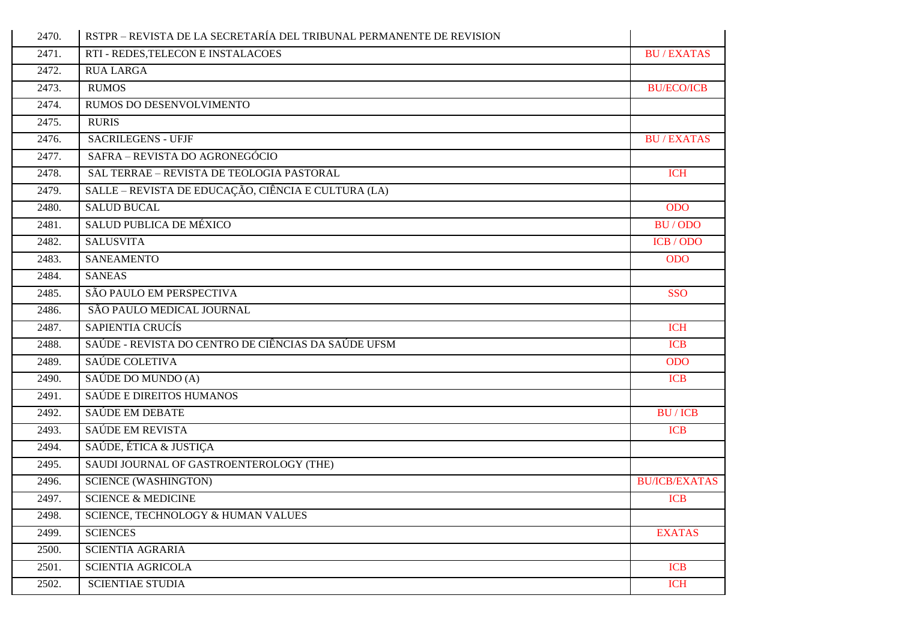| | | |
|---|---|---|
| 2470. | RSTPR – REVISTA DE LA SECRETARÍA DEL TRIBUNAL PERMANENTE DE REVISION | |
| 2471. | RTI - REDES,TELECON E INSTALACOES | BU / EXATAS |
| 2472. | RUA LARGA | |
| 2473. | RUMOS | BU/ECO/ICB |
| 2474. | RUMOS DO DESENVOLVIMENTO | |
| 2475. | RURIS | |
| 2476. | SACRILEGENS - UFJF | BU / EXATAS |
| 2477. | SAFRA – REVISTA DO AGRONEGÓCIO | |
| 2478. | SAL TERRAE – REVISTA DE TEOLOGIA PASTORAL | ICH |
| 2479. | SALLE – REVISTA DE EDUCAÇÃO, CIÊNCIA E CULTURA (LA) | |
| 2480. | SALUD BUCAL | ODO |
| 2481. | SALUD PUBLICA DE MÉXICO | BU / ODO |
| 2482. | SALUSVITA | ICB / ODO |
| 2483. | SANEAMENTO | ODO |
| 2484. | SANEAS | |
| 2485. | SÃO PAULO EM PERSPECTIVA | SSO |
| 2486. | SÃO PAULO MEDICAL JOURNAL | |
| 2487. | SAPIENTIA CRUCÍS | ICH |
| 2488. | SAÚDE - REVISTA DO CENTRO DE CIÊNCIAS DA SAÚDE UFSM | ICB |
| 2489. | SAÚDE COLETIVA | ODO |
| 2490. | SAÚDE DO MUNDO (A) | ICB |
| 2491. | SAÚDE E DIREITOS HUMANOS | |
| 2492. | SAÚDE EM DEBATE | BU / ICB |
| 2493. | SAÚDE EM REVISTA | ICB |
| 2494. | SAÚDE, ÉTICA & JUSTIÇA | |
| 2495. | SAUDI JOURNAL OF GASTROENTEROLOGY (THE) | |
| 2496. | SCIENCE (WASHINGTON) | BU/ICB/EXATAS |
| 2497. | SCIENCE & MEDICINE | ICB |
| 2498. | SCIENCE, TECHNOLOGY & HUMAN VALUES | |
| 2499. | SCIENCES | EXATAS |
| 2500. | SCIENTIA AGRARIA | |
| 2501. | SCIENTIA AGRICOLA | ICB |
| 2502. | SCIENTIAE STUDIA | ICH |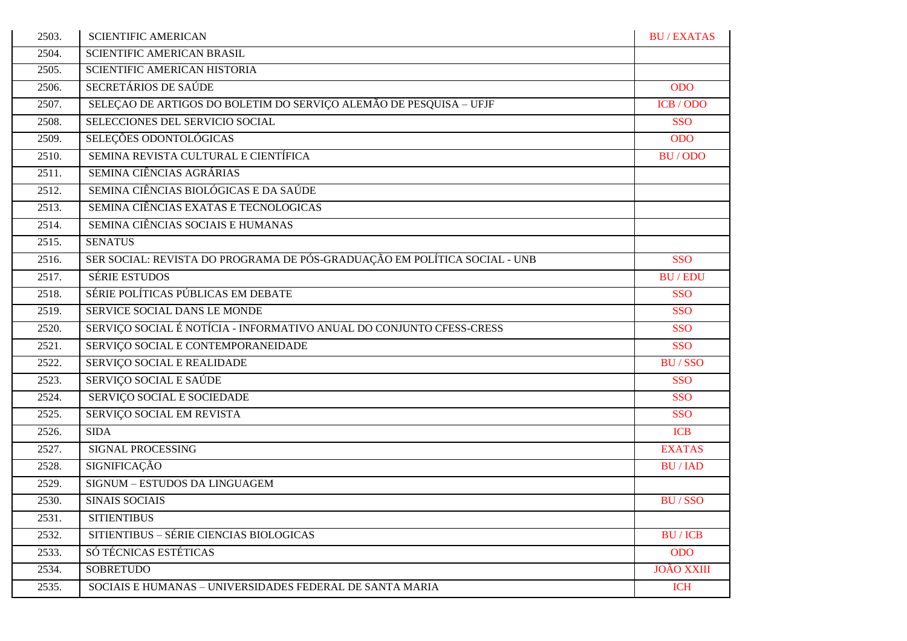| | | |
|---|---|---|
| 2503. | SCIENTIFIC AMERICAN | BU / EXATAS |
| 2504. | SCIENTIFIC AMERICAN BRASIL | |
| 2505. | SCIENTIFIC AMERICAN HISTORIA | |
| 2506. | SECRETÁRIOS DE SAÚDE | ODO |
| 2507. | SELEÇAO DE ARTIGOS DO BOLETIM DO SERVIÇO ALEMÃO DE PESQUISA – UFJF | ICB / ODO |
| 2508. | SELECCIONES DEL SERVICIO SOCIAL | SSO |
| 2509. | SELEÇÕES ODONTOLÓGICAS | ODO |
| 2510. | SEMINA REVISTA CULTURAL E CIENTÍFICA | BU / ODO |
| 2511. | SEMINA CIÊNCIAS AGRÁRIAS | |
| 2512. | SEMINA CIÊNCIAS BIOLÓGICAS E DA SAÚDE | |
| 2513. | SEMINA CIÊNCIAS EXATAS E TECNOLOGICAS | |
| 2514. | SEMINA CIÊNCIAS SOCIAIS E HUMANAS | |
| 2515. | SENATUS | |
| 2516. | SER SOCIAL: REVISTA DO PROGRAMA DE PÓS-GRADUAÇÃO EM POLÍTICA SOCIAL - UNB | SSO |
| 2517. | SÉRIE ESTUDOS | BU / EDU |
| 2518. | SÉRIE POLÍTICAS PÚBLICAS EM DEBATE | SSO |
| 2519. | SERVICE SOCIAL DANS LE MONDE | SSO |
| 2520. | SERVIÇO SOCIAL É NOTÍCIA - INFORMATIVO ANUAL DO CONJUNTO CFESS-CRESS | SSO |
| 2521. | SERVIÇO SOCIAL E CONTEMPORANEIDADE | SSO |
| 2522. | SERVIÇO SOCIAL E REALIDADE | BU / SSO |
| 2523. | SERVIÇO SOCIAL E SAÚDE | SSO |
| 2524. | SERVIÇO SOCIAL E SOCIEDADE | SSO |
| 2525. | SERVIÇO SOCIAL EM REVISTA | SSO |
| 2526. | SIDA | ICB |
| 2527. | SIGNAL PROCESSING | EXATAS |
| 2528. | SIGNIFICAÇÃO | BU / IAD |
| 2529. | SIGNUM – ESTUDOS DA LINGUAGEM | |
| 2530. | SINAIS SOCIAIS | BU / SSO |
| 2531. | SITIENTIBUS | |
| 2532. | SITIENTIBUS – SÉRIE CIENCIAS BIOLOGICAS | BU / ICB |
| 2533. | SÓ TÉCNICAS ESTÉTICAS | ODO |
| 2534. | SOBRETUDO | JOÃO XXIII |
| 2535. | SOCIAIS E HUMANAS – UNIVERSIDADES FEDERAL DE SANTA MARIA | ICH |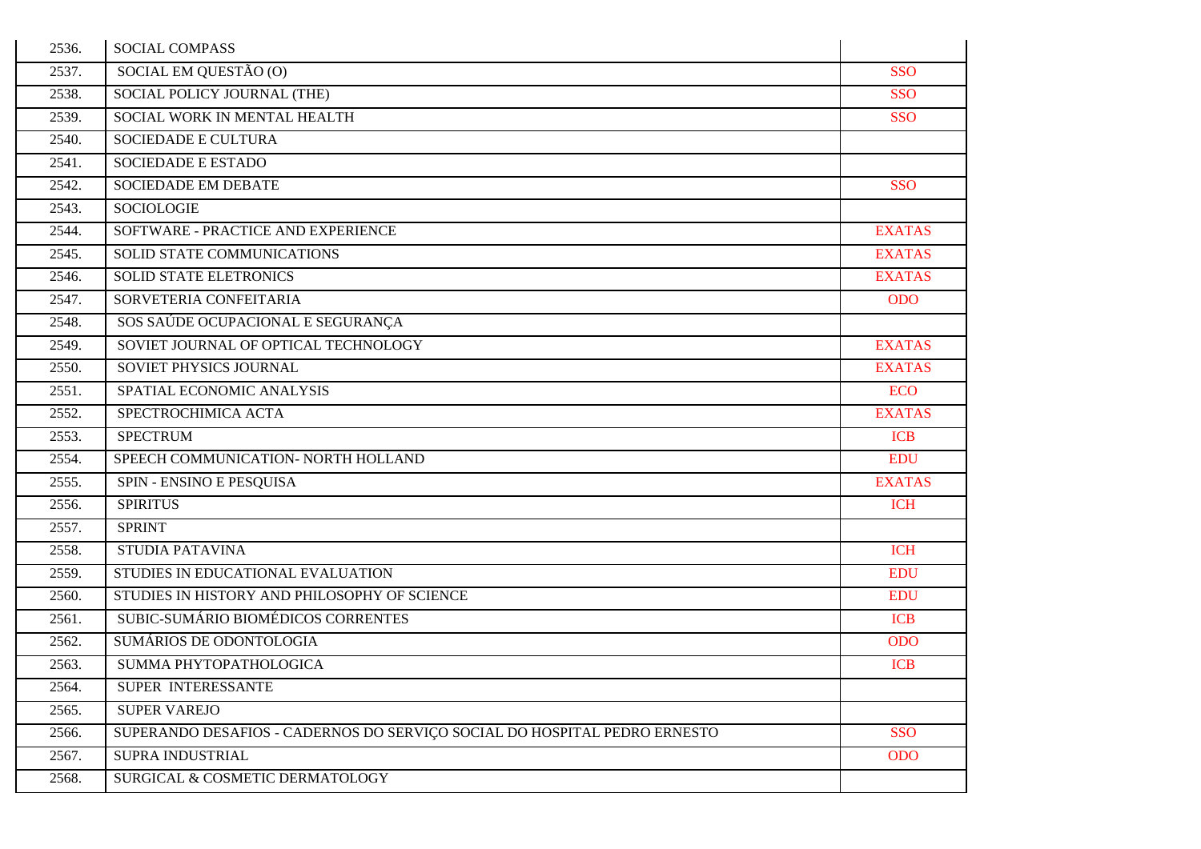| | | |
|---|---|---|
| 2536. | SOCIAL COMPASS | |
| 2537. | SOCIAL EM QUESTÃO (O) | SSO |
| 2538. | SOCIAL POLICY JOURNAL (THE) | SSO |
| 2539. | SOCIAL WORK IN MENTAL HEALTH | SSO |
| 2540. | SOCIEDADE E CULTURA | |
| 2541. | SOCIEDADE E ESTADO | |
| 2542. | SOCIEDADE EM DEBATE | SSO |
| 2543. | SOCIOLOGIE | |
| 2544. | SOFTWARE - PRACTICE AND EXPERIENCE | EXATAS |
| 2545. | SOLID STATE COMMUNICATIONS | EXATAS |
| 2546. | SOLID STATE ELETRONICS | EXATAS |
| 2547. | SORVETERIA CONFEITARIA | ODO |
| 2548. | SOS SAÚDE OCUPACIONAL E SEGURANÇA | |
| 2549. | SOVIET JOURNAL OF OPTICAL TECHNOLOGY | EXATAS |
| 2550. | SOVIET PHYSICS JOURNAL | EXATAS |
| 2551. | SPATIAL ECONOMIC ANALYSIS | ECO |
| 2552. | SPECTROCHIMICA ACTA | EXATAS |
| 2553. | SPECTRUM | ICB |
| 2554. | SPEECH COMMUNICATION- NORTH HOLLAND | EDU |
| 2555. | SPIN - ENSINO E PESQUISA | EXATAS |
| 2556. | SPIRITUS | ICH |
| 2557. | SPRINT | |
| 2558. | STUDIA PATAVINA | ICH |
| 2559. | STUDIES IN EDUCATIONAL EVALUATION | EDU |
| 2560. | STUDIES IN HISTORY AND PHILOSOPHY OF SCIENCE | EDU |
| 2561. | SUBIC-SUMÁRIO BIOMÉDICOS CORRENTES | ICB |
| 2562. | SUMÁRIOS DE ODONTOLOGIA | ODO |
| 2563. | SUMMA PHYTOPATHOLOGICA | ICB |
| 2564. | SUPER INTERESSANTE | |
| 2565. | SUPER VAREJO | |
| 2566. | SUPERANDO DESAFIOS - CADERNOS DO SERVIÇO SOCIAL DO HOSPITAL PEDRO ERNESTO | SSO |
| 2567. | SUPRA INDUSTRIAL | ODO |
| 2568. | SURGICAL & COSMETIC DERMATOLOGY | |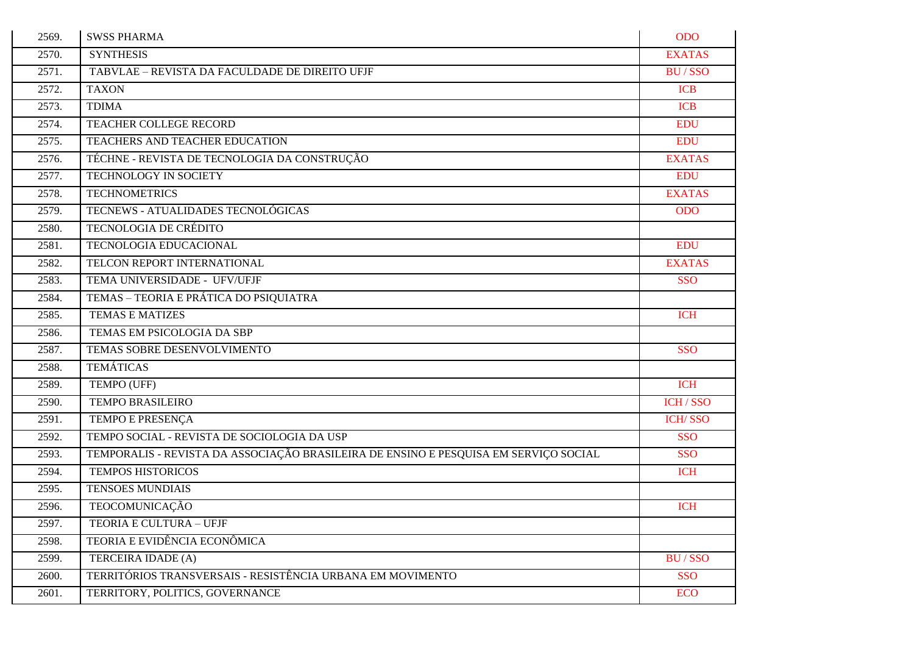| | | |
|---|---|---|
| 2569. | SWSS PHARMA | ODO |
| 2570. | SYNTHESIS | EXATAS |
| 2571. | TABVLAE – REVISTA DA FACULDADE DE DIREITO UFJF | BU / SSO |
| 2572. | TAXON | ICB |
| 2573. | TDIMA | ICB |
| 2574. | TEACHER COLLEGE RECORD | EDU |
| 2575. | TEACHERS AND TEACHER EDUCATION | EDU |
| 2576. | TÉCHNE - REVISTA DE TECNOLOGIA DA CONSTRUÇÃO | EXATAS |
| 2577. | TECHNOLOGY IN SOCIETY | EDU |
| 2578. | TECHNOMETRICS | EXATAS |
| 2579. | TECNEWS - ATUALIDADES TECNOLÓGICAS | ODO |
| 2580. | TECNOLOGIA DE CRÉDITO | |
| 2581. | TECNOLOGIA EDUCACIONAL | EDU |
| 2582. | TELCON REPORT INTERNATIONAL | EXATAS |
| 2583. | TEMA UNIVERSIDADE - UFV/UFJF | SSO |
| 2584. | TEMAS – TEORIA E PRÁTICA DO PSIQUIATRA | |
| 2585. | TEMAS E MATIZES | ICH |
| 2586. | TEMAS EM PSICOLOGIA DA SBP | |
| 2587. | TEMAS SOBRE DESENVOLVIMENTO | SSO |
| 2588. | TEMÁTICAS | |
| 2589. | TEMPO (UFF) | ICH |
| 2590. | TEMPO BRASILEIRO | ICH / SSO |
| 2591. | TEMPO E PRESENÇA | ICH/ SSO |
| 2592. | TEMPO SOCIAL - REVISTA DE SOCIOLOGIA DA USP | SSO |
| 2593. | TEMPORALIS - REVISTA DA ASSOCIAÇÃO BRASILEIRA DE ENSINO E PESQUISA EM SERVIÇO SOCIAL | SSO |
| 2594. | TEMPOS HISTORICOS | ICH |
| 2595. | TENSOES MUNDIAIS | |
| 2596. | TEOCOMUNICAÇÃO | ICH |
| 2597. | TEORIA E CULTURA – UFJF | |
| 2598. | TEORIA E EVIDÊNCIA ECONÔMICA | |
| 2599. | TERCEIRA IDADE (A) | BU / SSO |
| 2600. | TERRITÓRIOS TRANSVERSAIS - RESISTÊNCIA URBANA EM MOVIMENTO | SSO |
| 2601. | TERRITORY, POLITICS, GOVERNANCE | ECO |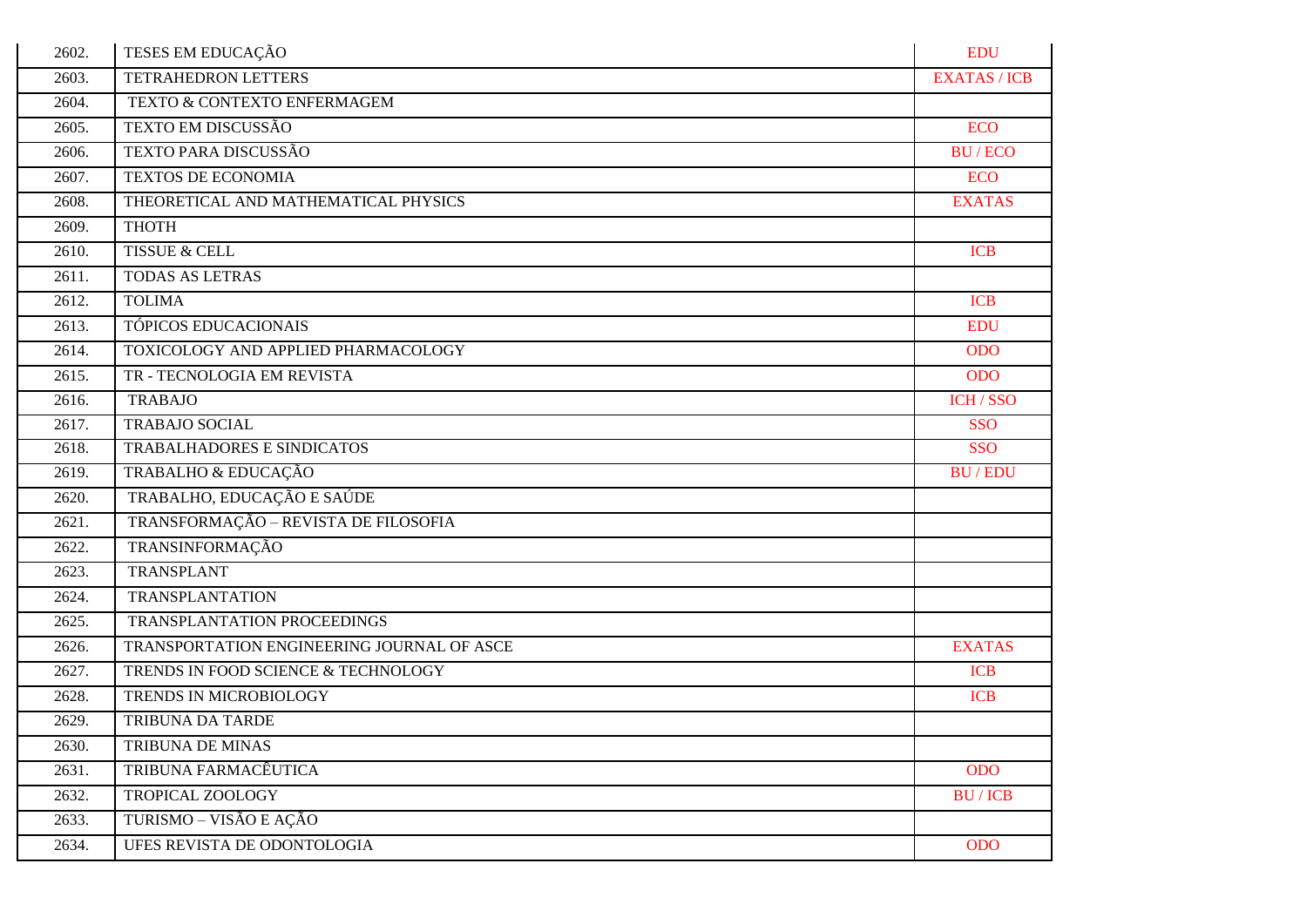| | | |
|---|---|---|
| 2602. | TESES EM EDUCAÇÃO | EDU |
| 2603. | TETRAHEDRON LETTERS | EXATAS / ICB |
| 2604. | TEXTO & CONTEXTO ENFERMAGEM | |
| 2605. | TEXTO EM DISCUSSÃO | ECO |
| 2606. | TEXTO PARA DISCUSSÃO | BU / ECO |
| 2607. | TEXTOS DE ECONOMIA | ECO |
| 2608. | THEORETICAL AND MATHEMATICAL PHYSICS | EXATAS |
| 2609. | THOTH | |
| 2610. | TISSUE & CELL | ICB |
| 2611. | TODAS AS LETRAS | |
| 2612. | TOLIMA | ICB |
| 2613. | TÓPICOS EDUCACIONAIS | EDU |
| 2614. | TOXICOLOGY AND APPLIED PHARMACOLOGY | ODO |
| 2615. | TR - TECNOLOGIA EM REVISTA | ODO |
| 2616. | TRABAJO | ICH / SSO |
| 2617. | TRABAJO SOCIAL | SSO |
| 2618. | TRABALHADORES E SINDICATOS | SSO |
| 2619. | TRABALHO & EDUCAÇÃO | BU / EDU |
| 2620. | TRABALHO, EDUCAÇÃO E SAÚDE | |
| 2621. | TRANSFORMAÇÃO – REVISTA DE FILOSOFIA | |
| 2622. | TRANSINFORMAÇÃO | |
| 2623. | TRANSPLANT | |
| 2624. | TRANSPLANTATION | |
| 2625. | TRANSPLANTATION PROCEEDINGS | |
| 2626. | TRANSPORTATION ENGINEERING JOURNAL OF ASCE | EXATAS |
| 2627. | TRENDS IN FOOD SCIENCE & TECHNOLOGY | ICB |
| 2628. | TRENDS IN MICROBIOLOGY | ICB |
| 2629. | TRIBUNA DA TARDE | |
| 2630. | TRIBUNA DE MINAS | |
| 2631. | TRIBUNA FARMACÊUTICA | ODO |
| 2632. | TROPICAL ZOOLOGY | BU / ICB |
| 2633. | TURISMO – VISÃO E AÇÃO | |
| 2634. | UFES REVISTA DE ODONTOLOGIA | ODO |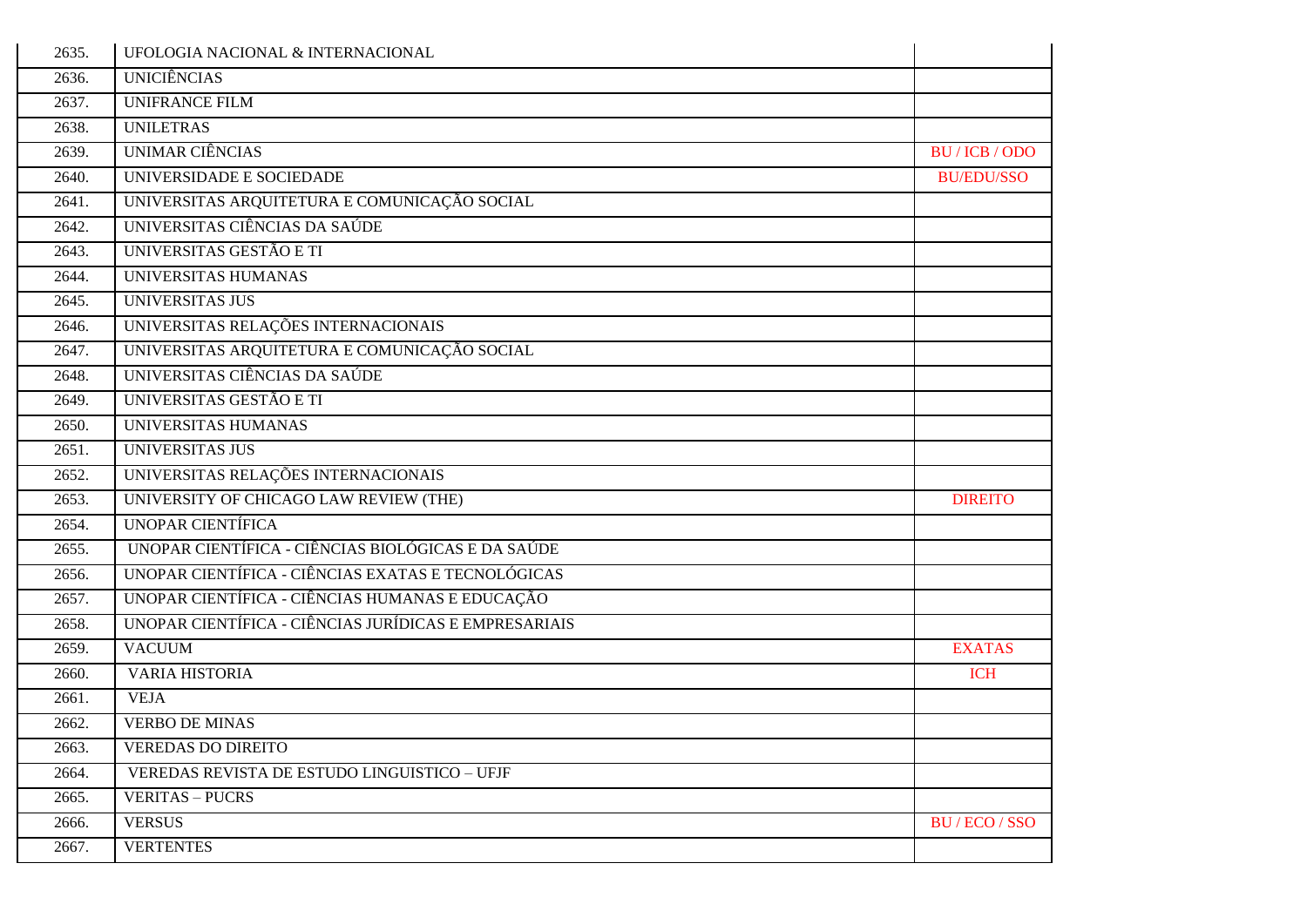| | | |
|---|---|---|
| 2635. | UFOLOGIA NACIONAL & INTERNACIONAL | |
| 2636. | UNICIÊNCIAS | |
| 2637. | UNIFRANCE FILM | |
| 2638. | UNILETRAS | |
| 2639. | UNIMAR CIÊNCIAS | BU / ICB / ODO |
| 2640. | UNIVERSIDADE E SOCIEDADE | BU/EDU/SSO |
| 2641. | UNIVERSITAS ARQUITETURA E COMUNICAÇÃO SOCIAL | |
| 2642. | UNIVERSITAS CIÊNCIAS DA SAÚDE | |
| 2643. | UNIVERSITAS GESTÃO E TI | |
| 2644. | UNIVERSITAS HUMANAS | |
| 2645. | UNIVERSITAS JUS | |
| 2646. | UNIVERSITAS RELAÇÕES INTERNACIONAIS | |
| 2647. | UNIVERSITAS ARQUITETURA E COMUNICAÇÃO SOCIAL | |
| 2648. | UNIVERSITAS CIÊNCIAS DA SAÚDE | |
| 2649. | UNIVERSITAS GESTÃO E TI | |
| 2650. | UNIVERSITAS HUMANAS | |
| 2651. | UNIVERSITAS JUS | |
| 2652. | UNIVERSITAS RELAÇÕES INTERNACIONAIS | |
| 2653. | UNIVERSITY OF CHICAGO LAW REVIEW (THE) | DIREITO |
| 2654. | UNOPAR CIENTÍFICA | |
| 2655. | UNOPAR CIENTÍFICA - CIÊNCIAS BIOLÓGICAS E DA SAÚDE | |
| 2656. | UNOPAR CIENTÍFICA - CIÊNCIAS EXATAS E TECNOLÓGICAS | |
| 2657. | UNOPAR CIENTÍFICA - CIÊNCIAS HUMANAS E EDUCAÇÃO | |
| 2658. | UNOPAR CIENTÍFICA - CIÊNCIAS JURÍDICAS E EMPRESARIAIS | |
| 2659. | VACUUM | EXATAS |
| 2660. | VARIA HISTORIA | ICH |
| 2661. | VEJA | |
| 2662. | VERBO DE MINAS | |
| 2663. | VEREDAS DO DIREITO | |
| 2664. | VEREDAS REVISTA DE ESTUDO LINGUISTICO – UFJF | |
| 2665. | VERITAS – PUCRS | |
| 2666. | VERSUS | BU / ECO / SSO |
| 2667. | VERTENTES | |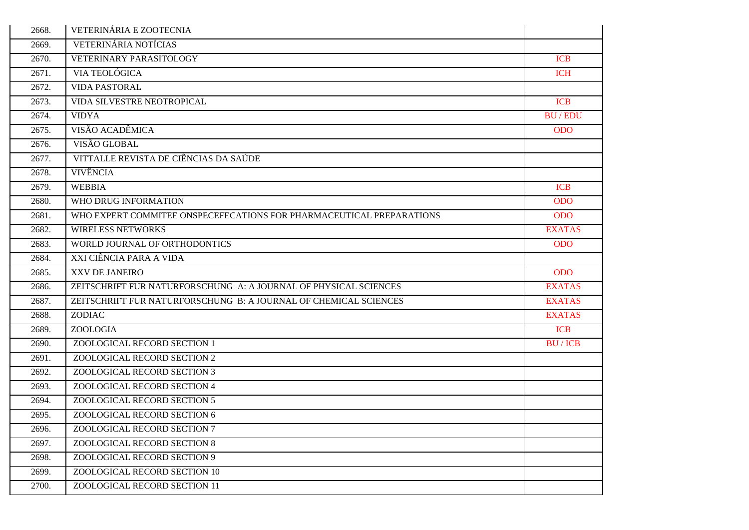| | | |
|---|---|---|
| 2668. | VETERINÁRIA E ZOOTECNIA | |
| 2669. | VETERINÁRIA NOTÍCIAS | |
| 2670. | VETERINARY PARASITOLOGY | ICB |
| 2671. | VIA TEOLÓGICA | ICH |
| 2672. | VIDA PASTORAL | |
| 2673. | VIDA SILVESTRE NEOTROPICAL | ICB |
| 2674. | VIDYA | BU / EDU |
| 2675. | VISÃO ACADÊMICA | ODO |
| 2676. | VISÃO GLOBAL | |
| 2677. | VITTALLE REVISTA DE CIÊNCIAS DA SAÚDE | |
| 2678. | VIVÊNCIA | |
| 2679. | WEBBIA | ICB |
| 2680. | WHO DRUG INFORMATION | ODO |
| 2681. | WHO EXPERT COMMITEE ONSPECEFECATIONS FOR PHARMACEUTICAL PREPARATIONS | ODO |
| 2682. | WIRELESS NETWORKS | EXATAS |
| 2683. | WORLD JOURNAL OF ORTHODONTICS | ODO |
| 2684. | XXI CIÊNCIA PARA A VIDA | |
| 2685. | XXV DE JANEIRO | ODO |
| 2686. | ZEITSCHRIFT FUR NATURFORSCHUNG A: A JOURNAL OF PHYSICAL SCIENCES | EXATAS |
| 2687. | ZEITSCHRIFT FUR NATURFORSCHUNG B: A JOURNAL OF CHEMICAL SCIENCES | EXATAS |
| 2688. | ZODIAC | EXATAS |
| 2689. | ZOOLOGIA | ICB |
| 2690. | ZOOLOGICAL RECORD SECTION 1 | BU / ICB |
| 2691. | ZOOLOGICAL RECORD SECTION 2 | |
| 2692. | ZOOLOGICAL RECORD SECTION 3 | |
| 2693. | ZOOLOGICAL RECORD SECTION 4 | |
| 2694. | ZOOLOGICAL RECORD SECTION 5 | |
| 2695. | ZOOLOGICAL RECORD SECTION 6 | |
| 2696. | ZOOLOGICAL RECORD SECTION 7 | |
| 2697. | ZOOLOGICAL RECORD SECTION 8 | |
| 2698. | ZOOLOGICAL RECORD SECTION 9 | |
| 2699. | ZOOLOGICAL RECORD SECTION 10 | |
| 2700. | ZOOLOGICAL RECORD SECTION 11 | |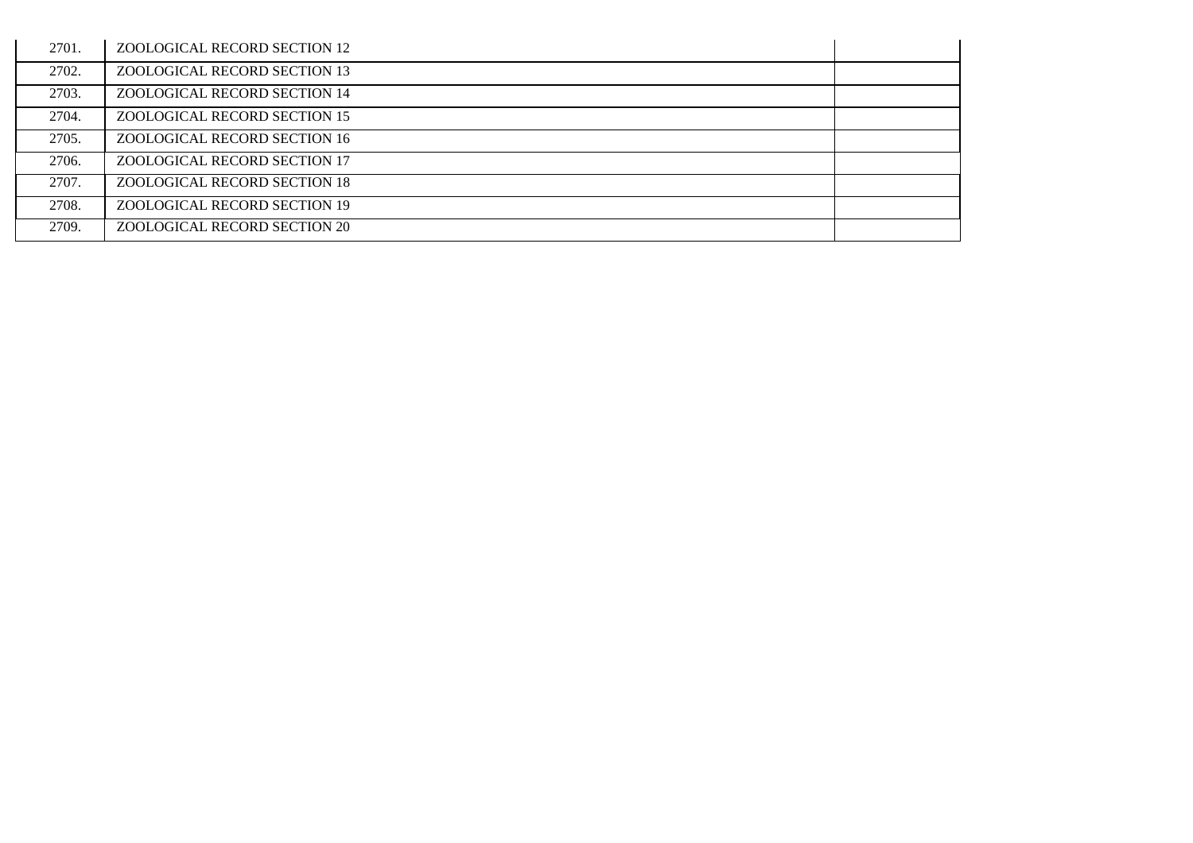| | | |
|---|---|---|
| 2701. | ZOOLOGICAL RECORD SECTION 12 | |
| 2702. | ZOOLOGICAL RECORD SECTION 13 | |
| 2703. | ZOOLOGICAL RECORD SECTION 14 | |
| 2704. | ZOOLOGICAL RECORD SECTION 15 | |
| 2705. | ZOOLOGICAL RECORD SECTION 16 | |
| 2706. | ZOOLOGICAL RECORD SECTION 17 | |
| 2707. | ZOOLOGICAL RECORD SECTION 18 | |
| 2708. | ZOOLOGICAL RECORD SECTION 19 | |
| 2709. | ZOOLOGICAL RECORD SECTION 20 | |